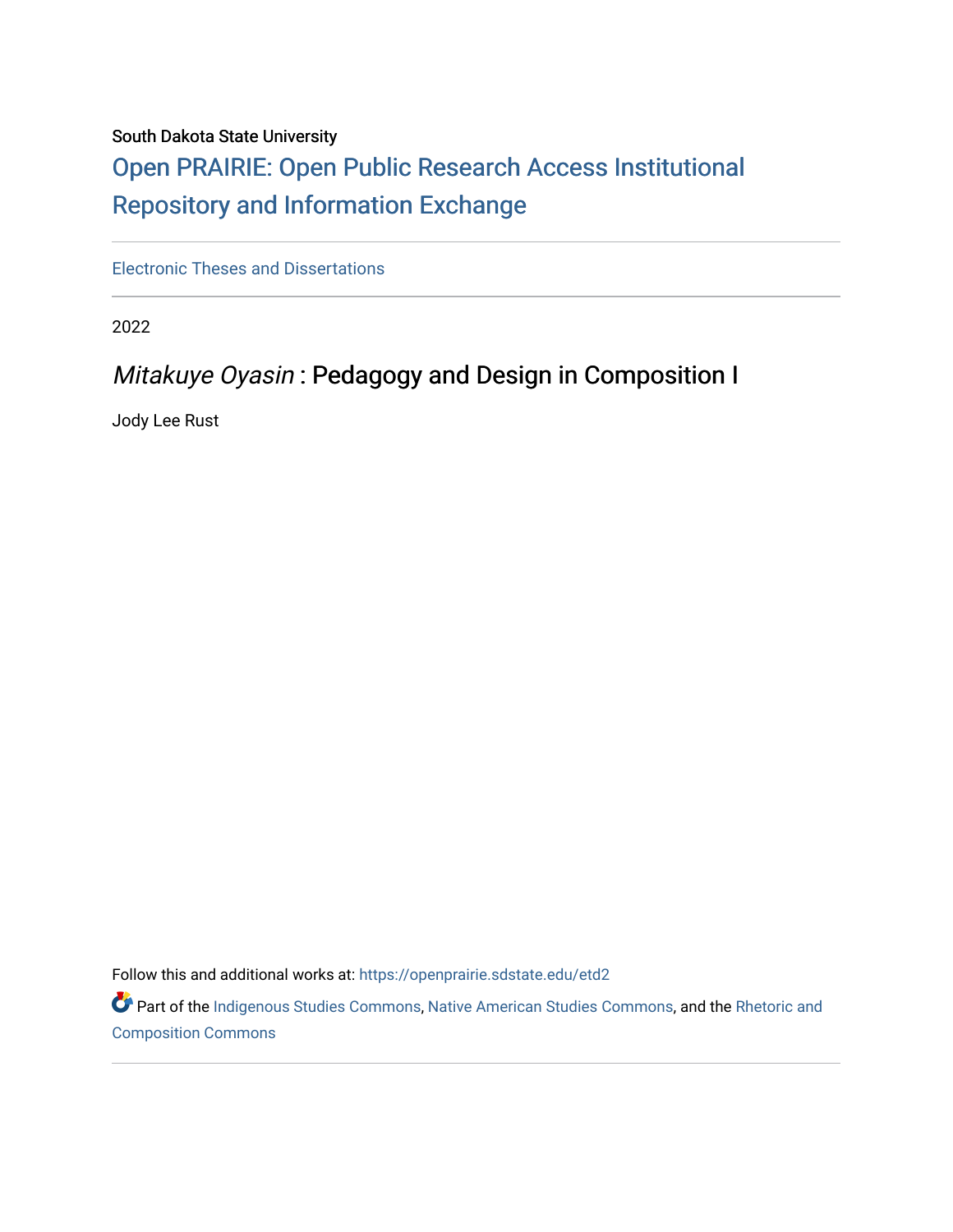South Dakota State University

Open PRAIRIE: Open Public Research Access Institutional Repository and Information Exchange

---

Electronic Theses and Dissertations

---

2022

# *Mitakuye Oyasin* : Pedagogy and Design in Composition I

Jody Lee Rust

Follow this and additional works at: https://openprairie.sdstate.edu/etd2

Part of the Indigenous Studies Commons, Native American Studies Commons, and the Rhetoric and Composition Commons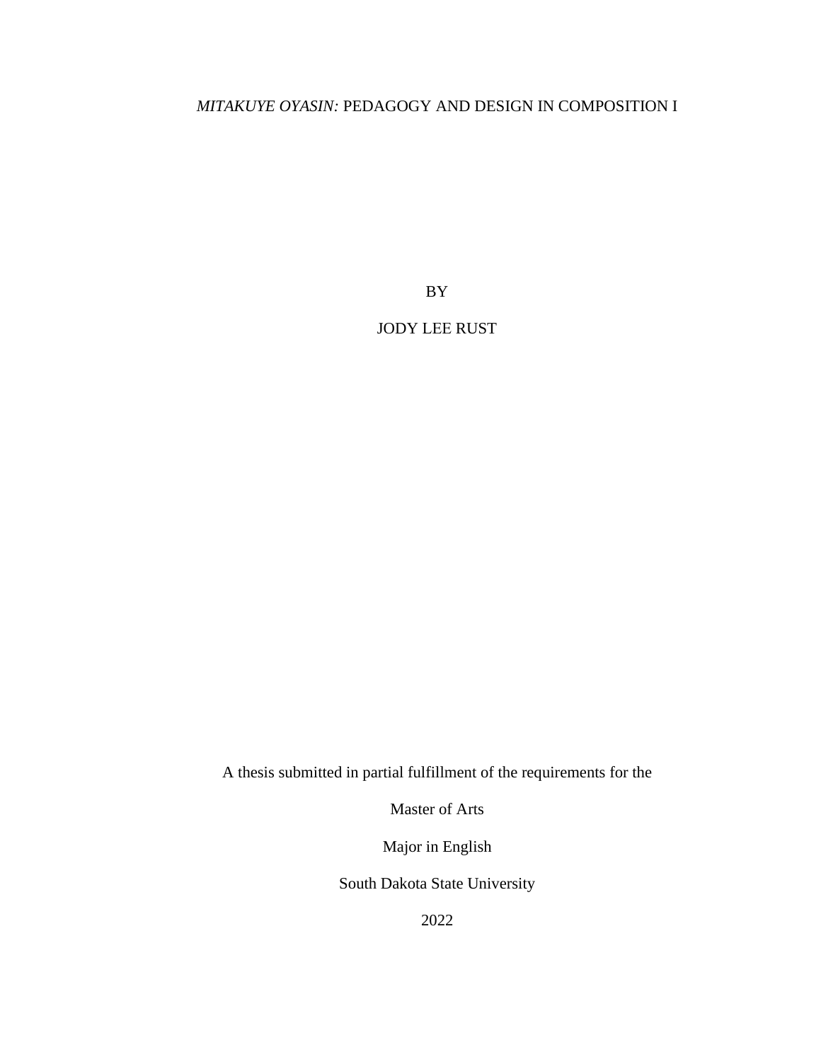*MITAKUYE OYASIN:* PEDAGOGY AND DESIGN IN COMPOSITION I

BY

JODY LEE RUST

A thesis submitted in partial fulfillment of the requirements for the

Master of Arts

Major in English

South Dakota State University

2022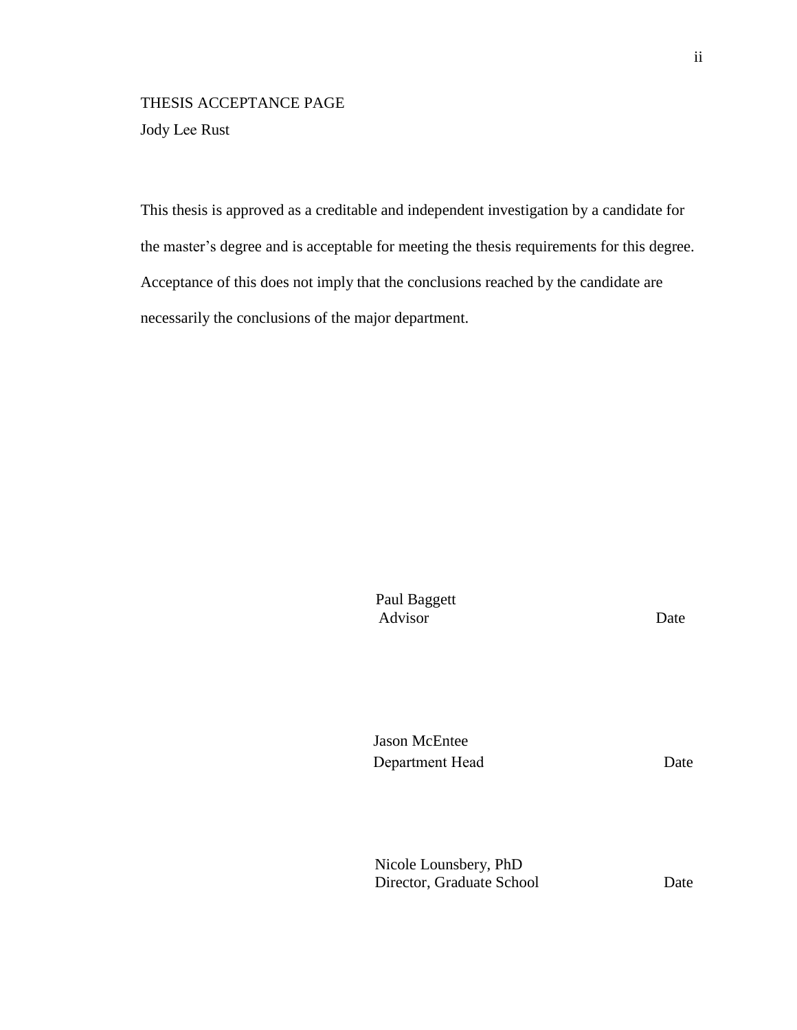THESIS ACCEPTANCE PAGE

Jody Lee Rust

This thesis is approved as a creditable and independent investigation by a candidate for the master's degree and is acceptable for meeting the thesis requirements for this degree. Acceptance of this does not imply that the conclusions reached by the candidate are necessarily the conclusions of the major department.

Paul Baggett
Advisor Date

Jason McEntee
Department Head Date

Nicole Lounsbery, PhD
Director, Graduate School Date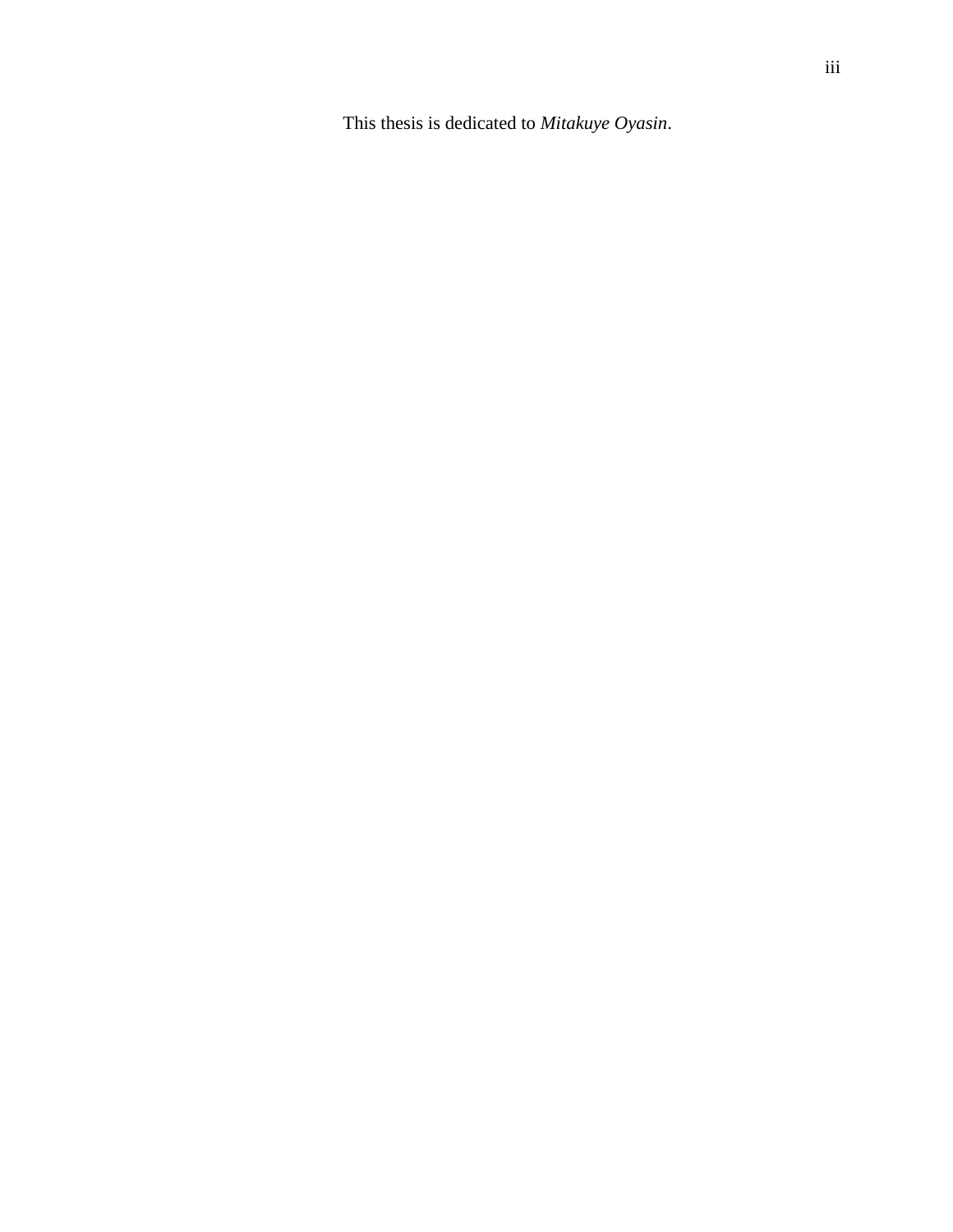This thesis is dedicated to *Mitakuye Oyasin*.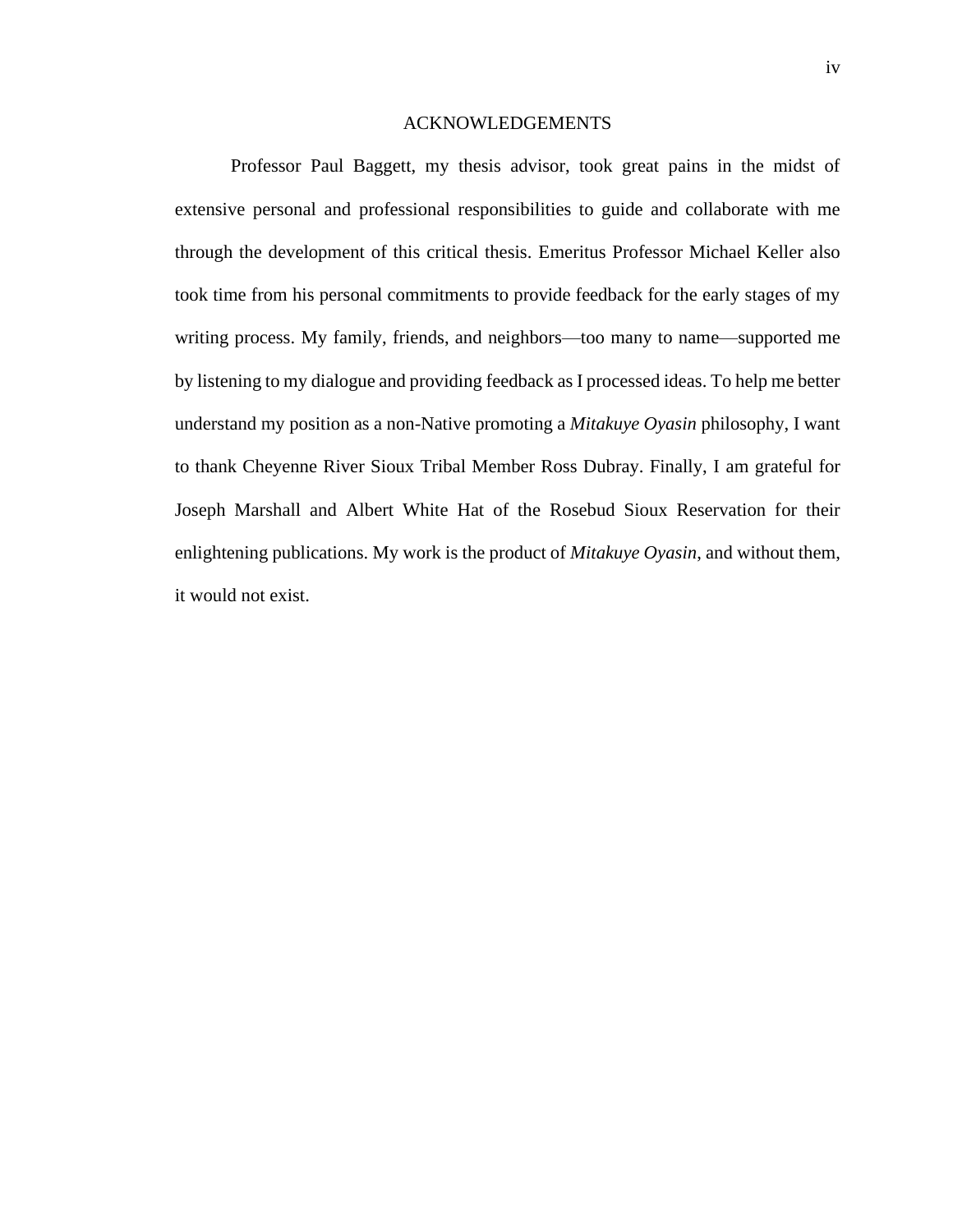# ACKNOWLEDGEMENTS

Professor Paul Baggett, my thesis advisor, took great pains in the midst of extensive personal and professional responsibilities to guide and collaborate with me through the development of this critical thesis. Emeritus Professor Michael Keller also took time from his personal commitments to provide feedback for the early stages of my writing process. My family, friends, and neighbors—too many to name—supported me by listening to my dialogue and providing feedback as I processed ideas. To help me better understand my position as a non-Native promoting a *Mitakuye Oyasin* philosophy, I want to thank Cheyenne River Sioux Tribal Member Ross Dubray. Finally, I am grateful for Joseph Marshall and Albert White Hat of the Rosebud Sioux Reservation for their enlightening publications. My work is the product of *Mitakuye Oyasin*, and without them, it would not exist.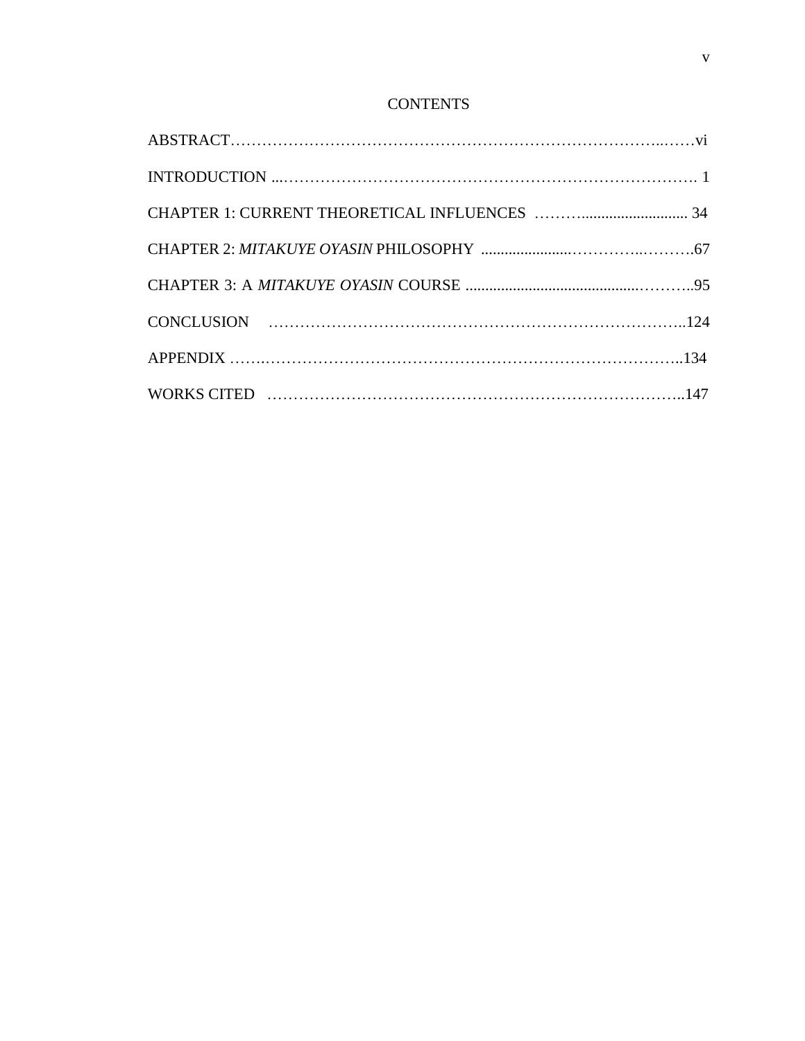# CONTENTS

ABSTRACT ........................................................................................ vi

INTRODUCTION ................................................................................ 1

CHAPTER 1: CURRENT THEORETICAL INFLUENCES ........................... 34

CHAPTER 2: *MITAKUYE OYASIN* PHILOSOPHY ...................................... 67

CHAPTER 3: A *MITAKUYE OYASIN* COURSE .............................................. 95

CONCLUSION ................................................................................ 124

APPENDIX .................................................................................... 134

WORKS CITED ................................................................................ 147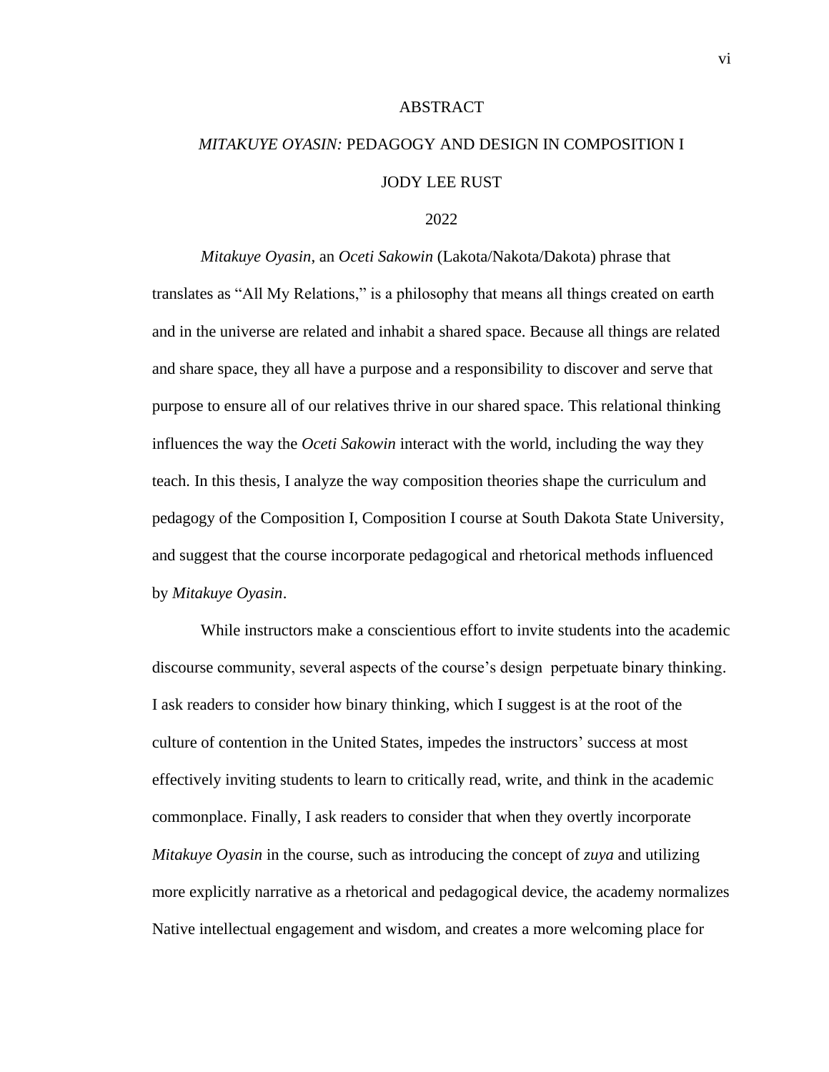# ABSTRACT

## *MITAKUYE OYASIN:* PEDAGOGY AND DESIGN IN COMPOSITION I

JODY LEE RUST

2022

*Mitakuye Oyasin*, an *Oceti Sakowin* (Lakota/Nakota/Dakota) phrase that translates as "All My Relations," is a philosophy that means all things created on earth and in the universe are related and inhabit a shared space. Because all things are related and share space, they all have a purpose and a responsibility to discover and serve that purpose to ensure all of our relatives thrive in our shared space. This relational thinking influences the way the *Oceti Sakowin* interact with the world, including the way they teach. In this thesis, I analyze the way composition theories shape the curriculum and pedagogy of the Composition I, Composition I course at South Dakota State University, and suggest that the course incorporate pedagogical and rhetorical methods influenced by *Mitakuye Oyasin*.

While instructors make a conscientious effort to invite students into the academic discourse community, several aspects of the course's design  perpetuate binary thinking. I ask readers to consider how binary thinking, which I suggest is at the root of the culture of contention in the United States, impedes the instructors' success at most effectively inviting students to learn to critically read, write, and think in the academic commonplace. Finally, I ask readers to consider that when they overtly incorporate *Mitakuye Oyasin* in the course, such as introducing the concept of *zuya* and utilizing more explicitly narrative as a rhetorical and pedagogical device, the academy normalizes Native intellectual engagement and wisdom, and creates a more welcoming place for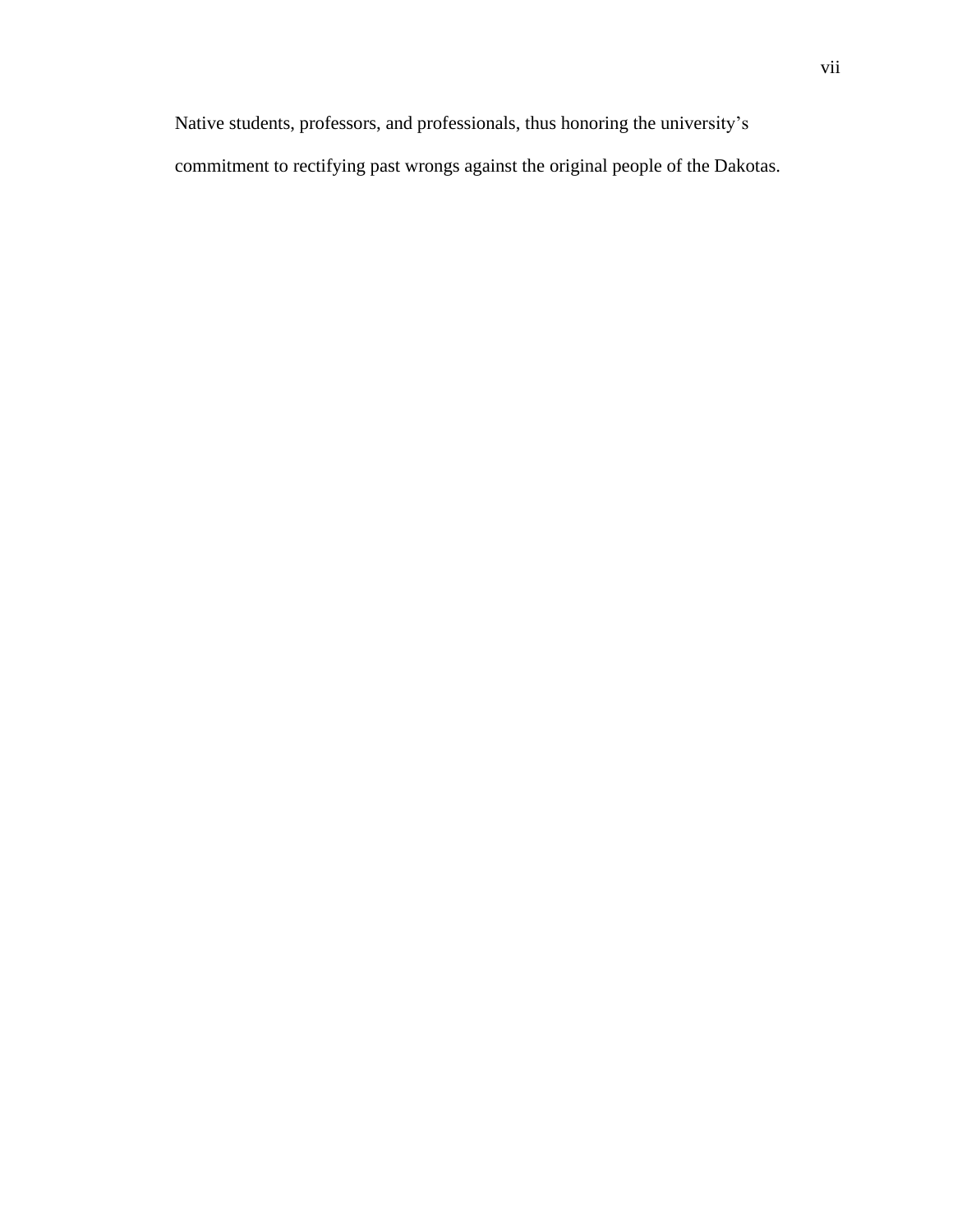Native students, professors, and professionals, thus honoring the university’s commitment to rectifying past wrongs against the original people of the Dakotas.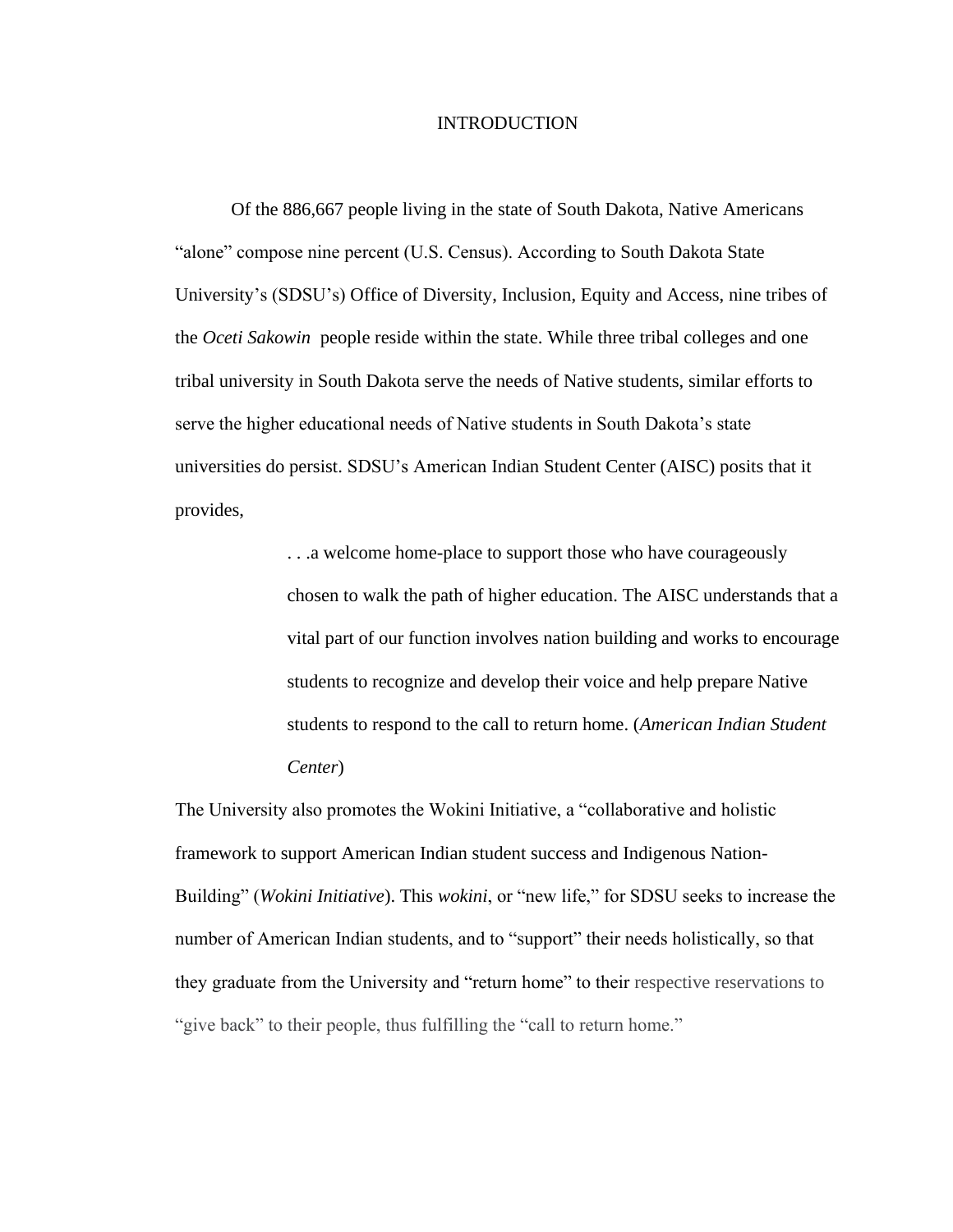# INTRODUCTION

Of the 886,667 people living in the state of South Dakota, Native Americans "alone" compose nine percent (U.S. Census). According to South Dakota State University's (SDSU's) Office of Diversity, Inclusion, Equity and Access, nine tribes of the *Oceti Sakowin* people reside within the state. While three tribal colleges and one tribal university in South Dakota serve the needs of Native students, similar efforts to serve the higher educational needs of Native students in South Dakota's state universities do persist. SDSU's American Indian Student Center (AISC) posits that it provides,

> . . .a welcome home-place to support those who have courageously chosen to walk the path of higher education. The AISC understands that a vital part of our function involves nation building and works to encourage students to recognize and develop their voice and help prepare Native students to respond to the call to return home. (*American Indian Student Center*)

The University also promotes the Wokini Initiative, a "collaborative and holistic framework to support American Indian student success and Indigenous Nation-Building" (*Wokini Initiative*). This *wokini*, or "new life," for SDSU seeks to increase the number of American Indian students, and to "support" their needs holistically, so that they graduate from the University and "return home" to their respective reservations to "give back" to their people, thus fulfilling the "call to return home."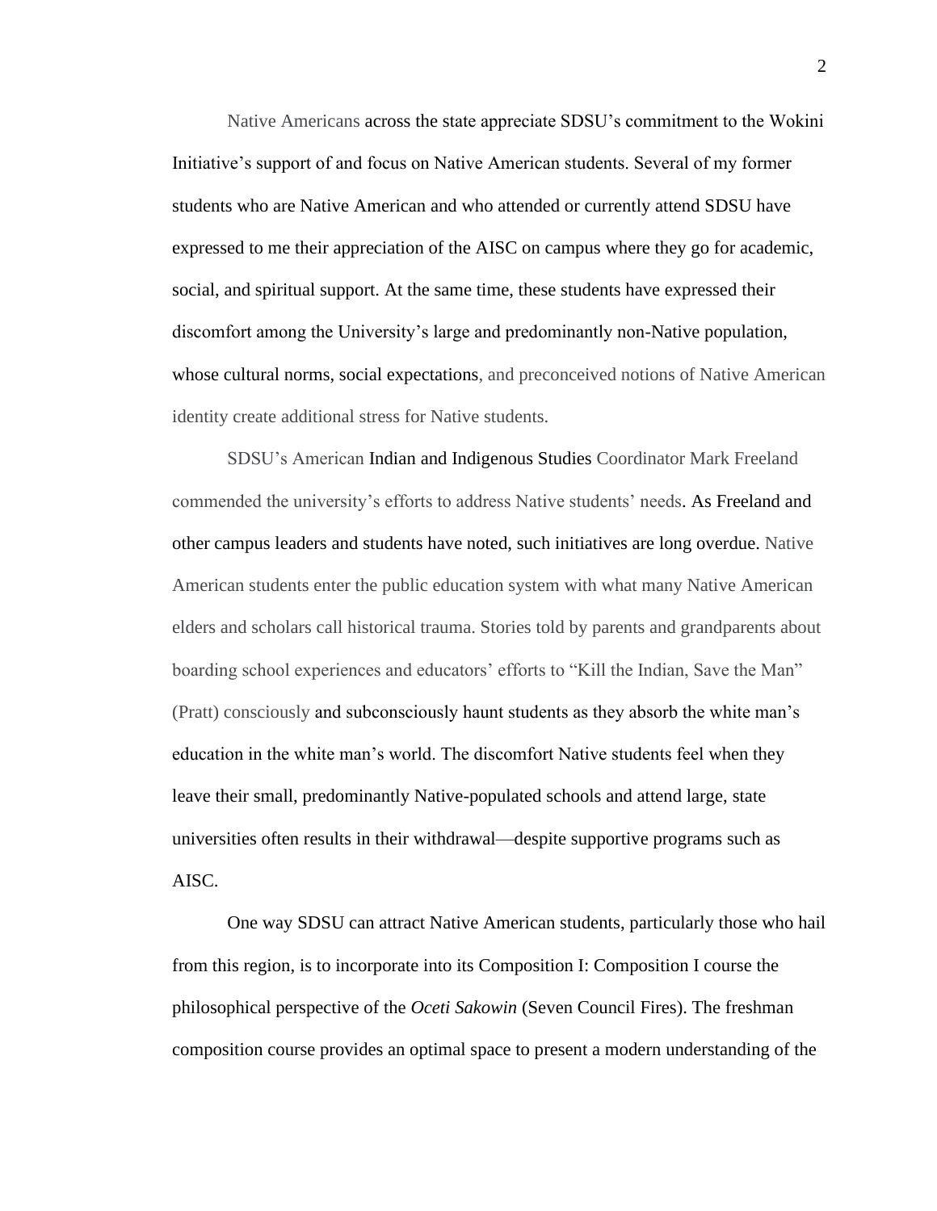Native Americans across the state appreciate SDSU's commitment to the Wokini Initiative's support of and focus on Native American students. Several of my former students who are Native American and who attended or currently attend SDSU have expressed to me their appreciation of the AISC on campus where they go for academic, social, and spiritual support. At the same time, these students have expressed their discomfort among the University's large and predominantly non-Native population, whose cultural norms, social expectations, and preconceived notions of Native American identity create additional stress for Native students.

SDSU's American Indian and Indigenous Studies Coordinator Mark Freeland commended the university's efforts to address Native students' needs. As Freeland and other campus leaders and students have noted, such initiatives are long overdue. Native American students enter the public education system with what many Native American elders and scholars call historical trauma. Stories told by parents and grandparents about boarding school experiences and educators' efforts to "Kill the Indian, Save the Man" (Pratt) consciously and subconsciously haunt students as they absorb the white man's education in the white man's world. The discomfort Native students feel when they leave their small, predominantly Native-populated schools and attend large, state universities often results in their withdrawal—despite supportive programs such as AISC.

One way SDSU can attract Native American students, particularly those who hail from this region, is to incorporate into its Composition I: Composition I course the philosophical perspective of the *Oceti Sakowin* (Seven Council Fires). The freshman composition course provides an optimal space to present a modern understanding of the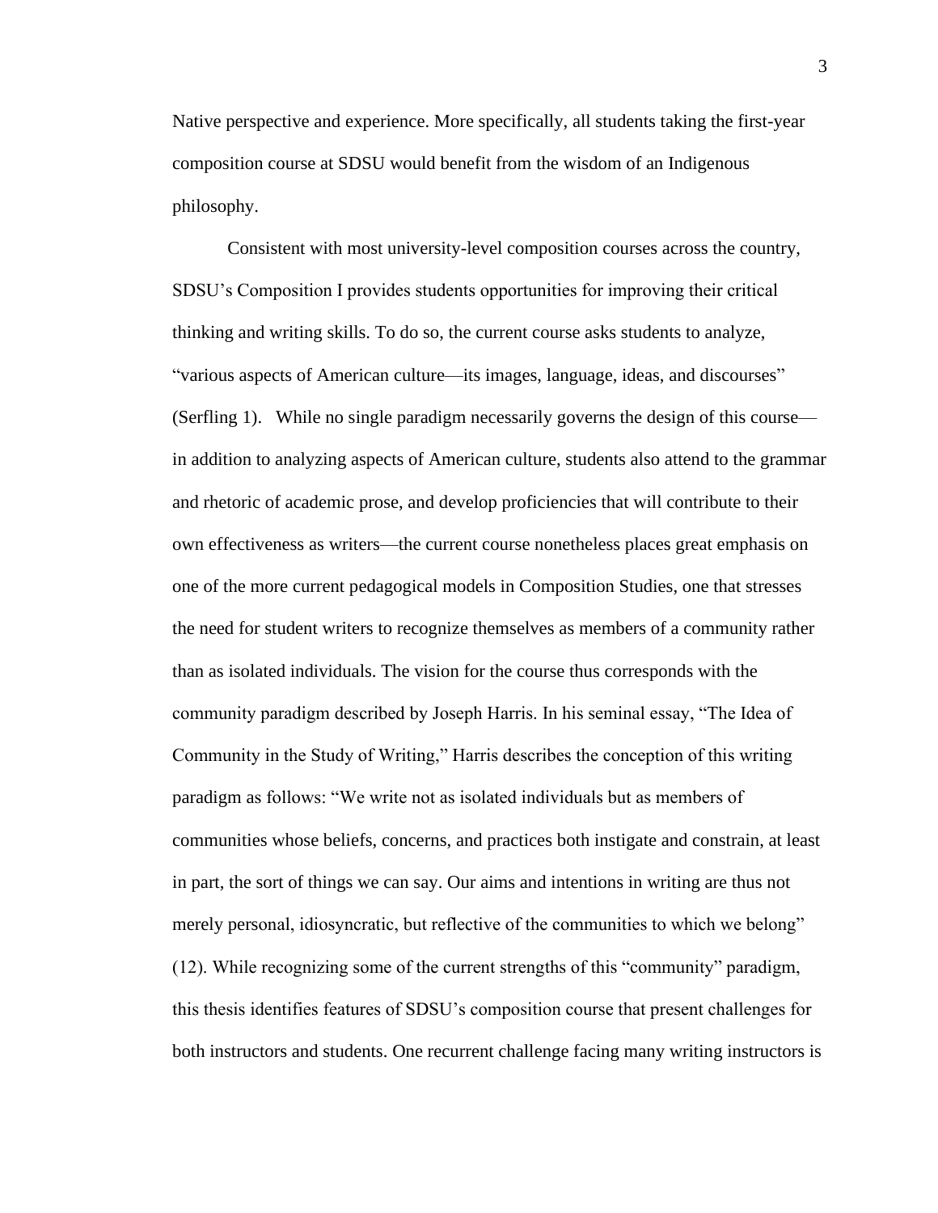Native perspective and experience. More specifically, all students taking the first-year composition course at SDSU would benefit from the wisdom of an Indigenous philosophy.

Consistent with most university-level composition courses across the country, SDSU's Composition I provides students opportunities for improving their critical thinking and writing skills. To do so, the current course asks students to analyze, "various aspects of American culture—its images, language, ideas, and discourses" (Serfling 1). While no single paradigm necessarily governs the design of this course—in addition to analyzing aspects of American culture, students also attend to the grammar and rhetoric of academic prose, and develop proficiencies that will contribute to their own effectiveness as writers—the current course nonetheless places great emphasis on one of the more current pedagogical models in Composition Studies, one that stresses the need for student writers to recognize themselves as members of a community rather than as isolated individuals. The vision for the course thus corresponds with the community paradigm described by Joseph Harris. In his seminal essay, "The Idea of Community in the Study of Writing," Harris describes the conception of this writing paradigm as follows: "We write not as isolated individuals but as members of communities whose beliefs, concerns, and practices both instigate and constrain, at least in part, the sort of things we can say. Our aims and intentions in writing are thus not merely personal, idiosyncratic, but reflective of the communities to which we belong" (12). While recognizing some of the current strengths of this "community" paradigm, this thesis identifies features of SDSU's composition course that present challenges for both instructors and students. One recurrent challenge facing many writing instructors is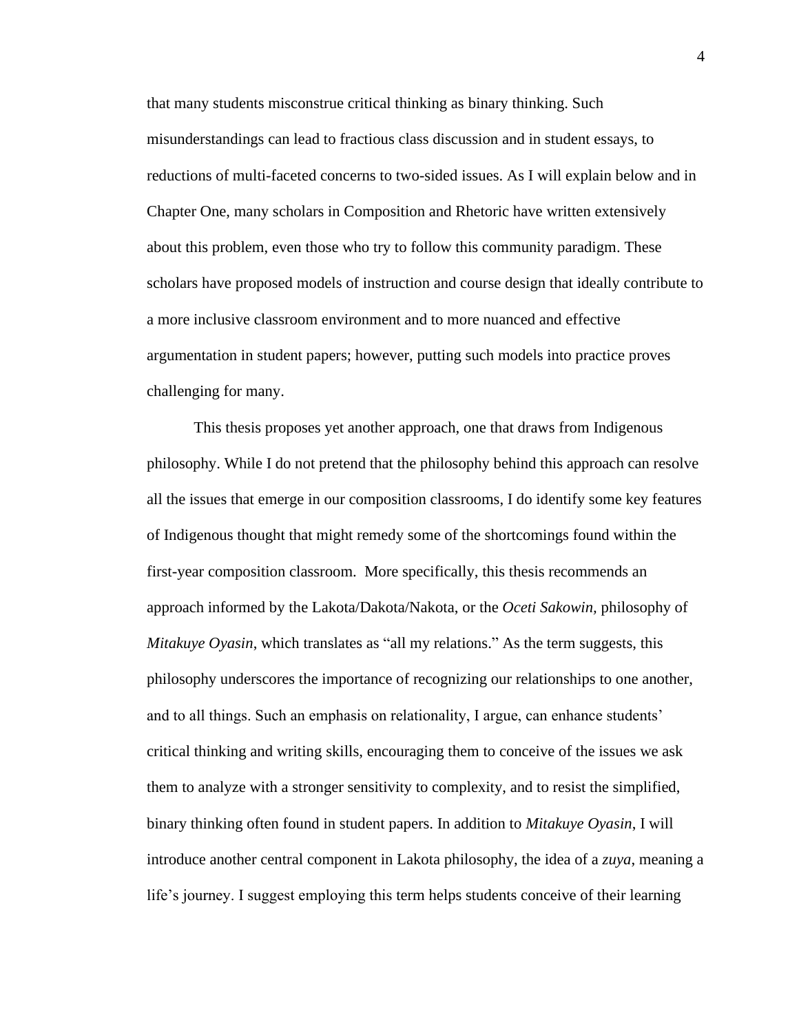that many students misconstrue critical thinking as binary thinking. Such misunderstandings can lead to fractious class discussion and in student essays, to reductions of multi-faceted concerns to two-sided issues. As I will explain below and in Chapter One, many scholars in Composition and Rhetoric have written extensively about this problem, even those who try to follow this community paradigm. These scholars have proposed models of instruction and course design that ideally contribute to a more inclusive classroom environment and to more nuanced and effective argumentation in student papers; however, putting such models into practice proves challenging for many.

This thesis proposes yet another approach, one that draws from Indigenous philosophy. While I do not pretend that the philosophy behind this approach can resolve all the issues that emerge in our composition classrooms, I do identify some key features of Indigenous thought that might remedy some of the shortcomings found within the first-year composition classroom. More specifically, this thesis recommends an approach informed by the Lakota/Dakota/Nakota, or the *Oceti Sakowin,* philosophy of *Mitakuye Oyasin*, which translates as "all my relations." As the term suggests, this philosophy underscores the importance of recognizing our relationships to one another, and to all things. Such an emphasis on relationality, I argue, can enhance students' critical thinking and writing skills, encouraging them to conceive of the issues we ask them to analyze with a stronger sensitivity to complexity, and to resist the simplified, binary thinking often found in student papers. In addition to *Mitakuye Oyasin*, I will introduce another central component in Lakota philosophy, the idea of a *zuya*, meaning a life's journey. I suggest employing this term helps students conceive of their learning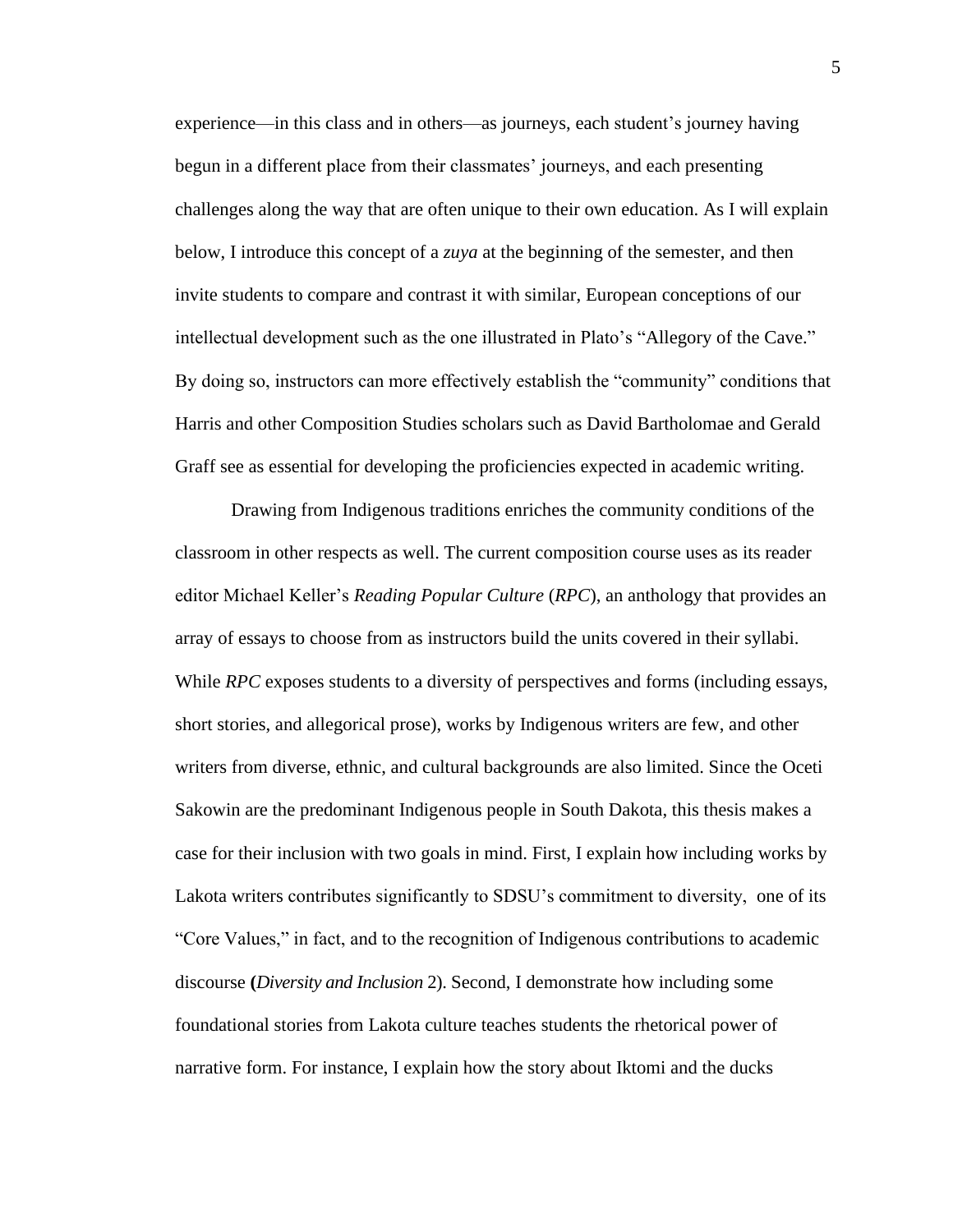experience—in this class and in others—as journeys, each student's journey having begun in a different place from their classmates' journeys, and each presenting challenges along the way that are often unique to their own education. As I will explain below, I introduce this concept of a *zuya* at the beginning of the semester, and then invite students to compare and contrast it with similar, European conceptions of our intellectual development such as the one illustrated in Plato's "Allegory of the Cave." By doing so, instructors can more effectively establish the "community" conditions that Harris and other Composition Studies scholars such as David Bartholomae and Gerald Graff see as essential for developing the proficiencies expected in academic writing.

Drawing from Indigenous traditions enriches the community conditions of the classroom in other respects as well. The current composition course uses as its reader editor Michael Keller's *Reading Popular Culture* (*RPC*), an anthology that provides an array of essays to choose from as instructors build the units covered in their syllabi. While *RPC* exposes students to a diversity of perspectives and forms (including essays, short stories, and allegorical prose), works by Indigenous writers are few, and other writers from diverse, ethnic, and cultural backgrounds are also limited. Since the Oceti Sakowin are the predominant Indigenous people in South Dakota, this thesis makes a case for their inclusion with two goals in mind. First, I explain how including works by Lakota writers contributes significantly to SDSU's commitment to diversity, one of its "Core Values," in fact, and to the recognition of Indigenous contributions to academic discourse **(***Diversity and Inclusion* 2). Second, I demonstrate how including some foundational stories from Lakota culture teaches students the rhetorical power of narrative form. For instance, I explain how the story about Iktomi and the ducks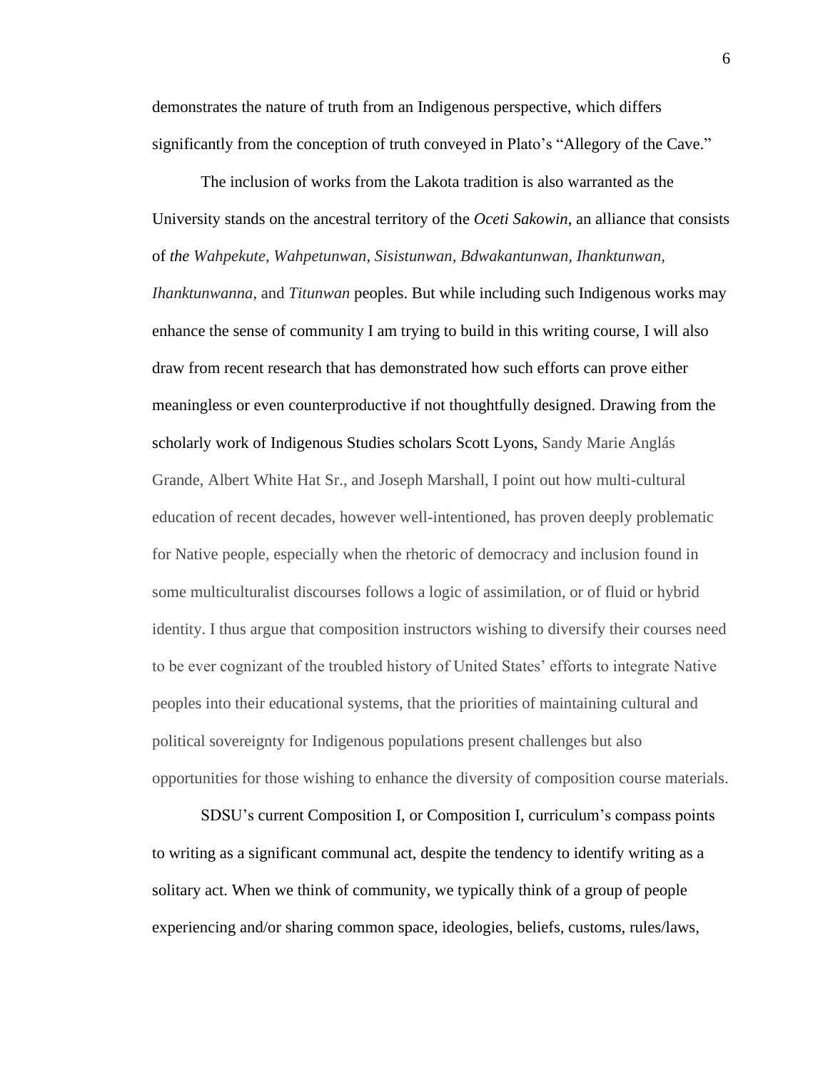demonstrates the nature of truth from an Indigenous perspective, which differs significantly from the conception of truth conveyed in Plato's "Allegory of the Cave."

The inclusion of works from the Lakota tradition is also warranted as the University stands on the ancestral territory of the *Oceti Sakowin*, an alliance that consists of *the Wahpekute, Wahpetunwan, Sisistunwan, Bdwakantunwan, Ihanktunwan, Ihanktunwanna*, and *Titunwan* peoples. But while including such Indigenous works may enhance the sense of community I am trying to build in this writing course, I will also draw from recent research that has demonstrated how such efforts can prove either meaningless or even counterproductive if not thoughtfully designed. Drawing from the scholarly work of Indigenous Studies scholars Scott Lyons, Sandy Marie Anglás Grande, Albert White Hat Sr., and Joseph Marshall, I point out how multi-cultural education of recent decades, however well-intentioned, has proven deeply problematic for Native people, especially when the rhetoric of democracy and inclusion found in some multiculturalist discourses follows a logic of assimilation, or of fluid or hybrid identity. I thus argue that composition instructors wishing to diversify their courses need to be ever cognizant of the troubled history of United States' efforts to integrate Native peoples into their educational systems, that the priorities of maintaining cultural and political sovereignty for Indigenous populations present challenges but also opportunities for those wishing to enhance the diversity of composition course materials.

SDSU's current Composition I, or Composition I, curriculum's compass points to writing as a significant communal act, despite the tendency to identify writing as a solitary act. When we think of community, we typically think of a group of people experiencing and/or sharing common space, ideologies, beliefs, customs, rules/laws,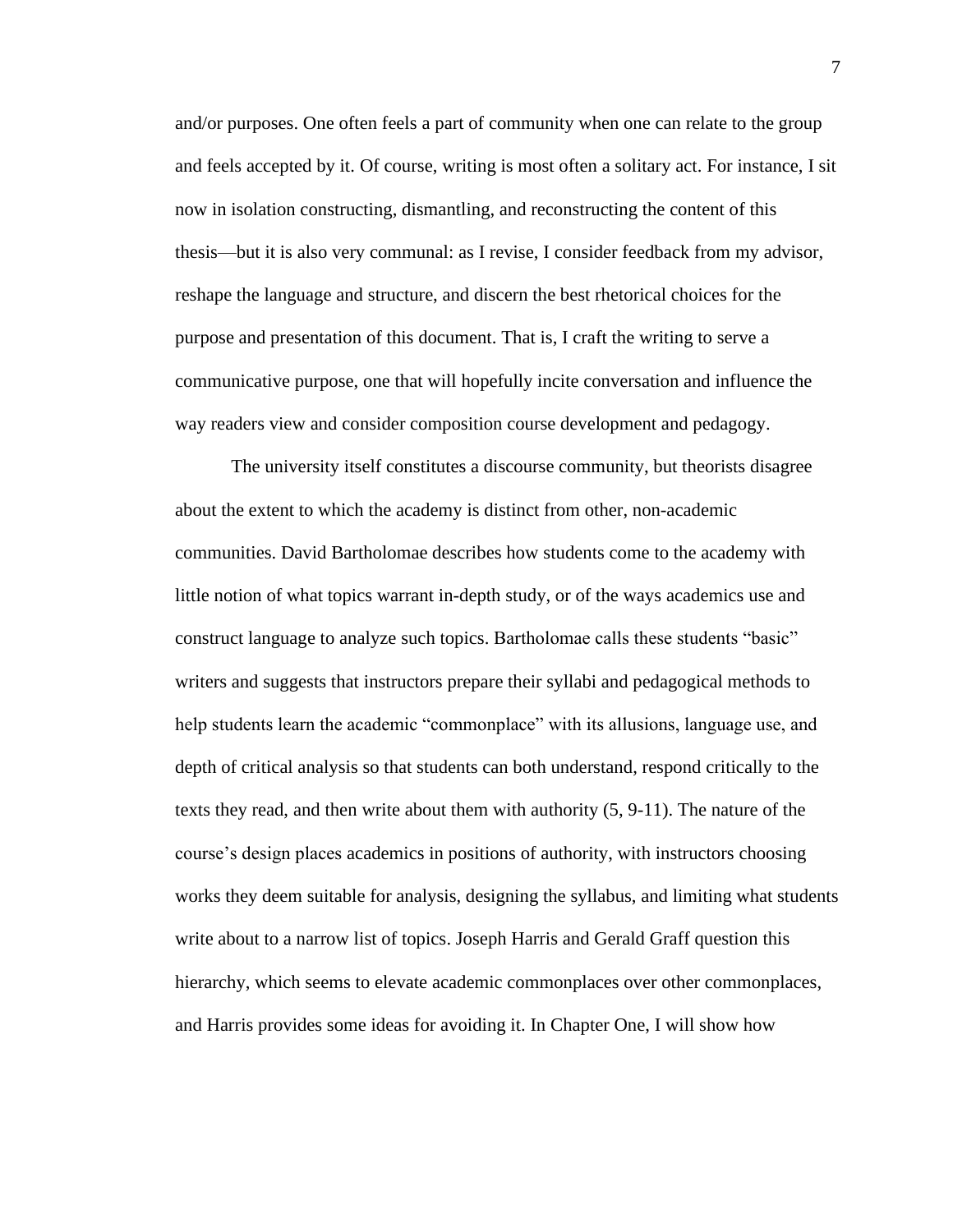and/or purposes. One often feels a part of community when one can relate to the group and feels accepted by it. Of course, writing is most often a solitary act. For instance, I sit now in isolation constructing, dismantling, and reconstructing the content of this thesis—but it is also very communal: as I revise, I consider feedback from my advisor, reshape the language and structure, and discern the best rhetorical choices for the purpose and presentation of this document. That is, I craft the writing to serve a communicative purpose, one that will hopefully incite conversation and influence the way readers view and consider composition course development and pedagogy.

The university itself constitutes a discourse community, but theorists disagree about the extent to which the academy is distinct from other, non-academic communities. David Bartholomae describes how students come to the academy with little notion of what topics warrant in-depth study, or of the ways academics use and construct language to analyze such topics. Bartholomae calls these students "basic" writers and suggests that instructors prepare their syllabi and pedagogical methods to help students learn the academic "commonplace" with its allusions, language use, and depth of critical analysis so that students can both understand, respond critically to the texts they read, and then write about them with authority (5, 9-11). The nature of the course's design places academics in positions of authority, with instructors choosing works they deem suitable for analysis, designing the syllabus, and limiting what students write about to a narrow list of topics. Joseph Harris and Gerald Graff question this hierarchy, which seems to elevate academic commonplaces over other commonplaces, and Harris provides some ideas for avoiding it. In Chapter One, I will show how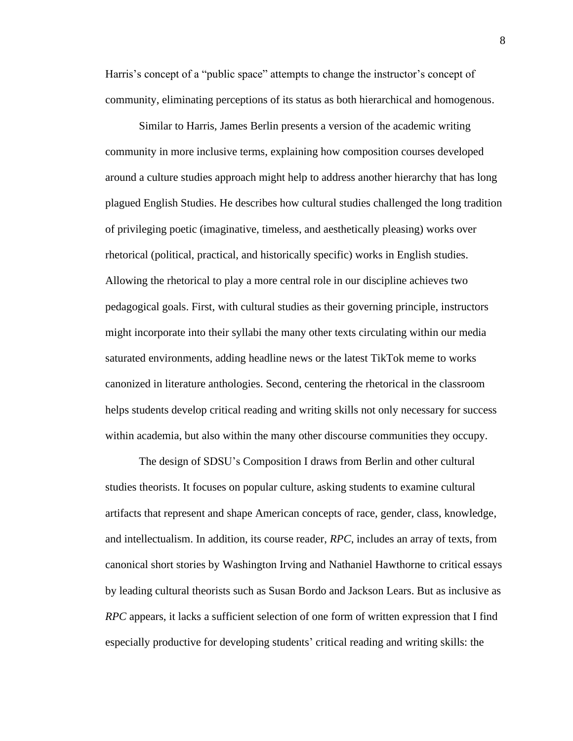Harris's concept of a "public space" attempts to change the instructor's concept of community, eliminating perceptions of its status as both hierarchical and homogenous.

Similar to Harris, James Berlin presents a version of the academic writing community in more inclusive terms, explaining how composition courses developed around a culture studies approach might help to address another hierarchy that has long plagued English Studies. He describes how cultural studies challenged the long tradition of privileging poetic (imaginative, timeless, and aesthetically pleasing) works over rhetorical (political, practical, and historically specific) works in English studies. Allowing the rhetorical to play a more central role in our discipline achieves two pedagogical goals. First, with cultural studies as their governing principle, instructors might incorporate into their syllabi the many other texts circulating within our media saturated environments, adding headline news or the latest TikTok meme to works canonized in literature anthologies. Second, centering the rhetorical in the classroom helps students develop critical reading and writing skills not only necessary for success within academia, but also within the many other discourse communities they occupy.

The design of SDSU's Composition I draws from Berlin and other cultural studies theorists. It focuses on popular culture, asking students to examine cultural artifacts that represent and shape American concepts of race, gender, class, knowledge, and intellectualism. In addition, its course reader, *RPC*, includes an array of texts, from canonical short stories by Washington Irving and Nathaniel Hawthorne to critical essays by leading cultural theorists such as Susan Bordo and Jackson Lears. But as inclusive as *RPC* appears, it lacks a sufficient selection of one form of written expression that I find especially productive for developing students' critical reading and writing skills: the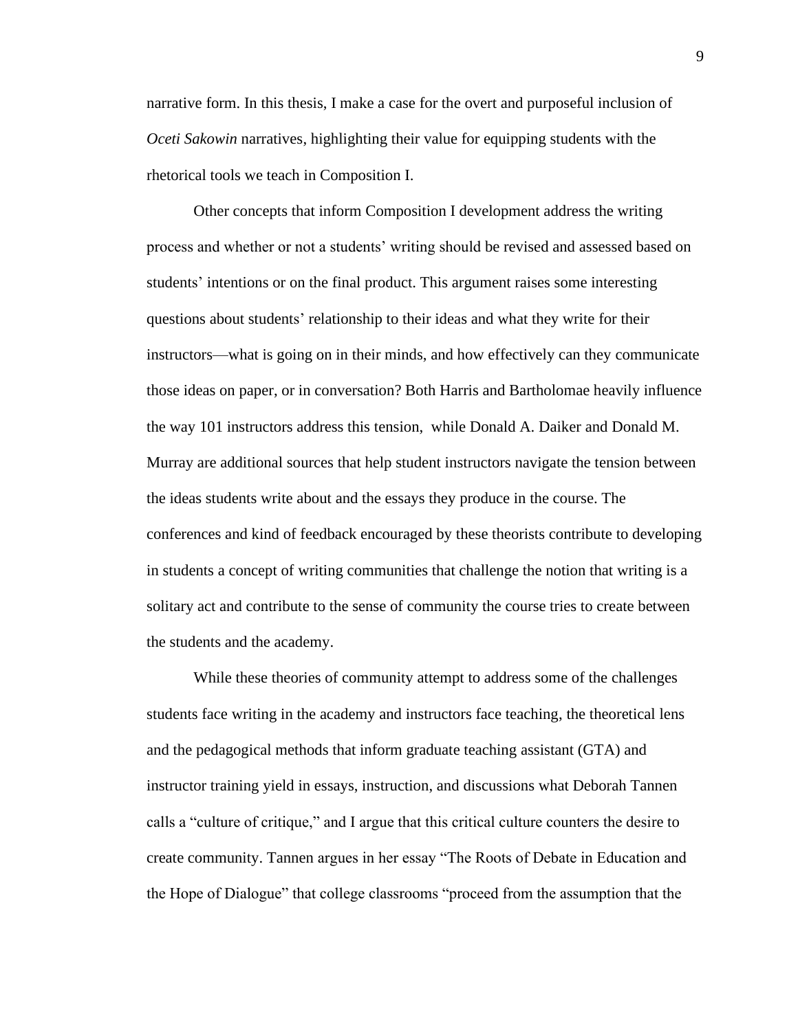narrative form. In this thesis, I make a case for the overt and purposeful inclusion of *Oceti Sakowin* narratives, highlighting their value for equipping students with the rhetorical tools we teach in Composition I.

Other concepts that inform Composition I development address the writing process and whether or not a students' writing should be revised and assessed based on students' intentions or on the final product. This argument raises some interesting questions about students' relationship to their ideas and what they write for their instructors—what is going on in their minds, and how effectively can they communicate those ideas on paper, or in conversation? Both Harris and Bartholomae heavily influence the way 101 instructors address this tension, while Donald A. Daiker and Donald M. Murray are additional sources that help student instructors navigate the tension between the ideas students write about and the essays they produce in the course. The conferences and kind of feedback encouraged by these theorists contribute to developing in students a concept of writing communities that challenge the notion that writing is a solitary act and contribute to the sense of community the course tries to create between the students and the academy.

While these theories of community attempt to address some of the challenges students face writing in the academy and instructors face teaching, the theoretical lens and the pedagogical methods that inform graduate teaching assistant (GTA) and instructor training yield in essays, instruction, and discussions what Deborah Tannen calls a "culture of critique," and I argue that this critical culture counters the desire to create community. Tannen argues in her essay "The Roots of Debate in Education and the Hope of Dialogue" that college classrooms "proceed from the assumption that the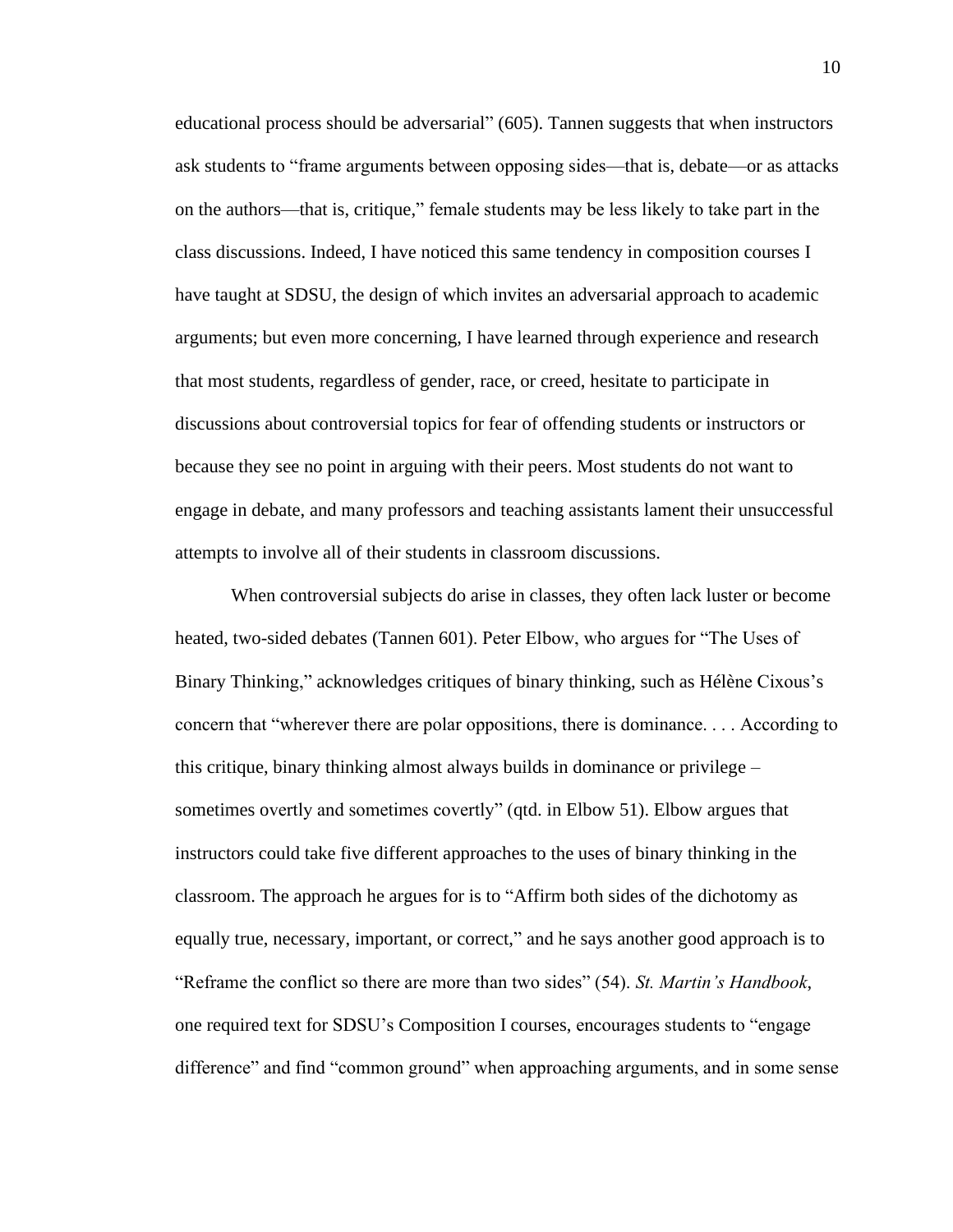educational process should be adversarial" (605). Tannen suggests that when instructors ask students to "frame arguments between opposing sides—that is, debate—or as attacks on the authors—that is, critique," female students may be less likely to take part in the class discussions. Indeed, I have noticed this same tendency in composition courses I have taught at SDSU, the design of which invites an adversarial approach to academic arguments; but even more concerning, I have learned through experience and research that most students, regardless of gender, race, or creed, hesitate to participate in discussions about controversial topics for fear of offending students or instructors or because they see no point in arguing with their peers. Most students do not want to engage in debate, and many professors and teaching assistants lament their unsuccessful attempts to involve all of their students in classroom discussions.

When controversial subjects do arise in classes, they often lack luster or become heated, two-sided debates (Tannen 601). Peter Elbow, who argues for "The Uses of Binary Thinking," acknowledges critiques of binary thinking, such as Hélène Cixous's concern that "wherever there are polar oppositions, there is dominance. . . . According to this critique, binary thinking almost always builds in dominance or privilege – sometimes overtly and sometimes covertly" (qtd. in Elbow 51). Elbow argues that instructors could take five different approaches to the uses of binary thinking in the classroom. The approach he argues for is to "Affirm both sides of the dichotomy as equally true, necessary, important, or correct," and he says another good approach is to "Reframe the conflict so there are more than two sides" (54). *St. Martin's Handbook*, one required text for SDSU's Composition I courses, encourages students to "engage difference" and find "common ground" when approaching arguments, and in some sense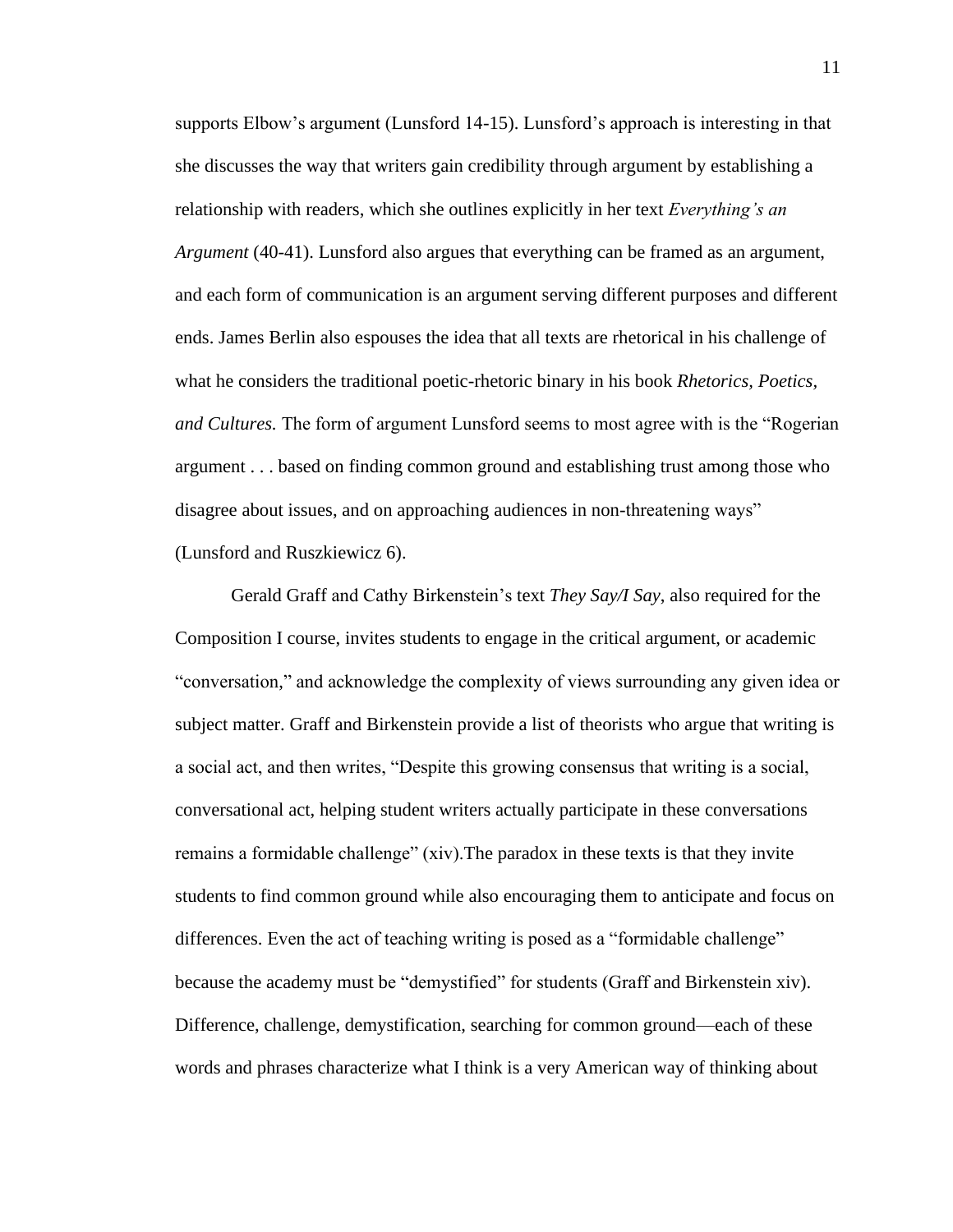supports Elbow's argument (Lunsford 14-15). Lunsford's approach is interesting in that she discusses the way that writers gain credibility through argument by establishing a relationship with readers, which she outlines explicitly in her text *Everything's an Argument* (40-41). Lunsford also argues that everything can be framed as an argument, and each form of communication is an argument serving different purposes and different ends. James Berlin also espouses the idea that all texts are rhetorical in his challenge of what he considers the traditional poetic-rhetoric binary in his book *Rhetorics, Poetics, and Cultures.* The form of argument Lunsford seems to most agree with is the "Rogerian argument . . . based on finding common ground and establishing trust among those who disagree about issues, and on approaching audiences in non-threatening ways" (Lunsford and Ruszkiewicz 6).

Gerald Graff and Cathy Birkenstein's text *They Say/I Say*, also required for the Composition I course, invites students to engage in the critical argument, or academic "conversation," and acknowledge the complexity of views surrounding any given idea or subject matter. Graff and Birkenstein provide a list of theorists who argue that writing is a social act, and then writes, "Despite this growing consensus that writing is a social, conversational act, helping student writers actually participate in these conversations remains a formidable challenge" (xiv).The paradox in these texts is that they invite students to find common ground while also encouraging them to anticipate and focus on differences. Even the act of teaching writing is posed as a "formidable challenge" because the academy must be "demystified" for students (Graff and Birkenstein xiv). Difference, challenge, demystification, searching for common ground—each of these words and phrases characterize what I think is a very American way of thinking about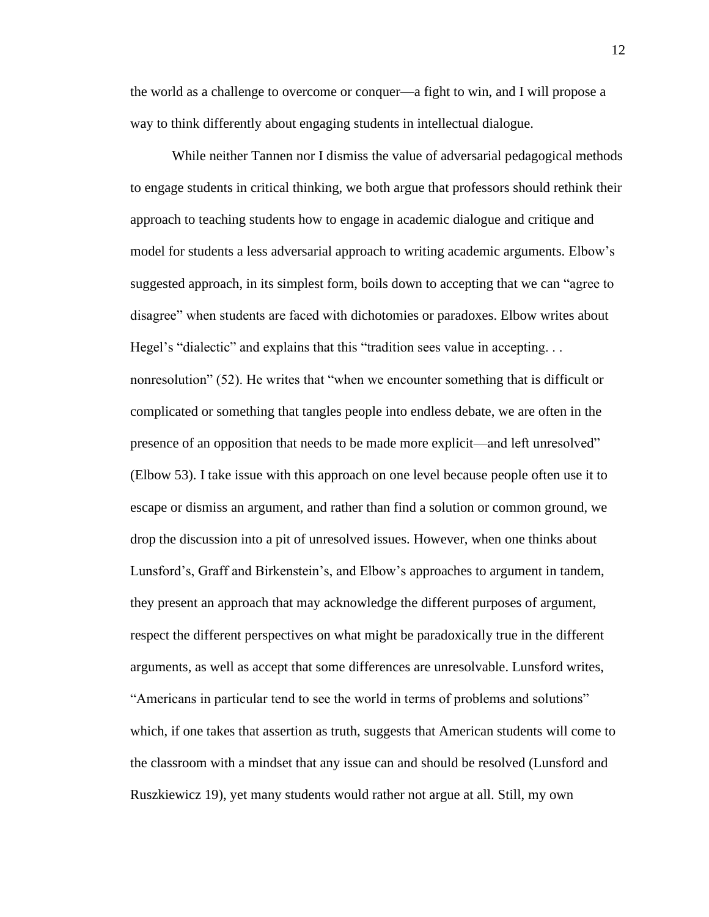the world as a challenge to overcome or conquer—a fight to win, and I will propose a way to think differently about engaging students in intellectual dialogue.

While neither Tannen nor I dismiss the value of adversarial pedagogical methods to engage students in critical thinking, we both argue that professors should rethink their approach to teaching students how to engage in academic dialogue and critique and model for students a less adversarial approach to writing academic arguments. Elbow's suggested approach, in its simplest form, boils down to accepting that we can "agree to disagree" when students are faced with dichotomies or paradoxes. Elbow writes about Hegel's "dialectic" and explains that this "tradition sees value in accepting. . . nonresolution" (52). He writes that "when we encounter something that is difficult or complicated or something that tangles people into endless debate, we are often in the presence of an opposition that needs to be made more explicit—and left unresolved" (Elbow 53). I take issue with this approach on one level because people often use it to escape or dismiss an argument, and rather than find a solution or common ground, we drop the discussion into a pit of unresolved issues. However, when one thinks about Lunsford's, Graff and Birkenstein's, and Elbow's approaches to argument in tandem, they present an approach that may acknowledge the different purposes of argument, respect the different perspectives on what might be paradoxically true in the different arguments, as well as accept that some differences are unresolvable. Lunsford writes, "Americans in particular tend to see the world in terms of problems and solutions" which, if one takes that assertion as truth, suggests that American students will come to the classroom with a mindset that any issue can and should be resolved (Lunsford and Ruszkiewicz 19), yet many students would rather not argue at all. Still, my own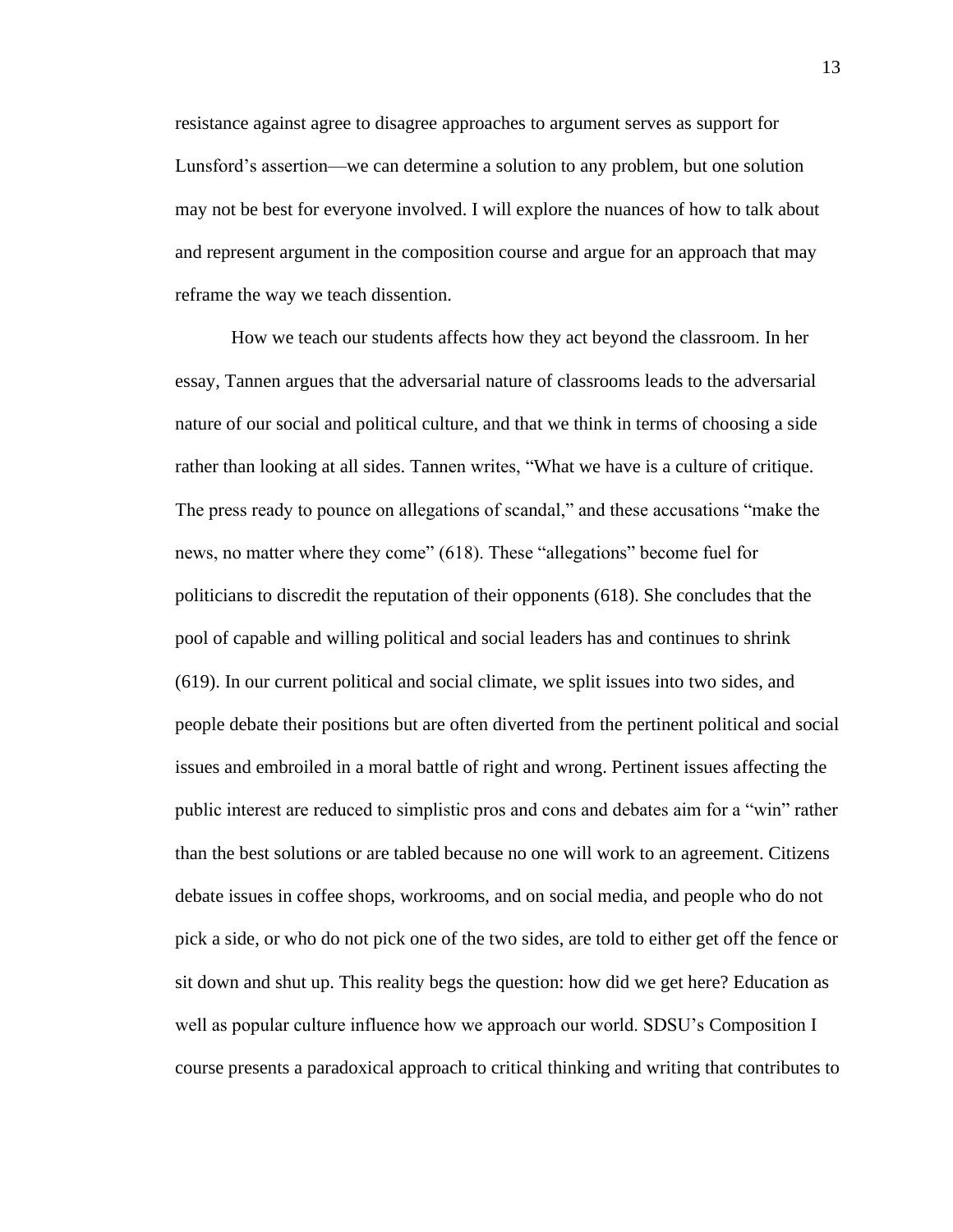resistance against agree to disagree approaches to argument serves as support for Lunsford's assertion—we can determine a solution to any problem, but one solution may not be best for everyone involved. I will explore the nuances of how to talk about and represent argument in the composition course and argue for an approach that may reframe the way we teach dissention.

How we teach our students affects how they act beyond the classroom. In her essay, Tannen argues that the adversarial nature of classrooms leads to the adversarial nature of our social and political culture, and that we think in terms of choosing a side rather than looking at all sides. Tannen writes, "What we have is a culture of critique. The press ready to pounce on allegations of scandal," and these accusations "make the news, no matter where they come" (618). These "allegations" become fuel for politicians to discredit the reputation of their opponents (618). She concludes that the pool of capable and willing political and social leaders has and continues to shrink (619). In our current political and social climate, we split issues into two sides, and people debate their positions but are often diverted from the pertinent political and social issues and embroiled in a moral battle of right and wrong. Pertinent issues affecting the public interest are reduced to simplistic pros and cons and debates aim for a "win" rather than the best solutions or are tabled because no one will work to an agreement. Citizens debate issues in coffee shops, workrooms, and on social media, and people who do not pick a side, or who do not pick one of the two sides, are told to either get off the fence or sit down and shut up. This reality begs the question: how did we get here? Education as well as popular culture influence how we approach our world. SDSU's Composition I course presents a paradoxical approach to critical thinking and writing that contributes to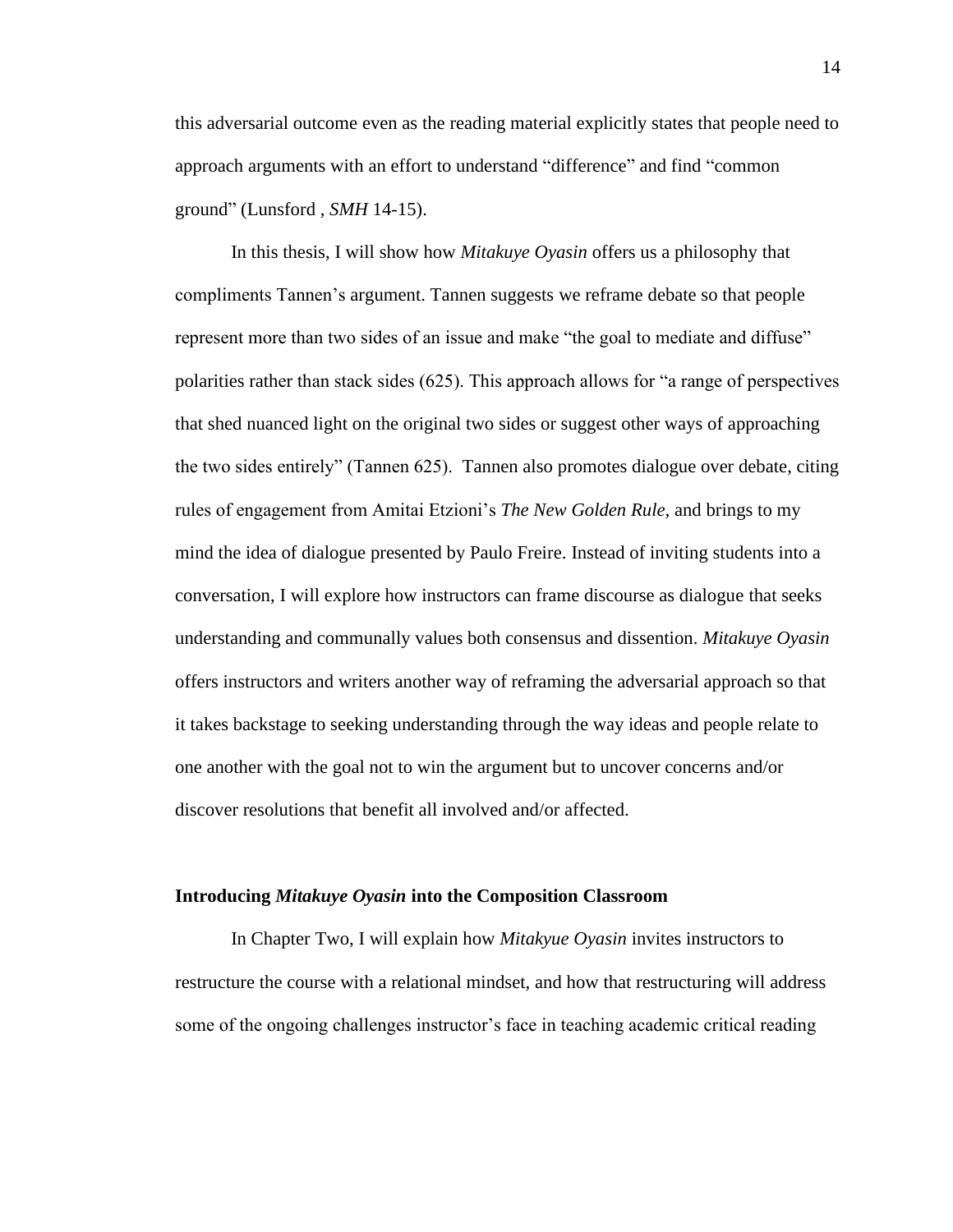this adversarial outcome even as the reading material explicitly states that people need to approach arguments with an effort to understand "difference" and find "common ground" (Lunsford , *SMH* 14-15).

In this thesis, I will show how *Mitakuye Oyasin* offers us a philosophy that compliments Tannen's argument. Tannen suggests we reframe debate so that people represent more than two sides of an issue and make "the goal to mediate and diffuse" polarities rather than stack sides (625). This approach allows for "a range of perspectives that shed nuanced light on the original two sides or suggest other ways of approaching the two sides entirely" (Tannen 625). Tannen also promotes dialogue over debate, citing rules of engagement from Amitai Etzioni's *The New Golden Rule*, and brings to my mind the idea of dialogue presented by Paulo Freire. Instead of inviting students into a conversation, I will explore how instructors can frame discourse as dialogue that seeks understanding and communally values both consensus and dissention. *Mitakuye Oyasin* offers instructors and writers another way of reframing the adversarial approach so that it takes backstage to seeking understanding through the way ideas and people relate to one another with the goal not to win the argument but to uncover concerns and/or discover resolutions that benefit all involved and/or affected.

## Introducing *Mitakuye Oyasin* into the Composition Classroom

In Chapter Two, I will explain how *Mitakyue Oyasin* invites instructors to restructure the course with a relational mindset, and how that restructuring will address some of the ongoing challenges instructor's face in teaching academic critical reading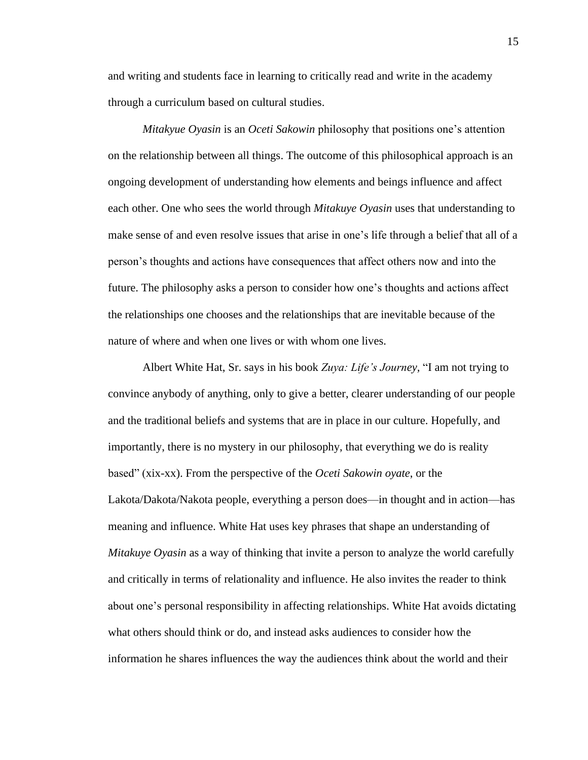and writing and students face in learning to critically read and write in the academy through a curriculum based on cultural studies.

*Mitakyue Oyasin* is an *Oceti Sakowin* philosophy that positions one's attention on the relationship between all things. The outcome of this philosophical approach is an ongoing development of understanding how elements and beings influence and affect each other. One who sees the world through *Mitakuye Oyasin* uses that understanding to make sense of and even resolve issues that arise in one's life through a belief that all of a person's thoughts and actions have consequences that affect others now and into the future. The philosophy asks a person to consider how one's thoughts and actions affect the relationships one chooses and the relationships that are inevitable because of the nature of where and when one lives or with whom one lives.

Albert White Hat, Sr. says in his book *Zuya: Life's Journey*, "I am not trying to convince anybody of anything, only to give a better, clearer understanding of our people and the traditional beliefs and systems that are in place in our culture. Hopefully, and importantly, there is no mystery in our philosophy, that everything we do is reality based" (xix-xx). From the perspective of the *Oceti Sakowin oyate*, or the Lakota/Dakota/Nakota people, everything a person does—in thought and in action—has meaning and influence. White Hat uses key phrases that shape an understanding of *Mitakuye Oyasin* as a way of thinking that invite a person to analyze the world carefully and critically in terms of relationality and influence. He also invites the reader to think about one's personal responsibility in affecting relationships. White Hat avoids dictating what others should think or do, and instead asks audiences to consider how the information he shares influences the way the audiences think about the world and their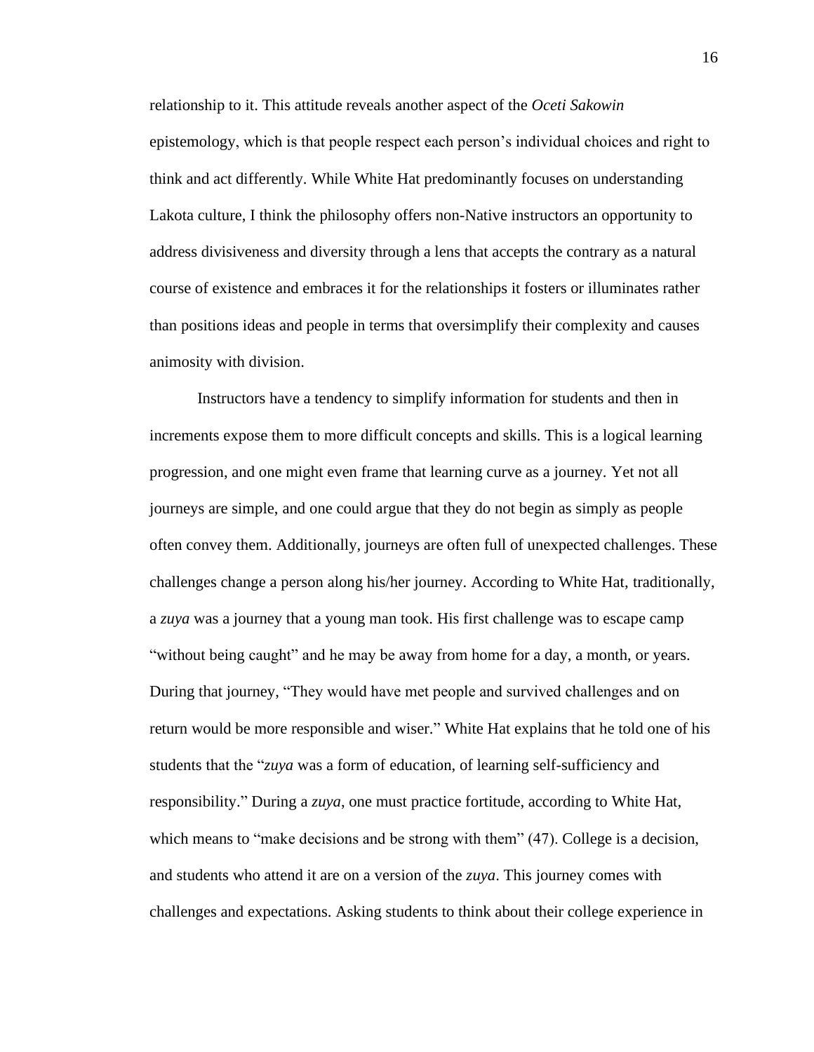relationship to it. This attitude reveals another aspect of the *Oceti Sakowin* epistemology, which is that people respect each person's individual choices and right to think and act differently. While White Hat predominantly focuses on understanding Lakota culture, I think the philosophy offers non-Native instructors an opportunity to address divisiveness and diversity through a lens that accepts the contrary as a natural course of existence and embraces it for the relationships it fosters or illuminates rather than positions ideas and people in terms that oversimplify their complexity and causes animosity with division.

Instructors have a tendency to simplify information for students and then in increments expose them to more difficult concepts and skills. This is a logical learning progression, and one might even frame that learning curve as a journey. Yet not all journeys are simple, and one could argue that they do not begin as simply as people often convey them. Additionally, journeys are often full of unexpected challenges. These challenges change a person along his/her journey. According to White Hat, traditionally, a *zuya* was a journey that a young man took. His first challenge was to escape camp "without being caught" and he may be away from home for a day, a month, or years. During that journey, "They would have met people and survived challenges and on return would be more responsible and wiser." White Hat explains that he told one of his students that the "*zuya* was a form of education, of learning self-sufficiency and responsibility." During a *zuya*, one must practice fortitude, according to White Hat, which means to "make decisions and be strong with them" (47). College is a decision, and students who attend it are on a version of the *zuya*. This journey comes with challenges and expectations. Asking students to think about their college experience in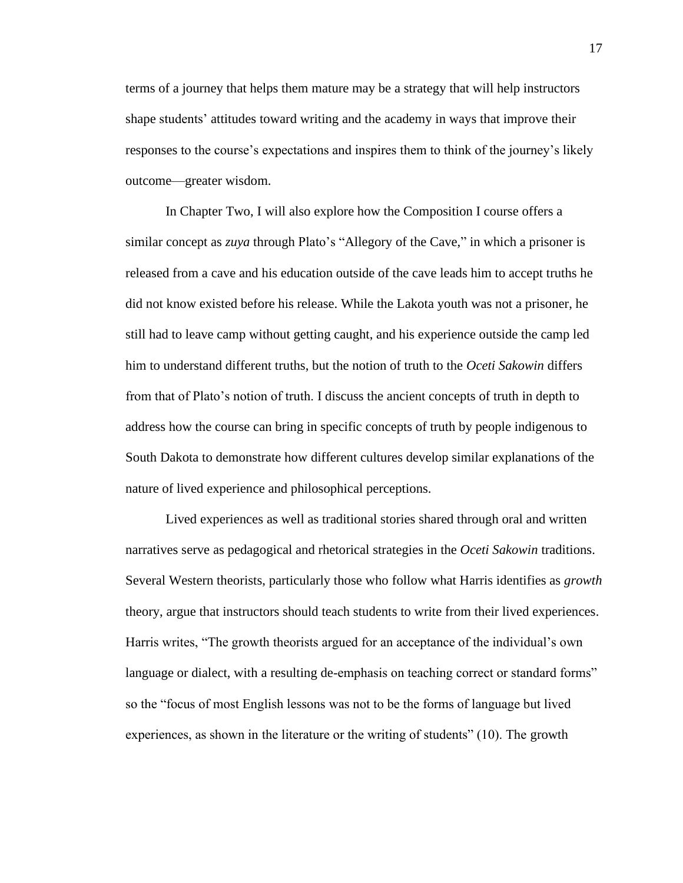terms of a journey that helps them mature may be a strategy that will help instructors shape students' attitudes toward writing and the academy in ways that improve their responses to the course's expectations and inspires them to think of the journey's likely outcome—greater wisdom.

In Chapter Two, I will also explore how the Composition I course offers a similar concept as *zuya* through Plato's "Allegory of the Cave," in which a prisoner is released from a cave and his education outside of the cave leads him to accept truths he did not know existed before his release. While the Lakota youth was not a prisoner, he still had to leave camp without getting caught, and his experience outside the camp led him to understand different truths, but the notion of truth to the *Oceti Sakowin* differs from that of Plato's notion of truth. I discuss the ancient concepts of truth in depth to address how the course can bring in specific concepts of truth by people indigenous to South Dakota to demonstrate how different cultures develop similar explanations of the nature of lived experience and philosophical perceptions.

Lived experiences as well as traditional stories shared through oral and written narratives serve as pedagogical and rhetorical strategies in the *Oceti Sakowin* traditions. Several Western theorists, particularly those who follow what Harris identifies as *growth* theory, argue that instructors should teach students to write from their lived experiences. Harris writes, "The growth theorists argued for an acceptance of the individual's own language or dialect, with a resulting de-emphasis on teaching correct or standard forms" so the "focus of most English lessons was not to be the forms of language but lived experiences, as shown in the literature or the writing of students" (10). The growth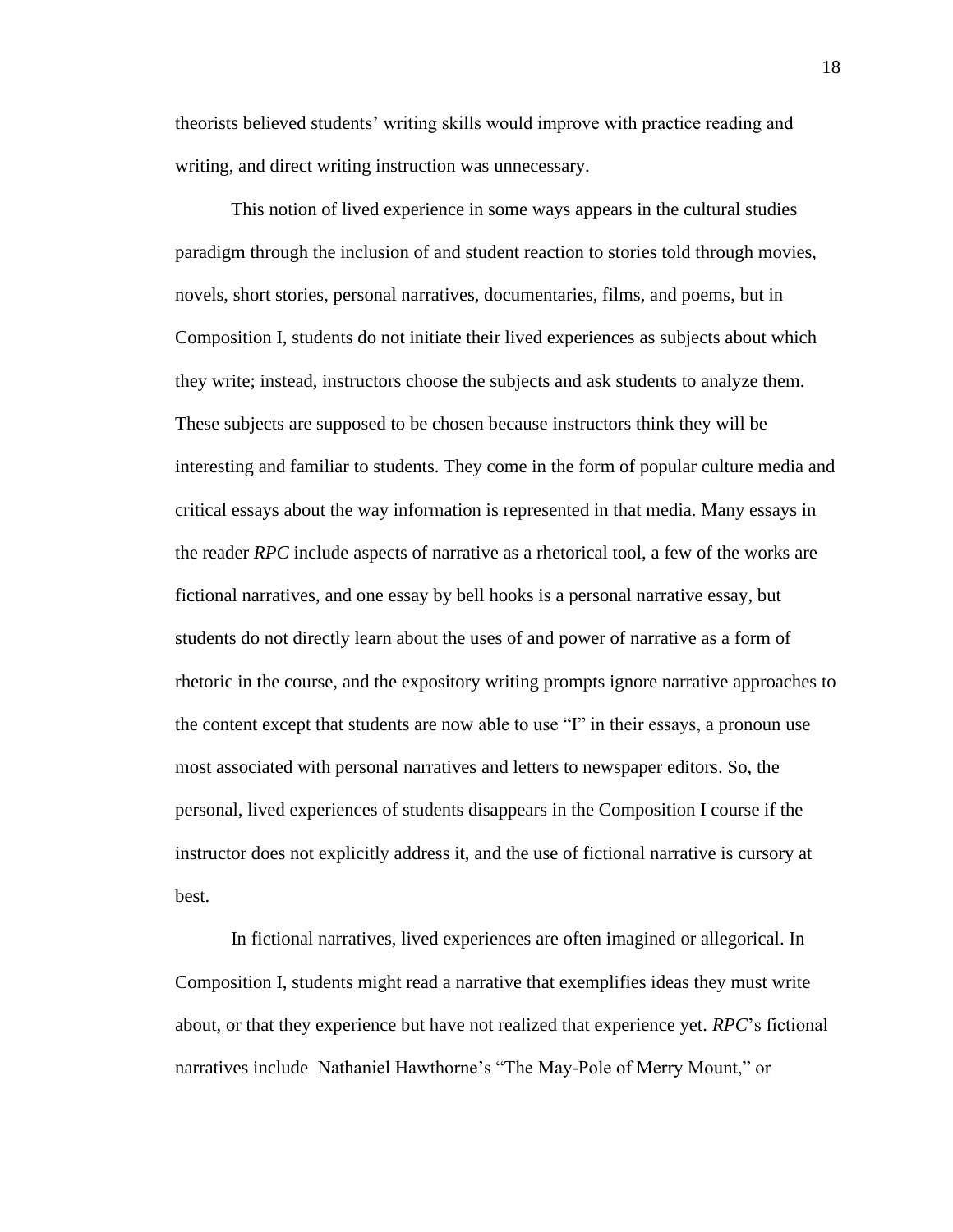theorists believed students' writing skills would improve with practice reading and writing, and direct writing instruction was unnecessary.

This notion of lived experience in some ways appears in the cultural studies paradigm through the inclusion of and student reaction to stories told through movies, novels, short stories, personal narratives, documentaries, films, and poems, but in Composition I, students do not initiate their lived experiences as subjects about which they write; instead, instructors choose the subjects and ask students to analyze them. These subjects are supposed to be chosen because instructors think they will be interesting and familiar to students. They come in the form of popular culture media and critical essays about the way information is represented in that media. Many essays in the reader *RPC* include aspects of narrative as a rhetorical tool, a few of the works are fictional narratives, and one essay by bell hooks is a personal narrative essay, but students do not directly learn about the uses of and power of narrative as a form of rhetoric in the course, and the expository writing prompts ignore narrative approaches to the content except that students are now able to use "I" in their essays, a pronoun use most associated with personal narratives and letters to newspaper editors. So, the personal, lived experiences of students disappears in the Composition I course if the instructor does not explicitly address it, and the use of fictional narrative is cursory at best.

In fictional narratives, lived experiences are often imagined or allegorical. In Composition I, students might read a narrative that exemplifies ideas they must write about, or that they experience but have not realized that experience yet. *RPC*'s fictional narratives include Nathaniel Hawthorne's "The May-Pole of Merry Mount," or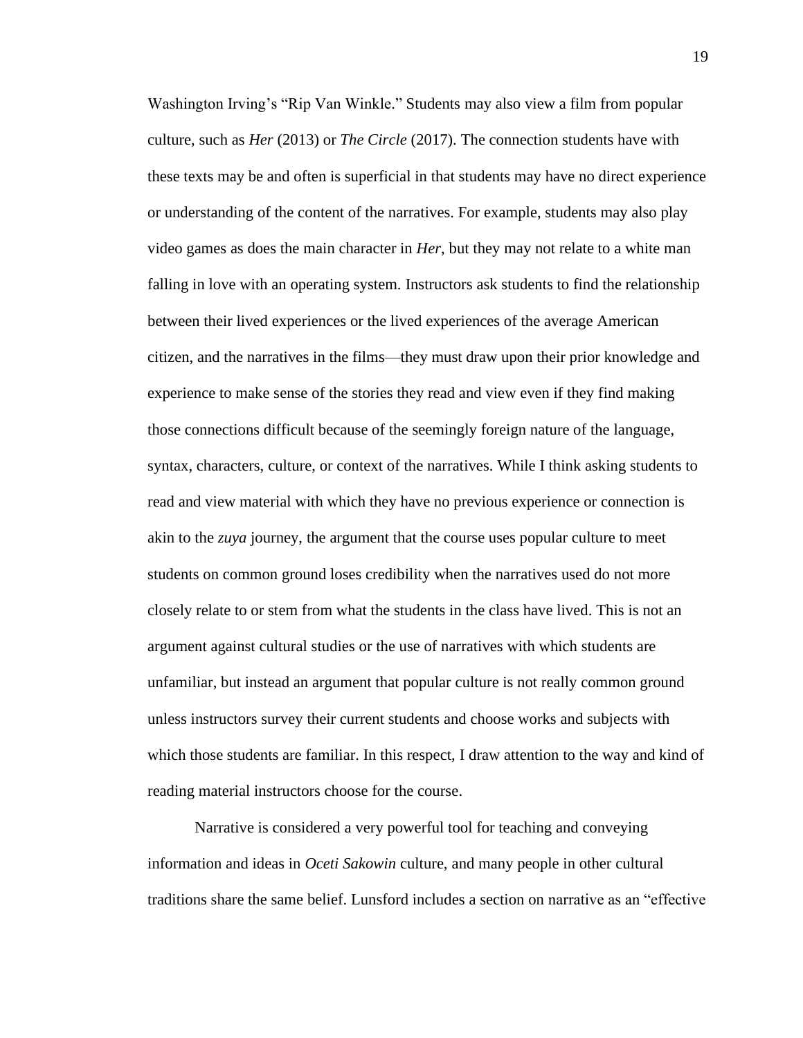Washington Irving's "Rip Van Winkle." Students may also view a film from popular culture, such as *Her* (2013) or *The Circle* (2017). The connection students have with these texts may be and often is superficial in that students may have no direct experience or understanding of the content of the narratives. For example, students may also play video games as does the main character in *Her*, but they may not relate to a white man falling in love with an operating system. Instructors ask students to find the relationship between their lived experiences or the lived experiences of the average American citizen, and the narratives in the films—they must draw upon their prior knowledge and experience to make sense of the stories they read and view even if they find making those connections difficult because of the seemingly foreign nature of the language, syntax, characters, culture, or context of the narratives. While I think asking students to read and view material with which they have no previous experience or connection is akin to the *zuya* journey, the argument that the course uses popular culture to meet students on common ground loses credibility when the narratives used do not more closely relate to or stem from what the students in the class have lived. This is not an argument against cultural studies or the use of narratives with which students are unfamiliar, but instead an argument that popular culture is not really common ground unless instructors survey their current students and choose works and subjects with which those students are familiar. In this respect, I draw attention to the way and kind of reading material instructors choose for the course.

Narrative is considered a very powerful tool for teaching and conveying information and ideas in *Oceti Sakowin* culture, and many people in other cultural traditions share the same belief. Lunsford includes a section on narrative as an "effective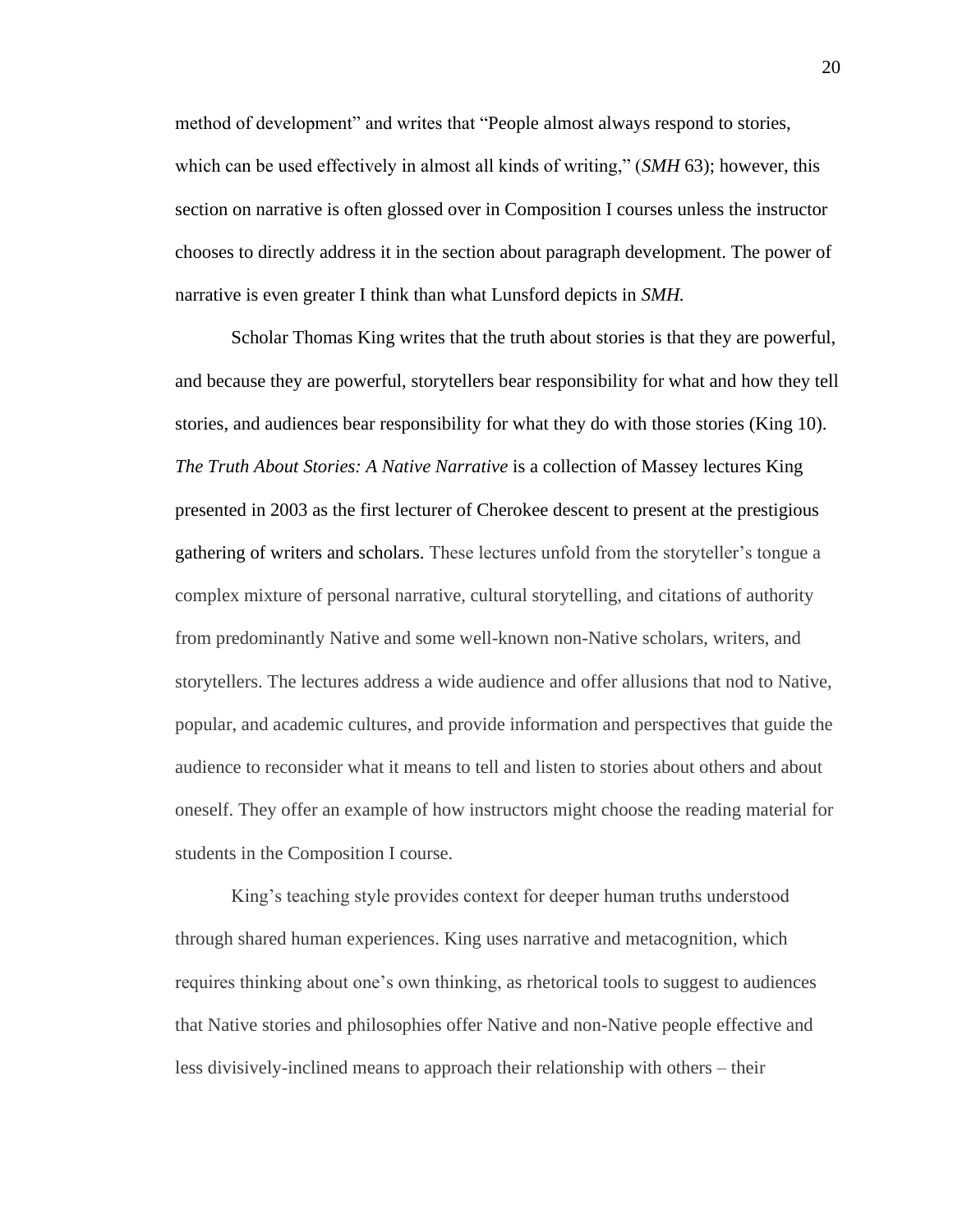method of development" and writes that "People almost always respond to stories, which can be used effectively in almost all kinds of writing," (*SMH* 63); however, this section on narrative is often glossed over in Composition I courses unless the instructor chooses to directly address it in the section about paragraph development. The power of narrative is even greater I think than what Lunsford depicts in *SMH.*

Scholar Thomas King writes that the truth about stories is that they are powerful, and because they are powerful, storytellers bear responsibility for what and how they tell stories, and audiences bear responsibility for what they do with those stories (King 10). *The Truth About Stories: A Native Narrative* is a collection of Massey lectures King presented in 2003 as the first lecturer of Cherokee descent to present at the prestigious gathering of writers and scholars. These lectures unfold from the storyteller's tongue a complex mixture of personal narrative, cultural storytelling, and citations of authority from predominantly Native and some well-known non-Native scholars, writers, and storytellers. The lectures address a wide audience and offer allusions that nod to Native, popular, and academic cultures, and provide information and perspectives that guide the audience to reconsider what it means to tell and listen to stories about others and about oneself. They offer an example of how instructors might choose the reading material for students in the Composition I course.

King's teaching style provides context for deeper human truths understood through shared human experiences. King uses narrative and metacognition, which requires thinking about one's own thinking, as rhetorical tools to suggest to audiences that Native stories and philosophies offer Native and non-Native people effective and less divisively-inclined means to approach their relationship with others – their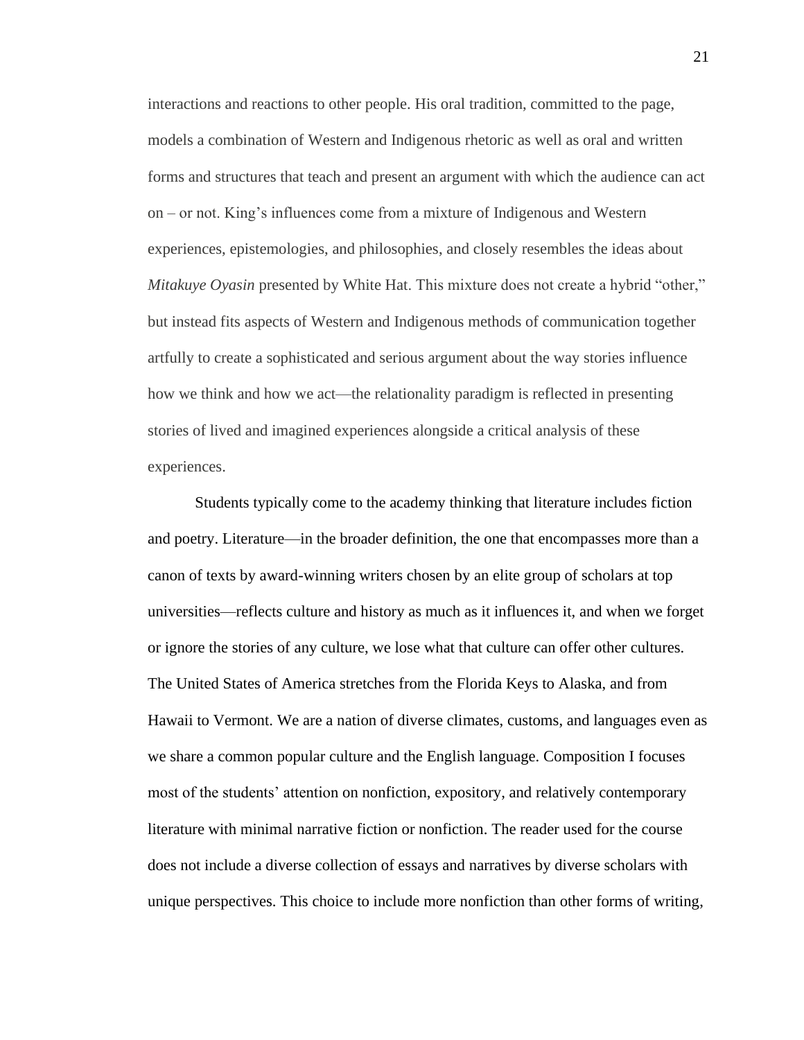interactions and reactions to other people. His oral tradition, committed to the page, models a combination of Western and Indigenous rhetoric as well as oral and written forms and structures that teach and present an argument with which the audience can act on – or not. King's influences come from a mixture of Indigenous and Western experiences, epistemologies, and philosophies, and closely resembles the ideas about *Mitakuye Oyasin* presented by White Hat. This mixture does not create a hybrid "other," but instead fits aspects of Western and Indigenous methods of communication together artfully to create a sophisticated and serious argument about the way stories influence how we think and how we act—the relationality paradigm is reflected in presenting stories of lived and imagined experiences alongside a critical analysis of these experiences.

Students typically come to the academy thinking that literature includes fiction and poetry. Literature—in the broader definition, the one that encompasses more than a canon of texts by award-winning writers chosen by an elite group of scholars at top universities—reflects culture and history as much as it influences it, and when we forget or ignore the stories of any culture, we lose what that culture can offer other cultures. The United States of America stretches from the Florida Keys to Alaska, and from Hawaii to Vermont. We are a nation of diverse climates, customs, and languages even as we share a common popular culture and the English language. Composition I focuses most of the students' attention on nonfiction, expository, and relatively contemporary literature with minimal narrative fiction or nonfiction. The reader used for the course does not include a diverse collection of essays and narratives by diverse scholars with unique perspectives. This choice to include more nonfiction than other forms of writing,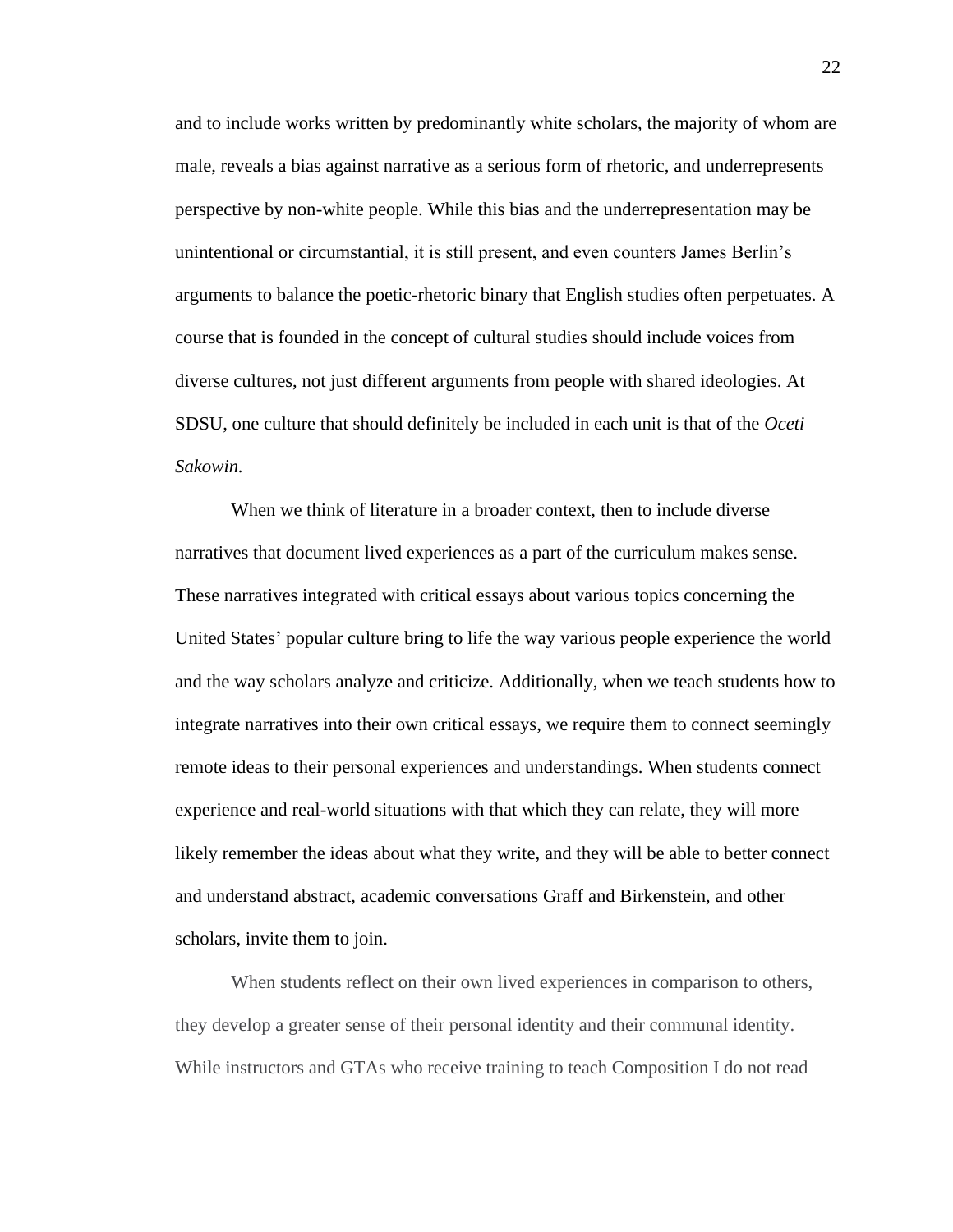and to include works written by predominantly white scholars, the majority of whom are male, reveals a bias against narrative as a serious form of rhetoric, and underrepresents perspective by non-white people. While this bias and the underrepresentation may be unintentional or circumstantial, it is still present, and even counters James Berlin's arguments to balance the poetic-rhetoric binary that English studies often perpetuates. A course that is founded in the concept of cultural studies should include voices from diverse cultures, not just different arguments from people with shared ideologies. At SDSU, one culture that should definitely be included in each unit is that of the *Oceti Sakowin.*

When we think of literature in a broader context, then to include diverse narratives that document lived experiences as a part of the curriculum makes sense. These narratives integrated with critical essays about various topics concerning the United States' popular culture bring to life the way various people experience the world and the way scholars analyze and criticize. Additionally, when we teach students how to integrate narratives into their own critical essays, we require them to connect seemingly remote ideas to their personal experiences and understandings. When students connect experience and real-world situations with that which they can relate, they will more likely remember the ideas about what they write, and they will be able to better connect and understand abstract, academic conversations Graff and Birkenstein, and other scholars, invite them to join.

When students reflect on their own lived experiences in comparison to others, they develop a greater sense of their personal identity and their communal identity. While instructors and GTAs who receive training to teach Composition I do not read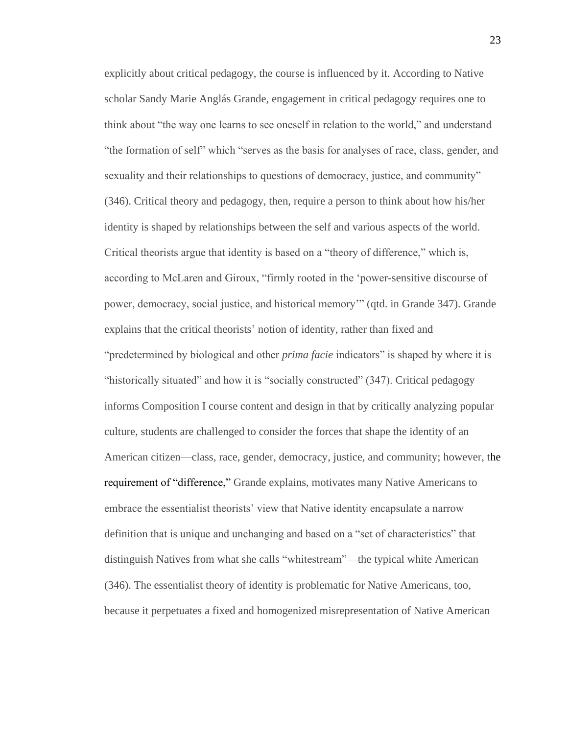explicitly about critical pedagogy, the course is influenced by it. According to Native scholar Sandy Marie Anglás Grande, engagement in critical pedagogy requires one to think about "the way one learns to see oneself in relation to the world," and understand "the formation of self" which "serves as the basis for analyses of race, class, gender, and sexuality and their relationships to questions of democracy, justice, and community" (346). Critical theory and pedagogy, then, require a person to think about how his/her identity is shaped by relationships between the self and various aspects of the world. Critical theorists argue that identity is based on a "theory of difference," which is, according to McLaren and Giroux, "firmly rooted in the 'power-sensitive discourse of power, democracy, social justice, and historical memory'" (qtd. in Grande 347). Grande explains that the critical theorists' notion of identity, rather than fixed and "predetermined by biological and other *prima facie* indicators" is shaped by where it is "historically situated" and how it is "socially constructed" (347). Critical pedagogy informs Composition I course content and design in that by critically analyzing popular culture, students are challenged to consider the forces that shape the identity of an American citizen—class, race, gender, democracy, justice, and community; however, the requirement of "difference," Grande explains, motivates many Native Americans to embrace the essentialist theorists' view that Native identity encapsulate a narrow definition that is unique and unchanging and based on a "set of characteristics" that distinguish Natives from what she calls "whitestream"—the typical white American (346). The essentialist theory of identity is problematic for Native Americans, too, because it perpetuates a fixed and homogenized misrepresentation of Native American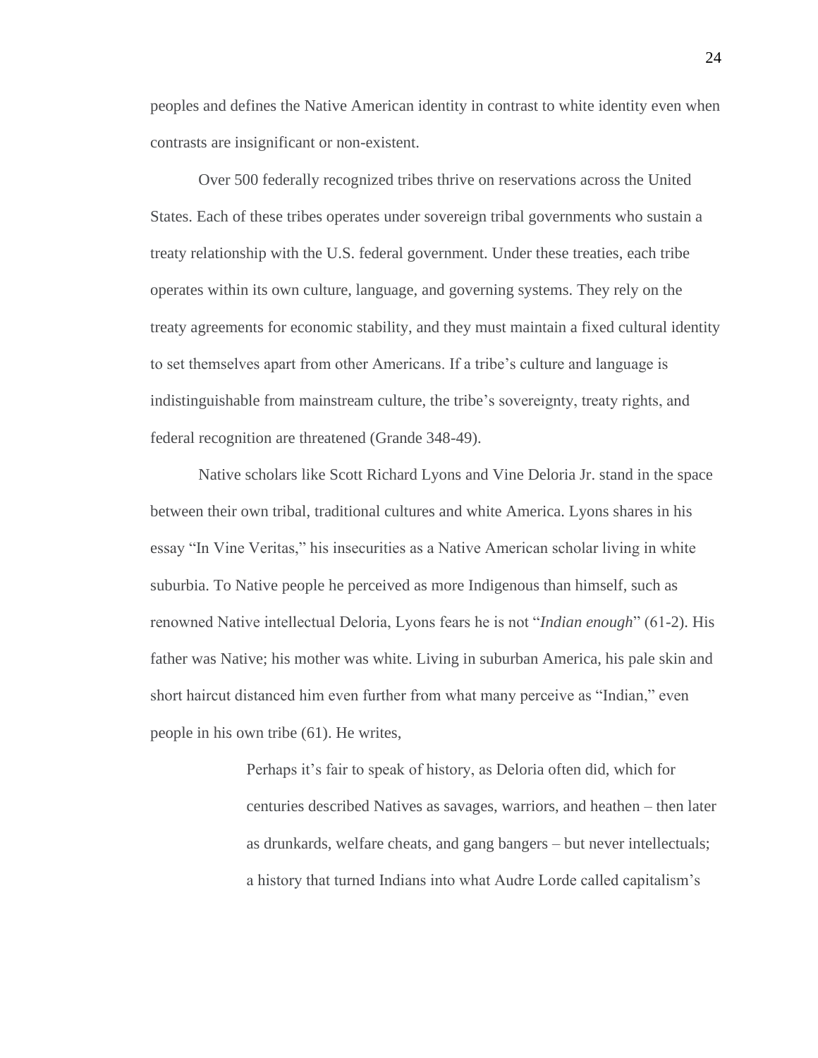peoples and defines the Native American identity in contrast to white identity even when contrasts are insignificant or non-existent.

Over 500 federally recognized tribes thrive on reservations across the United States. Each of these tribes operates under sovereign tribal governments who sustain a treaty relationship with the U.S. federal government. Under these treaties, each tribe operates within its own culture, language, and governing systems. They rely on the treaty agreements for economic stability, and they must maintain a fixed cultural identity to set themselves apart from other Americans. If a tribe's culture and language is indistinguishable from mainstream culture, the tribe's sovereignty, treaty rights, and federal recognition are threatened (Grande 348-49).

Native scholars like Scott Richard Lyons and Vine Deloria Jr. stand in the space between their own tribal, traditional cultures and white America. Lyons shares in his essay "In Vine Veritas," his insecurities as a Native American scholar living in white suburbia. To Native people he perceived as more Indigenous than himself, such as renowned Native intellectual Deloria, Lyons fears he is not "*Indian enough*" (61-2). His father was Native; his mother was white. Living in suburban America, his pale skin and short haircut distanced him even further from what many perceive as "Indian," even people in his own tribe (61). He writes,

> Perhaps it's fair to speak of history, as Deloria often did, which for centuries described Natives as savages, warriors, and heathen – then later as drunkards, welfare cheats, and gang bangers – but never intellectuals; a history that turned Indians into what Audre Lorde called capitalism's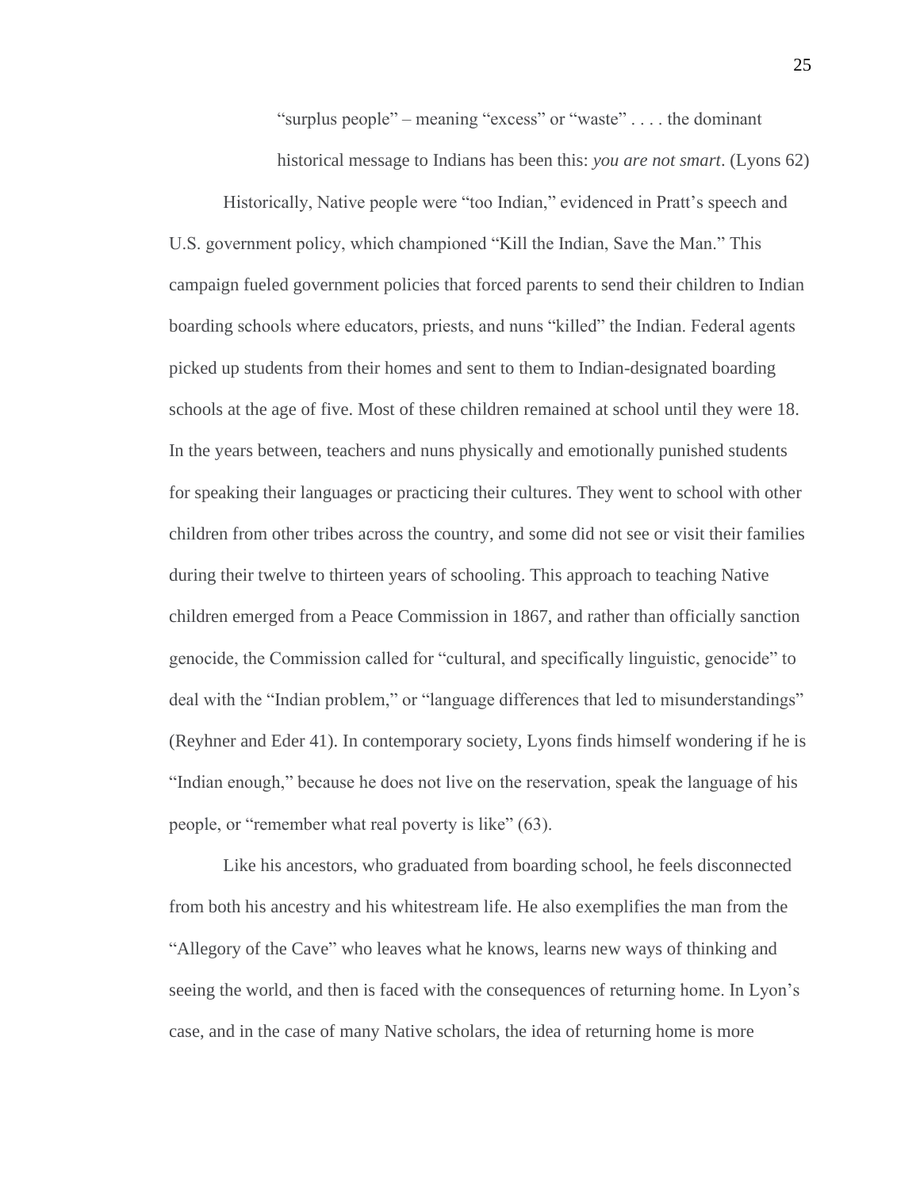> "surplus people" – meaning "excess" or "waste" . . . . the dominant historical message to Indians has been this: *you are not smart*. (Lyons 62)

Historically, Native people were "too Indian," evidenced in Pratt's speech and U.S. government policy, which championed "Kill the Indian, Save the Man." This campaign fueled government policies that forced parents to send their children to Indian boarding schools where educators, priests, and nuns "killed" the Indian. Federal agents picked up students from their homes and sent to them to Indian-designated boarding schools at the age of five. Most of these children remained at school until they were 18. In the years between, teachers and nuns physically and emotionally punished students for speaking their languages or practicing their cultures. They went to school with other children from other tribes across the country, and some did not see or visit their families during their twelve to thirteen years of schooling. This approach to teaching Native children emerged from a Peace Commission in 1867, and rather than officially sanction genocide, the Commission called for "cultural, and specifically linguistic, genocide" to deal with the "Indian problem," or "language differences that led to misunderstandings" (Reyhner and Eder 41). In contemporary society, Lyons finds himself wondering if he is "Indian enough," because he does not live on the reservation, speak the language of his people, or "remember what real poverty is like" (63).

Like his ancestors, who graduated from boarding school, he feels disconnected from both his ancestry and his whitestream life. He also exemplifies the man from the "Allegory of the Cave" who leaves what he knows, learns new ways of thinking and seeing the world, and then is faced with the consequences of returning home. In Lyon's case, and in the case of many Native scholars, the idea of returning home is more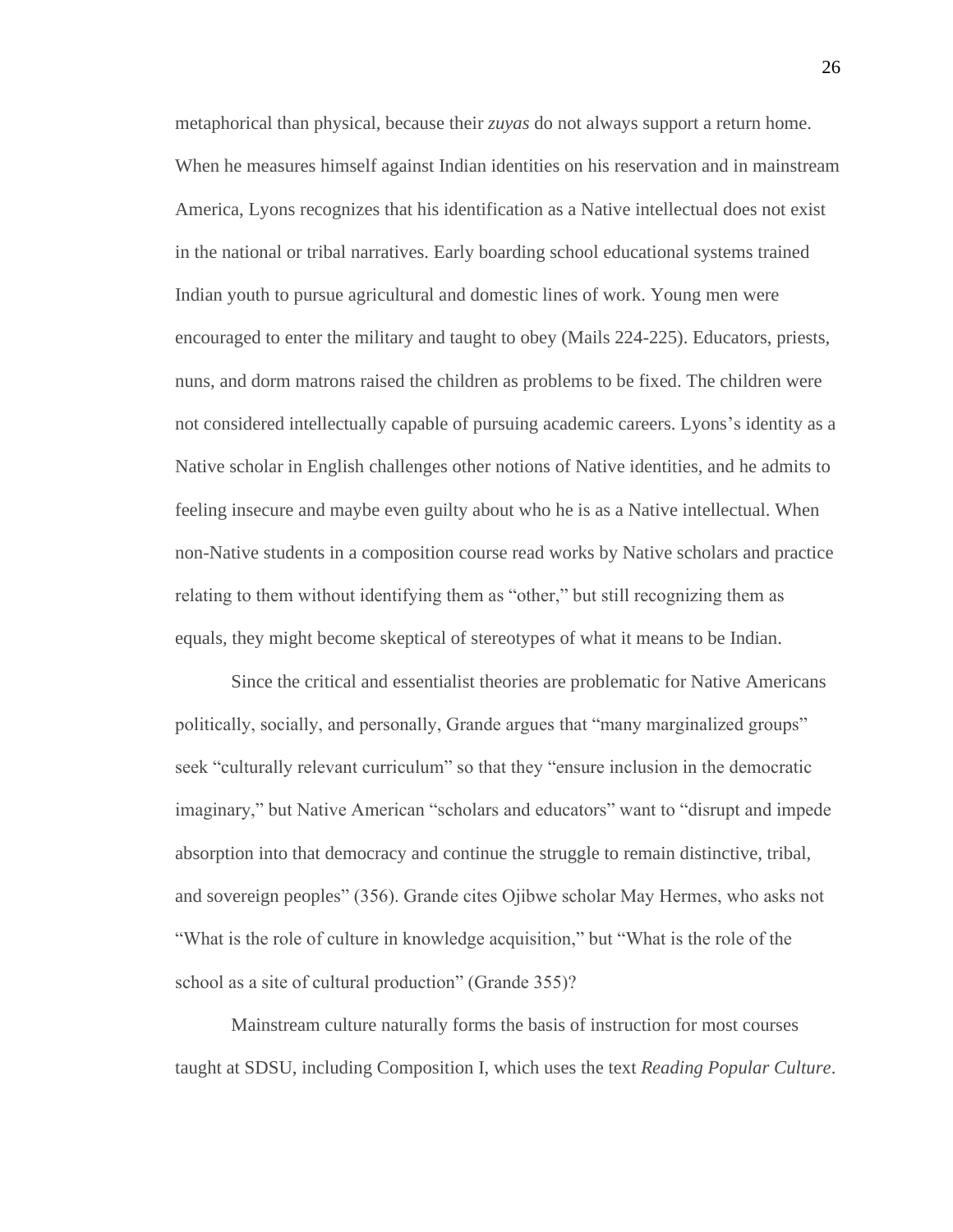metaphorical than physical, because their *zuyas* do not always support a return home. When he measures himself against Indian identities on his reservation and in mainstream America, Lyons recognizes that his identification as a Native intellectual does not exist in the national or tribal narratives. Early boarding school educational systems trained Indian youth to pursue agricultural and domestic lines of work. Young men were encouraged to enter the military and taught to obey (Mails 224-225). Educators, priests, nuns, and dorm matrons raised the children as problems to be fixed. The children were not considered intellectually capable of pursuing academic careers. Lyons's identity as a Native scholar in English challenges other notions of Native identities, and he admits to feeling insecure and maybe even guilty about who he is as a Native intellectual. When non-Native students in a composition course read works by Native scholars and practice relating to them without identifying them as "other," but still recognizing them as equals, they might become skeptical of stereotypes of what it means to be Indian.

Since the critical and essentialist theories are problematic for Native Americans politically, socially, and personally, Grande argues that "many marginalized groups" seek "culturally relevant curriculum" so that they "ensure inclusion in the democratic imaginary," but Native American "scholars and educators" want to "disrupt and impede absorption into that democracy and continue the struggle to remain distinctive, tribal, and sovereign peoples" (356). Grande cites Ojibwe scholar May Hermes, who asks not "What is the role of culture in knowledge acquisition," but "What is the role of the school as a site of cultural production" (Grande 355)?

Mainstream culture naturally forms the basis of instruction for most courses taught at SDSU, including Composition I, which uses the text *Reading Popular Culture*.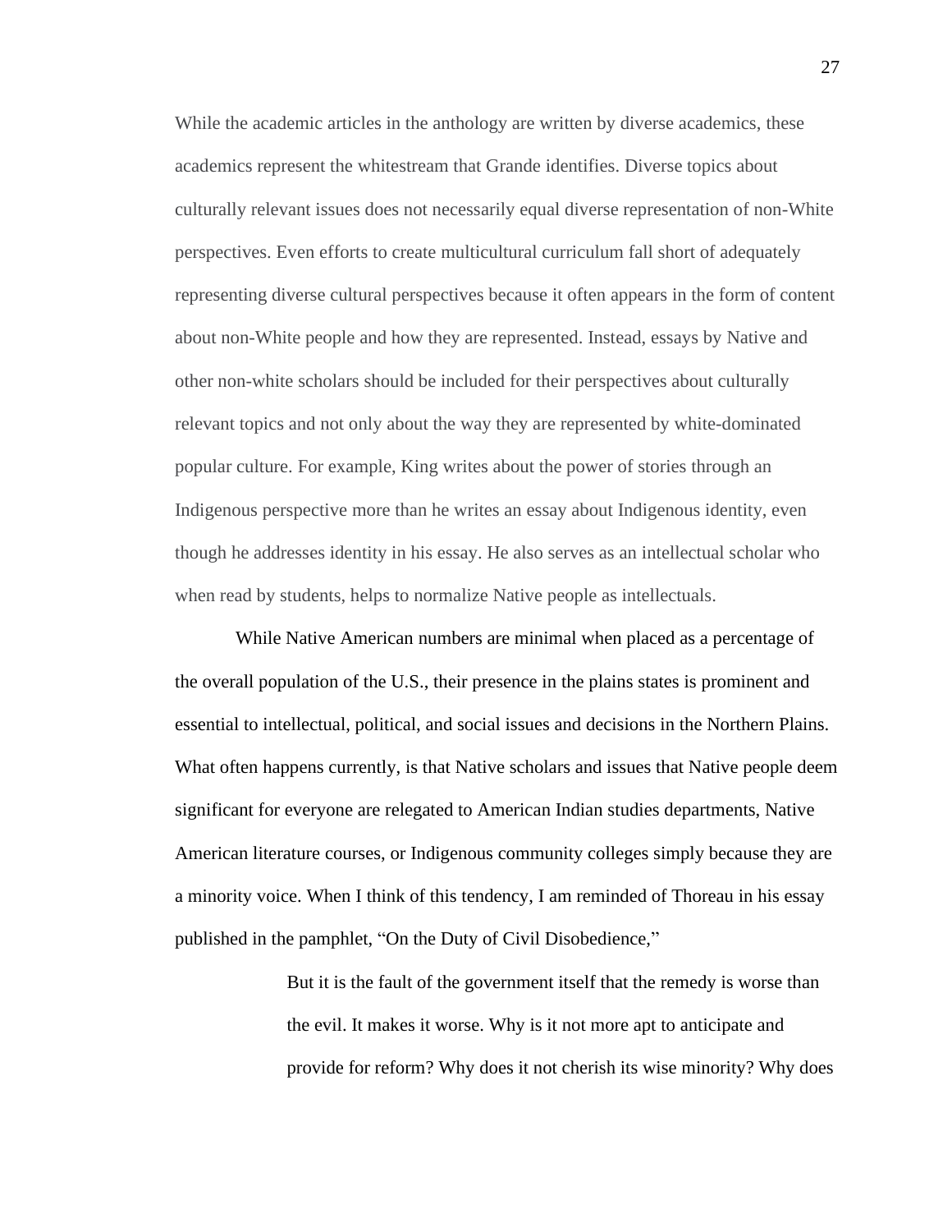While the academic articles in the anthology are written by diverse academics, these academics represent the whitestream that Grande identifies. Diverse topics about culturally relevant issues does not necessarily equal diverse representation of non-White perspectives. Even efforts to create multicultural curriculum fall short of adequately representing diverse cultural perspectives because it often appears in the form of content about non-White people and how they are represented. Instead, essays by Native and other non-white scholars should be included for their perspectives about culturally relevant topics and not only about the way they are represented by white-dominated popular culture. For example, King writes about the power of stories through an Indigenous perspective more than he writes an essay about Indigenous identity, even though he addresses identity in his essay. He also serves as an intellectual scholar who when read by students, helps to normalize Native people as intellectuals.

While Native American numbers are minimal when placed as a percentage of the overall population of the U.S., their presence in the plains states is prominent and essential to intellectual, political, and social issues and decisions in the Northern Plains. What often happens currently, is that Native scholars and issues that Native people deem significant for everyone are relegated to American Indian studies departments, Native American literature courses, or Indigenous community colleges simply because they are a minority voice. When I think of this tendency, I am reminded of Thoreau in his essay published in the pamphlet, "On the Duty of Civil Disobedience,"

> But it is the fault of the government itself that the remedy is worse than the evil. It makes it worse. Why is it not more apt to anticipate and provide for reform? Why does it not cherish its wise minority? Why does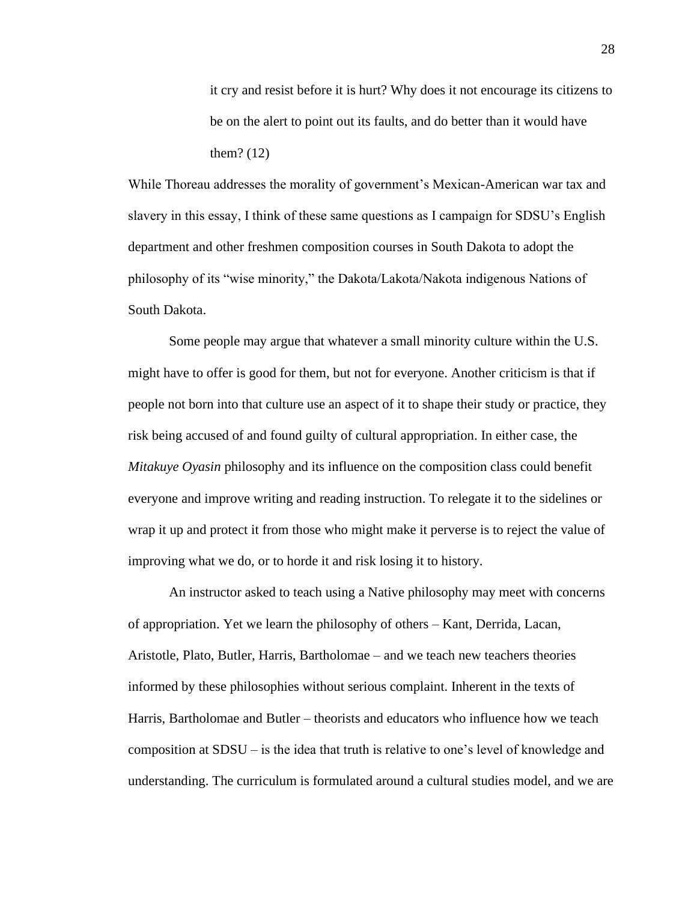> it cry and resist before it is hurt? Why does it not encourage its citizens to be on the alert to point out its faults, and do better than it would have them? (12)

While Thoreau addresses the morality of government's Mexican-American war tax and slavery in this essay, I think of these same questions as I campaign for SDSU's English department and other freshmen composition courses in South Dakota to adopt the philosophy of its "wise minority," the Dakota/Lakota/Nakota indigenous Nations of South Dakota.

Some people may argue that whatever a small minority culture within the U.S. might have to offer is good for them, but not for everyone. Another criticism is that if people not born into that culture use an aspect of it to shape their study or practice, they risk being accused of and found guilty of cultural appropriation. In either case, the *Mitakuye Oyasin* philosophy and its influence on the composition class could benefit everyone and improve writing and reading instruction. To relegate it to the sidelines or wrap it up and protect it from those who might make it perverse is to reject the value of improving what we do, or to horde it and risk losing it to history.

An instructor asked to teach using a Native philosophy may meet with concerns of appropriation. Yet we learn the philosophy of others – Kant, Derrida, Lacan, Aristotle, Plato, Butler, Harris, Bartholomae – and we teach new teachers theories informed by these philosophies without serious complaint. Inherent in the texts of Harris, Bartholomae and Butler – theorists and educators who influence how we teach composition at SDSU – is the idea that truth is relative to one's level of knowledge and understanding. The curriculum is formulated around a cultural studies model, and we are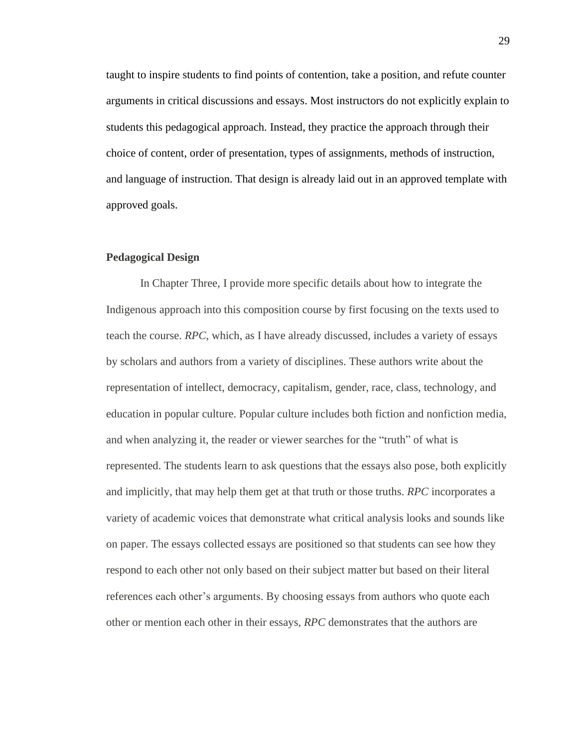taught to inspire students to find points of contention, take a position, and refute counter arguments in critical discussions and essays. Most instructors do not explicitly explain to students this pedagogical approach. Instead, they practice the approach through their choice of content, order of presentation, types of assignments, methods of instruction, and language of instruction. That design is already laid out in an approved template with approved goals.

**Pedagogical Design**

In Chapter Three, I provide more specific details about how to integrate the Indigenous approach into this composition course by first focusing on the texts used to teach the course. *RPC*, which, as I have already discussed, includes a variety of essays by scholars and authors from a variety of disciplines. These authors write about the representation of intellect, democracy, capitalism, gender, race, class, technology, and education in popular culture. Popular culture includes both fiction and nonfiction media, and when analyzing it, the reader or viewer searches for the "truth" of what is represented. The students learn to ask questions that the essays also pose, both explicitly and implicitly, that may help them get at that truth or those truths. *RPC* incorporates a variety of academic voices that demonstrate what critical analysis looks and sounds like on paper. The essays collected essays are positioned so that students can see how they respond to each other not only based on their subject matter but based on their literal references each other's arguments. By choosing essays from authors who quote each other or mention each other in their essays, *RPC* demonstrates that the authors are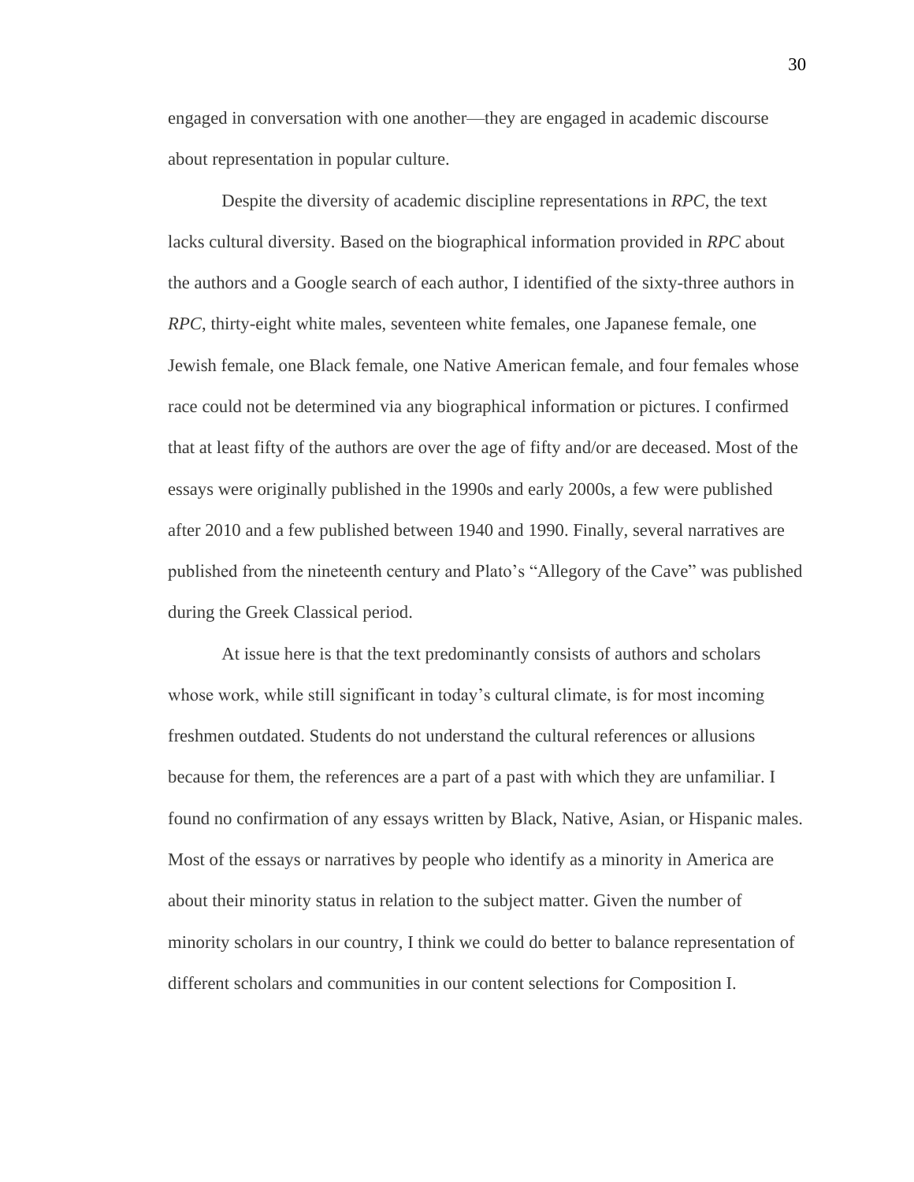engaged in conversation with one another—they are engaged in academic discourse about representation in popular culture.

Despite the diversity of academic discipline representations in *RPC*, the text lacks cultural diversity. Based on the biographical information provided in *RPC* about the authors and a Google search of each author, I identified of the sixty-three authors in *RPC*, thirty-eight white males, seventeen white females, one Japanese female, one Jewish female, one Black female, one Native American female, and four females whose race could not be determined via any biographical information or pictures. I confirmed that at least fifty of the authors are over the age of fifty and/or are deceased. Most of the essays were originally published in the 1990s and early 2000s, a few were published after 2010 and a few published between 1940 and 1990. Finally, several narratives are published from the nineteenth century and Plato's "Allegory of the Cave" was published during the Greek Classical period.

At issue here is that the text predominantly consists of authors and scholars whose work, while still significant in today's cultural climate, is for most incoming freshmen outdated. Students do not understand the cultural references or allusions because for them, the references are a part of a past with which they are unfamiliar. I found no confirmation of any essays written by Black, Native, Asian, or Hispanic males. Most of the essays or narratives by people who identify as a minority in America are about their minority status in relation to the subject matter. Given the number of minority scholars in our country, I think we could do better to balance representation of different scholars and communities in our content selections for Composition I.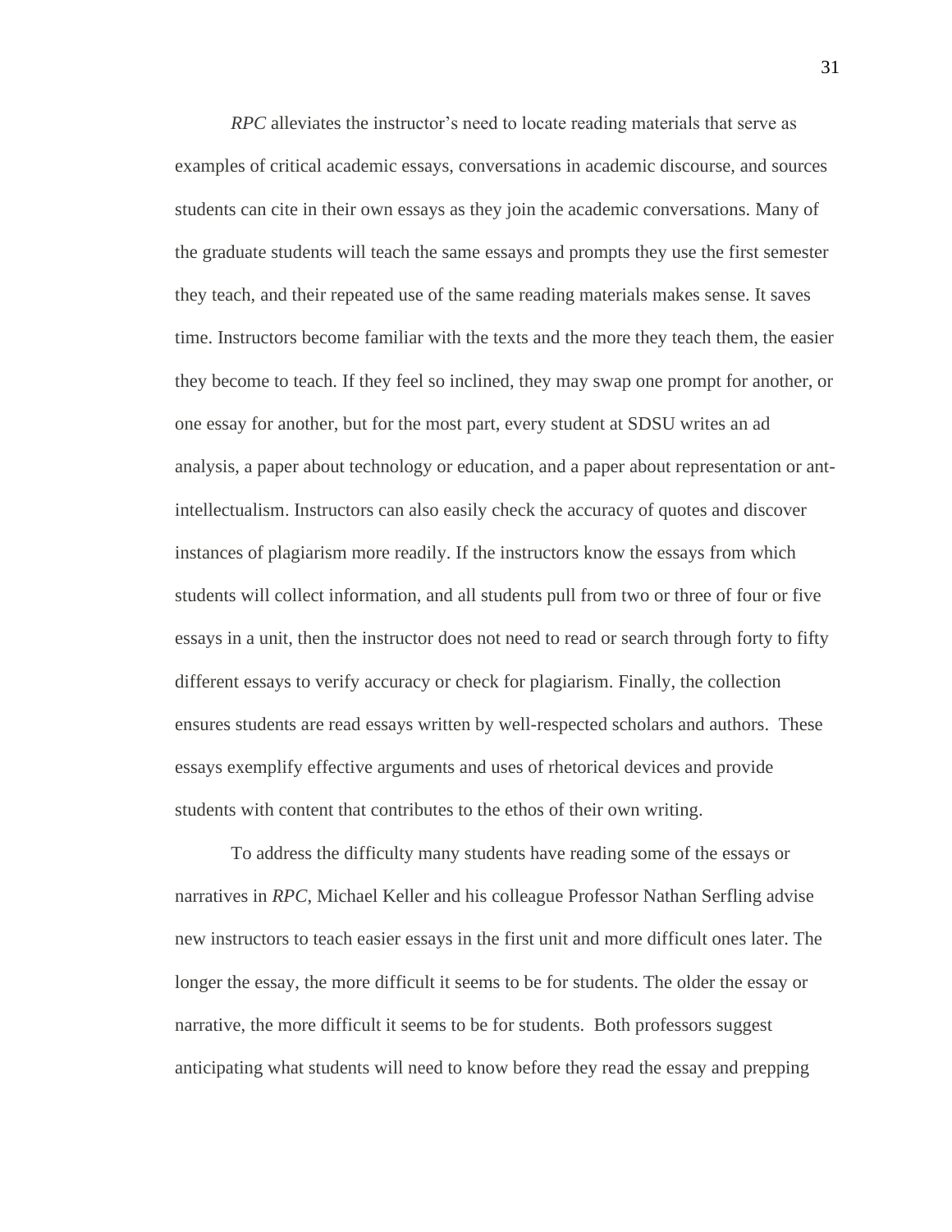*RPC* alleviates the instructor's need to locate reading materials that serve as examples of critical academic essays, conversations in academic discourse, and sources students can cite in their own essays as they join the academic conversations. Many of the graduate students will teach the same essays and prompts they use the first semester they teach, and their repeated use of the same reading materials makes sense. It saves time. Instructors become familiar with the texts and the more they teach them, the easier they become to teach. If they feel so inclined, they may swap one prompt for another, or one essay for another, but for the most part, every student at SDSU writes an ad analysis, a paper about technology or education, and a paper about representation or ant-intellectualism. Instructors can also easily check the accuracy of quotes and discover instances of plagiarism more readily. If the instructors know the essays from which students will collect information, and all students pull from two or three of four or five essays in a unit, then the instructor does not need to read or search through forty to fifty different essays to verify accuracy or check for plagiarism. Finally, the collection ensures students are read essays written by well-respected scholars and authors. These essays exemplify effective arguments and uses of rhetorical devices and provide students with content that contributes to the ethos of their own writing.

To address the difficulty many students have reading some of the essays or narratives in *RPC*, Michael Keller and his colleague Professor Nathan Serfling advise new instructors to teach easier essays in the first unit and more difficult ones later. The longer the essay, the more difficult it seems to be for students. The older the essay or narrative, the more difficult it seems to be for students. Both professors suggest anticipating what students will need to know before they read the essay and prepping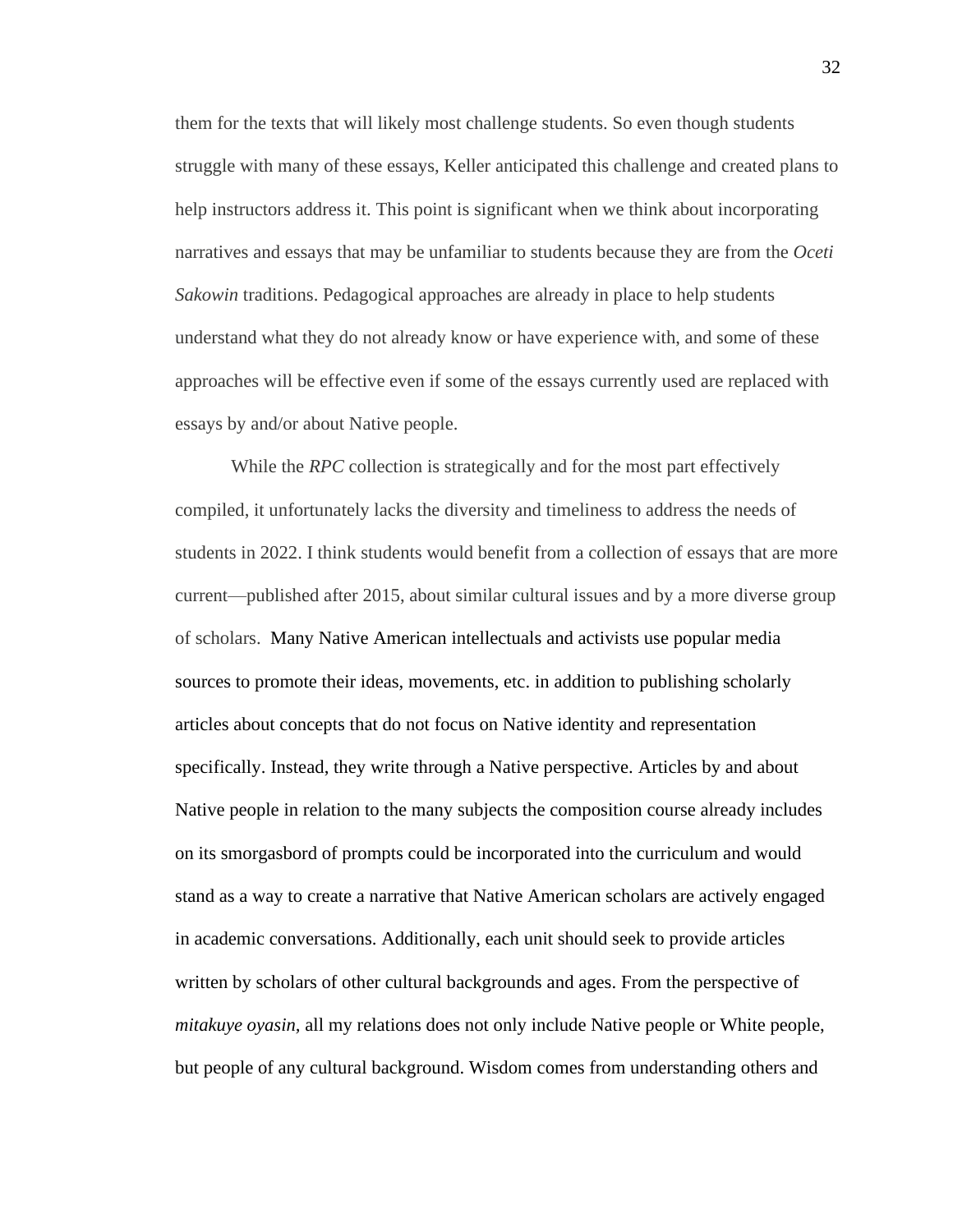them for the texts that will likely most challenge students. So even though students struggle with many of these essays, Keller anticipated this challenge and created plans to help instructors address it. This point is significant when we think about incorporating narratives and essays that may be unfamiliar to students because they are from the *Oceti Sakowin* traditions. Pedagogical approaches are already in place to help students understand what they do not already know or have experience with, and some of these approaches will be effective even if some of the essays currently used are replaced with essays by and/or about Native people.

While the *RPC* collection is strategically and for the most part effectively compiled, it unfortunately lacks the diversity and timeliness to address the needs of students in 2022. I think students would benefit from a collection of essays that are more current—published after 2015, about similar cultural issues and by a more diverse group of scholars. Many Native American intellectuals and activists use popular media sources to promote their ideas, movements, etc. in addition to publishing scholarly articles about concepts that do not focus on Native identity and representation specifically. Instead, they write through a Native perspective. Articles by and about Native people in relation to the many subjects the composition course already includes on its smorgasbord of prompts could be incorporated into the curriculum and would stand as a way to create a narrative that Native American scholars are actively engaged in academic conversations. Additionally, each unit should seek to provide articles written by scholars of other cultural backgrounds and ages. From the perspective of *mitakuye oyasin*, all my relations does not only include Native people or White people, but people of any cultural background. Wisdom comes from understanding others and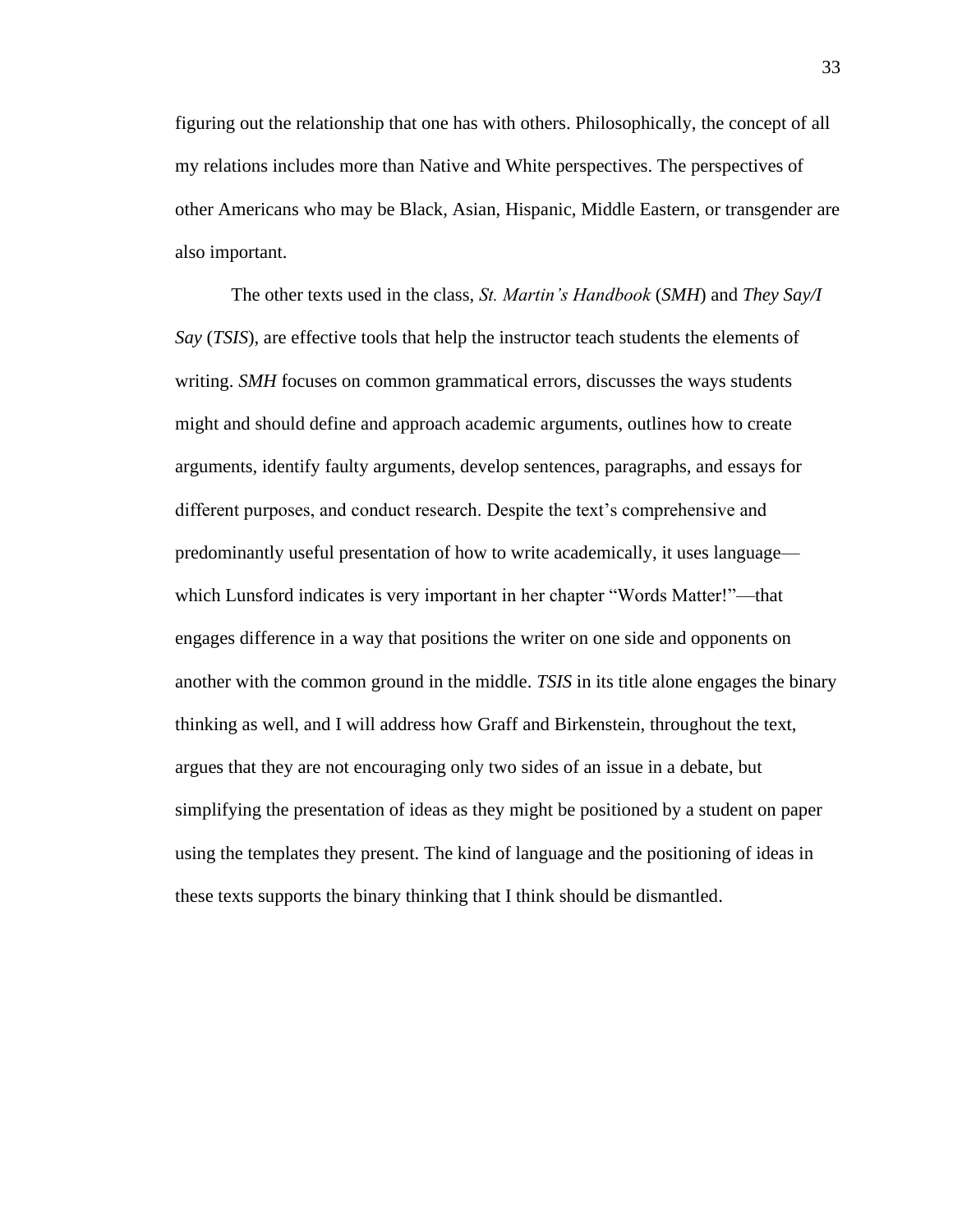figuring out the relationship that one has with others. Philosophically, the concept of all my relations includes more than Native and White perspectives. The perspectives of other Americans who may be Black, Asian, Hispanic, Middle Eastern, or transgender are also important.

The other texts used in the class, *St. Martin's Handbook* (*SMH*) and *They Say/I Say* (*TSIS*), are effective tools that help the instructor teach students the elements of writing. *SMH* focuses on common grammatical errors, discusses the ways students might and should define and approach academic arguments, outlines how to create arguments, identify faulty arguments, develop sentences, paragraphs, and essays for different purposes, and conduct research. Despite the text's comprehensive and predominantly useful presentation of how to write academically, it uses language—which Lunsford indicates is very important in her chapter "Words Matter!"—that engages difference in a way that positions the writer on one side and opponents on another with the common ground in the middle. *TSIS* in its title alone engages the binary thinking as well, and I will address how Graff and Birkenstein, throughout the text, argues that they are not encouraging only two sides of an issue in a debate, but simplifying the presentation of ideas as they might be positioned by a student on paper using the templates they present. The kind of language and the positioning of ideas in these texts supports the binary thinking that I think should be dismantled.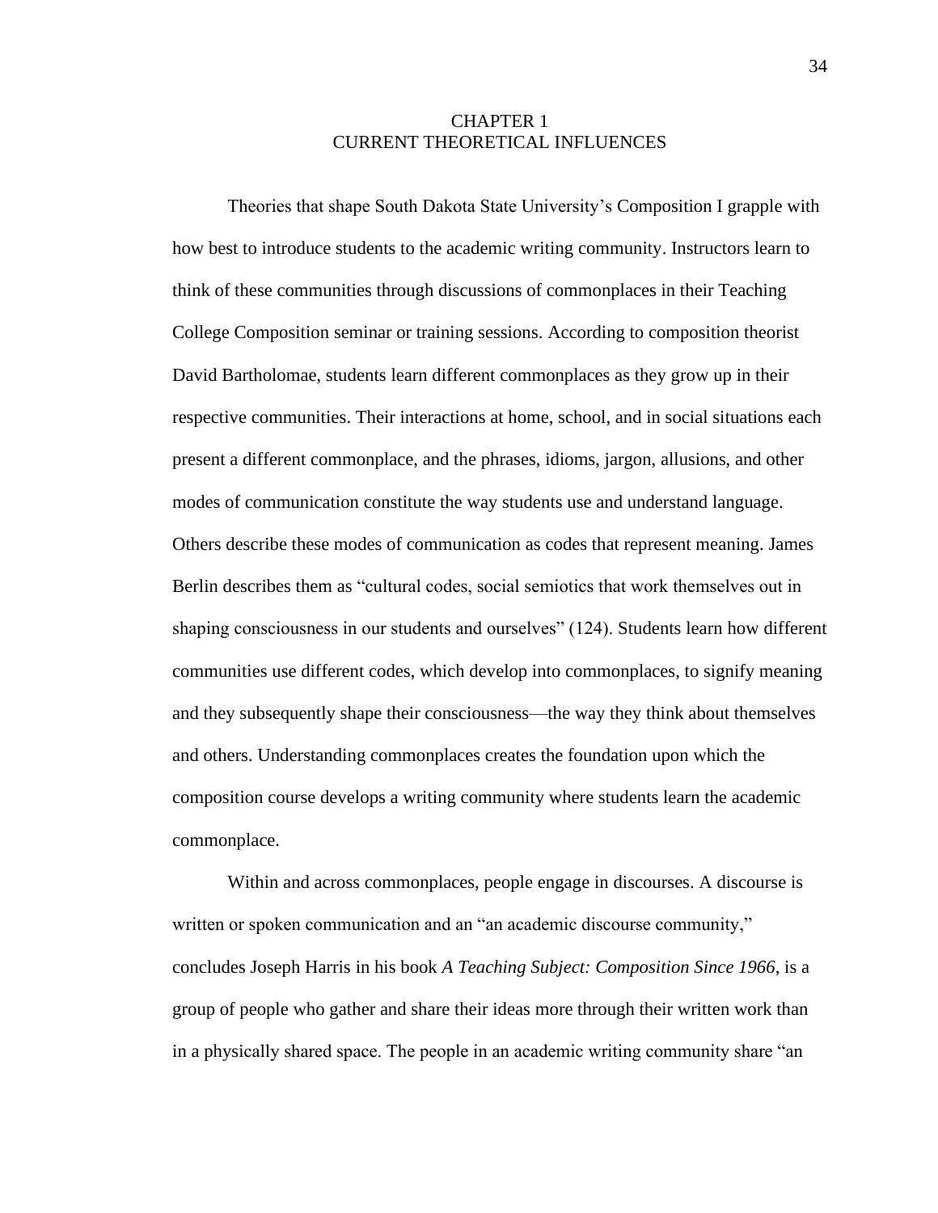# CHAPTER 1
# CURRENT THEORETICAL INFLUENCES

Theories that shape South Dakota State University's Composition I grapple with how best to introduce students to the academic writing community. Instructors learn to think of these communities through discussions of commonplaces in their Teaching College Composition seminar or training sessions. According to composition theorist David Bartholomae, students learn different commonplaces as they grow up in their respective communities. Their interactions at home, school, and in social situations each present a different commonplace, and the phrases, idioms, jargon, allusions, and other modes of communication constitute the way students use and understand language. Others describe these modes of communication as codes that represent meaning. James Berlin describes them as "cultural codes, social semiotics that work themselves out in shaping consciousness in our students and ourselves" (124). Students learn how different communities use different codes, which develop into commonplaces, to signify meaning and they subsequently shape their consciousness—the way they think about themselves and others. Understanding commonplaces creates the foundation upon which the composition course develops a writing community where students learn the academic commonplace.

Within and across commonplaces, people engage in discourses. A discourse is written or spoken communication and an "an academic discourse community," concludes Joseph Harris in his book *A Teaching Subject: Composition Since 1966*, is a group of people who gather and share their ideas more through their written work than in a physically shared space. The people in an academic writing community share "an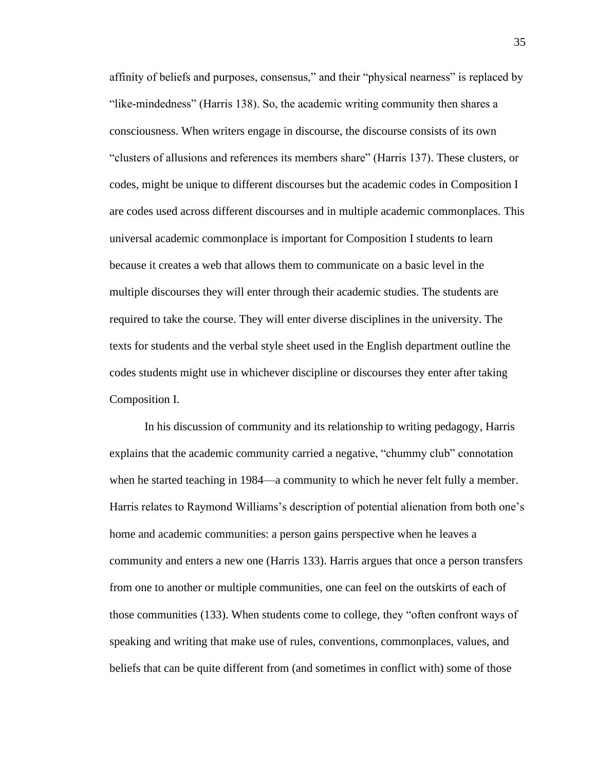affinity of beliefs and purposes, consensus," and their "physical nearness" is replaced by "like-mindedness" (Harris 138). So, the academic writing community then shares a consciousness. When writers engage in discourse, the discourse consists of its own "clusters of allusions and references its members share" (Harris 137). These clusters, or codes, might be unique to different discourses but the academic codes in Composition I are codes used across different discourses and in multiple academic commonplaces. This universal academic commonplace is important for Composition I students to learn because it creates a web that allows them to communicate on a basic level in the multiple discourses they will enter through their academic studies. The students are required to take the course. They will enter diverse disciplines in the university. The texts for students and the verbal style sheet used in the English department outline the codes students might use in whichever discipline or discourses they enter after taking Composition I.

In his discussion of community and its relationship to writing pedagogy, Harris explains that the academic community carried a negative, "chummy club" connotation when he started teaching in 1984—a community to which he never felt fully a member. Harris relates to Raymond Williams's description of potential alienation from both one's home and academic communities: a person gains perspective when he leaves a community and enters a new one (Harris 133). Harris argues that once a person transfers from one to another or multiple communities, one can feel on the outskirts of each of those communities (133). When students come to college, they "often confront ways of speaking and writing that make use of rules, conventions, commonplaces, values, and beliefs that can be quite different from (and sometimes in conflict with) some of those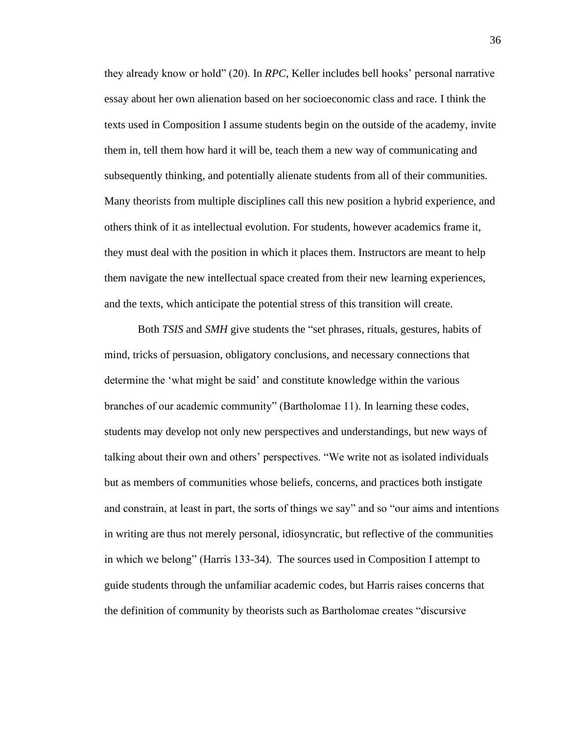they already know or hold" (20). In *RPC*, Keller includes bell hooks' personal narrative essay about her own alienation based on her socioeconomic class and race. I think the texts used in Composition I assume students begin on the outside of the academy, invite them in, tell them how hard it will be, teach them a new way of communicating and subsequently thinking, and potentially alienate students from all of their communities. Many theorists from multiple disciplines call this new position a hybrid experience, and others think of it as intellectual evolution. For students, however academics frame it, they must deal with the position in which it places them. Instructors are meant to help them navigate the new intellectual space created from their new learning experiences, and the texts, which anticipate the potential stress of this transition will create.

Both *TSIS* and *SMH* give students the "set phrases, rituals, gestures, habits of mind, tricks of persuasion, obligatory conclusions, and necessary connections that determine the 'what might be said' and constitute knowledge within the various branches of our academic community" (Bartholomae 11). In learning these codes, students may develop not only new perspectives and understandings, but new ways of talking about their own and others' perspectives. "We write not as isolated individuals but as members of communities whose beliefs, concerns, and practices both instigate and constrain, at least in part, the sorts of things we say" and so "our aims and intentions in writing are thus not merely personal, idiosyncratic, but reflective of the communities in which we belong" (Harris 133-34). The sources used in Composition I attempt to guide students through the unfamiliar academic codes, but Harris raises concerns that the definition of community by theorists such as Bartholomae creates "discursive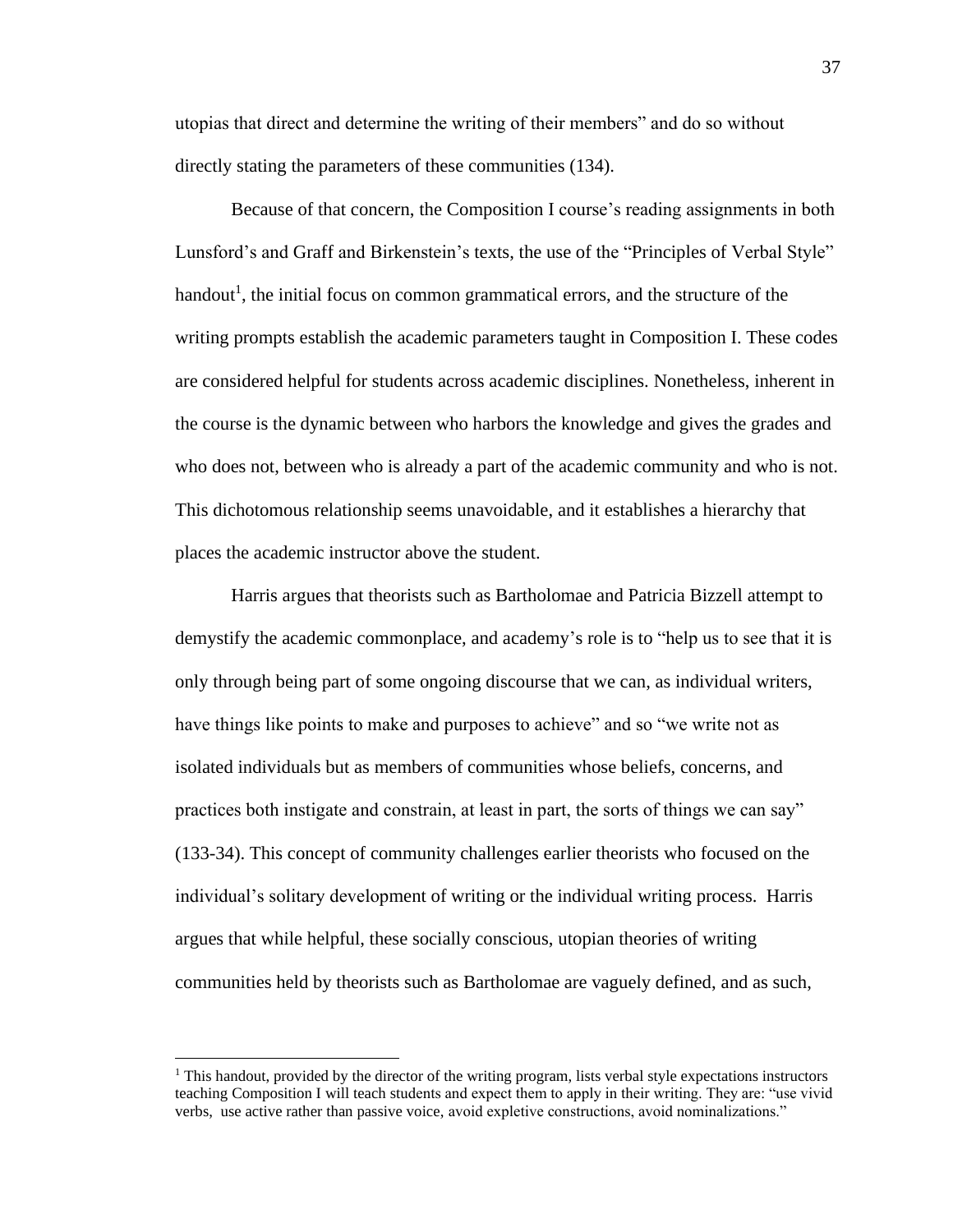utopias that direct and determine the writing of their members" and do so without directly stating the parameters of these communities (134).

Because of that concern, the Composition I course's reading assignments in both Lunsford's and Graff and Birkenstein's texts, the use of the "Principles of Verbal Style" handout[1], the initial focus on common grammatical errors, and the structure of the writing prompts establish the academic parameters taught in Composition I. These codes are considered helpful for students across academic disciplines. Nonetheless, inherent in the course is the dynamic between who harbors the knowledge and gives the grades and who does not, between who is already a part of the academic community and who is not. This dichotomous relationship seems unavoidable, and it establishes a hierarchy that places the academic instructor above the student.

Harris argues that theorists such as Bartholomae and Patricia Bizzell attempt to demystify the academic commonplace, and academy's role is to "help us to see that it is only through being part of some ongoing discourse that we can, as individual writers, have things like points to make and purposes to achieve" and so "we write not as isolated individuals but as members of communities whose beliefs, concerns, and practices both instigate and constrain, at least in part, the sorts of things we can say" (133-34). This concept of community challenges earlier theorists who focused on the individual's solitary development of writing or the individual writing process. Harris argues that while helpful, these socially conscious, utopian theories of writing communities held by theorists such as Bartholomae are vaguely defined, and as such,

[1] This handout, provided by the director of the writing program, lists verbal style expectations instructors teaching Composition I will teach students and expect them to apply in their writing. They are: "use vivid verbs, use active rather than passive voice, avoid expletive constructions, avoid nominalizations."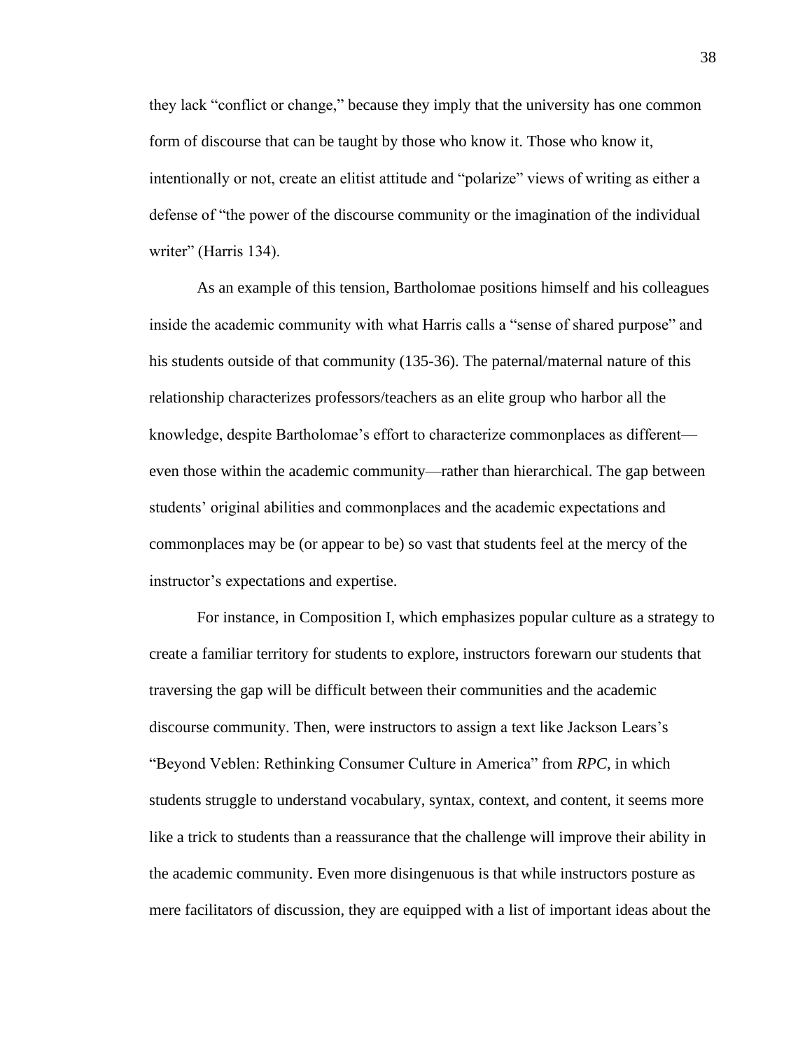they lack "conflict or change," because they imply that the university has one common form of discourse that can be taught by those who know it. Those who know it, intentionally or not, create an elitist attitude and "polarize" views of writing as either a defense of "the power of the discourse community or the imagination of the individual writer" (Harris 134).

As an example of this tension, Bartholomae positions himself and his colleagues inside the academic community with what Harris calls a "sense of shared purpose" and his students outside of that community (135-36). The paternal/maternal nature of this relationship characterizes professors/teachers as an elite group who harbor all the knowledge, despite Bartholomae's effort to characterize commonplaces as different—even those within the academic community—rather than hierarchical. The gap between students' original abilities and commonplaces and the academic expectations and commonplaces may be (or appear to be) so vast that students feel at the mercy of the instructor's expectations and expertise.

For instance, in Composition I, which emphasizes popular culture as a strategy to create a familiar territory for students to explore, instructors forewarn our students that traversing the gap will be difficult between their communities and the academic discourse community. Then, were instructors to assign a text like Jackson Lears's "Beyond Veblen: Rethinking Consumer Culture in America" from *RPC*, in which students struggle to understand vocabulary, syntax, context, and content, it seems more like a trick to students than a reassurance that the challenge will improve their ability in the academic community. Even more disingenuous is that while instructors posture as mere facilitators of discussion, they are equipped with a list of important ideas about the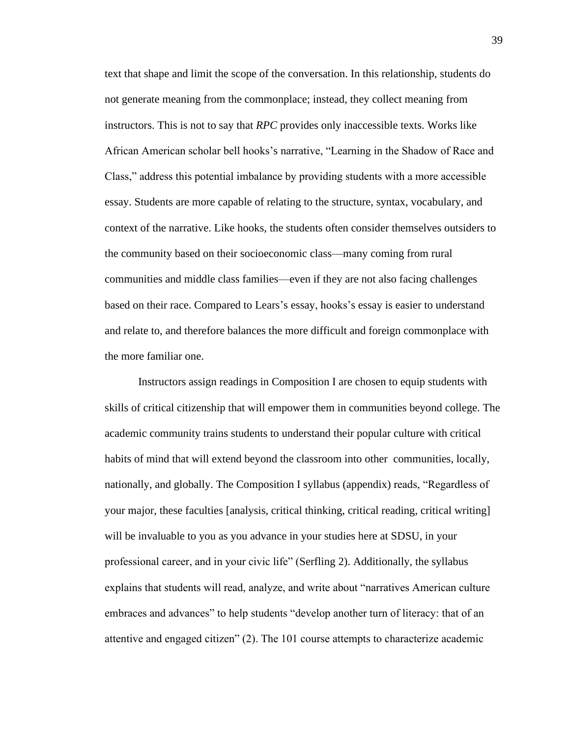text that shape and limit the scope of the conversation. In this relationship, students do not generate meaning from the commonplace; instead, they collect meaning from instructors. This is not to say that *RPC* provides only inaccessible texts. Works like African American scholar bell hooks's narrative, "Learning in the Shadow of Race and Class," address this potential imbalance by providing students with a more accessible essay. Students are more capable of relating to the structure, syntax, vocabulary, and context of the narrative. Like hooks, the students often consider themselves outsiders to the community based on their socioeconomic class—many coming from rural communities and middle class families—even if they are not also facing challenges based on their race. Compared to Lears's essay, hooks's essay is easier to understand and relate to, and therefore balances the more difficult and foreign commonplace with the more familiar one.

Instructors assign readings in Composition I are chosen to equip students with skills of critical citizenship that will empower them in communities beyond college. The academic community trains students to understand their popular culture with critical habits of mind that will extend beyond the classroom into other communities, locally, nationally, and globally. The Composition I syllabus (appendix) reads, "Regardless of your major, these faculties [analysis, critical thinking, critical reading, critical writing] will be invaluable to you as you advance in your studies here at SDSU, in your professional career, and in your civic life" (Serfling 2). Additionally, the syllabus explains that students will read, analyze, and write about "narratives American culture embraces and advances" to help students "develop another turn of literacy: that of an attentive and engaged citizen" (2). The 101 course attempts to characterize academic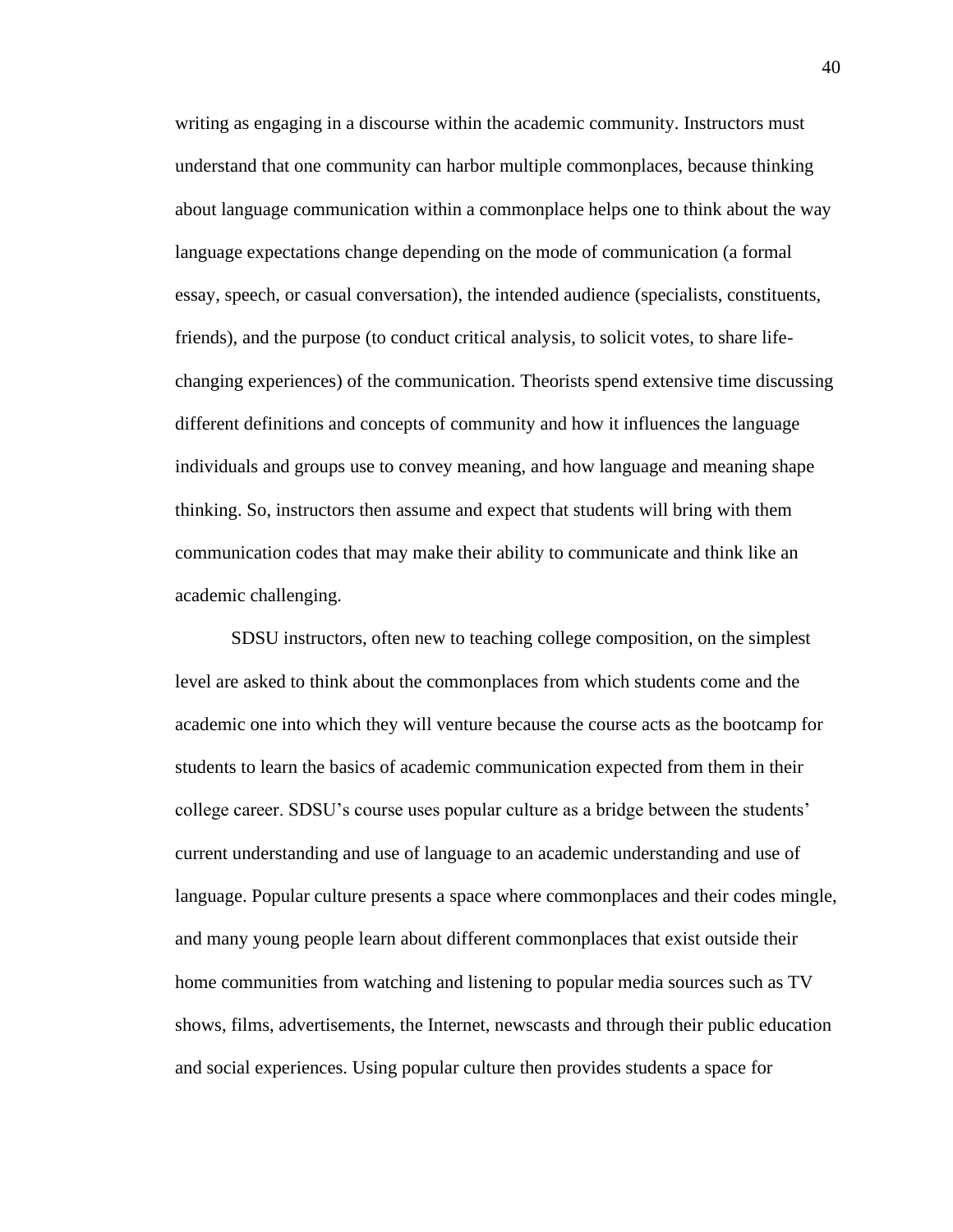writing as engaging in a discourse within the academic community. Instructors must understand that one community can harbor multiple commonplaces, because thinking about language communication within a commonplace helps one to think about the way language expectations change depending on the mode of communication (a formal essay, speech, or casual conversation), the intended audience (specialists, constituents, friends), and the purpose (to conduct critical analysis, to solicit votes, to share life-changing experiences) of the communication. Theorists spend extensive time discussing different definitions and concepts of community and how it influences the language individuals and groups use to convey meaning, and how language and meaning shape thinking. So, instructors then assume and expect that students will bring with them communication codes that may make their ability to communicate and think like an academic challenging.

SDSU instructors, often new to teaching college composition, on the simplest level are asked to think about the commonplaces from which students come and the academic one into which they will venture because the course acts as the bootcamp for students to learn the basics of academic communication expected from them in their college career. SDSU's course uses popular culture as a bridge between the students' current understanding and use of language to an academic understanding and use of language. Popular culture presents a space where commonplaces and their codes mingle, and many young people learn about different commonplaces that exist outside their home communities from watching and listening to popular media sources such as TV shows, films, advertisements, the Internet, newscasts and through their public education and social experiences. Using popular culture then provides students a space for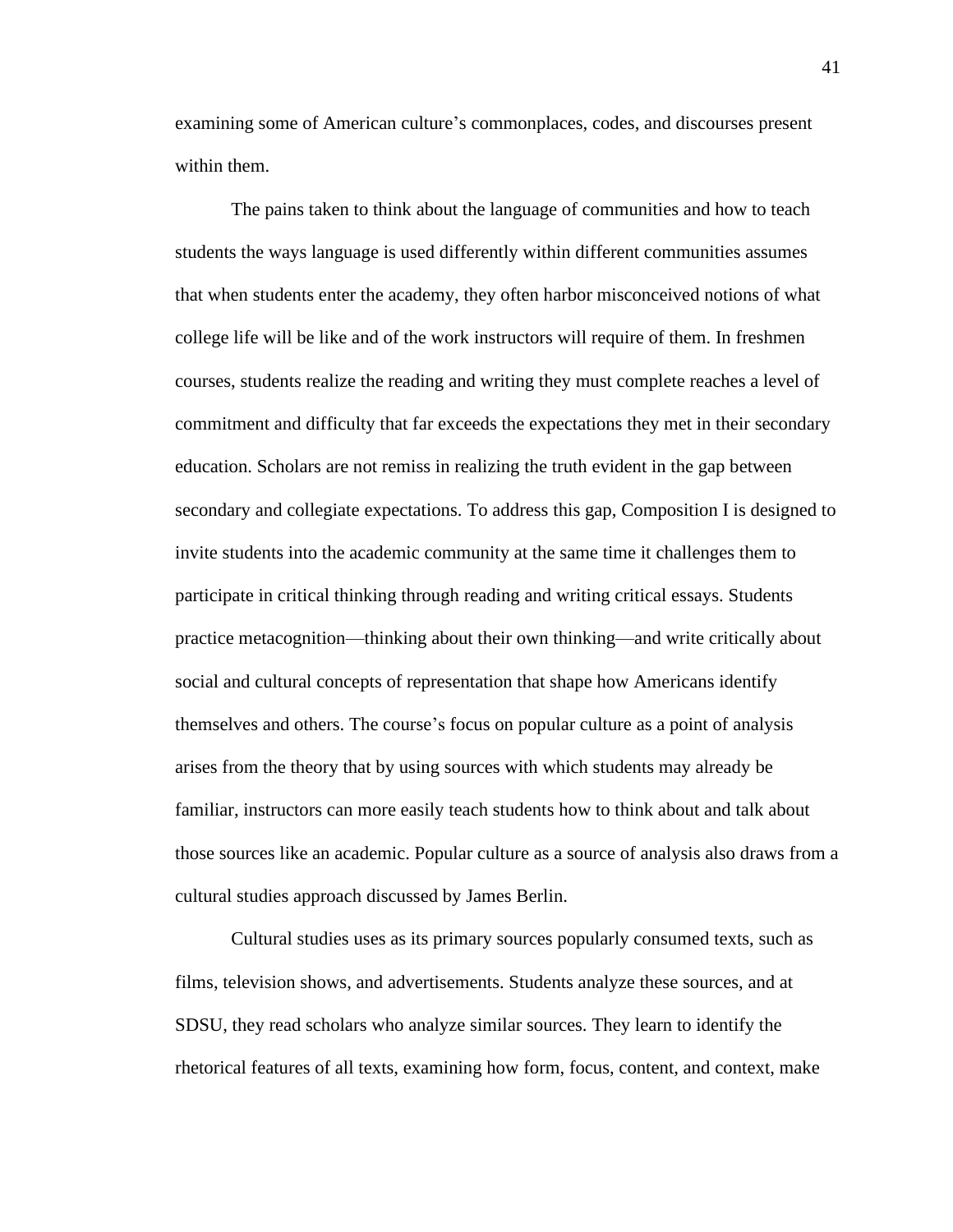examining some of American culture's commonplaces, codes, and discourses present within them.

The pains taken to think about the language of communities and how to teach students the ways language is used differently within different communities assumes that when students enter the academy, they often harbor misconceived notions of what college life will be like and of the work instructors will require of them. In freshmen courses, students realize the reading and writing they must complete reaches a level of commitment and difficulty that far exceeds the expectations they met in their secondary education. Scholars are not remiss in realizing the truth evident in the gap between secondary and collegiate expectations. To address this gap, Composition I is designed to invite students into the academic community at the same time it challenges them to participate in critical thinking through reading and writing critical essays. Students practice metacognition—thinking about their own thinking—and write critically about social and cultural concepts of representation that shape how Americans identify themselves and others. The course's focus on popular culture as a point of analysis arises from the theory that by using sources with which students may already be familiar, instructors can more easily teach students how to think about and talk about those sources like an academic. Popular culture as a source of analysis also draws from a cultural studies approach discussed by James Berlin.

Cultural studies uses as its primary sources popularly consumed texts, such as films, television shows, and advertisements. Students analyze these sources, and at SDSU, they read scholars who analyze similar sources. They learn to identify the rhetorical features of all texts, examining how form, focus, content, and context, make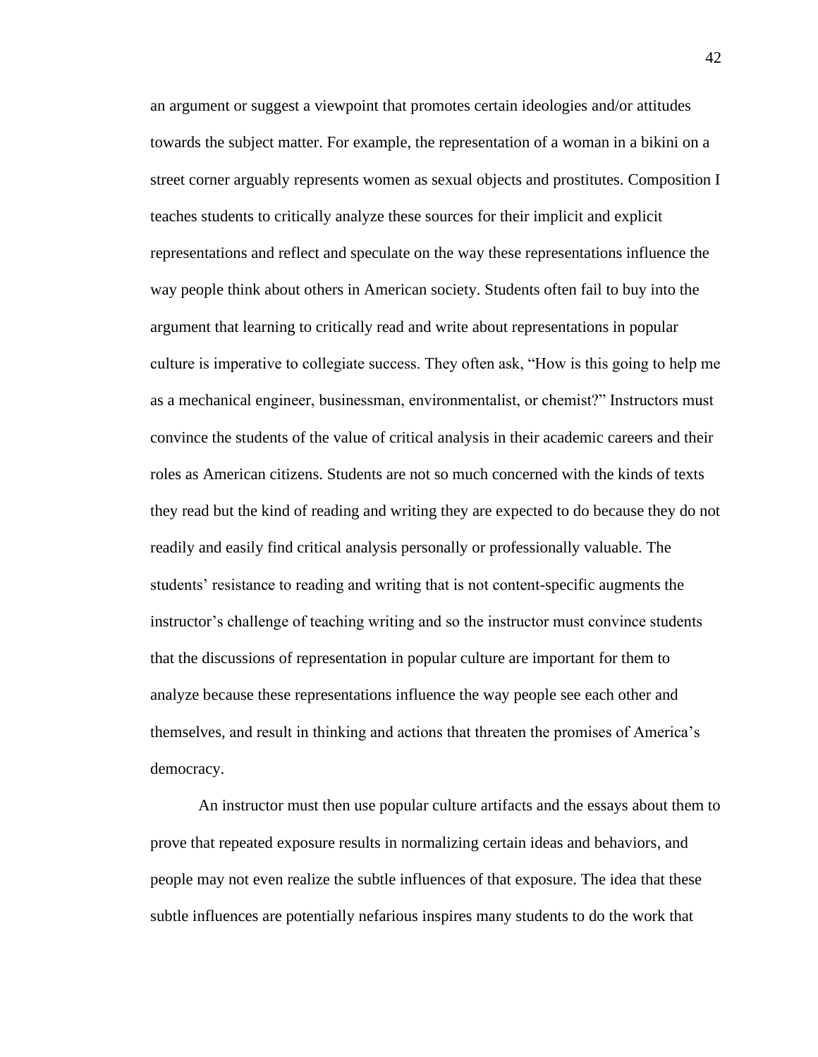an argument or suggest a viewpoint that promotes certain ideologies and/or attitudes towards the subject matter. For example, the representation of a woman in a bikini on a street corner arguably represents women as sexual objects and prostitutes. Composition I teaches students to critically analyze these sources for their implicit and explicit representations and reflect and speculate on the way these representations influence the way people think about others in American society. Students often fail to buy into the argument that learning to critically read and write about representations in popular culture is imperative to collegiate success. They often ask, "How is this going to help me as a mechanical engineer, businessman, environmentalist, or chemist?" Instructors must convince the students of the value of critical analysis in their academic careers and their roles as American citizens. Students are not so much concerned with the kinds of texts they read but the kind of reading and writing they are expected to do because they do not readily and easily find critical analysis personally or professionally valuable. The students' resistance to reading and writing that is not content-specific augments the instructor's challenge of teaching writing and so the instructor must convince students that the discussions of representation in popular culture are important for them to analyze because these representations influence the way people see each other and themselves, and result in thinking and actions that threaten the promises of America's democracy.

An instructor must then use popular culture artifacts and the essays about them to prove that repeated exposure results in normalizing certain ideas and behaviors, and people may not even realize the subtle influences of that exposure. The idea that these subtle influences are potentially nefarious inspires many students to do the work that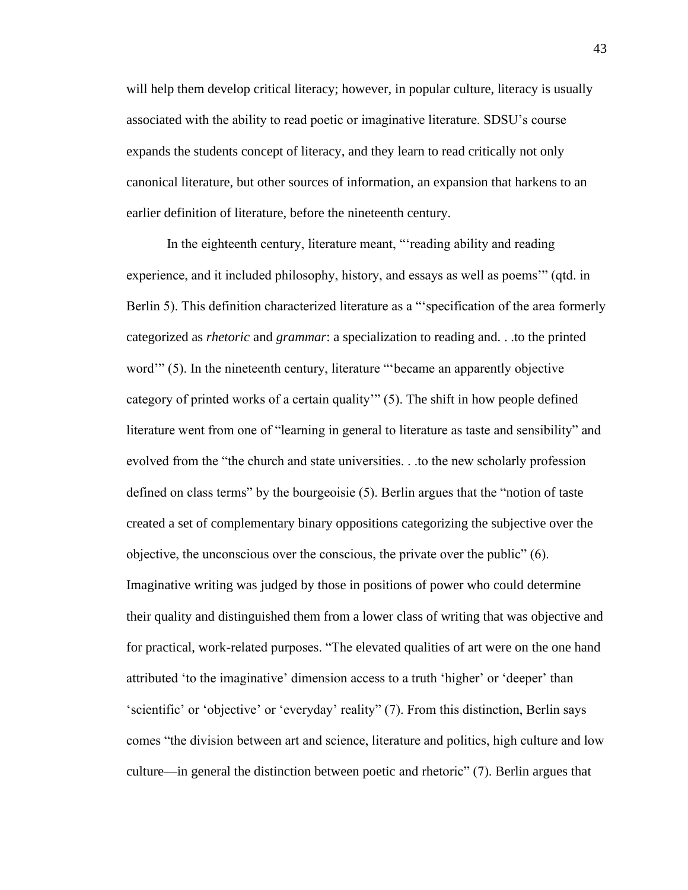will help them develop critical literacy; however, in popular culture, literacy is usually associated with the ability to read poetic or imaginative literature. SDSU's course expands the students concept of literacy, and they learn to read critically not only canonical literature, but other sources of information, an expansion that harkens to an earlier definition of literature, before the nineteenth century.

In the eighteenth century, literature meant, "'reading ability and reading experience, and it included philosophy, history, and essays as well as poems'" (qtd. in Berlin 5). This definition characterized literature as a "'specification of the area formerly categorized as *rhetoric* and *grammar*: a specialization to reading and. . .to the printed word'" (5). In the nineteenth century, literature "'became an apparently objective category of printed works of a certain quality'" (5). The shift in how people defined literature went from one of "learning in general to literature as taste and sensibility" and evolved from the "the church and state universities. . .to the new scholarly profession defined on class terms" by the bourgeoisie (5). Berlin argues that the "notion of taste created a set of complementary binary oppositions categorizing the subjective over the objective, the unconscious over the conscious, the private over the public" (6). Imaginative writing was judged by those in positions of power who could determine their quality and distinguished them from a lower class of writing that was objective and for practical, work-related purposes. "The elevated qualities of art were on the one hand attributed 'to the imaginative' dimension access to a truth 'higher' or 'deeper' than 'scientific' or 'objective' or 'everyday' reality" (7). From this distinction, Berlin says comes "the division between art and science, literature and politics, high culture and low culture—in general the distinction between poetic and rhetoric" (7). Berlin argues that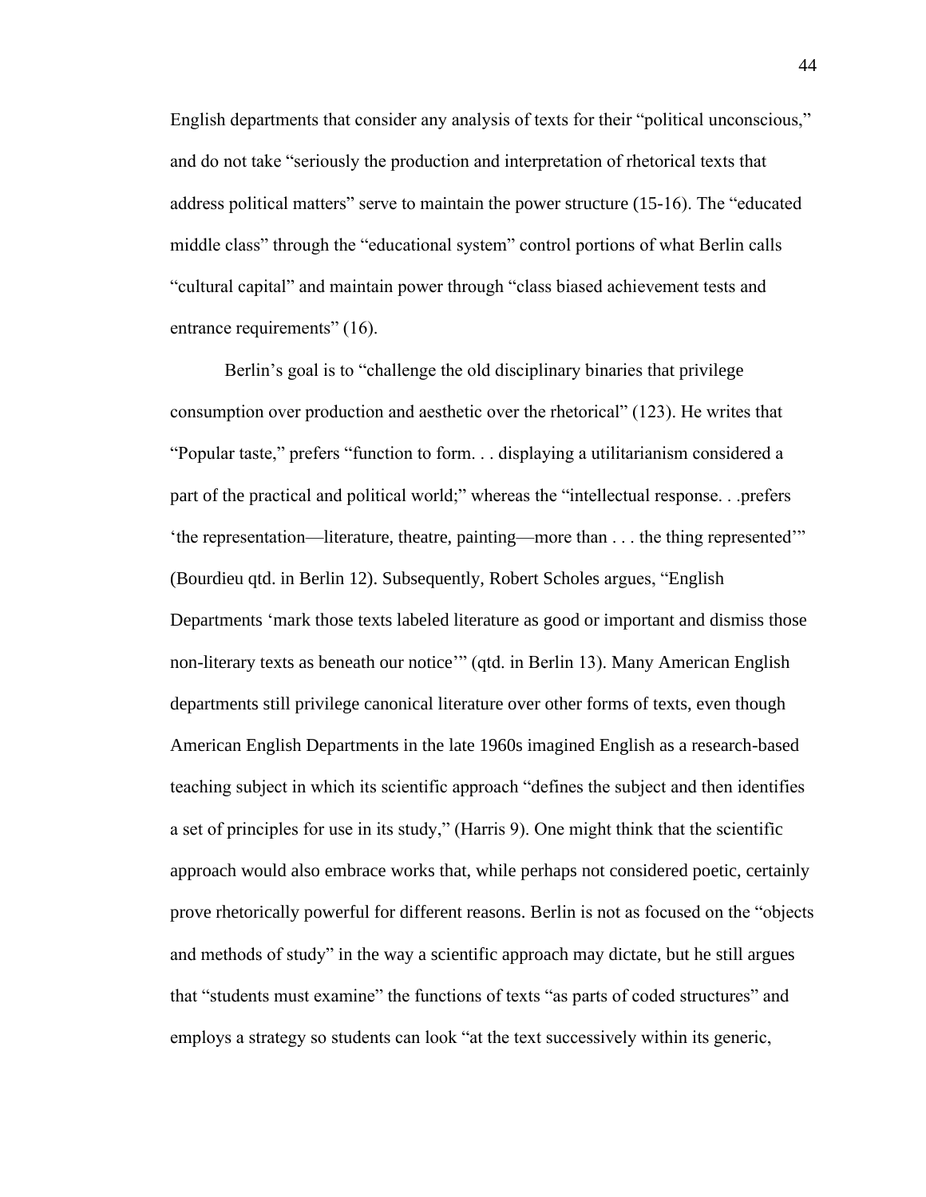English departments that consider any analysis of texts for their "political unconscious," and do not take "seriously the production and interpretation of rhetorical texts that address political matters" serve to maintain the power structure (15-16). The "educated middle class" through the "educational system" control portions of what Berlin calls "cultural capital" and maintain power through "class biased achievement tests and entrance requirements" (16).

Berlin's goal is to "challenge the old disciplinary binaries that privilege consumption over production and aesthetic over the rhetorical" (123). He writes that "Popular taste," prefers "function to form. . . displaying a utilitarianism considered a part of the practical and political world;" whereas the "intellectual response. . .prefers 'the representation—literature, theatre, painting—more than . . . the thing represented'" (Bourdieu qtd. in Berlin 12). Subsequently, Robert Scholes argues, "English Departments 'mark those texts labeled literature as good or important and dismiss those non-literary texts as beneath our notice'" (qtd. in Berlin 13). Many American English departments still privilege canonical literature over other forms of texts, even though American English Departments in the late 1960s imagined English as a research-based teaching subject in which its scientific approach "defines the subject and then identifies a set of principles for use in its study," (Harris 9). One might think that the scientific approach would also embrace works that, while perhaps not considered poetic, certainly prove rhetorically powerful for different reasons. Berlin is not as focused on the "objects and methods of study" in the way a scientific approach may dictate, but he still argues that "students must examine" the functions of texts "as parts of coded structures" and employs a strategy so students can look "at the text successively within its generic,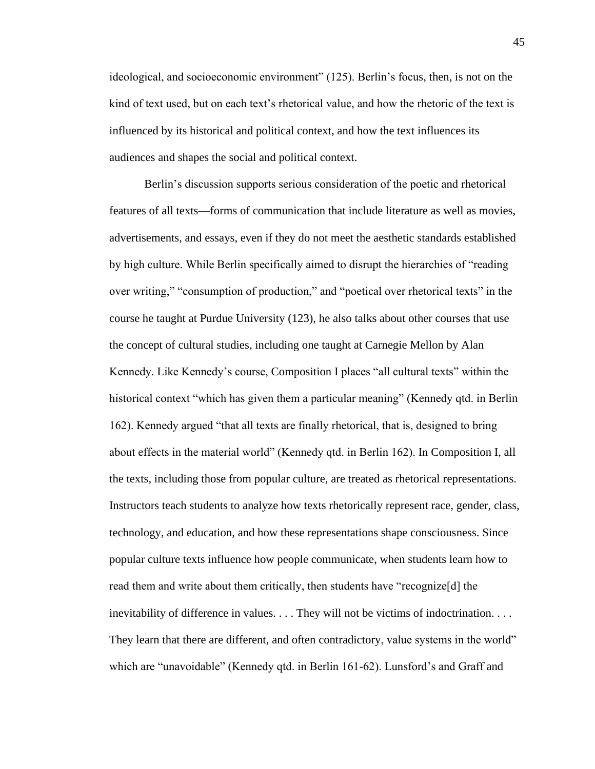ideological, and socioeconomic environment" (125). Berlin's focus, then, is not on the kind of text used, but on each text's rhetorical value, and how the rhetoric of the text is influenced by its historical and political context, and how the text influences its audiences and shapes the social and political context.

Berlin's discussion supports serious consideration of the poetic and rhetorical features of all texts—forms of communication that include literature as well as movies, advertisements, and essays, even if they do not meet the aesthetic standards established by high culture. While Berlin specifically aimed to disrupt the hierarchies of "reading over writing," "consumption of production," and "poetical over rhetorical texts" in the course he taught at Purdue University (123), he also talks about other courses that use the concept of cultural studies, including one taught at Carnegie Mellon by Alan Kennedy. Like Kennedy's course, Composition I places "all cultural texts" within the historical context "which has given them a particular meaning" (Kennedy qtd. in Berlin 162). Kennedy argued "that all texts are finally rhetorical, that is, designed to bring about effects in the material world" (Kennedy qtd. in Berlin 162). In Composition I, all the texts, including those from popular culture, are treated as rhetorical representations. Instructors teach students to analyze how texts rhetorically represent race, gender, class, technology, and education, and how these representations shape consciousness. Since popular culture texts influence how people communicate, when students learn how to read them and write about them critically, then students have "recognize[d] the inevitability of difference in values. . . . They will not be victims of indoctrination. . . . They learn that there are different, and often contradictory, value systems in the world" which are "unavoidable" (Kennedy qtd. in Berlin 161-62). Lunsford's and Graff and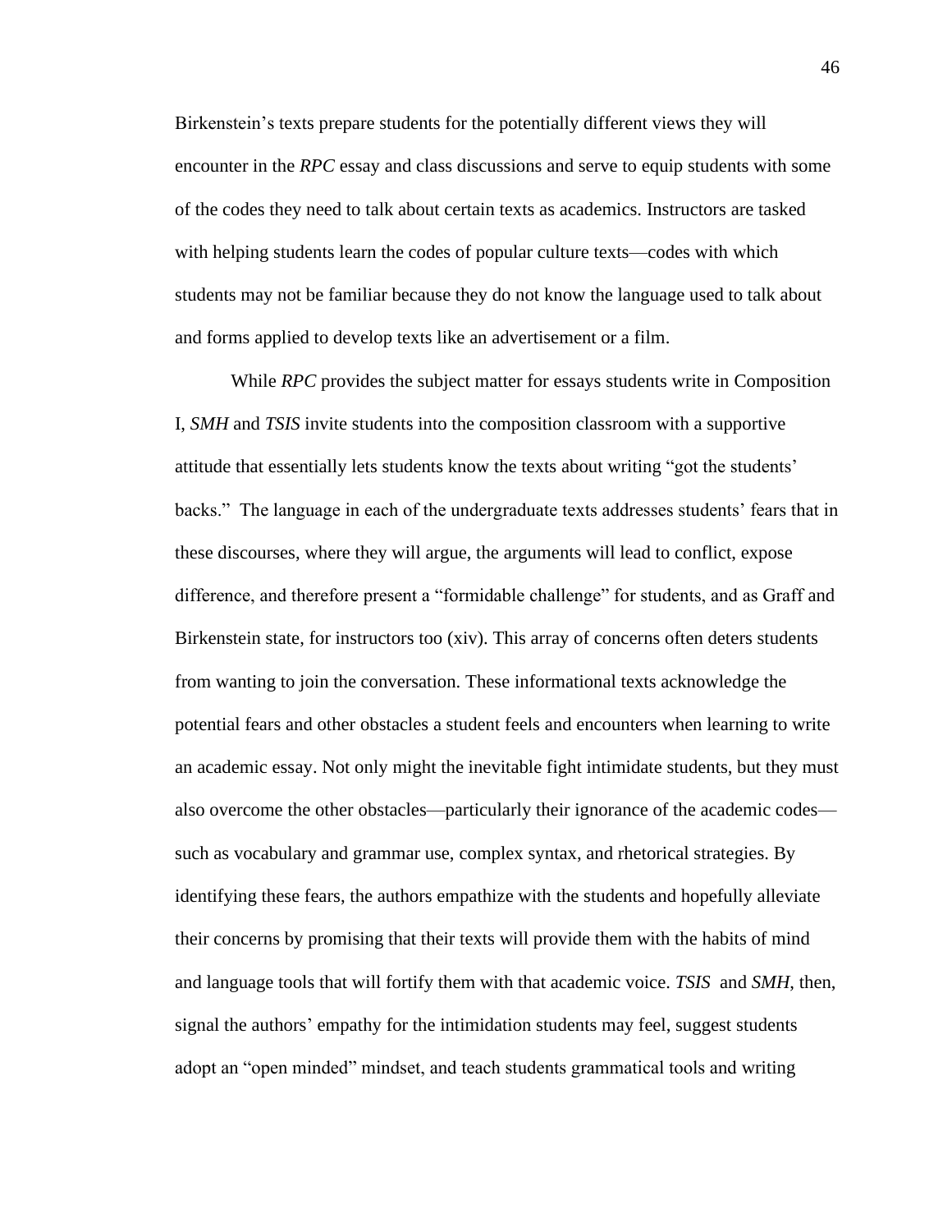Birkenstein's texts prepare students for the potentially different views they will encounter in the *RPC* essay and class discussions and serve to equip students with some of the codes they need to talk about certain texts as academics. Instructors are tasked with helping students learn the codes of popular culture texts—codes with which students may not be familiar because they do not know the language used to talk about and forms applied to develop texts like an advertisement or a film.

While *RPC* provides the subject matter for essays students write in Composition I, *SMH* and *TSIS* invite students into the composition classroom with a supportive attitude that essentially lets students know the texts about writing "got the students' backs." The language in each of the undergraduate texts addresses students' fears that in these discourses, where they will argue, the arguments will lead to conflict, expose difference, and therefore present a "formidable challenge" for students, and as Graff and Birkenstein state, for instructors too (xiv). This array of concerns often deters students from wanting to join the conversation. These informational texts acknowledge the potential fears and other obstacles a student feels and encounters when learning to write an academic essay. Not only might the inevitable fight intimidate students, but they must also overcome the other obstacles—particularly their ignorance of the academic codes—such as vocabulary and grammar use, complex syntax, and rhetorical strategies. By identifying these fears, the authors empathize with the students and hopefully alleviate their concerns by promising that their texts will provide them with the habits of mind and language tools that will fortify them with that academic voice. *TSIS* and *SMH*, then, signal the authors' empathy for the intimidation students may feel, suggest students adopt an "open minded" mindset, and teach students grammatical tools and writing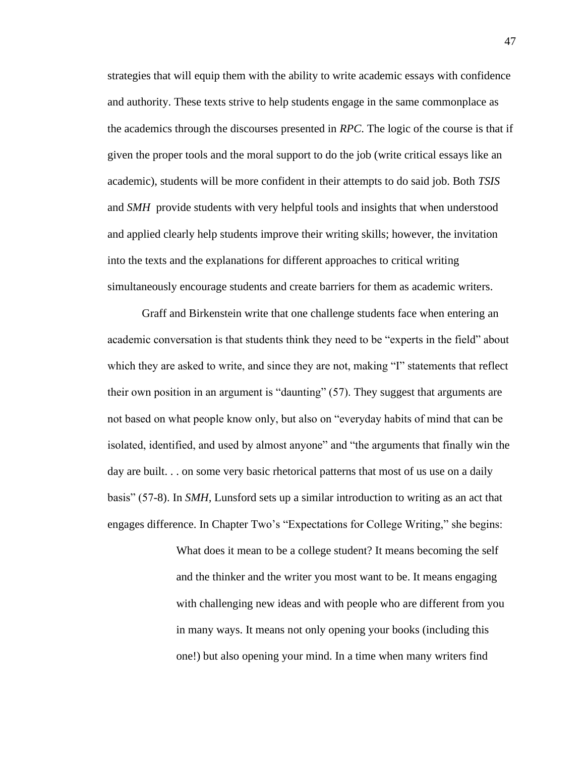strategies that will equip them with the ability to write academic essays with confidence and authority. These texts strive to help students engage in the same commonplace as the academics through the discourses presented in *RPC*. The logic of the course is that if given the proper tools and the moral support to do the job (write critical essays like an academic), students will be more confident in their attempts to do said job. Both *TSIS* and *SMH* provide students with very helpful tools and insights that when understood and applied clearly help students improve their writing skills; however, the invitation into the texts and the explanations for different approaches to critical writing simultaneously encourage students and create barriers for them as academic writers.

Graff and Birkenstein write that one challenge students face when entering an academic conversation is that students think they need to be "experts in the field" about which they are asked to write, and since they are not, making "I" statements that reflect their own position in an argument is "daunting" (57). They suggest that arguments are not based on what people know only, but also on "everyday habits of mind that can be isolated, identified, and used by almost anyone" and "the arguments that finally win the day are built. . . on some very basic rhetorical patterns that most of us use on a daily basis" (57-8). In *SMH*, Lunsford sets up a similar introduction to writing as an act that engages difference. In Chapter Two's "Expectations for College Writing," she begins:

> What does it mean to be a college student? It means becoming the self and the thinker and the writer you most want to be. It means engaging with challenging new ideas and with people who are different from you in many ways. It means not only opening your books (including this one!) but also opening your mind. In a time when many writers find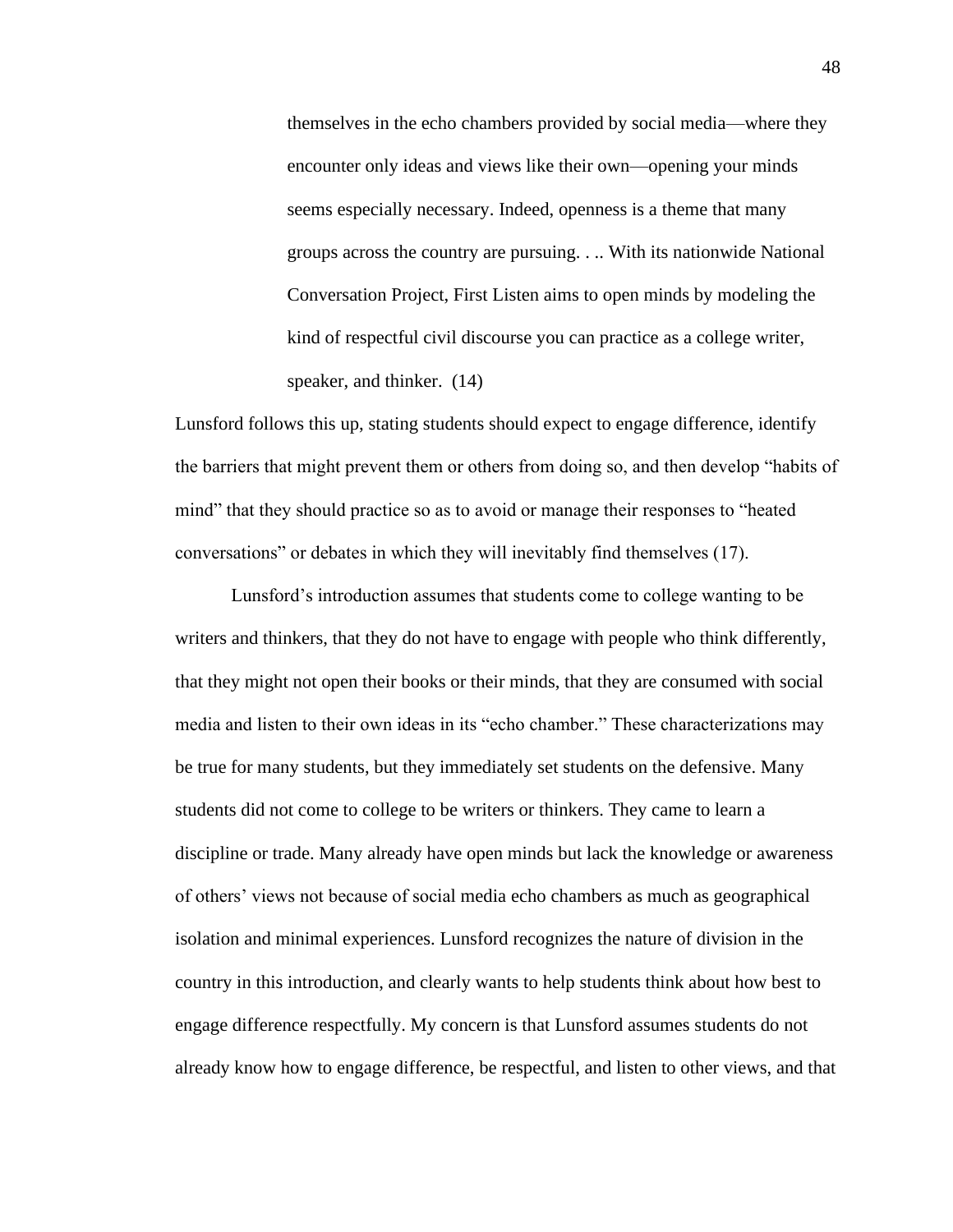> themselves in the echo chambers provided by social media—where they encounter only ideas and views like their own—opening your minds seems especially necessary. Indeed, openness is a theme that many groups across the country are pursuing. . .. With its nationwide National Conversation Project, First Listen aims to open minds by modeling the kind of respectful civil discourse you can practice as a college writer, speaker, and thinker. (14)

Lunsford follows this up, stating students should expect to engage difference, identify the barriers that might prevent them or others from doing so, and then develop "habits of mind" that they should practice so as to avoid or manage their responses to "heated conversations" or debates in which they will inevitably find themselves (17).

Lunsford's introduction assumes that students come to college wanting to be writers and thinkers, that they do not have to engage with people who think differently, that they might not open their books or their minds, that they are consumed with social media and listen to their own ideas in its "echo chamber." These characterizations may be true for many students, but they immediately set students on the defensive. Many students did not come to college to be writers or thinkers. They came to learn a discipline or trade. Many already have open minds but lack the knowledge or awareness of others' views not because of social media echo chambers as much as geographical isolation and minimal experiences. Lunsford recognizes the nature of division in the country in this introduction, and clearly wants to help students think about how best to engage difference respectfully. My concern is that Lunsford assumes students do not already know how to engage difference, be respectful, and listen to other views, and that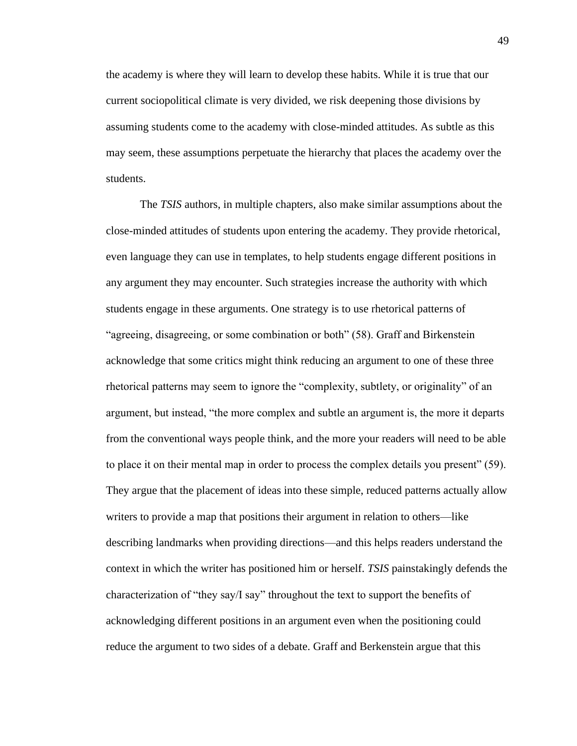the academy is where they will learn to develop these habits. While it is true that our current sociopolitical climate is very divided, we risk deepening those divisions by assuming students come to the academy with close-minded attitudes. As subtle as this may seem, these assumptions perpetuate the hierarchy that places the academy over the students.

The *TSIS* authors, in multiple chapters, also make similar assumptions about the close-minded attitudes of students upon entering the academy. They provide rhetorical, even language they can use in templates, to help students engage different positions in any argument they may encounter. Such strategies increase the authority with which students engage in these arguments. One strategy is to use rhetorical patterns of "agreeing, disagreeing, or some combination or both" (58). Graff and Birkenstein acknowledge that some critics might think reducing an argument to one of these three rhetorical patterns may seem to ignore the "complexity, subtlety, or originality" of an argument, but instead, "the more complex and subtle an argument is, the more it departs from the conventional ways people think, and the more your readers will need to be able to place it on their mental map in order to process the complex details you present" (59). They argue that the placement of ideas into these simple, reduced patterns actually allow writers to provide a map that positions their argument in relation to others—like describing landmarks when providing directions—and this helps readers understand the context in which the writer has positioned him or herself. *TSIS* painstakingly defends the characterization of "they say/I say" throughout the text to support the benefits of acknowledging different positions in an argument even when the positioning could reduce the argument to two sides of a debate. Graff and Berkenstein argue that this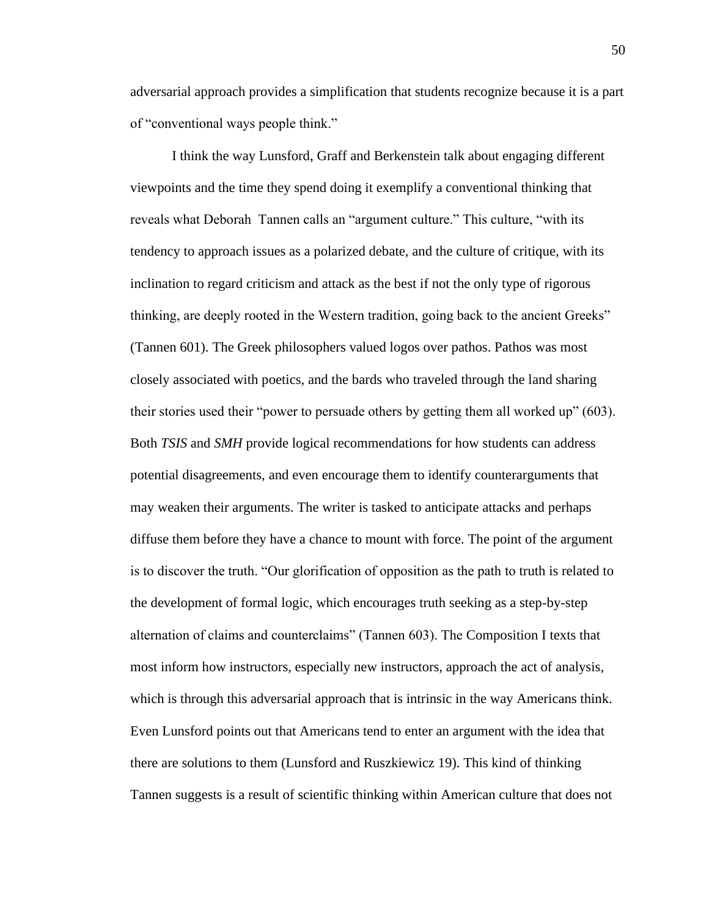adversarial approach provides a simplification that students recognize because it is a part of "conventional ways people think."

I think the way Lunsford, Graff and Berkenstein talk about engaging different viewpoints and the time they spend doing it exemplify a conventional thinking that reveals what Deborah Tannen calls an "argument culture." This culture, "with its tendency to approach issues as a polarized debate, and the culture of critique, with its inclination to regard criticism and attack as the best if not the only type of rigorous thinking, are deeply rooted in the Western tradition, going back to the ancient Greeks" (Tannen 601). The Greek philosophers valued logos over pathos. Pathos was most closely associated with poetics, and the bards who traveled through the land sharing their stories used their "power to persuade others by getting them all worked up" (603). Both *TSIS* and *SMH* provide logical recommendations for how students can address potential disagreements, and even encourage them to identify counterarguments that may weaken their arguments. The writer is tasked to anticipate attacks and perhaps diffuse them before they have a chance to mount with force. The point of the argument is to discover the truth. "Our glorification of opposition as the path to truth is related to the development of formal logic, which encourages truth seeking as a step-by-step alternation of claims and counterclaims" (Tannen 603). The Composition I texts that most inform how instructors, especially new instructors, approach the act of analysis, which is through this adversarial approach that is intrinsic in the way Americans think. Even Lunsford points out that Americans tend to enter an argument with the idea that there are solutions to them (Lunsford and Ruszkiewicz 19). This kind of thinking Tannen suggests is a result of scientific thinking within American culture that does not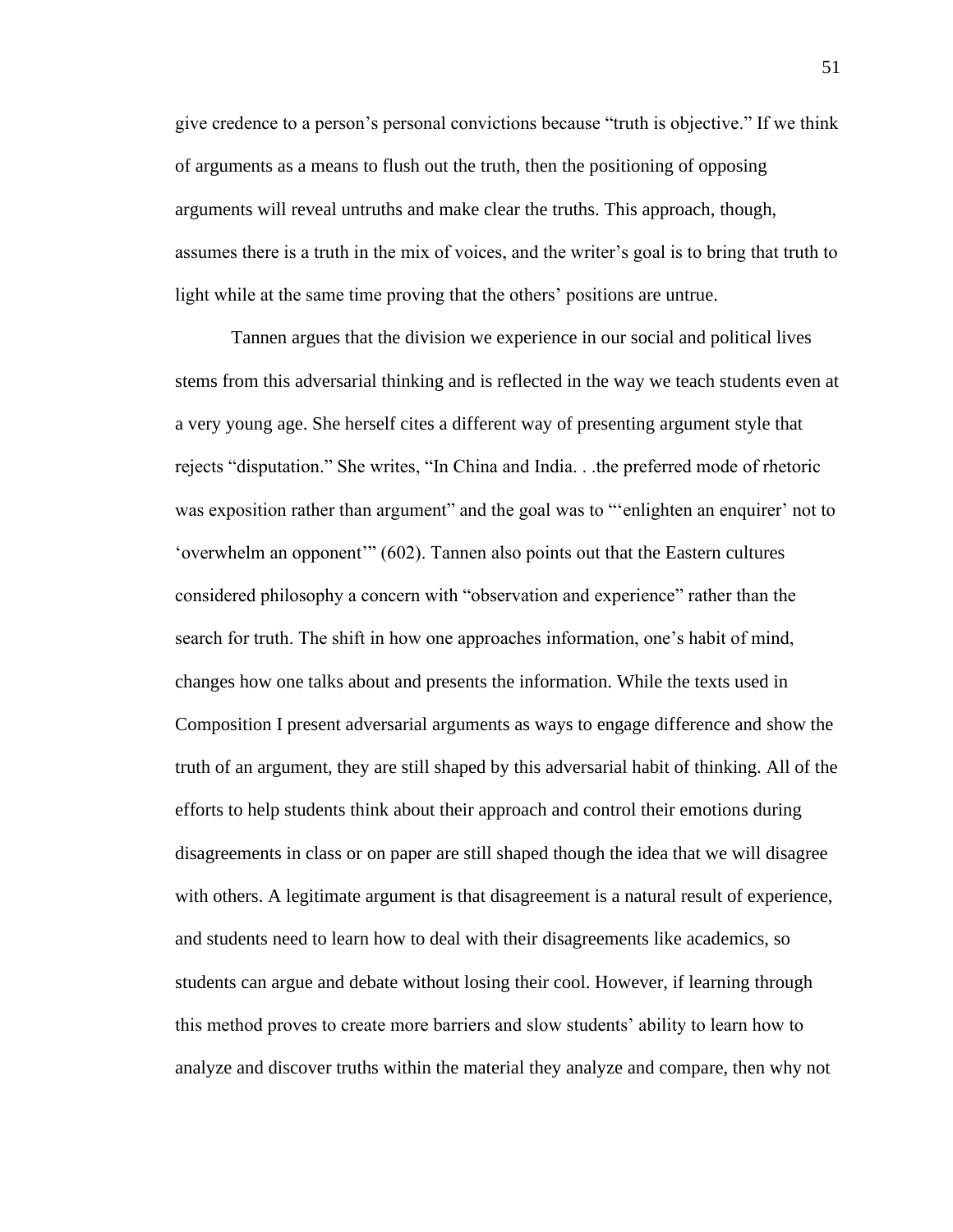give credence to a person's personal convictions because "truth is objective." If we think of arguments as a means to flush out the truth, then the positioning of opposing arguments will reveal untruths and make clear the truths. This approach, though, assumes there is a truth in the mix of voices, and the writer's goal is to bring that truth to light while at the same time proving that the others' positions are untrue.

Tannen argues that the division we experience in our social and political lives stems from this adversarial thinking and is reflected in the way we teach students even at a very young age. She herself cites a different way of presenting argument style that rejects "disputation." She writes, "In China and India. . .the preferred mode of rhetoric was exposition rather than argument" and the goal was to "'enlighten an enquirer' not to 'overwhelm an opponent'" (602). Tannen also points out that the Eastern cultures considered philosophy a concern with "observation and experience" rather than the search for truth. The shift in how one approaches information, one's habit of mind, changes how one talks about and presents the information. While the texts used in Composition I present adversarial arguments as ways to engage difference and show the truth of an argument, they are still shaped by this adversarial habit of thinking. All of the efforts to help students think about their approach and control their emotions during disagreements in class or on paper are still shaped though the idea that we will disagree with others. A legitimate argument is that disagreement is a natural result of experience, and students need to learn how to deal with their disagreements like academics, so students can argue and debate without losing their cool. However, if learning through this method proves to create more barriers and slow students' ability to learn how to analyze and discover truths within the material they analyze and compare, then why not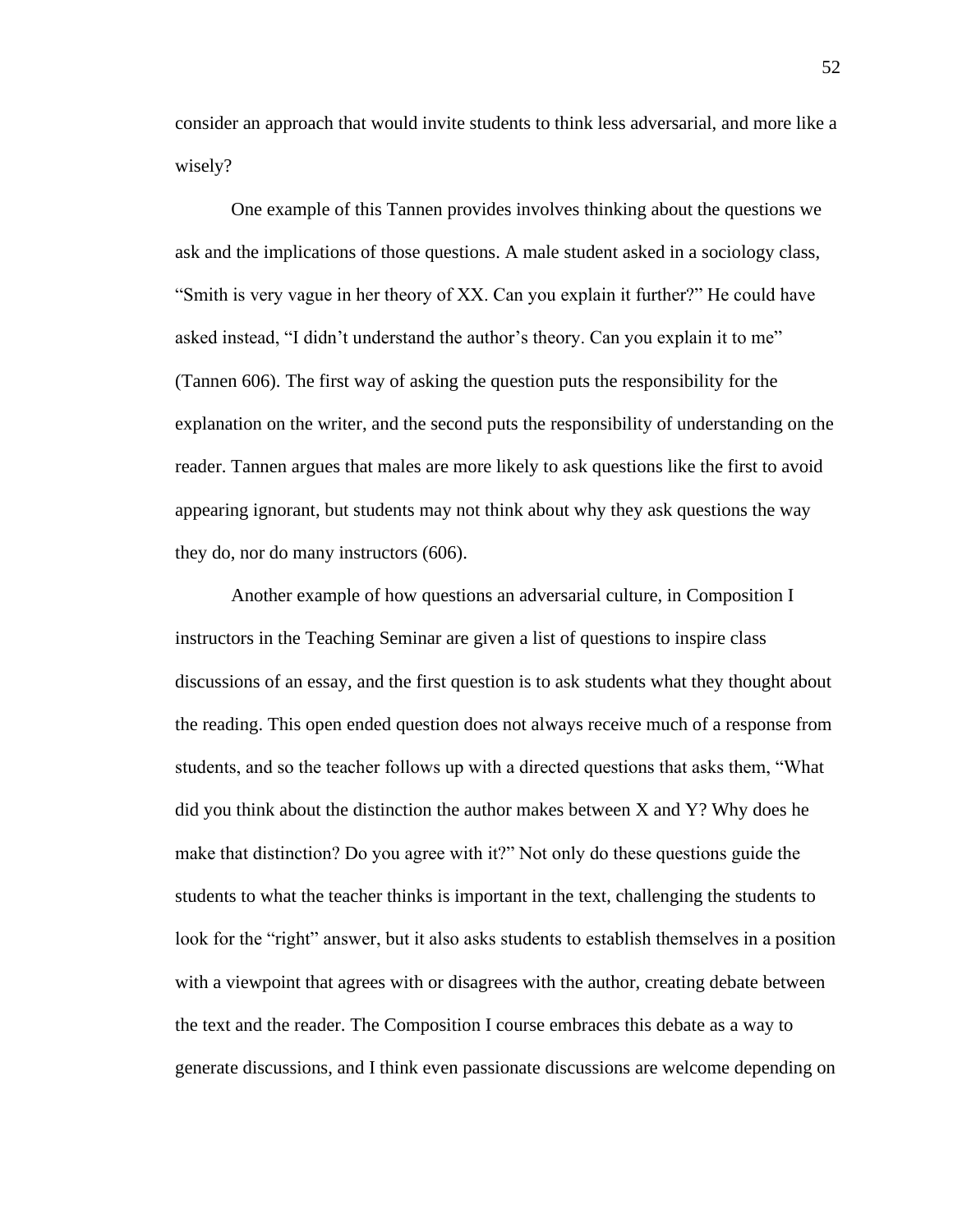consider an approach that would invite students to think less adversarial, and more like a wisely?

One example of this Tannen provides involves thinking about the questions we ask and the implications of those questions. A male student asked in a sociology class, "Smith is very vague in her theory of XX. Can you explain it further?" He could have asked instead, "I didn't understand the author's theory. Can you explain it to me" (Tannen 606). The first way of asking the question puts the responsibility for the explanation on the writer, and the second puts the responsibility of understanding on the reader. Tannen argues that males are more likely to ask questions like the first to avoid appearing ignorant, but students may not think about why they ask questions the way they do, nor do many instructors (606).

Another example of how questions an adversarial culture, in Composition I instructors in the Teaching Seminar are given a list of questions to inspire class discussions of an essay, and the first question is to ask students what they thought about the reading. This open ended question does not always receive much of a response from students, and so the teacher follows up with a directed questions that asks them, "What did you think about the distinction the author makes between X and Y? Why does he make that distinction? Do you agree with it?" Not only do these questions guide the students to what the teacher thinks is important in the text, challenging the students to look for the "right" answer, but it also asks students to establish themselves in a position with a viewpoint that agrees with or disagrees with the author, creating debate between the text and the reader. The Composition I course embraces this debate as a way to generate discussions, and I think even passionate discussions are welcome depending on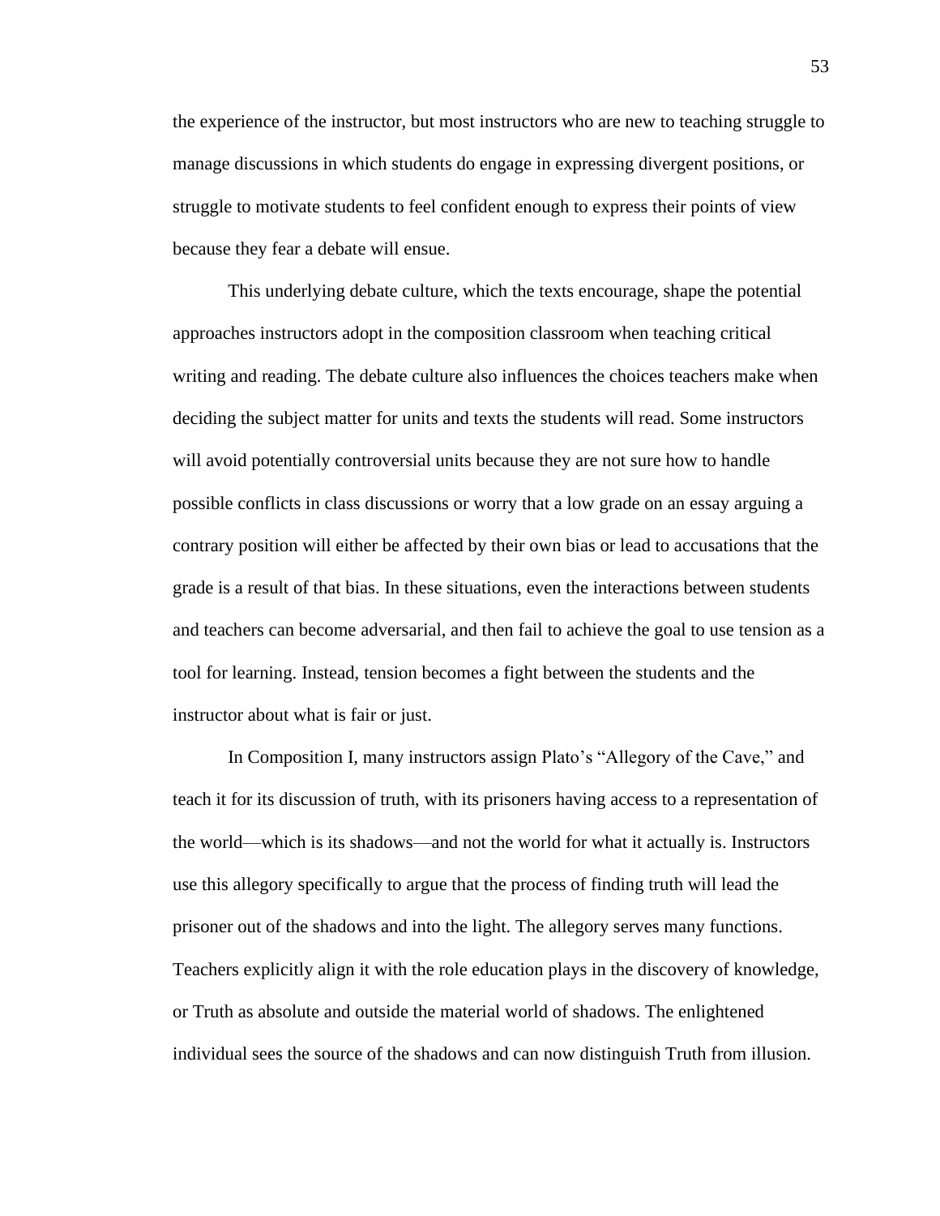the experience of the instructor, but most instructors who are new to teaching struggle to manage discussions in which students do engage in expressing divergent positions, or struggle to motivate students to feel confident enough to express their points of view because they fear a debate will ensue.

This underlying debate culture, which the texts encourage, shape the potential approaches instructors adopt in the composition classroom when teaching critical writing and reading. The debate culture also influences the choices teachers make when deciding the subject matter for units and texts the students will read. Some instructors will avoid potentially controversial units because they are not sure how to handle possible conflicts in class discussions or worry that a low grade on an essay arguing a contrary position will either be affected by their own bias or lead to accusations that the grade is a result of that bias. In these situations, even the interactions between students and teachers can become adversarial, and then fail to achieve the goal to use tension as a tool for learning. Instead, tension becomes a fight between the students and the instructor about what is fair or just.

In Composition I, many instructors assign Plato's "Allegory of the Cave," and teach it for its discussion of truth, with its prisoners having access to a representation of the world—which is its shadows—and not the world for what it actually is. Instructors use this allegory specifically to argue that the process of finding truth will lead the prisoner out of the shadows and into the light. The allegory serves many functions. Teachers explicitly align it with the role education plays in the discovery of knowledge, or Truth as absolute and outside the material world of shadows. The enlightened individual sees the source of the shadows and can now distinguish Truth from illusion.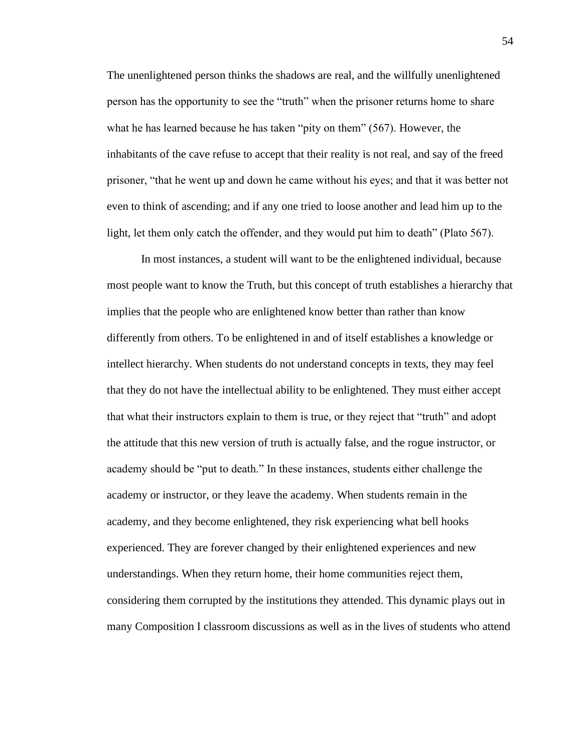The unenlightened person thinks the shadows are real, and the willfully unenlightened person has the opportunity to see the "truth" when the prisoner returns home to share what he has learned because he has taken "pity on them" (567). However, the inhabitants of the cave refuse to accept that their reality is not real, and say of the freed prisoner, "that he went up and down he came without his eyes; and that it was better not even to think of ascending; and if any one tried to loose another and lead him up to the light, let them only catch the offender, and they would put him to death" (Plato 567).

In most instances, a student will want to be the enlightened individual, because most people want to know the Truth, but this concept of truth establishes a hierarchy that implies that the people who are enlightened know better than rather than know differently from others. To be enlightened in and of itself establishes a knowledge or intellect hierarchy. When students do not understand concepts in texts, they may feel that they do not have the intellectual ability to be enlightened. They must either accept that what their instructors explain to them is true, or they reject that "truth" and adopt the attitude that this new version of truth is actually false, and the rogue instructor, or academy should be "put to death." In these instances, students either challenge the academy or instructor, or they leave the academy. When students remain in the academy, and they become enlightened, they risk experiencing what bell hooks experienced. They are forever changed by their enlightened experiences and new understandings. When they return home, their home communities reject them, considering them corrupted by the institutions they attended. This dynamic plays out in many Composition I classroom discussions as well as in the lives of students who attend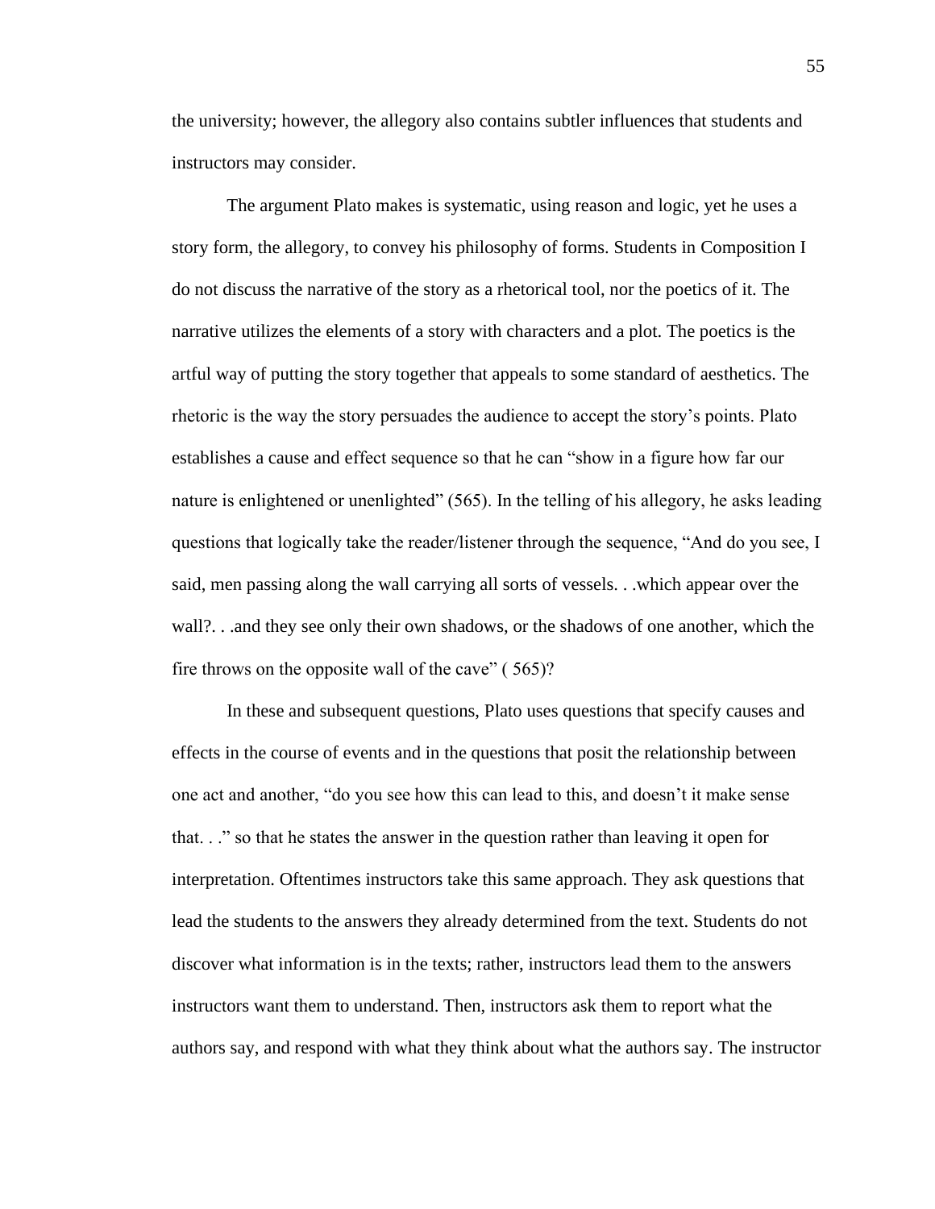the university; however, the allegory also contains subtler influences that students and instructors may consider.

The argument Plato makes is systematic, using reason and logic, yet he uses a story form, the allegory, to convey his philosophy of forms. Students in Composition I do not discuss the narrative of the story as a rhetorical tool, nor the poetics of it. The narrative utilizes the elements of a story with characters and a plot. The poetics is the artful way of putting the story together that appeals to some standard of aesthetics. The rhetoric is the way the story persuades the audience to accept the story's points. Plato establishes a cause and effect sequence so that he can "show in a figure how far our nature is enlightened or unenlighted" (565). In the telling of his allegory, he asks leading questions that logically take the reader/listener through the sequence, "And do you see, I said, men passing along the wall carrying all sorts of vessels. . .which appear over the wall?. . .and they see only their own shadows, or the shadows of one another, which the fire throws on the opposite wall of the cave" ( 565)?

In these and subsequent questions, Plato uses questions that specify causes and effects in the course of events and in the questions that posit the relationship between one act and another, "do you see how this can lead to this, and doesn't it make sense that. . ." so that he states the answer in the question rather than leaving it open for interpretation. Oftentimes instructors take this same approach. They ask questions that lead the students to the answers they already determined from the text. Students do not discover what information is in the texts; rather, instructors lead them to the answers instructors want them to understand. Then, instructors ask them to report what the authors say, and respond with what they think about what the authors say. The instructor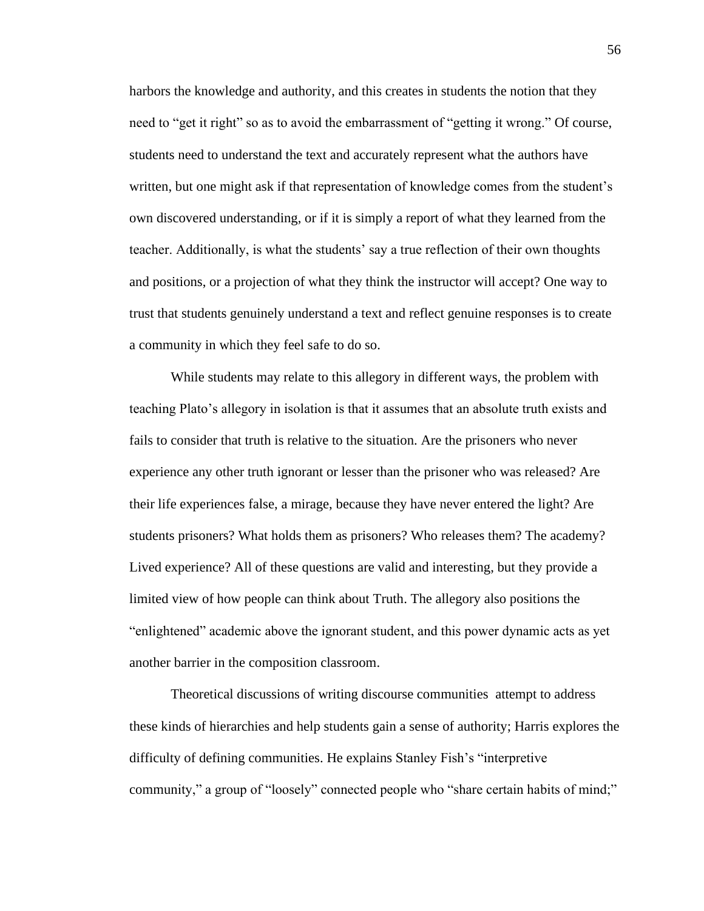harbors the knowledge and authority, and this creates in students the notion that they need to "get it right" so as to avoid the embarrassment of "getting it wrong." Of course, students need to understand the text and accurately represent what the authors have written, but one might ask if that representation of knowledge comes from the student's own discovered understanding, or if it is simply a report of what they learned from the teacher. Additionally, is what the students' say a true reflection of their own thoughts and positions, or a projection of what they think the instructor will accept? One way to trust that students genuinely understand a text and reflect genuine responses is to create a community in which they feel safe to do so.

While students may relate to this allegory in different ways, the problem with teaching Plato's allegory in isolation is that it assumes that an absolute truth exists and fails to consider that truth is relative to the situation. Are the prisoners who never experience any other truth ignorant or lesser than the prisoner who was released? Are their life experiences false, a mirage, because they have never entered the light? Are students prisoners? What holds them as prisoners? Who releases them? The academy? Lived experience? All of these questions are valid and interesting, but they provide a limited view of how people can think about Truth. The allegory also positions the "enlightened" academic above the ignorant student, and this power dynamic acts as yet another barrier in the composition classroom.

Theoretical discussions of writing discourse communities attempt to address these kinds of hierarchies and help students gain a sense of authority; Harris explores the difficulty of defining communities. He explains Stanley Fish's "interpretive community," a group of "loosely" connected people who "share certain habits of mind;"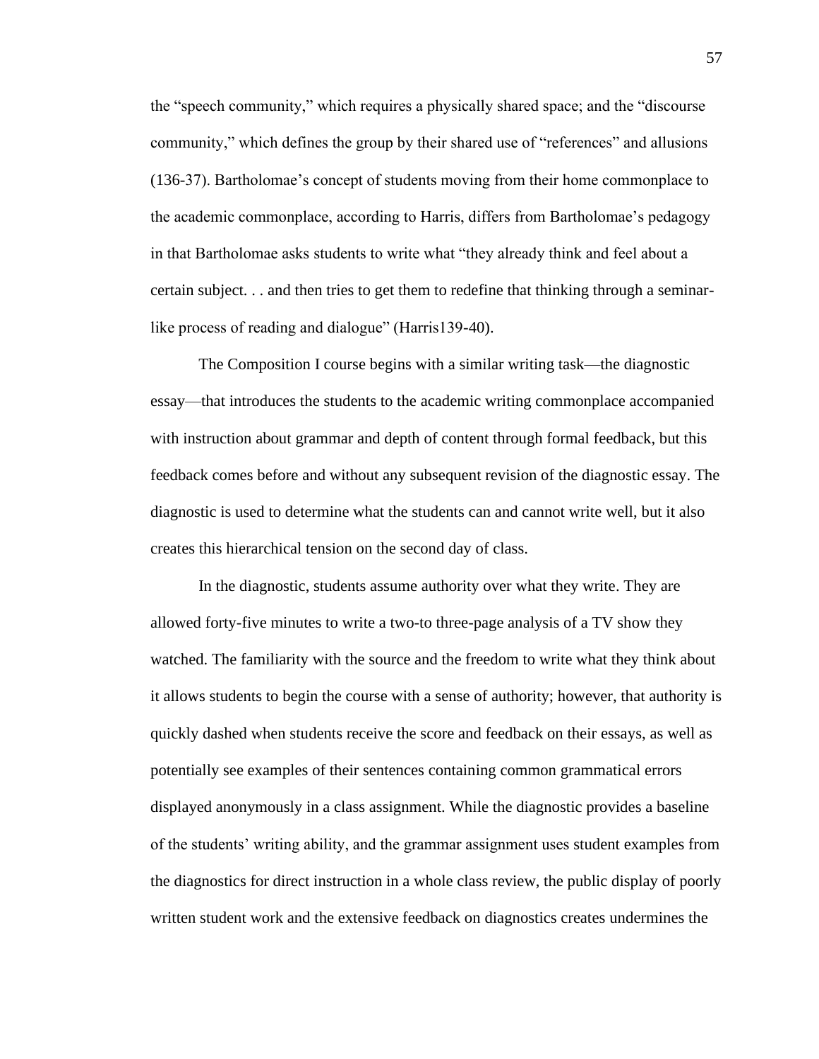the "speech community," which requires a physically shared space; and the "discourse community," which defines the group by their shared use of "references" and allusions (136-37). Bartholomae's concept of students moving from their home commonplace to the academic commonplace, according to Harris, differs from Bartholomae's pedagogy in that Bartholomae asks students to write what "they already think and feel about a certain subject. . . and then tries to get them to redefine that thinking through a seminar-like process of reading and dialogue" (Harris139-40).

The Composition I course begins with a similar writing task—the diagnostic essay—that introduces the students to the academic writing commonplace accompanied with instruction about grammar and depth of content through formal feedback, but this feedback comes before and without any subsequent revision of the diagnostic essay. The diagnostic is used to determine what the students can and cannot write well, but it also creates this hierarchical tension on the second day of class.

In the diagnostic, students assume authority over what they write. They are allowed forty-five minutes to write a two-to three-page analysis of a TV show they watched. The familiarity with the source and the freedom to write what they think about it allows students to begin the course with a sense of authority; however, that authority is quickly dashed when students receive the score and feedback on their essays, as well as potentially see examples of their sentences containing common grammatical errors displayed anonymously in a class assignment. While the diagnostic provides a baseline of the students' writing ability, and the grammar assignment uses student examples from the diagnostics for direct instruction in a whole class review, the public display of poorly written student work and the extensive feedback on diagnostics creates undermines the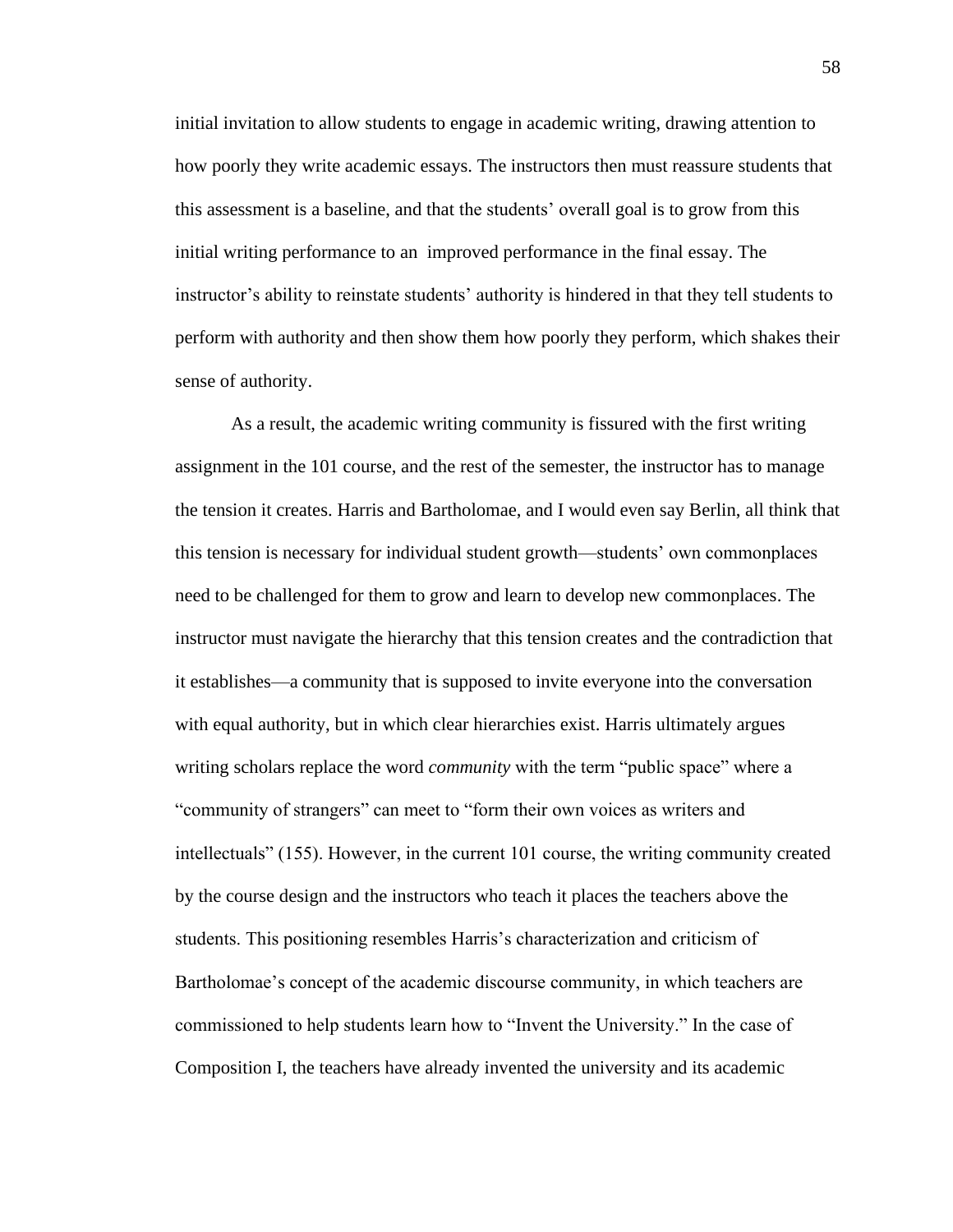initial invitation to allow students to engage in academic writing, drawing attention to how poorly they write academic essays. The instructors then must reassure students that this assessment is a baseline, and that the students' overall goal is to grow from this initial writing performance to an improved performance in the final essay. The instructor's ability to reinstate students' authority is hindered in that they tell students to perform with authority and then show them how poorly they perform, which shakes their sense of authority.

As a result, the academic writing community is fissured with the first writing assignment in the 101 course, and the rest of the semester, the instructor has to manage the tension it creates. Harris and Bartholomae, and I would even say Berlin, all think that this tension is necessary for individual student growth—students' own commonplaces need to be challenged for them to grow and learn to develop new commonplaces. The instructor must navigate the hierarchy that this tension creates and the contradiction that it establishes—a community that is supposed to invite everyone into the conversation with equal authority, but in which clear hierarchies exist. Harris ultimately argues writing scholars replace the word *community* with the term "public space" where a "community of strangers" can meet to "form their own voices as writers and intellectuals" (155). However, in the current 101 course, the writing community created by the course design and the instructors who teach it places the teachers above the students. This positioning resembles Harris's characterization and criticism of Bartholomae's concept of the academic discourse community, in which teachers are commissioned to help students learn how to "Invent the University." In the case of Composition I, the teachers have already invented the university and its academic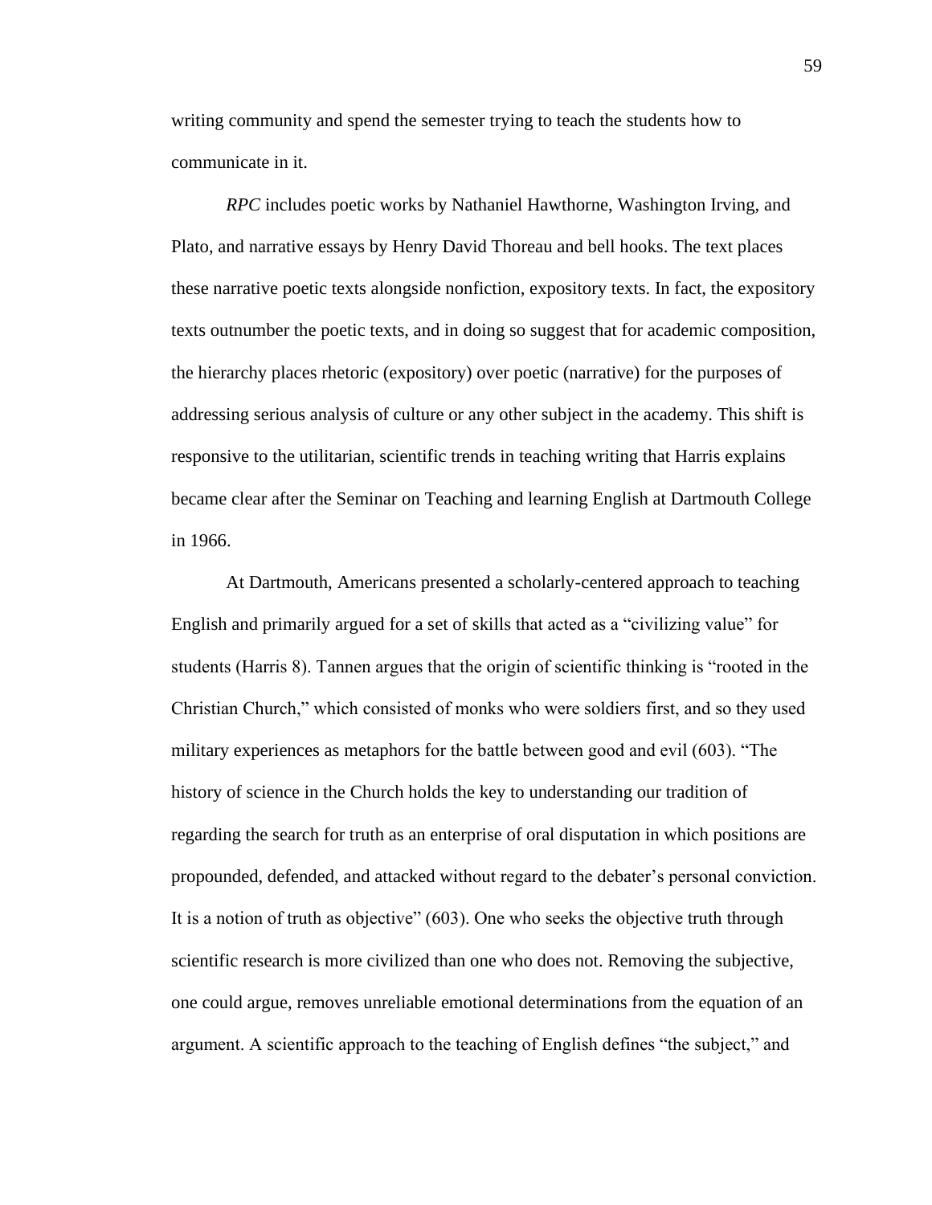writing community and spend the semester trying to teach the students how to communicate in it.

*RPC* includes poetic works by Nathaniel Hawthorne, Washington Irving, and Plato, and narrative essays by Henry David Thoreau and bell hooks. The text places these narrative poetic texts alongside nonfiction, expository texts. In fact, the expository texts outnumber the poetic texts, and in doing so suggest that for academic composition, the hierarchy places rhetoric (expository) over poetic (narrative) for the purposes of addressing serious analysis of culture or any other subject in the academy. This shift is responsive to the utilitarian, scientific trends in teaching writing that Harris explains became clear after the Seminar on Teaching and learning English at Dartmouth College in 1966.

At Dartmouth, Americans presented a scholarly-centered approach to teaching English and primarily argued for a set of skills that acted as a "civilizing value" for students (Harris 8). Tannen argues that the origin of scientific thinking is "rooted in the Christian Church," which consisted of monks who were soldiers first, and so they used military experiences as metaphors for the battle between good and evil (603). "The history of science in the Church holds the key to understanding our tradition of regarding the search for truth as an enterprise of oral disputation in which positions are propounded, defended, and attacked without regard to the debater's personal conviction. It is a notion of truth as objective" (603). One who seeks the objective truth through scientific research is more civilized than one who does not. Removing the subjective, one could argue, removes unreliable emotional determinations from the equation of an argument. A scientific approach to the teaching of English defines "the subject," and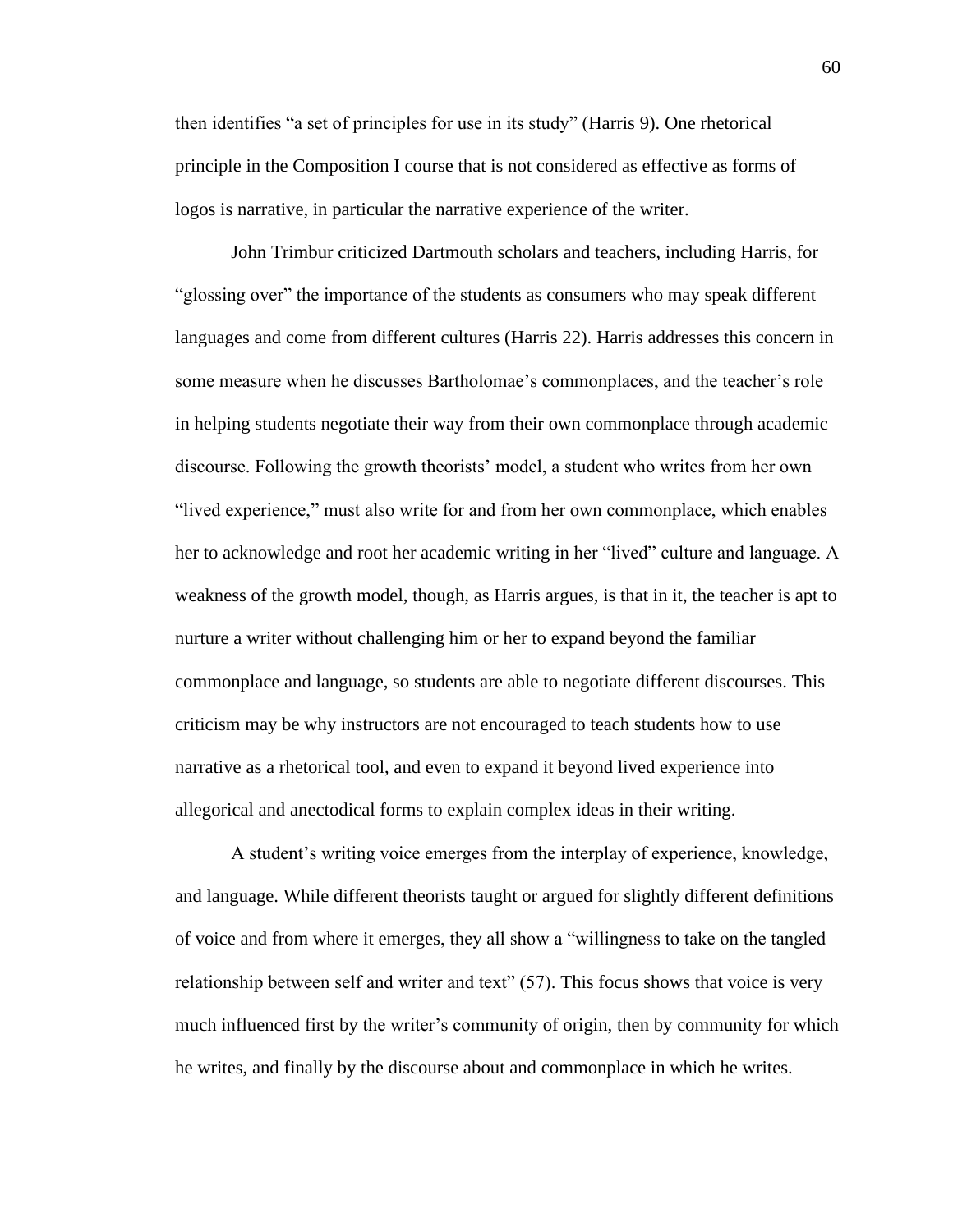then identifies "a set of principles for use in its study" (Harris 9). One rhetorical principle in the Composition I course that is not considered as effective as forms of logos is narrative, in particular the narrative experience of the writer.

John Trimbur criticized Dartmouth scholars and teachers, including Harris, for "glossing over" the importance of the students as consumers who may speak different languages and come from different cultures (Harris 22). Harris addresses this concern in some measure when he discusses Bartholomae's commonplaces, and the teacher's role in helping students negotiate their way from their own commonplace through academic discourse. Following the growth theorists' model, a student who writes from her own "lived experience," must also write for and from her own commonplace, which enables her to acknowledge and root her academic writing in her "lived" culture and language. A weakness of the growth model, though, as Harris argues, is that in it, the teacher is apt to nurture a writer without challenging him or her to expand beyond the familiar commonplace and language, so students are able to negotiate different discourses. This criticism may be why instructors are not encouraged to teach students how to use narrative as a rhetorical tool, and even to expand it beyond lived experience into allegorical and anectodical forms to explain complex ideas in their writing.

A student's writing voice emerges from the interplay of experience, knowledge, and language. While different theorists taught or argued for slightly different definitions of voice and from where it emerges, they all show a "willingness to take on the tangled relationship between self and writer and text" (57). This focus shows that voice is very much influenced first by the writer's community of origin, then by community for which he writes, and finally by the discourse about and commonplace in which he writes.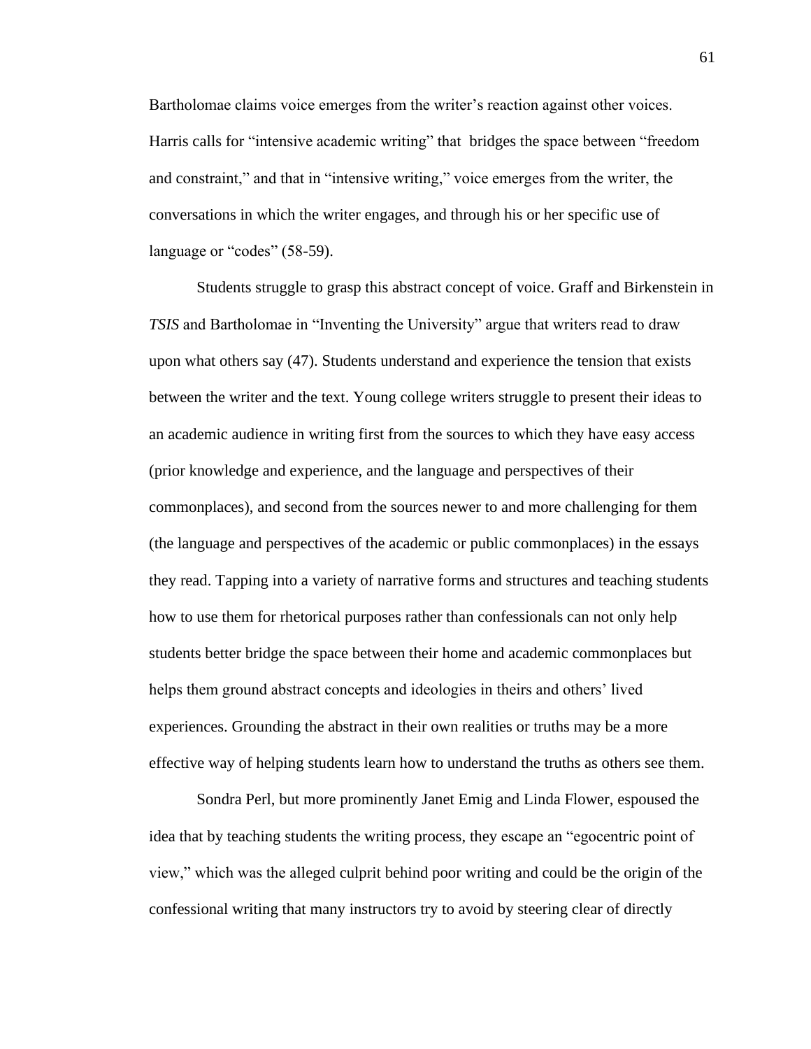Bartholomae claims voice emerges from the writer's reaction against other voices. Harris calls for "intensive academic writing" that bridges the space between "freedom and constraint," and that in "intensive writing," voice emerges from the writer, the conversations in which the writer engages, and through his or her specific use of language or "codes" (58-59).

Students struggle to grasp this abstract concept of voice. Graff and Birkenstein in *TSIS* and Bartholomae in "Inventing the University" argue that writers read to draw upon what others say (47). Students understand and experience the tension that exists between the writer and the text. Young college writers struggle to present their ideas to an academic audience in writing first from the sources to which they have easy access (prior knowledge and experience, and the language and perspectives of their commonplaces), and second from the sources newer to and more challenging for them (the language and perspectives of the academic or public commonplaces) in the essays they read. Tapping into a variety of narrative forms and structures and teaching students how to use them for rhetorical purposes rather than confessionals can not only help students better bridge the space between their home and academic commonplaces but helps them ground abstract concepts and ideologies in theirs and others' lived experiences. Grounding the abstract in their own realities or truths may be a more effective way of helping students learn how to understand the truths as others see them.

Sondra Perl, but more prominently Janet Emig and Linda Flower, espoused the idea that by teaching students the writing process, they escape an "egocentric point of view," which was the alleged culprit behind poor writing and could be the origin of the confessional writing that many instructors try to avoid by steering clear of directly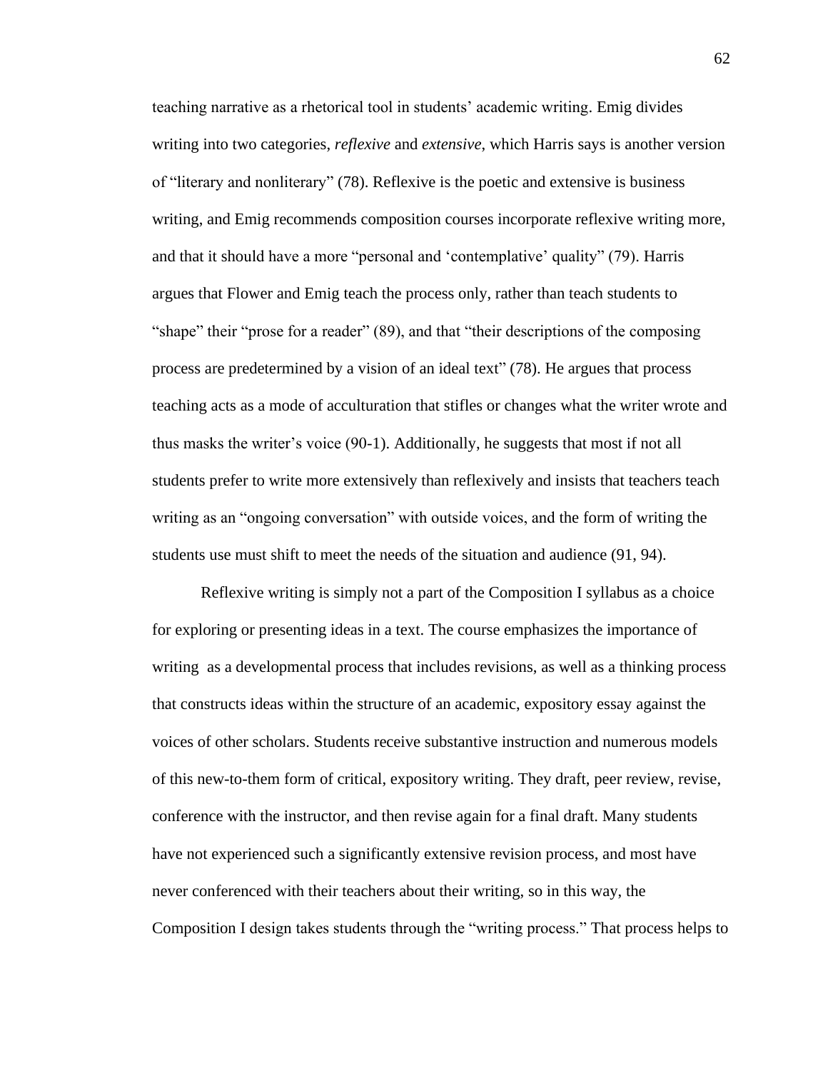teaching narrative as a rhetorical tool in students' academic writing. Emig divides writing into two categories, *reflexive* and *extensive*, which Harris says is another version of "literary and nonliterary" (78). Reflexive is the poetic and extensive is business writing, and Emig recommends composition courses incorporate reflexive writing more, and that it should have a more "personal and 'contemplative' quality" (79). Harris argues that Flower and Emig teach the process only, rather than teach students to "shape" their "prose for a reader" (89), and that "their descriptions of the composing process are predetermined by a vision of an ideal text" (78). He argues that process teaching acts as a mode of acculturation that stifles or changes what the writer wrote and thus masks the writer's voice (90-1). Additionally, he suggests that most if not all students prefer to write more extensively than reflexively and insists that teachers teach writing as an "ongoing conversation" with outside voices, and the form of writing the students use must shift to meet the needs of the situation and audience (91, 94).

Reflexive writing is simply not a part of the Composition I syllabus as a choice for exploring or presenting ideas in a text. The course emphasizes the importance of writing as a developmental process that includes revisions, as well as a thinking process that constructs ideas within the structure of an academic, expository essay against the voices of other scholars. Students receive substantive instruction and numerous models of this new-to-them form of critical, expository writing. They draft, peer review, revise, conference with the instructor, and then revise again for a final draft. Many students have not experienced such a significantly extensive revision process, and most have never conferenced with their teachers about their writing, so in this way, the Composition I design takes students through the "writing process." That process helps to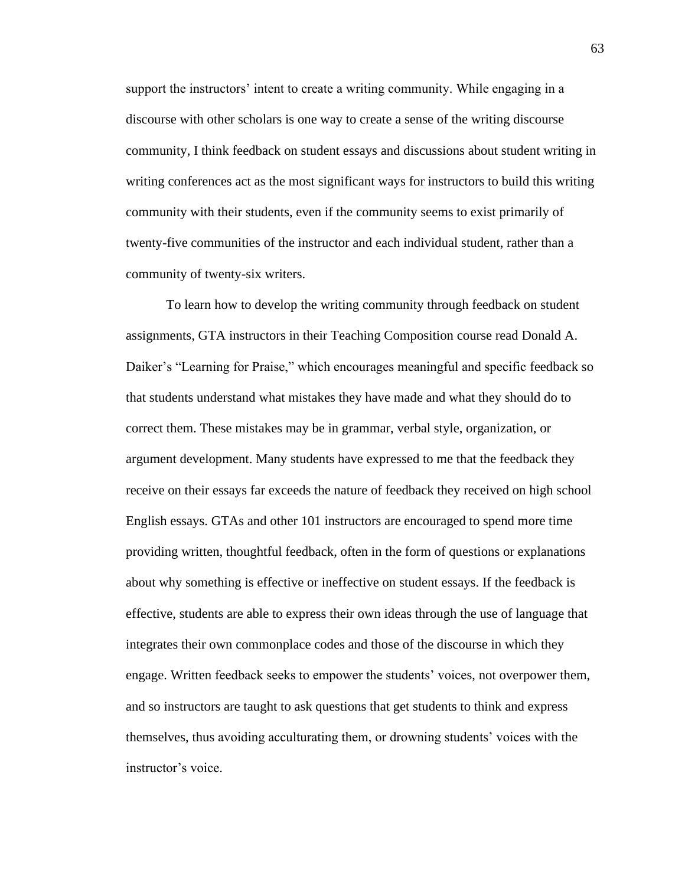support the instructors' intent to create a writing community. While engaging in a discourse with other scholars is one way to create a sense of the writing discourse community, I think feedback on student essays and discussions about student writing in writing conferences act as the most significant ways for instructors to build this writing community with their students, even if the community seems to exist primarily of twenty-five communities of the instructor and each individual student, rather than a community of twenty-six writers.

To learn how to develop the writing community through feedback on student assignments, GTA instructors in their Teaching Composition course read Donald A. Daiker's "Learning for Praise," which encourages meaningful and specific feedback so that students understand what mistakes they have made and what they should do to correct them. These mistakes may be in grammar, verbal style, organization, or argument development. Many students have expressed to me that the feedback they receive on their essays far exceeds the nature of feedback they received on high school English essays. GTAs and other 101 instructors are encouraged to spend more time providing written, thoughtful feedback, often in the form of questions or explanations about why something is effective or ineffective on student essays. If the feedback is effective, students are able to express their own ideas through the use of language that integrates their own commonplace codes and those of the discourse in which they engage. Written feedback seeks to empower the students' voices, not overpower them, and so instructors are taught to ask questions that get students to think and express themselves, thus avoiding acculturating them, or drowning students' voices with the instructor's voice.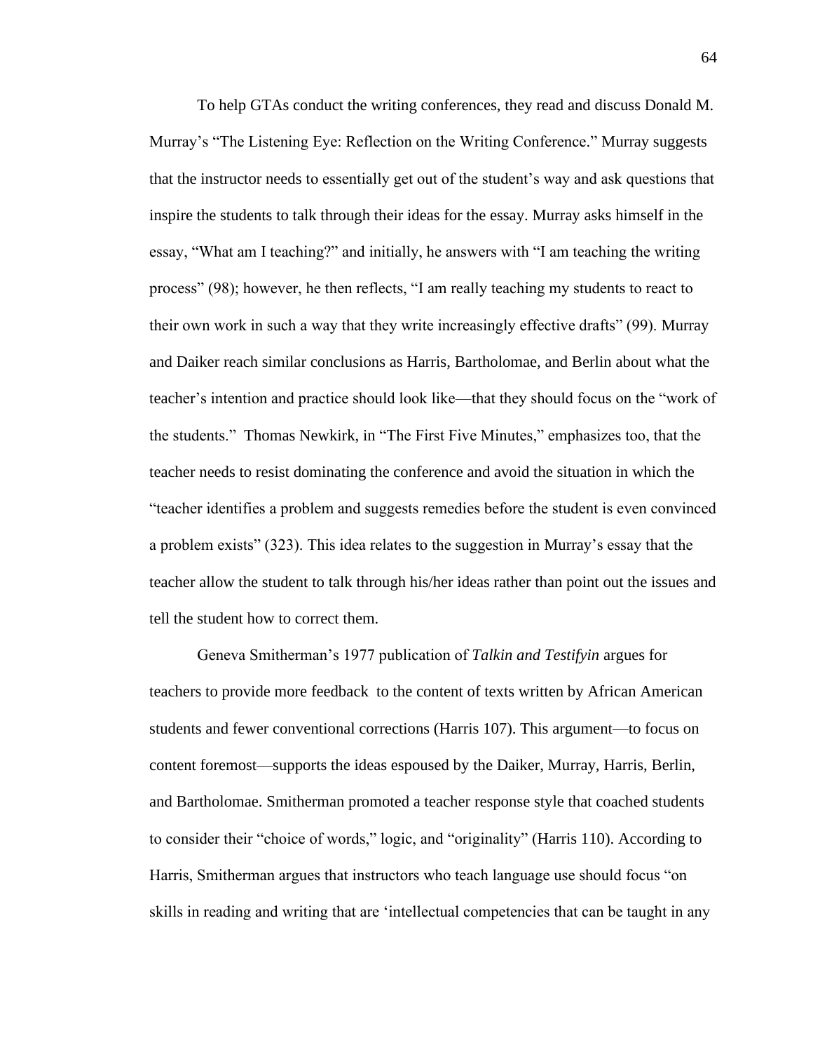To help GTAs conduct the writing conferences, they read and discuss Donald M. Murray's "The Listening Eye: Reflection on the Writing Conference." Murray suggests that the instructor needs to essentially get out of the student's way and ask questions that inspire the students to talk through their ideas for the essay. Murray asks himself in the essay, "What am I teaching?" and initially, he answers with "I am teaching the writing process" (98); however, he then reflects, "I am really teaching my students to react to their own work in such a way that they write increasingly effective drafts" (99). Murray and Daiker reach similar conclusions as Harris, Bartholomae, and Berlin about what the teacher's intention and practice should look like—that they should focus on the "work of the students." Thomas Newkirk, in "The First Five Minutes," emphasizes too, that the teacher needs to resist dominating the conference and avoid the situation in which the "teacher identifies a problem and suggests remedies before the student is even convinced a problem exists" (323). This idea relates to the suggestion in Murray's essay that the teacher allow the student to talk through his/her ideas rather than point out the issues and tell the student how to correct them.

Geneva Smitherman's 1977 publication of *Talkin and Testifyin* argues for teachers to provide more feedback to the content of texts written by African American students and fewer conventional corrections (Harris 107). This argument—to focus on content foremost—supports the ideas espoused by the Daiker, Murray, Harris, Berlin, and Bartholomae. Smitherman promoted a teacher response style that coached students to consider their "choice of words," logic, and "originality" (Harris 110). According to Harris, Smitherman argues that instructors who teach language use should focus "on skills in reading and writing that are 'intellectual competencies that can be taught in any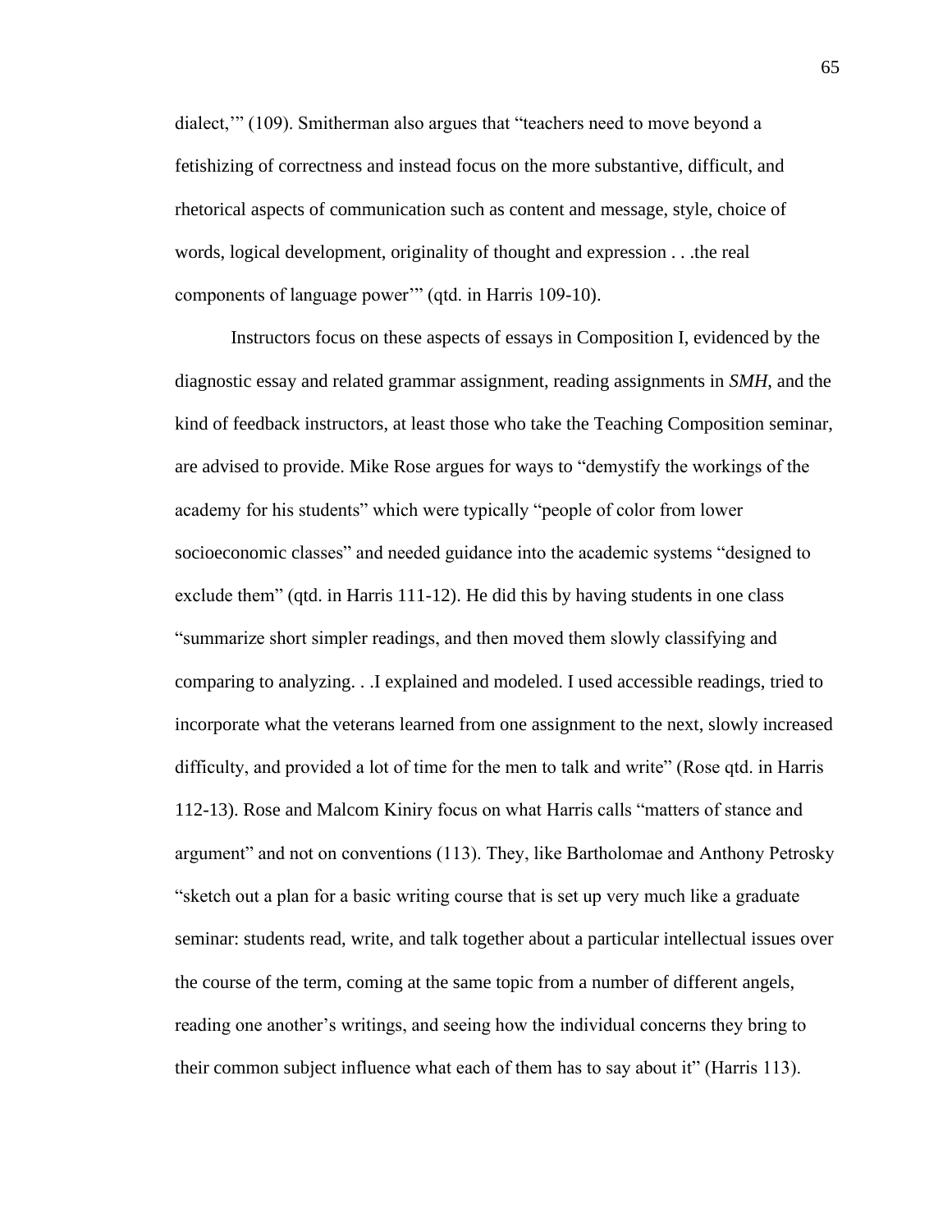dialect,'" (109). Smitherman also argues that "teachers need to move beyond a fetishizing of correctness and instead focus on the more substantive, difficult, and rhetorical aspects of communication such as content and message, style, choice of words, logical development, originality of thought and expression . . .the real components of language power'" (qtd. in Harris 109-10).

Instructors focus on these aspects of essays in Composition I, evidenced by the diagnostic essay and related grammar assignment, reading assignments in *SMH*, and the kind of feedback instructors, at least those who take the Teaching Composition seminar, are advised to provide. Mike Rose argues for ways to "demystify the workings of the academy for his students" which were typically "people of color from lower socioeconomic classes" and needed guidance into the academic systems "designed to exclude them" (qtd. in Harris 111-12). He did this by having students in one class "summarize short simpler readings, and then moved them slowly classifying and comparing to analyzing. . .I explained and modeled. I used accessible readings, tried to incorporate what the veterans learned from one assignment to the next, slowly increased difficulty, and provided a lot of time for the men to talk and write" (Rose qtd. in Harris 112-13). Rose and Malcom Kiniry focus on what Harris calls "matters of stance and argument" and not on conventions (113). They, like Bartholomae and Anthony Petrosky "sketch out a plan for a basic writing course that is set up very much like a graduate seminar: students read, write, and talk together about a particular intellectual issues over the course of the term, coming at the same topic from a number of different angels, reading one another's writings, and seeing how the individual concerns they bring to their common subject influence what each of them has to say about it" (Harris 113).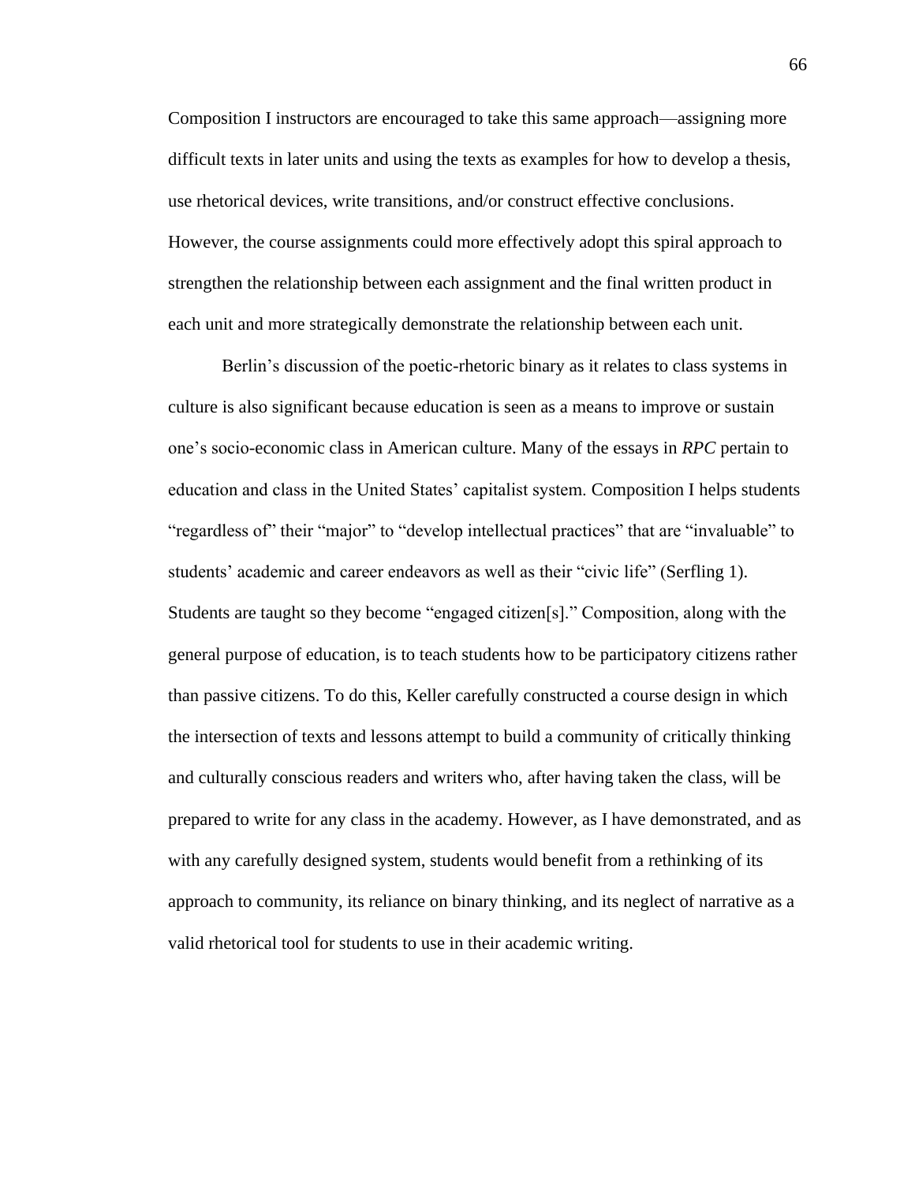Composition I instructors are encouraged to take this same approach—assigning more difficult texts in later units and using the texts as examples for how to develop a thesis, use rhetorical devices, write transitions, and/or construct effective conclusions. However, the course assignments could more effectively adopt this spiral approach to strengthen the relationship between each assignment and the final written product in each unit and more strategically demonstrate the relationship between each unit.

Berlin's discussion of the poetic-rhetoric binary as it relates to class systems in culture is also significant because education is seen as a means to improve or sustain one's socio-economic class in American culture. Many of the essays in *RPC* pertain to education and class in the United States' capitalist system. Composition I helps students "regardless of" their "major" to "develop intellectual practices" that are "invaluable" to students' academic and career endeavors as well as their "civic life" (Serfling 1). Students are taught so they become "engaged citizen[s]." Composition, along with the general purpose of education, is to teach students how to be participatory citizens rather than passive citizens. To do this, Keller carefully constructed a course design in which the intersection of texts and lessons attempt to build a community of critically thinking and culturally conscious readers and writers who, after having taken the class, will be prepared to write for any class in the academy. However, as I have demonstrated, and as with any carefully designed system, students would benefit from a rethinking of its approach to community, its reliance on binary thinking, and its neglect of narrative as a valid rhetorical tool for students to use in their academic writing.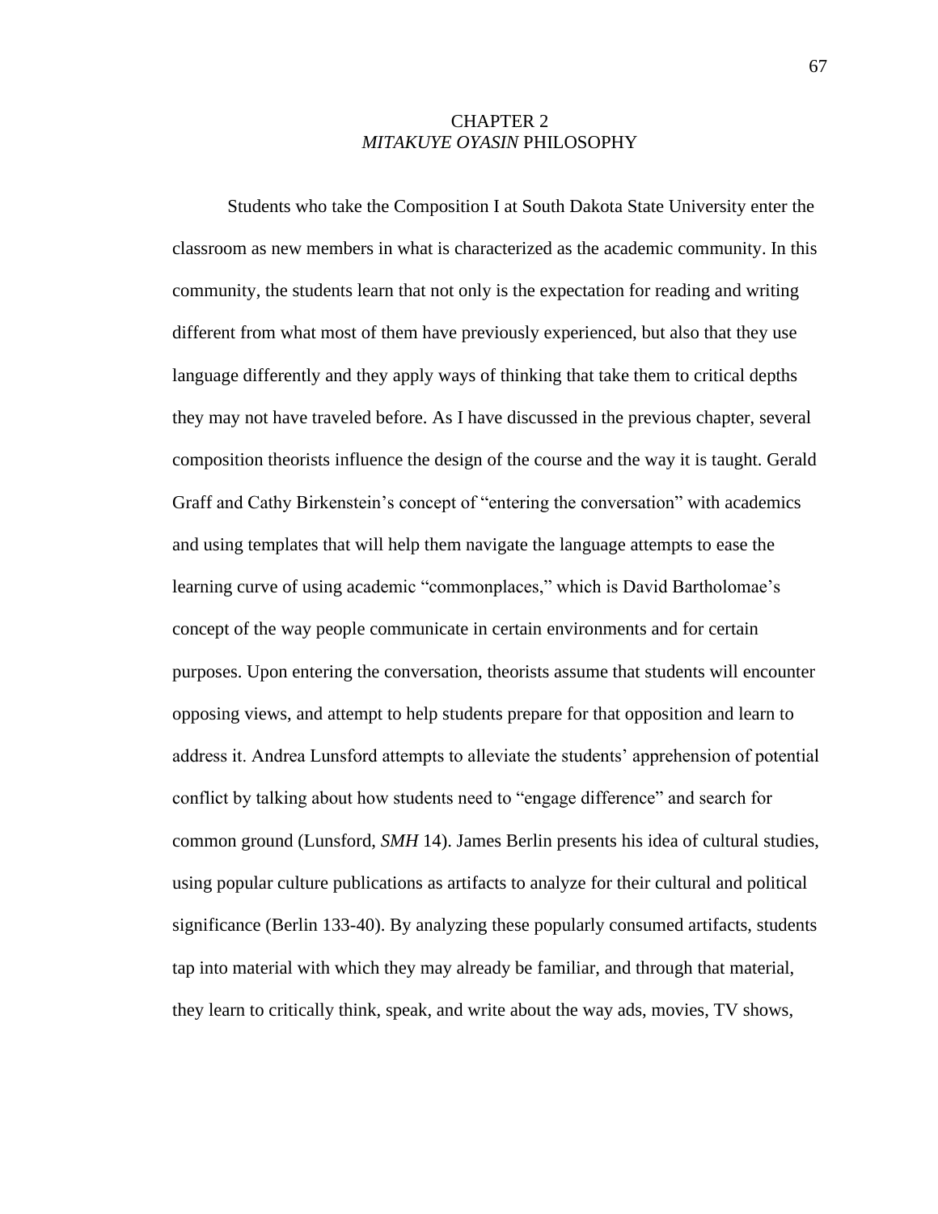# CHAPTER 2
# *MITAKUYE OYASIN* PHILOSOPHY

Students who take the Composition I at South Dakota State University enter the classroom as new members in what is characterized as the academic community. In this community, the students learn that not only is the expectation for reading and writing different from what most of them have previously experienced, but also that they use language differently and they apply ways of thinking that take them to critical depths they may not have traveled before. As I have discussed in the previous chapter, several composition theorists influence the design of the course and the way it is taught. Gerald Graff and Cathy Birkenstein's concept of "entering the conversation" with academics and using templates that will help them navigate the language attempts to ease the learning curve of using academic "commonplaces," which is David Bartholomae's concept of the way people communicate in certain environments and for certain purposes. Upon entering the conversation, theorists assume that students will encounter opposing views, and attempt to help students prepare for that opposition and learn to address it. Andrea Lunsford attempts to alleviate the students' apprehension of potential conflict by talking about how students need to "engage difference" and search for common ground (Lunsford, *SMH* 14). James Berlin presents his idea of cultural studies, using popular culture publications as artifacts to analyze for their cultural and political significance (Berlin 133-40). By analyzing these popularly consumed artifacts, students tap into material with which they may already be familiar, and through that material, they learn to critically think, speak, and write about the way ads, movies, TV shows,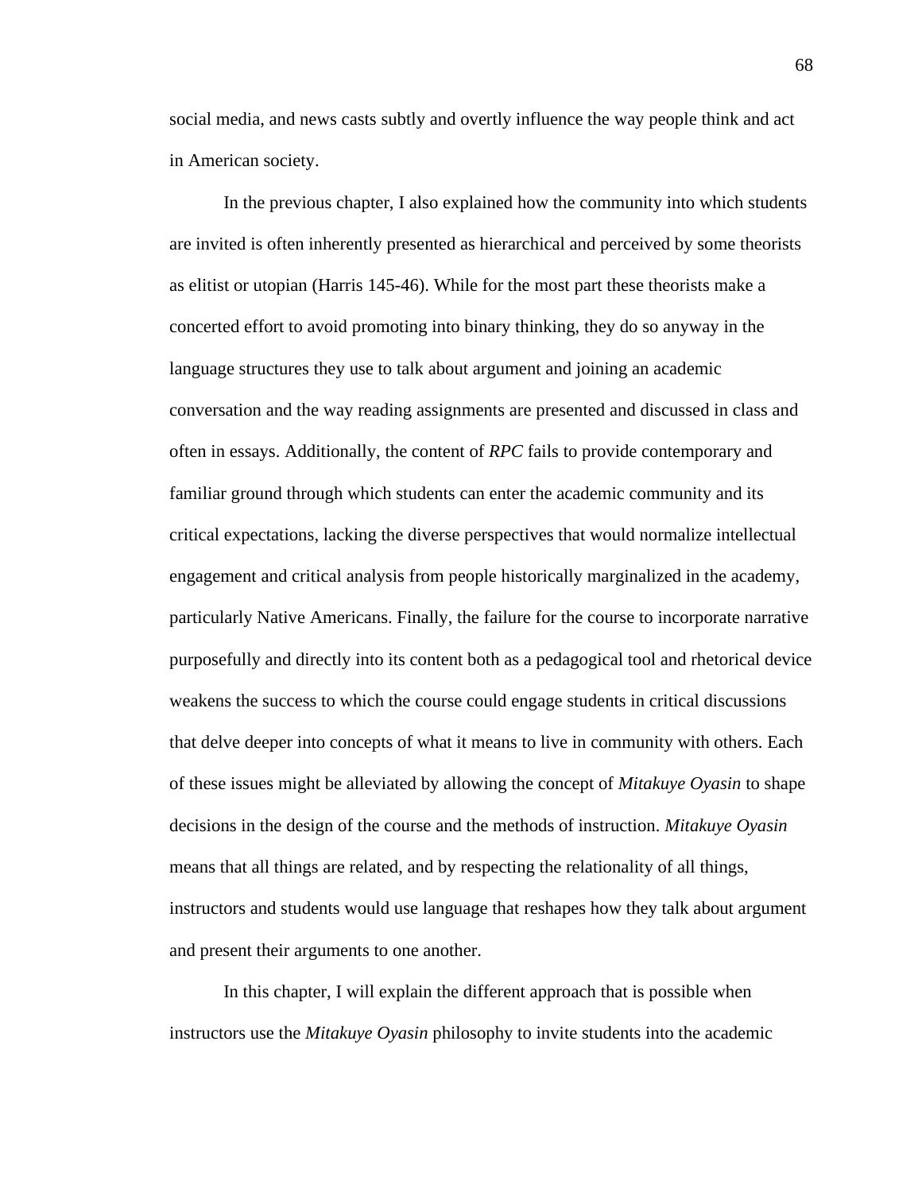social media, and news casts subtly and overtly influence the way people think and act in American society.

In the previous chapter, I also explained how the community into which students are invited is often inherently presented as hierarchical and perceived by some theorists as elitist or utopian (Harris 145-46). While for the most part these theorists make a concerted effort to avoid promoting into binary thinking, they do so anyway in the language structures they use to talk about argument and joining an academic conversation and the way reading assignments are presented and discussed in class and often in essays. Additionally, the content of *RPC* fails to provide contemporary and familiar ground through which students can enter the academic community and its critical expectations, lacking the diverse perspectives that would normalize intellectual engagement and critical analysis from people historically marginalized in the academy, particularly Native Americans. Finally, the failure for the course to incorporate narrative purposefully and directly into its content both as a pedagogical tool and rhetorical device weakens the success to which the course could engage students in critical discussions that delve deeper into concepts of what it means to live in community with others. Each of these issues might be alleviated by allowing the concept of *Mitakuye Oyasin* to shape decisions in the design of the course and the methods of instruction. *Mitakuye Oyasin* means that all things are related, and by respecting the relationality of all things, instructors and students would use language that reshapes how they talk about argument and present their arguments to one another.

In this chapter, I will explain the different approach that is possible when instructors use the *Mitakuye Oyasin* philosophy to invite students into the academic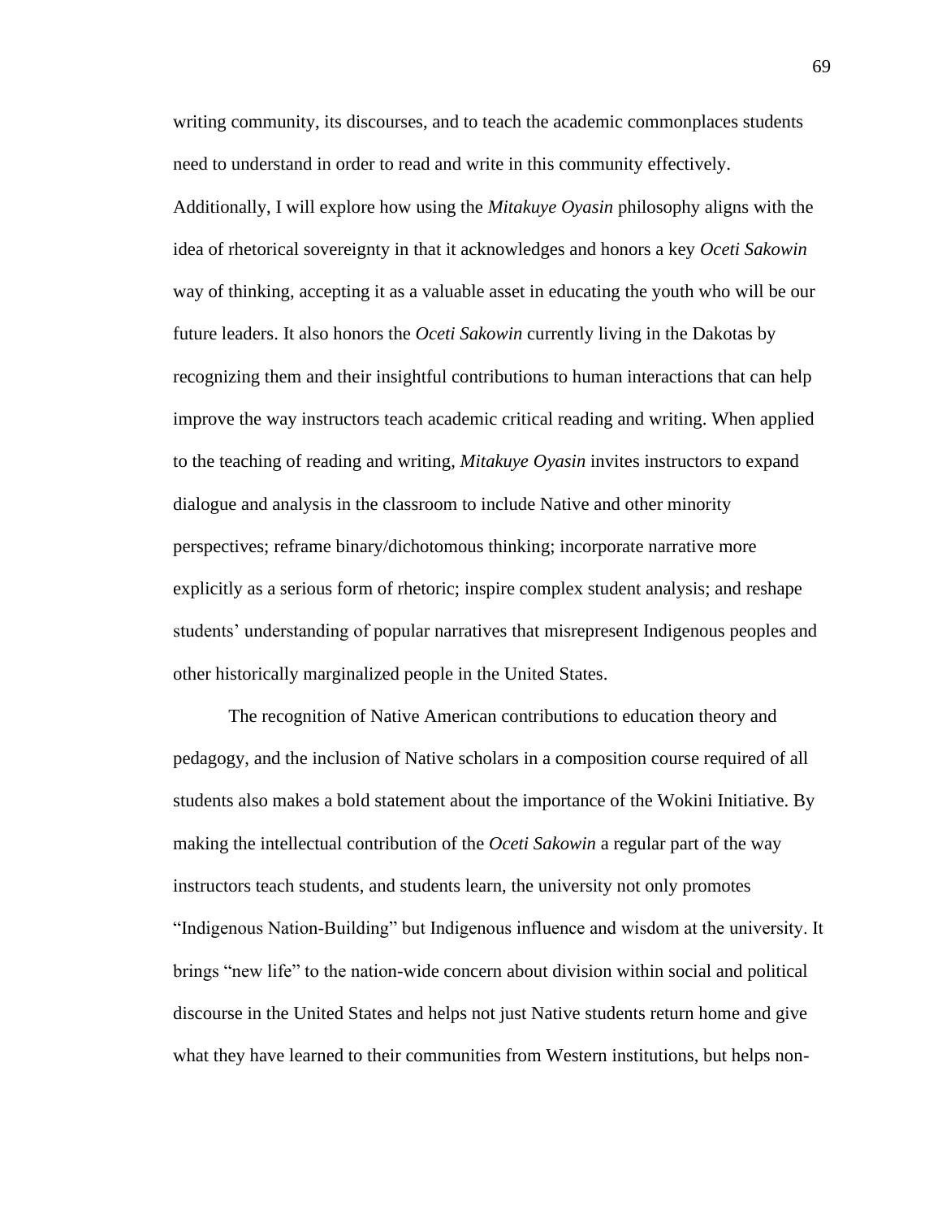writing community, its discourses, and to teach the academic commonplaces students need to understand in order to read and write in this community effectively. Additionally, I will explore how using the *Mitakuye Oyasin* philosophy aligns with the idea of rhetorical sovereignty in that it acknowledges and honors a key *Oceti Sakowin* way of thinking, accepting it as a valuable asset in educating the youth who will be our future leaders. It also honors the *Oceti Sakowin* currently living in the Dakotas by recognizing them and their insightful contributions to human interactions that can help improve the way instructors teach academic critical reading and writing. When applied to the teaching of reading and writing, *Mitakuye Oyasin* invites instructors to expand dialogue and analysis in the classroom to include Native and other minority perspectives; reframe binary/dichotomous thinking; incorporate narrative more explicitly as a serious form of rhetoric; inspire complex student analysis; and reshape students' understanding of popular narratives that misrepresent Indigenous peoples and other historically marginalized people in the United States.

The recognition of Native American contributions to education theory and pedagogy, and the inclusion of Native scholars in a composition course required of all students also makes a bold statement about the importance of the Wokini Initiative. By making the intellectual contribution of the *Oceti Sakowin* a regular part of the way instructors teach students, and students learn, the university not only promotes "Indigenous Nation-Building" but Indigenous influence and wisdom at the university. It brings "new life" to the nation-wide concern about division within social and political discourse in the United States and helps not just Native students return home and give what they have learned to their communities from Western institutions, but helps non-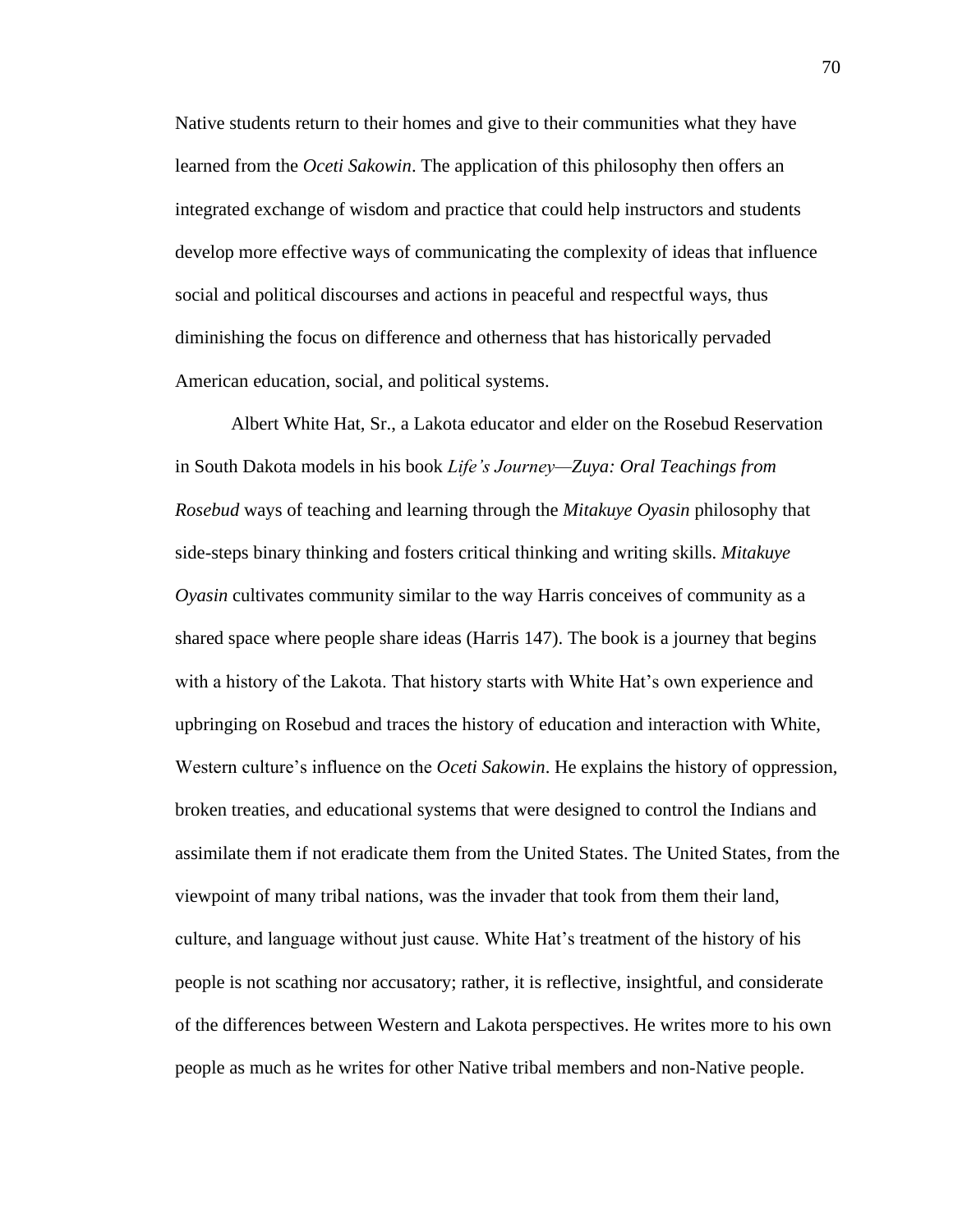Native students return to their homes and give to their communities what they have learned from the *Oceti Sakowin*. The application of this philosophy then offers an integrated exchange of wisdom and practice that could help instructors and students develop more effective ways of communicating the complexity of ideas that influence social and political discourses and actions in peaceful and respectful ways, thus diminishing the focus on difference and otherness that has historically pervaded American education, social, and political systems.

Albert White Hat, Sr., a Lakota educator and elder on the Rosebud Reservation in South Dakota models in his book *Life's Journey—Zuya: Oral Teachings from Rosebud* ways of teaching and learning through the *Mitakuye Oyasin* philosophy that side-steps binary thinking and fosters critical thinking and writing skills. *Mitakuye Oyasin* cultivates community similar to the way Harris conceives of community as a shared space where people share ideas (Harris 147). The book is a journey that begins with a history of the Lakota. That history starts with White Hat's own experience and upbringing on Rosebud and traces the history of education and interaction with White, Western culture's influence on the *Oceti Sakowin*. He explains the history of oppression, broken treaties, and educational systems that were designed to control the Indians and assimilate them if not eradicate them from the United States. The United States, from the viewpoint of many tribal nations, was the invader that took from them their land, culture, and language without just cause. White Hat's treatment of the history of his people is not scathing nor accusatory; rather, it is reflective, insightful, and considerate of the differences between Western and Lakota perspectives. He writes more to his own people as much as he writes for other Native tribal members and non-Native people.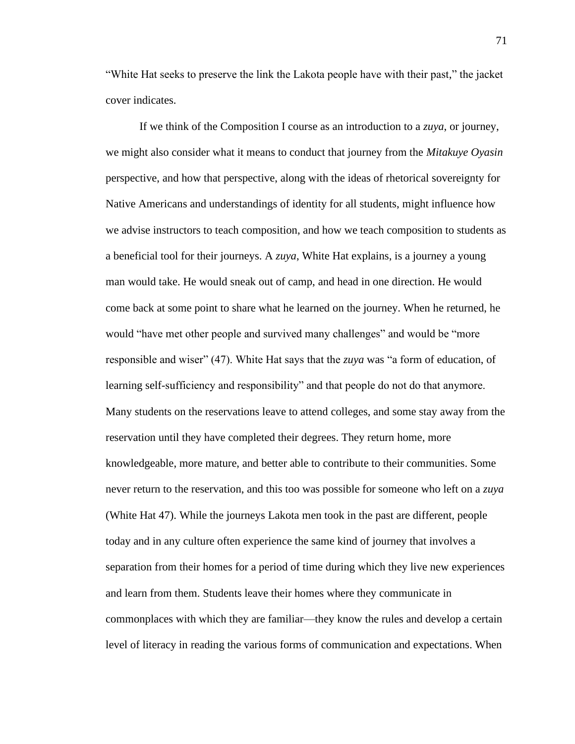"White Hat seeks to preserve the link the Lakota people have with their past," the jacket cover indicates.

If we think of the Composition I course as an introduction to a *zuya*, or journey, we might also consider what it means to conduct that journey from the *Mitakuye Oyasin* perspective, and how that perspective, along with the ideas of rhetorical sovereignty for Native Americans and understandings of identity for all students, might influence how we advise instructors to teach composition, and how we teach composition to students as a beneficial tool for their journeys. A *zuya*, White Hat explains, is a journey a young man would take. He would sneak out of camp, and head in one direction. He would come back at some point to share what he learned on the journey. When he returned, he would "have met other people and survived many challenges" and would be "more responsible and wiser" (47). White Hat says that the *zuya* was "a form of education, of learning self-sufficiency and responsibility" and that people do not do that anymore. Many students on the reservations leave to attend colleges, and some stay away from the reservation until they have completed their degrees. They return home, more knowledgeable, more mature, and better able to contribute to their communities. Some never return to the reservation, and this too was possible for someone who left on a *zuya* (White Hat 47). While the journeys Lakota men took in the past are different, people today and in any culture often experience the same kind of journey that involves a separation from their homes for a period of time during which they live new experiences and learn from them. Students leave their homes where they communicate in commonplaces with which they are familiar—they know the rules and develop a certain level of literacy in reading the various forms of communication and expectations. When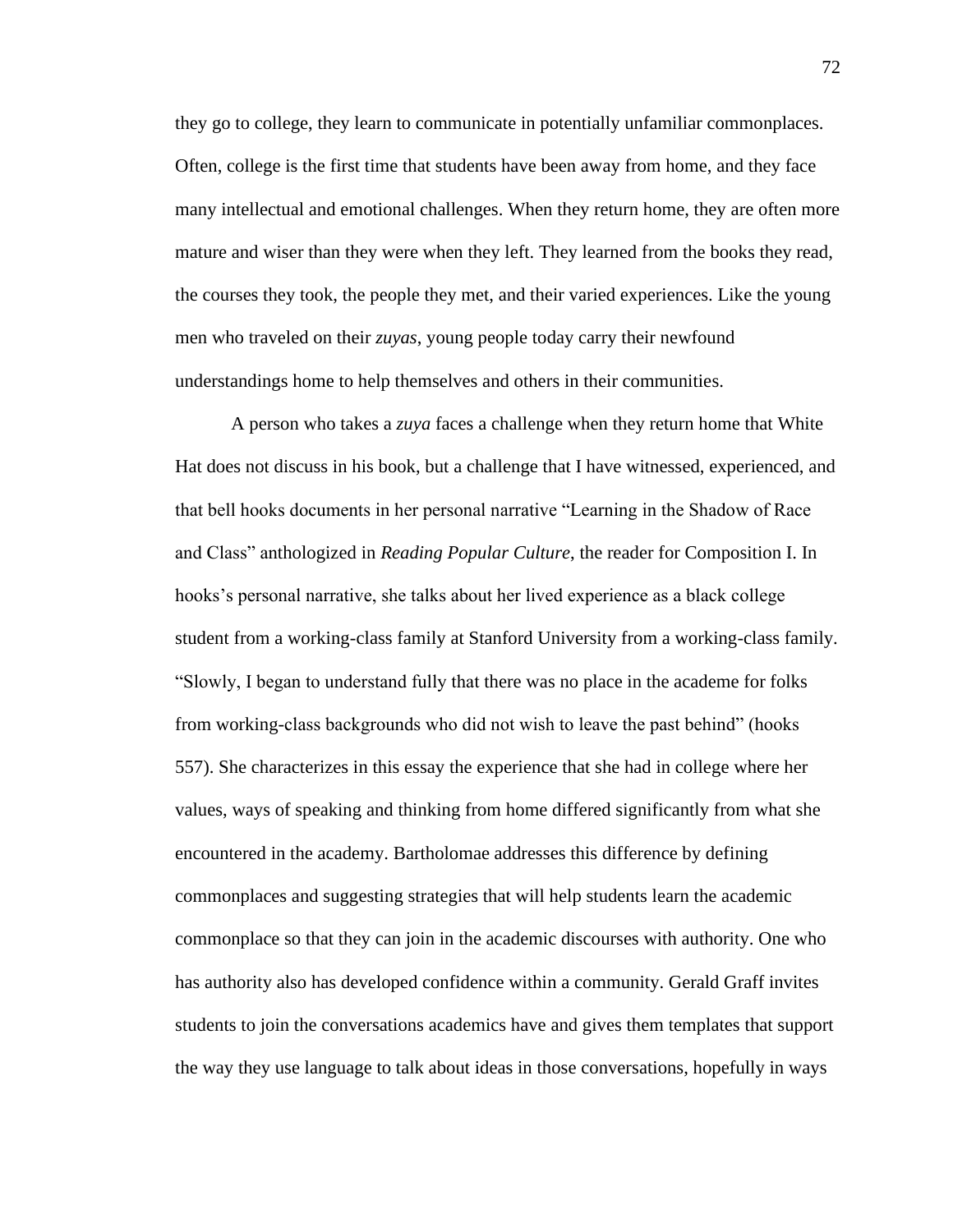they go to college, they learn to communicate in potentially unfamiliar commonplaces. Often, college is the first time that students have been away from home, and they face many intellectual and emotional challenges. When they return home, they are often more mature and wiser than they were when they left. They learned from the books they read, the courses they took, the people they met, and their varied experiences. Like the young men who traveled on their *zuyas*, young people today carry their newfound understandings home to help themselves and others in their communities.

A person who takes a *zuya* faces a challenge when they return home that White Hat does not discuss in his book, but a challenge that I have witnessed, experienced, and that bell hooks documents in her personal narrative "Learning in the Shadow of Race and Class" anthologized in *Reading Popular Culture*, the reader for Composition I. In hooks's personal narrative, she talks about her lived experience as a black college student from a working-class family at Stanford University from a working-class family. "Slowly, I began to understand fully that there was no place in the academe for folks from working-class backgrounds who did not wish to leave the past behind" (hooks 557). She characterizes in this essay the experience that she had in college where her values, ways of speaking and thinking from home differed significantly from what she encountered in the academy. Bartholomae addresses this difference by defining commonplaces and suggesting strategies that will help students learn the academic commonplace so that they can join in the academic discourses with authority. One who has authority also has developed confidence within a community. Gerald Graff invites students to join the conversations academics have and gives them templates that support the way they use language to talk about ideas in those conversations, hopefully in ways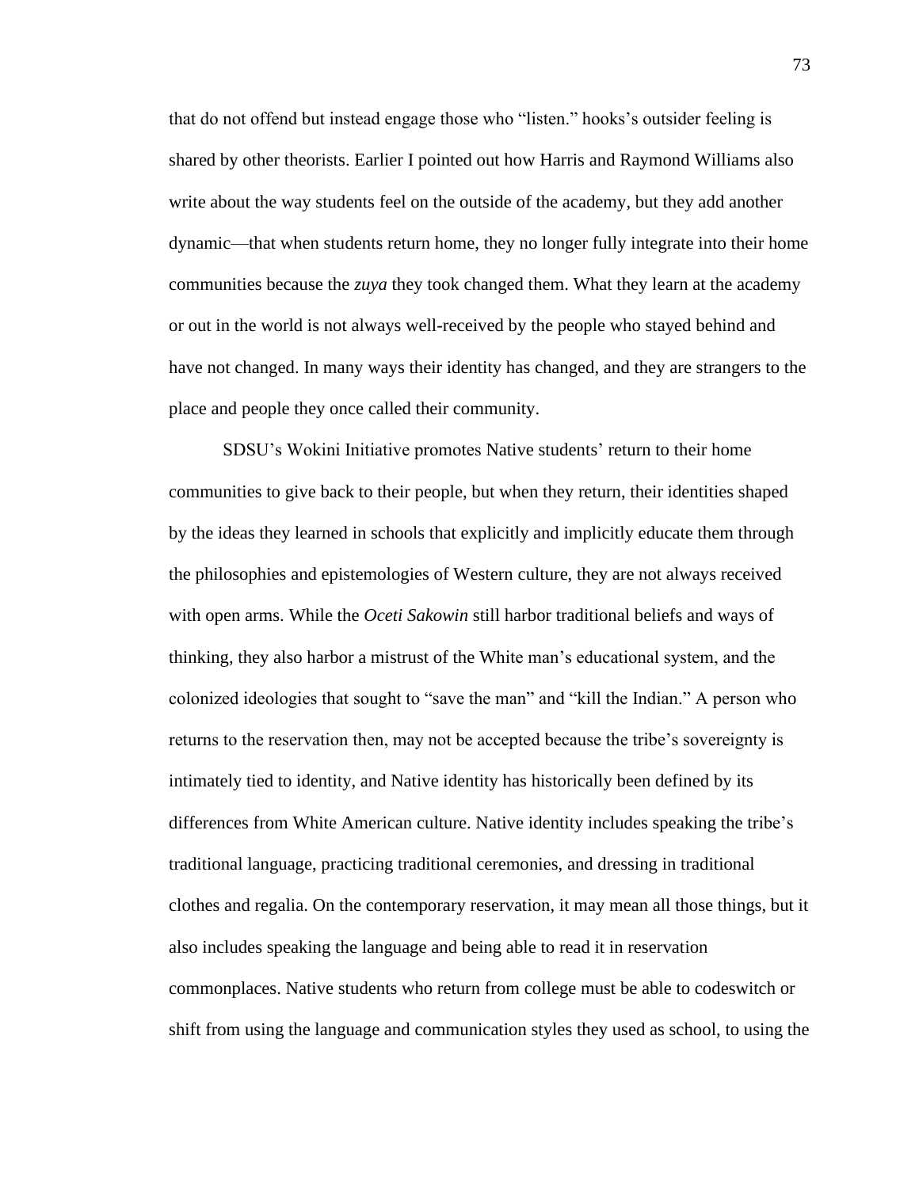that do not offend but instead engage those who "listen." hooks's outsider feeling is shared by other theorists. Earlier I pointed out how Harris and Raymond Williams also write about the way students feel on the outside of the academy, but they add another dynamic—that when students return home, they no longer fully integrate into their home communities because the *zuya* they took changed them. What they learn at the academy or out in the world is not always well-received by the people who stayed behind and have not changed. In many ways their identity has changed, and they are strangers to the place and people they once called their community.

SDSU's Wokini Initiative promotes Native students' return to their home communities to give back to their people, but when they return, their identities shaped by the ideas they learned in schools that explicitly and implicitly educate them through the philosophies and epistemologies of Western culture, they are not always received with open arms. While the *Oceti Sakowin* still harbor traditional beliefs and ways of thinking, they also harbor a mistrust of the White man's educational system, and the colonized ideologies that sought to "save the man" and "kill the Indian." A person who returns to the reservation then, may not be accepted because the tribe's sovereignty is intimately tied to identity, and Native identity has historically been defined by its differences from White American culture. Native identity includes speaking the tribe's traditional language, practicing traditional ceremonies, and dressing in traditional clothes and regalia. On the contemporary reservation, it may mean all those things, but it also includes speaking the language and being able to read it in reservation commonplaces. Native students who return from college must be able to codeswitch or shift from using the language and communication styles they used as school, to using the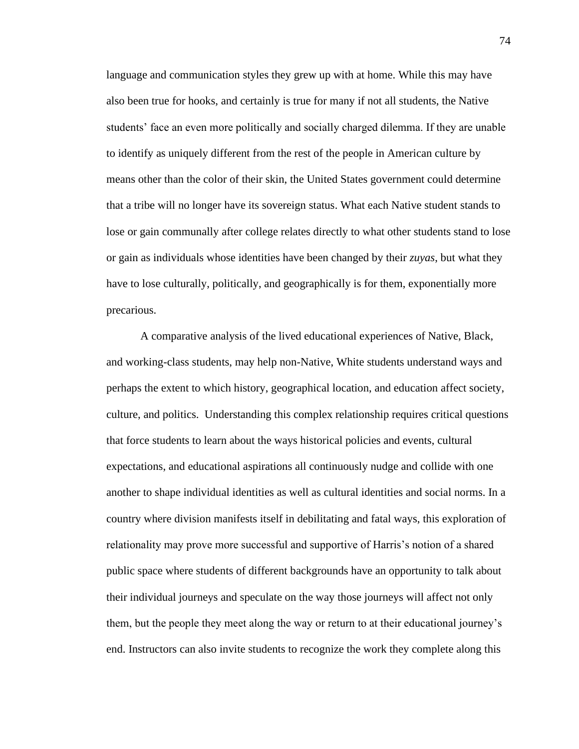language and communication styles they grew up with at home. While this may have also been true for hooks, and certainly is true for many if not all students, the Native students' face an even more politically and socially charged dilemma. If they are unable to identify as uniquely different from the rest of the people in American culture by means other than the color of their skin, the United States government could determine that a tribe will no longer have its sovereign status. What each Native student stands to lose or gain communally after college relates directly to what other students stand to lose or gain as individuals whose identities have been changed by their *zuyas*, but what they have to lose culturally, politically, and geographically is for them, exponentially more precarious.

A comparative analysis of the lived educational experiences of Native, Black, and working-class students, may help non-Native, White students understand ways and perhaps the extent to which history, geographical location, and education affect society, culture, and politics. Understanding this complex relationship requires critical questions that force students to learn about the ways historical policies and events, cultural expectations, and educational aspirations all continuously nudge and collide with one another to shape individual identities as well as cultural identities and social norms. In a country where division manifests itself in debilitating and fatal ways, this exploration of relationality may prove more successful and supportive of Harris's notion of a shared public space where students of different backgrounds have an opportunity to talk about their individual journeys and speculate on the way those journeys will affect not only them, but the people they meet along the way or return to at their educational journey's end. Instructors can also invite students to recognize the work they complete along this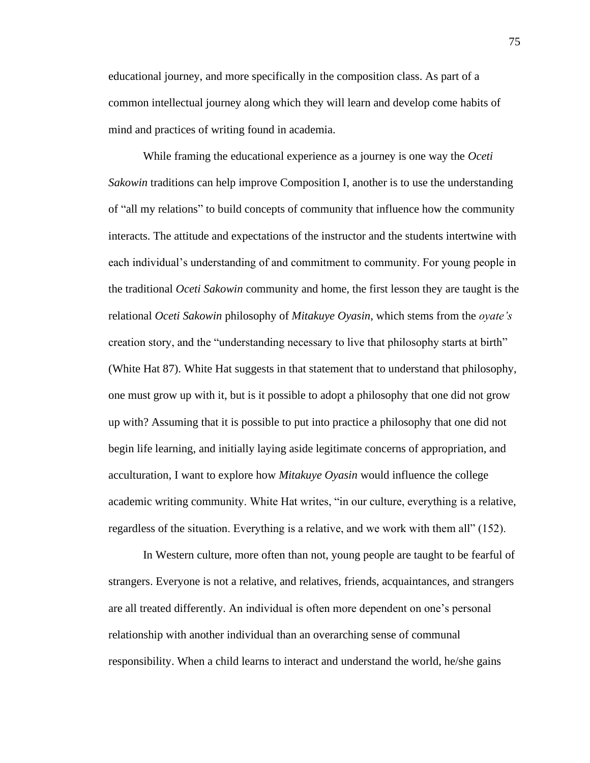educational journey, and more specifically in the composition class. As part of a common intellectual journey along which they will learn and develop come habits of mind and practices of writing found in academia.

While framing the educational experience as a journey is one way the *Oceti Sakowin* traditions can help improve Composition I, another is to use the understanding of "all my relations" to build concepts of community that influence how the community interacts. The attitude and expectations of the instructor and the students intertwine with each individual's understanding of and commitment to community. For young people in the traditional *Oceti Sakowin* community and home, the first lesson they are taught is the relational *Oceti Sakowin* philosophy of *Mitakuye Oyasin*, which stems from the *oyate's* creation story, and the "understanding necessary to live that philosophy starts at birth" (White Hat 87). White Hat suggests in that statement that to understand that philosophy, one must grow up with it, but is it possible to adopt a philosophy that one did not grow up with? Assuming that it is possible to put into practice a philosophy that one did not begin life learning, and initially laying aside legitimate concerns of appropriation, and acculturation, I want to explore how *Mitakuye Oyasin* would influence the college academic writing community. White Hat writes, "in our culture, everything is a relative, regardless of the situation. Everything is a relative, and we work with them all" (152).

In Western culture, more often than not, young people are taught to be fearful of strangers. Everyone is not a relative, and relatives, friends, acquaintances, and strangers are all treated differently. An individual is often more dependent on one's personal relationship with another individual than an overarching sense of communal responsibility. When a child learns to interact and understand the world, he/she gains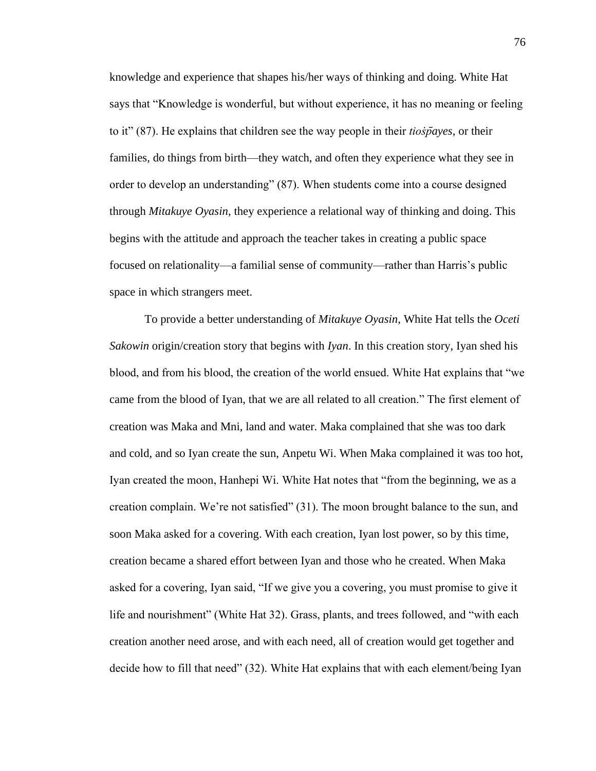knowledge and experience that shapes his/her ways of thinking and doing. White Hat says that "Knowledge is wonderful, but without experience, it has no meaning or feeling to it" (87). He explains that children see the way people in their *tioṡp̄ayes*, or their families, do things from birth—they watch, and often they experience what they see in order to develop an understanding" (87). When students come into a course designed through *Mitakuye Oyasin*, they experience a relational way of thinking and doing. This begins with the attitude and approach the teacher takes in creating a public space focused on relationality—a familial sense of community—rather than Harris's public space in which strangers meet.

To provide a better understanding of *Mitakuye Oyasin*, White Hat tells the *Oceti Sakowin* origin/creation story that begins with *Iyan*. In this creation story, Iyan shed his blood, and from his blood, the creation of the world ensued. White Hat explains that "we came from the blood of Iyan, that we are all related to all creation." The first element of creation was Maka and Mni, land and water. Maka complained that she was too dark and cold, and so Iyan create the sun, Anpetu Wi. When Maka complained it was too hot, Iyan created the moon, Hanhepi Wi. White Hat notes that "from the beginning, we as a creation complain. We're not satisfied" (31). The moon brought balance to the sun, and soon Maka asked for a covering. With each creation, Iyan lost power, so by this time, creation became a shared effort between Iyan and those who he created. When Maka asked for a covering, Iyan said, "If we give you a covering, you must promise to give it life and nourishment" (White Hat 32). Grass, plants, and trees followed, and "with each creation another need arose, and with each need, all of creation would get together and decide how to fill that need" (32). White Hat explains that with each element/being Iyan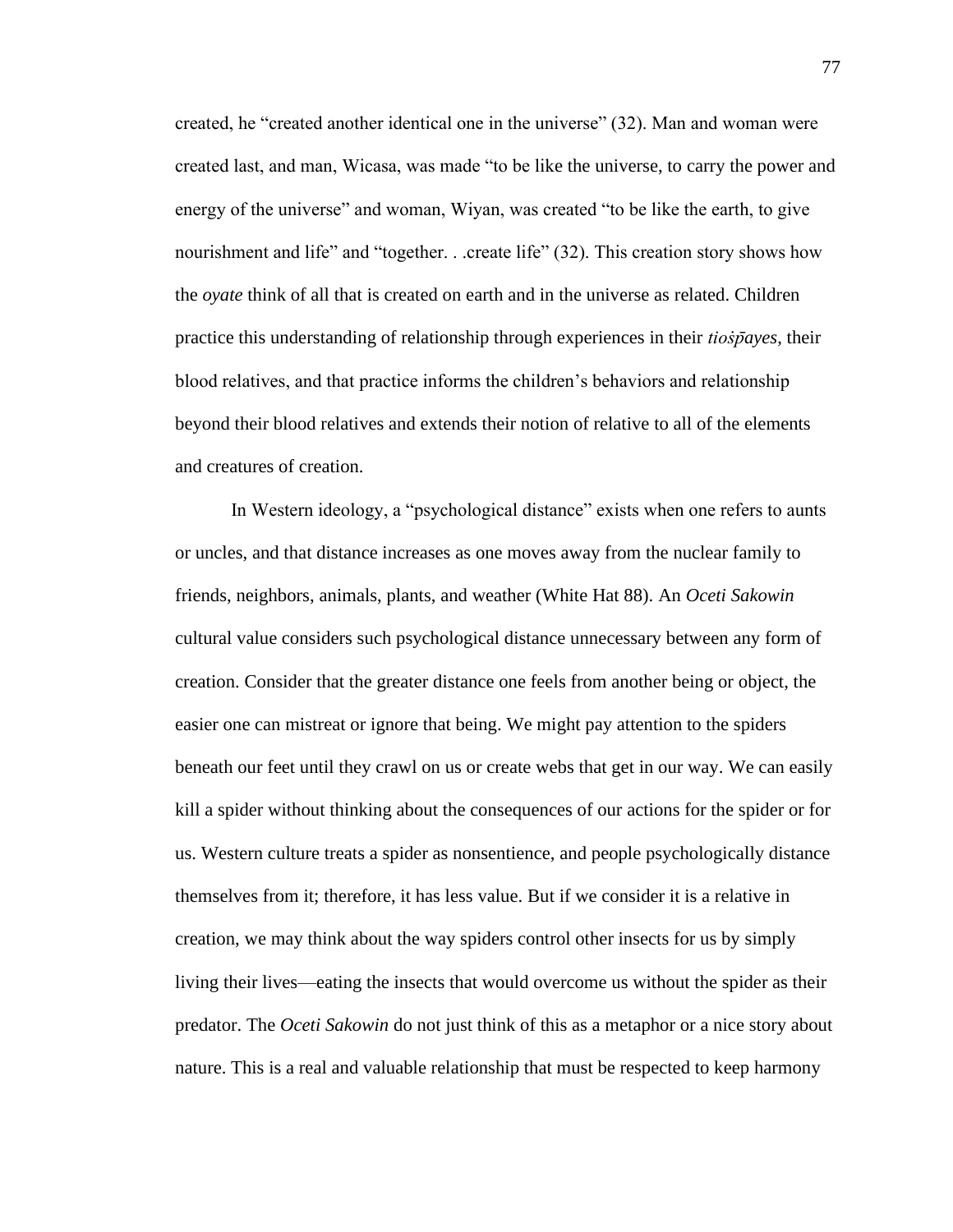created, he "created another identical one in the universe" (32). Man and woman were created last, and man, Wicasa, was made "to be like the universe, to carry the power and energy of the universe" and woman, Wiyan, was created "to be like the earth, to give nourishment and life" and "together. . .create life" (32). This creation story shows how the *oyate* think of all that is created on earth and in the universe as related. Children practice this understanding of relationship through experiences in their *tioṡp̄ayes*, their blood relatives, and that practice informs the children's behaviors and relationship beyond their blood relatives and extends their notion of relative to all of the elements and creatures of creation.

In Western ideology, a "psychological distance" exists when one refers to aunts or uncles, and that distance increases as one moves away from the nuclear family to friends, neighbors, animals, plants, and weather (White Hat 88). An *Oceti Sakowin* cultural value considers such psychological distance unnecessary between any form of creation. Consider that the greater distance one feels from another being or object, the easier one can mistreat or ignore that being. We might pay attention to the spiders beneath our feet until they crawl on us or create webs that get in our way. We can easily kill a spider without thinking about the consequences of our actions for the spider or for us. Western culture treats a spider as nonsentience, and people psychologically distance themselves from it; therefore, it has less value. But if we consider it is a relative in creation, we may think about the way spiders control other insects for us by simply living their lives—eating the insects that would overcome us without the spider as their predator. The *Oceti Sakowin* do not just think of this as a metaphor or a nice story about nature. This is a real and valuable relationship that must be respected to keep harmony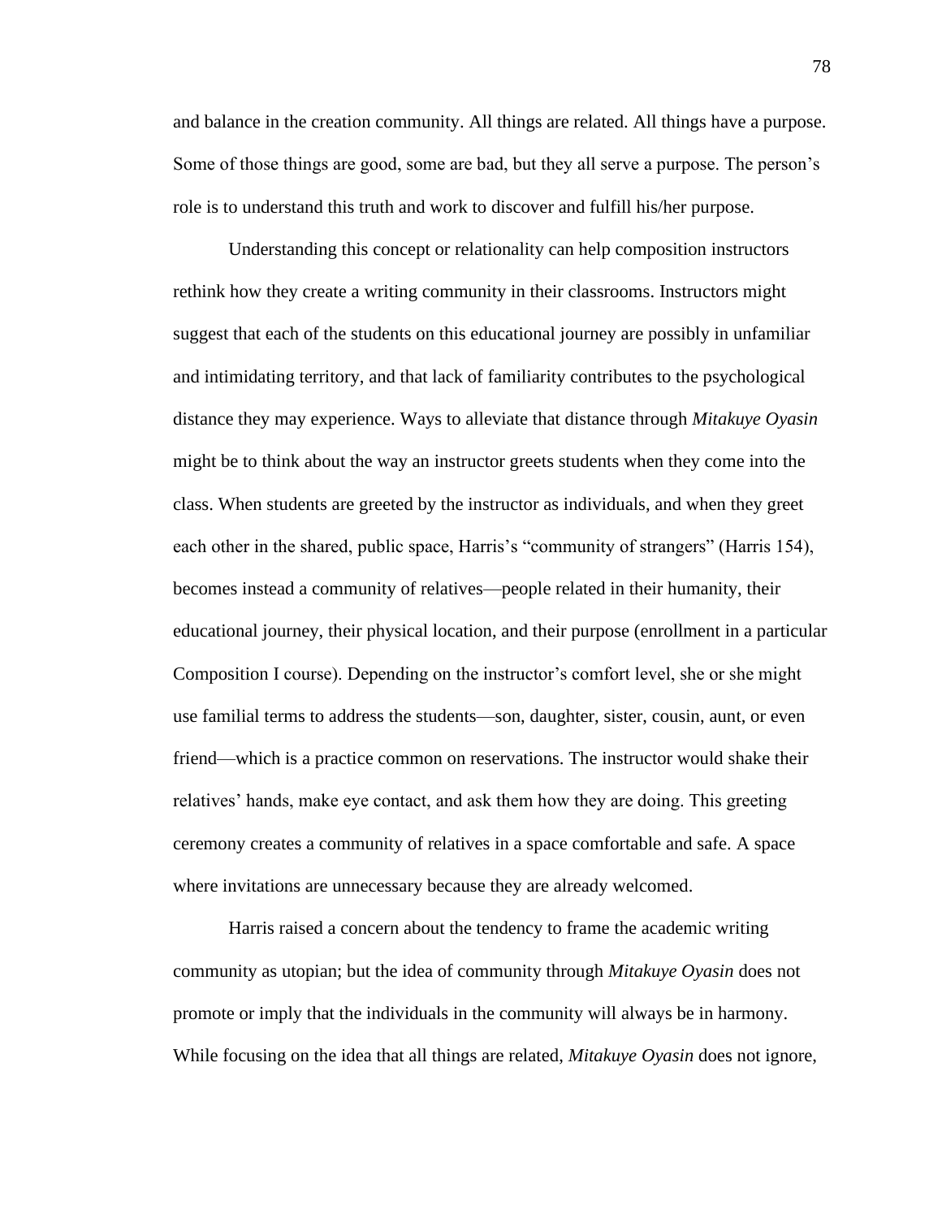and balance in the creation community. All things are related. All things have a purpose. Some of those things are good, some are bad, but they all serve a purpose. The person's role is to understand this truth and work to discover and fulfill his/her purpose.

Understanding this concept or relationality can help composition instructors rethink how they create a writing community in their classrooms. Instructors might suggest that each of the students on this educational journey are possibly in unfamiliar and intimidating territory, and that lack of familiarity contributes to the psychological distance they may experience. Ways to alleviate that distance through *Mitakuye Oyasin* might be to think about the way an instructor greets students when they come into the class. When students are greeted by the instructor as individuals, and when they greet each other in the shared, public space, Harris's "community of strangers" (Harris 154), becomes instead a community of relatives—people related in their humanity, their educational journey, their physical location, and their purpose (enrollment in a particular Composition I course). Depending on the instructor's comfort level, she or she might use familial terms to address the students—son, daughter, sister, cousin, aunt, or even friend—which is a practice common on reservations. The instructor would shake their relatives' hands, make eye contact, and ask them how they are doing. This greeting ceremony creates a community of relatives in a space comfortable and safe. A space where invitations are unnecessary because they are already welcomed.

Harris raised a concern about the tendency to frame the academic writing community as utopian; but the idea of community through *Mitakuye Oyasin* does not promote or imply that the individuals in the community will always be in harmony. While focusing on the idea that all things are related, *Mitakuye Oyasin* does not ignore,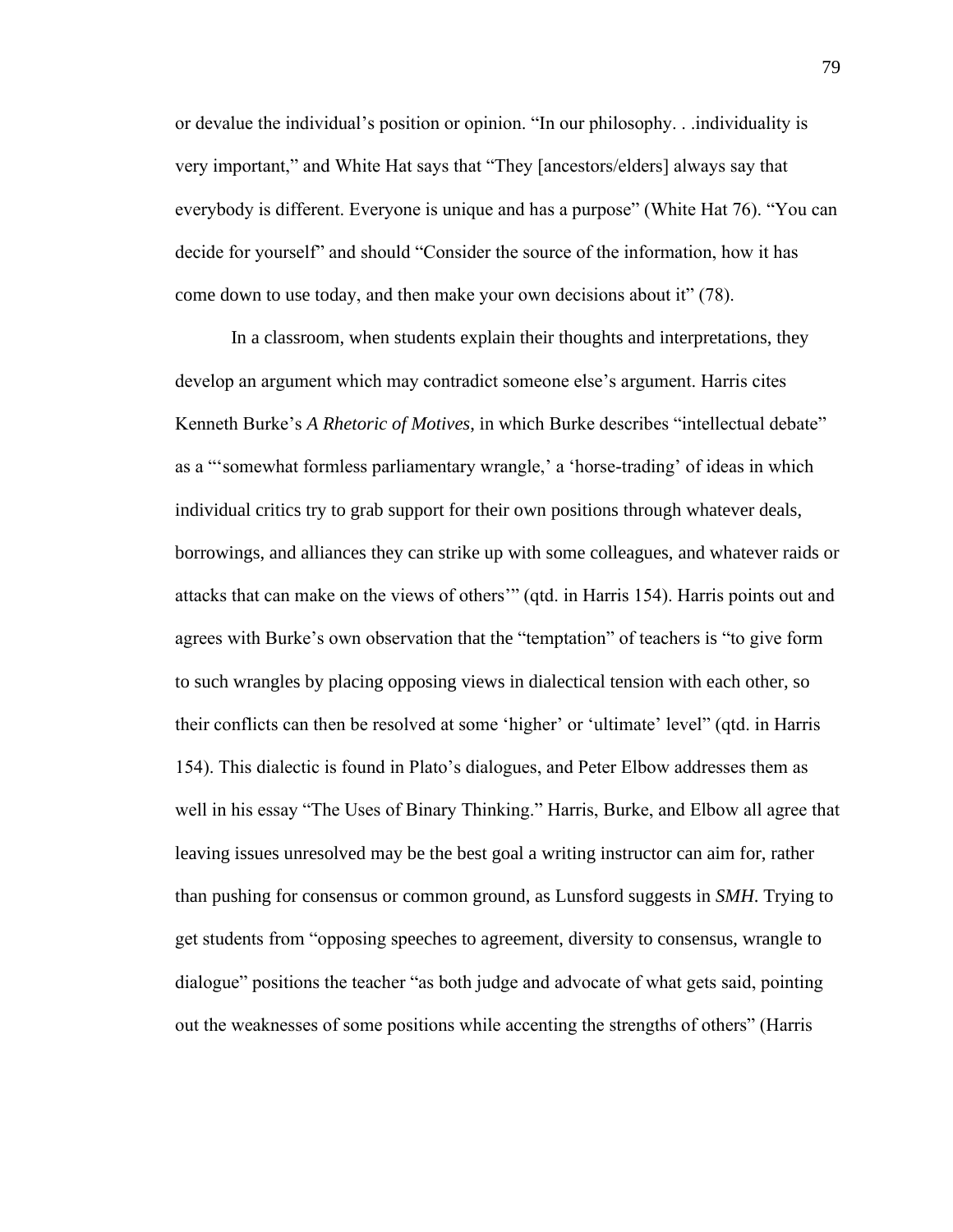or devalue the individual's position or opinion. "In our philosophy. . .individuality is very important," and White Hat says that "They [ancestors/elders] always say that everybody is different. Everyone is unique and has a purpose" (White Hat 76). "You can decide for yourself" and should "Consider the source of the information, how it has come down to use today, and then make your own decisions about it" (78).

In a classroom, when students explain their thoughts and interpretations, they develop an argument which may contradict someone else's argument. Harris cites Kenneth Burke's *A Rhetoric of Motives*, in which Burke describes "intellectual debate" as a "'somewhat formless parliamentary wrangle,' a 'horse-trading' of ideas in which individual critics try to grab support for their own positions through whatever deals, borrowings, and alliances they can strike up with some colleagues, and whatever raids or attacks that can make on the views of others'" (qtd. in Harris 154). Harris points out and agrees with Burke's own observation that the "temptation" of teachers is "to give form to such wrangles by placing opposing views in dialectical tension with each other, so their conflicts can then be resolved at some 'higher' or 'ultimate' level" (qtd. in Harris 154). This dialectic is found in Plato's dialogues, and Peter Elbow addresses them as well in his essay "The Uses of Binary Thinking." Harris, Burke, and Elbow all agree that leaving issues unresolved may be the best goal a writing instructor can aim for, rather than pushing for consensus or common ground, as Lunsford suggests in *SMH*. Trying to get students from "opposing speeches to agreement, diversity to consensus, wrangle to dialogue" positions the teacher "as both judge and advocate of what gets said, pointing out the weaknesses of some positions while accenting the strengths of others" (Harris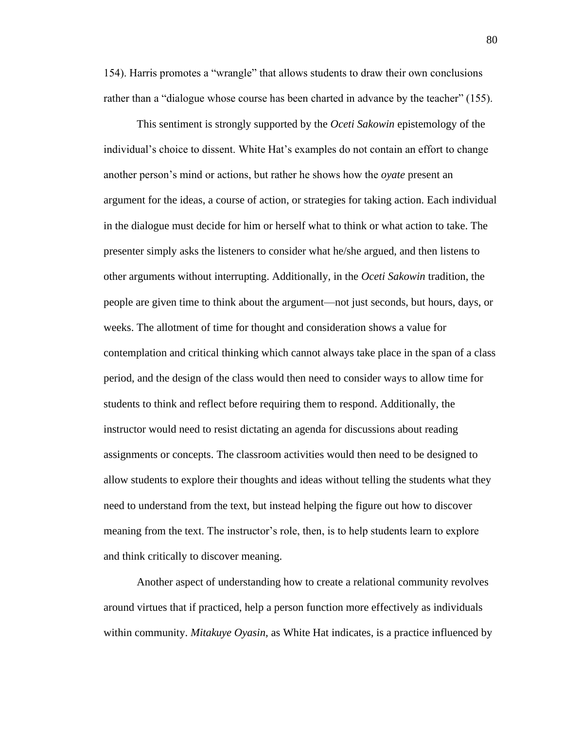154). Harris promotes a “wrangle” that allows students to draw their own conclusions rather than a “dialogue whose course has been charted in advance by the teacher” (155).

This sentiment is strongly supported by the *Oceti Sakowin* epistemology of the individual’s choice to dissent. White Hat’s examples do not contain an effort to change another person’s mind or actions, but rather he shows how the *oyate* present an argument for the ideas, a course of action, or strategies for taking action. Each individual in the dialogue must decide for him or herself what to think or what action to take. The presenter simply asks the listeners to consider what he/she argued, and then listens to other arguments without interrupting. Additionally, in the *Oceti Sakowin* tradition, the people are given time to think about the argument—not just seconds, but hours, days, or weeks. The allotment of time for thought and consideration shows a value for contemplation and critical thinking which cannot always take place in the span of a class period, and the design of the class would then need to consider ways to allow time for students to think and reflect before requiring them to respond. Additionally, the instructor would need to resist dictating an agenda for discussions about reading assignments or concepts. The classroom activities would then need to be designed to allow students to explore their thoughts and ideas without telling the students what they need to understand from the text, but instead helping the figure out how to discover meaning from the text. The instructor’s role, then, is to help students learn to explore and think critically to discover meaning.

Another aspect of understanding how to create a relational community revolves around virtues that if practiced, help a person function more effectively as individuals within community. *Mitakuye Oyasin*, as White Hat indicates, is a practice influenced by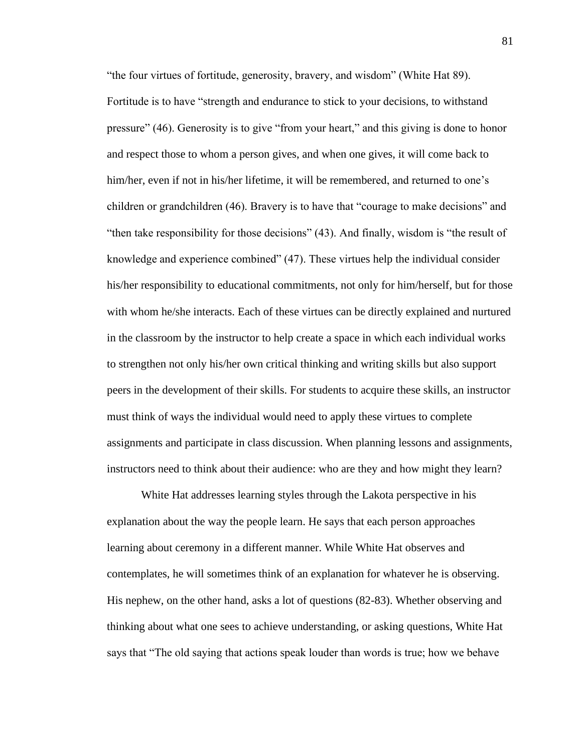"the four virtues of fortitude, generosity, bravery, and wisdom" (White Hat 89). Fortitude is to have "strength and endurance to stick to your decisions, to withstand pressure" (46). Generosity is to give "from your heart," and this giving is done to honor and respect those to whom a person gives, and when one gives, it will come back to him/her, even if not in his/her lifetime, it will be remembered, and returned to one's children or grandchildren (46). Bravery is to have that "courage to make decisions" and "then take responsibility for those decisions" (43). And finally, wisdom is "the result of knowledge and experience combined" (47). These virtues help the individual consider his/her responsibility to educational commitments, not only for him/herself, but for those with whom he/she interacts. Each of these virtues can be directly explained and nurtured in the classroom by the instructor to help create a space in which each individual works to strengthen not only his/her own critical thinking and writing skills but also support peers in the development of their skills. For students to acquire these skills, an instructor must think of ways the individual would need to apply these virtues to complete assignments and participate in class discussion. When planning lessons and assignments, instructors need to think about their audience: who are they and how might they learn?

White Hat addresses learning styles through the Lakota perspective in his explanation about the way the people learn. He says that each person approaches learning about ceremony in a different manner. While White Hat observes and contemplates, he will sometimes think of an explanation for whatever he is observing. His nephew, on the other hand, asks a lot of questions (82-83). Whether observing and thinking about what one sees to achieve understanding, or asking questions, White Hat says that "The old saying that actions speak louder than words is true; how we behave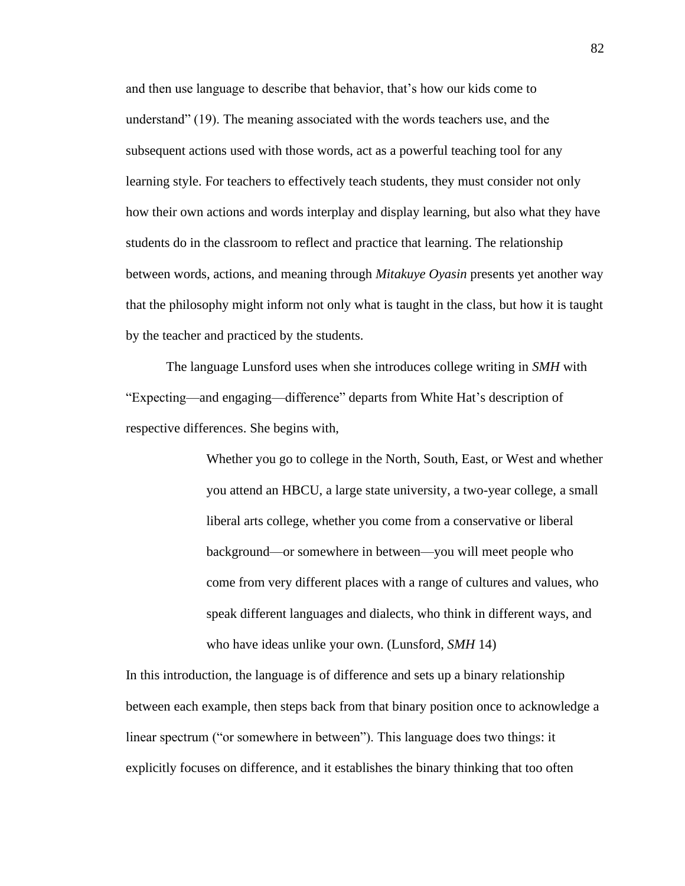and then use language to describe that behavior, that's how our kids come to understand" (19). The meaning associated with the words teachers use, and the subsequent actions used with those words, act as a powerful teaching tool for any learning style. For teachers to effectively teach students, they must consider not only how their own actions and words interplay and display learning, but also what they have students do in the classroom to reflect and practice that learning. The relationship between words, actions, and meaning through *Mitakuye Oyasin* presents yet another way that the philosophy might inform not only what is taught in the class, but how it is taught by the teacher and practiced by the students.

The language Lunsford uses when she introduces college writing in *SMH* with "Expecting—and engaging—difference" departs from White Hat's description of respective differences. She begins with,

> Whether you go to college in the North, South, East, or West and whether you attend an HBCU, a large state university, a two-year college, a small liberal arts college, whether you come from a conservative or liberal background—or somewhere in between—you will meet people who come from very different places with a range of cultures and values, who speak different languages and dialects, who think in different ways, and who have ideas unlike your own. (Lunsford, *SMH* 14)

In this introduction, the language is of difference and sets up a binary relationship between each example, then steps back from that binary position once to acknowledge a linear spectrum ("or somewhere in between"). This language does two things: it explicitly focuses on difference, and it establishes the binary thinking that too often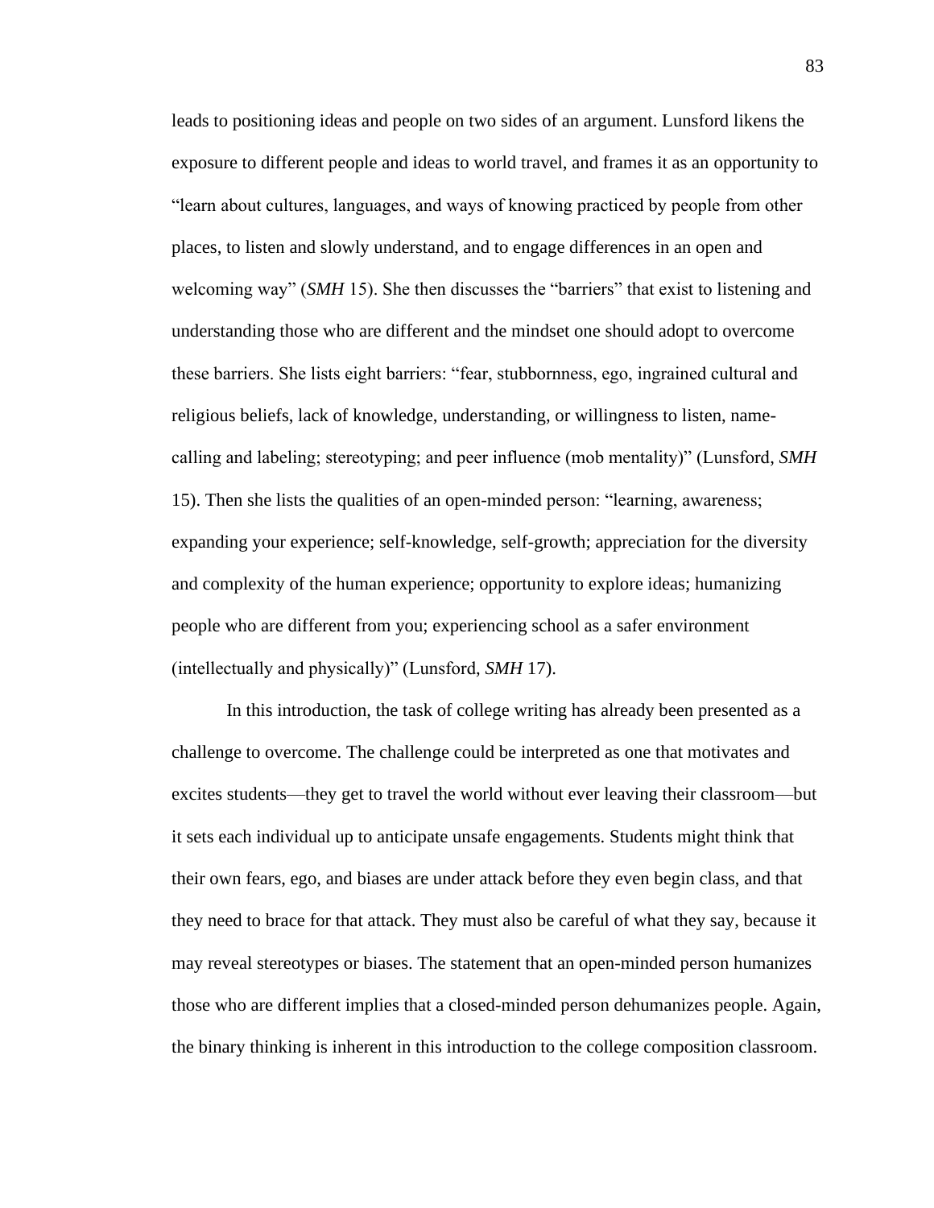leads to positioning ideas and people on two sides of an argument. Lunsford likens the exposure to different people and ideas to world travel, and frames it as an opportunity to "learn about cultures, languages, and ways of knowing practiced by people from other places, to listen and slowly understand, and to engage differences in an open and welcoming way" (*SMH* 15). She then discusses the "barriers" that exist to listening and understanding those who are different and the mindset one should adopt to overcome these barriers. She lists eight barriers: "fear, stubbornness, ego, ingrained cultural and religious beliefs, lack of knowledge, understanding, or willingness to listen, name-calling and labeling; stereotyping; and peer influence (mob mentality)" (Lunsford, *SMH* 15). Then she lists the qualities of an open-minded person: "learning, awareness; expanding your experience; self-knowledge, self-growth; appreciation for the diversity and complexity of the human experience; opportunity to explore ideas; humanizing people who are different from you; experiencing school as a safer environment (intellectually and physically)" (Lunsford, *SMH* 17).

In this introduction, the task of college writing has already been presented as a challenge to overcome. The challenge could be interpreted as one that motivates and excites students—they get to travel the world without ever leaving their classroom—but it sets each individual up to anticipate unsafe engagements. Students might think that their own fears, ego, and biases are under attack before they even begin class, and that they need to brace for that attack. They must also be careful of what they say, because it may reveal stereotypes or biases. The statement that an open-minded person humanizes those who are different implies that a closed-minded person dehumanizes people. Again, the binary thinking is inherent in this introduction to the college composition classroom.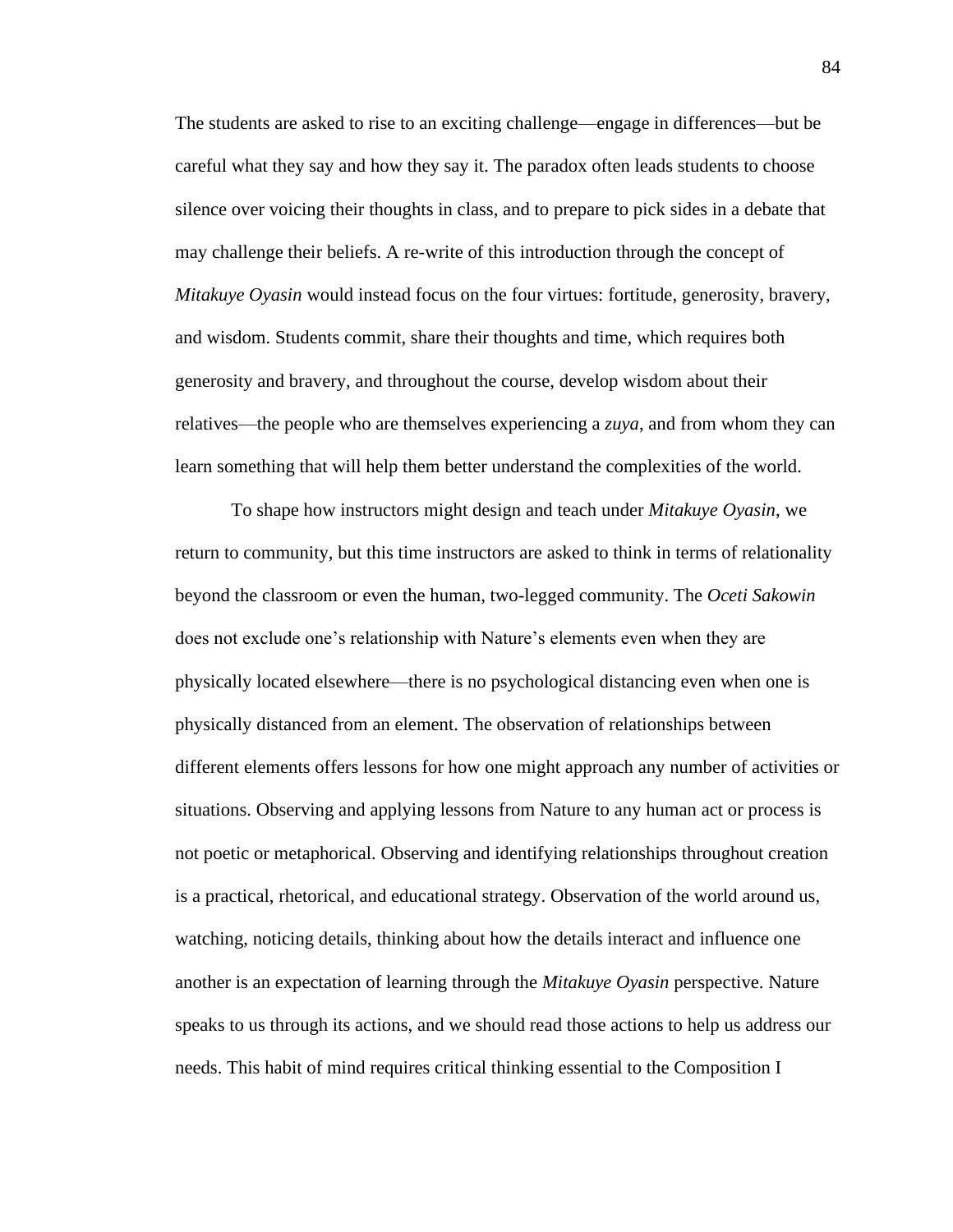The students are asked to rise to an exciting challenge—engage in differences—but be careful what they say and how they say it. The paradox often leads students to choose silence over voicing their thoughts in class, and to prepare to pick sides in a debate that may challenge their beliefs. A re-write of this introduction through the concept of *Mitakuye Oyasin* would instead focus on the four virtues: fortitude, generosity, bravery, and wisdom. Students commit, share their thoughts and time, which requires both generosity and bravery, and throughout the course, develop wisdom about their relatives—the people who are themselves experiencing a *zuya*, and from whom they can learn something that will help them better understand the complexities of the world.

To shape how instructors might design and teach under *Mitakuye Oyasin*, we return to community, but this time instructors are asked to think in terms of relationality beyond the classroom or even the human, two-legged community. The *Oceti Sakowin* does not exclude one's relationship with Nature's elements even when they are physically located elsewhere—there is no psychological distancing even when one is physically distanced from an element. The observation of relationships between different elements offers lessons for how one might approach any number of activities or situations. Observing and applying lessons from Nature to any human act or process is not poetic or metaphorical. Observing and identifying relationships throughout creation is a practical, rhetorical, and educational strategy. Observation of the world around us, watching, noticing details, thinking about how the details interact and influence one another is an expectation of learning through the *Mitakuye Oyasin* perspective. Nature speaks to us through its actions, and we should read those actions to help us address our needs. This habit of mind requires critical thinking essential to the Composition I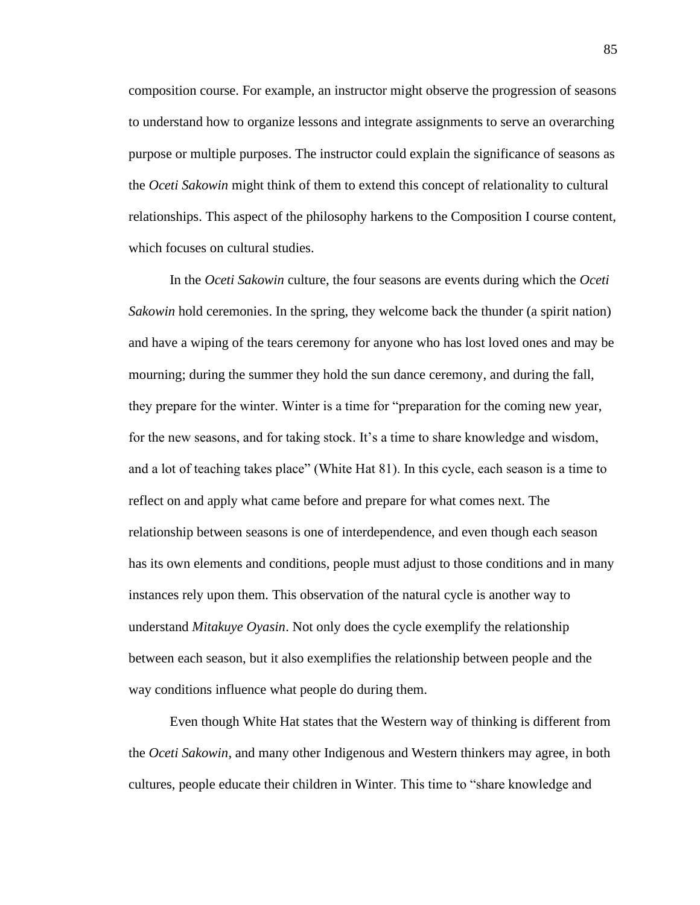composition course. For example, an instructor might observe the progression of seasons to understand how to organize lessons and integrate assignments to serve an overarching purpose or multiple purposes. The instructor could explain the significance of seasons as the *Oceti Sakowin* might think of them to extend this concept of relationality to cultural relationships. This aspect of the philosophy harkens to the Composition I course content, which focuses on cultural studies.

In the *Oceti Sakowin* culture, the four seasons are events during which the *Oceti Sakowin* hold ceremonies. In the spring, they welcome back the thunder (a spirit nation) and have a wiping of the tears ceremony for anyone who has lost loved ones and may be mourning; during the summer they hold the sun dance ceremony, and during the fall, they prepare for the winter. Winter is a time for "preparation for the coming new year, for the new seasons, and for taking stock. It's a time to share knowledge and wisdom, and a lot of teaching takes place" (White Hat 81). In this cycle, each season is a time to reflect on and apply what came before and prepare for what comes next. The relationship between seasons is one of interdependence, and even though each season has its own elements and conditions, people must adjust to those conditions and in many instances rely upon them. This observation of the natural cycle is another way to understand *Mitakuye Oyasin*. Not only does the cycle exemplify the relationship between each season, but it also exemplifies the relationship between people and the way conditions influence what people do during them.

Even though White Hat states that the Western way of thinking is different from the *Oceti Sakowin*, and many other Indigenous and Western thinkers may agree, in both cultures, people educate their children in Winter. This time to "share knowledge and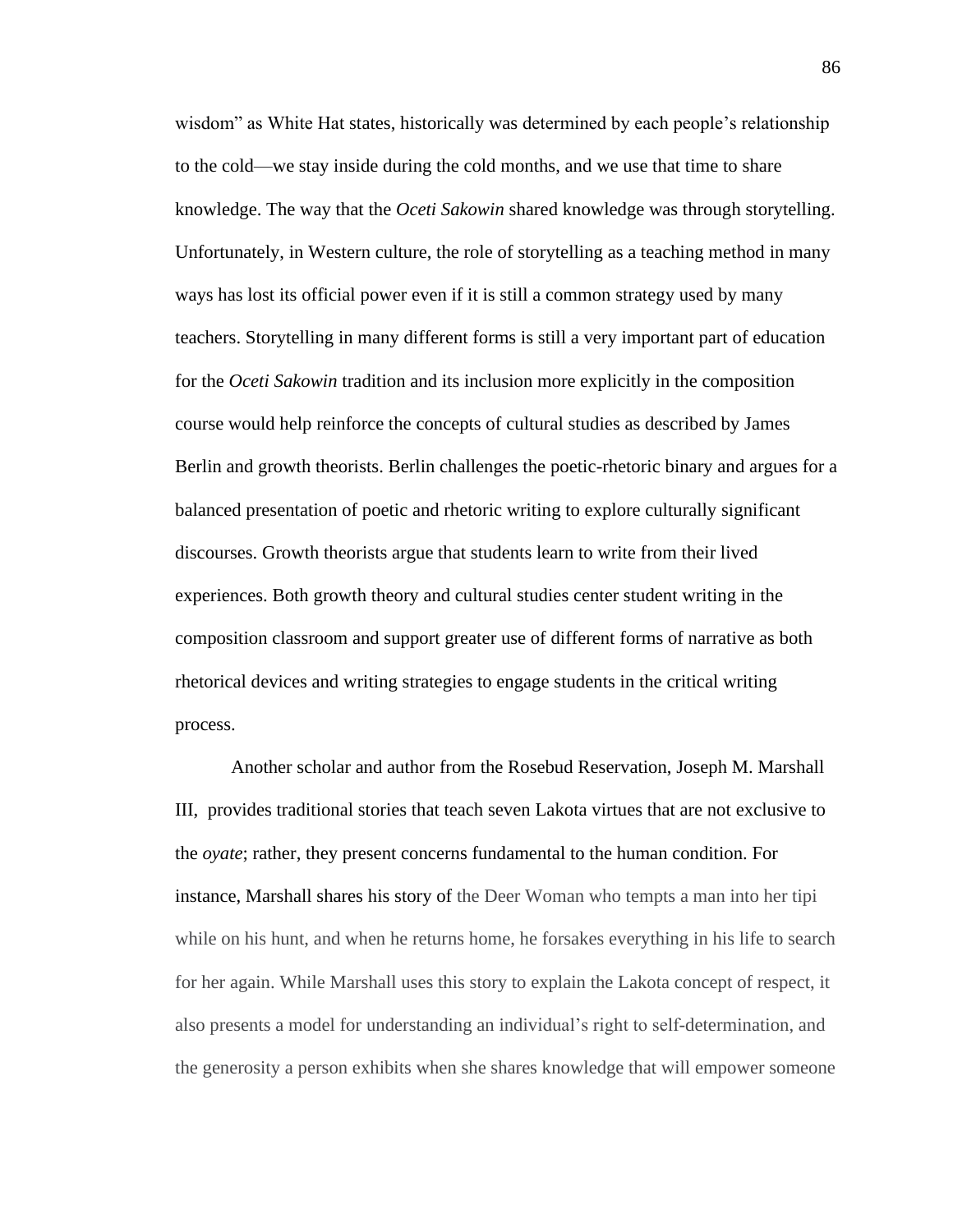wisdom" as White Hat states, historically was determined by each people's relationship to the cold—we stay inside during the cold months, and we use that time to share knowledge. The way that the *Oceti Sakowin* shared knowledge was through storytelling. Unfortunately, in Western culture, the role of storytelling as a teaching method in many ways has lost its official power even if it is still a common strategy used by many teachers. Storytelling in many different forms is still a very important part of education for the *Oceti Sakowin* tradition and its inclusion more explicitly in the composition course would help reinforce the concepts of cultural studies as described by James Berlin and growth theorists. Berlin challenges the poetic-rhetoric binary and argues for a balanced presentation of poetic and rhetoric writing to explore culturally significant discourses. Growth theorists argue that students learn to write from their lived experiences. Both growth theory and cultural studies center student writing in the composition classroom and support greater use of different forms of narrative as both rhetorical devices and writing strategies to engage students in the critical writing process.

Another scholar and author from the Rosebud Reservation, Joseph M. Marshall III, provides traditional stories that teach seven Lakota virtues that are not exclusive to the *oyate*; rather, they present concerns fundamental to the human condition. For instance, Marshall shares his story of the Deer Woman who tempts a man into her tipi while on his hunt, and when he returns home, he forsakes everything in his life to search for her again. While Marshall uses this story to explain the Lakota concept of respect, it also presents a model for understanding an individual's right to self-determination, and the generosity a person exhibits when she shares knowledge that will empower someone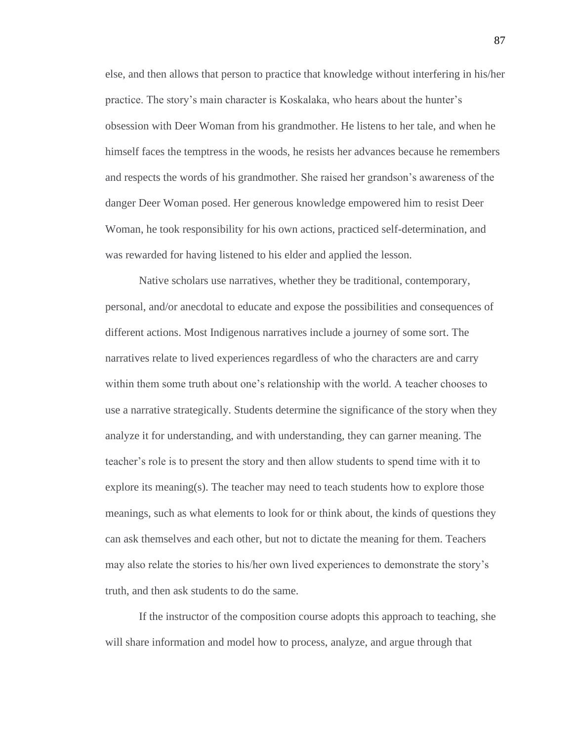else, and then allows that person to practice that knowledge without interfering in his/her practice. The story's main character is Koskalaka, who hears about the hunter's obsession with Deer Woman from his grandmother. He listens to her tale, and when he himself faces the temptress in the woods, he resists her advances because he remembers and respects the words of his grandmother. She raised her grandson's awareness of the danger Deer Woman posed. Her generous knowledge empowered him to resist Deer Woman, he took responsibility for his own actions, practiced self-determination, and was rewarded for having listened to his elder and applied the lesson.

Native scholars use narratives, whether they be traditional, contemporary, personal, and/or anecdotal to educate and expose the possibilities and consequences of different actions. Most Indigenous narratives include a journey of some sort. The narratives relate to lived experiences regardless of who the characters are and carry within them some truth about one's relationship with the world. A teacher chooses to use a narrative strategically. Students determine the significance of the story when they analyze it for understanding, and with understanding, they can garner meaning. The teacher's role is to present the story and then allow students to spend time with it to explore its meaning(s). The teacher may need to teach students how to explore those meanings, such as what elements to look for or think about, the kinds of questions they can ask themselves and each other, but not to dictate the meaning for them. Teachers may also relate the stories to his/her own lived experiences to demonstrate the story's truth, and then ask students to do the same.

If the instructor of the composition course adopts this approach to teaching, she will share information and model how to process, analyze, and argue through that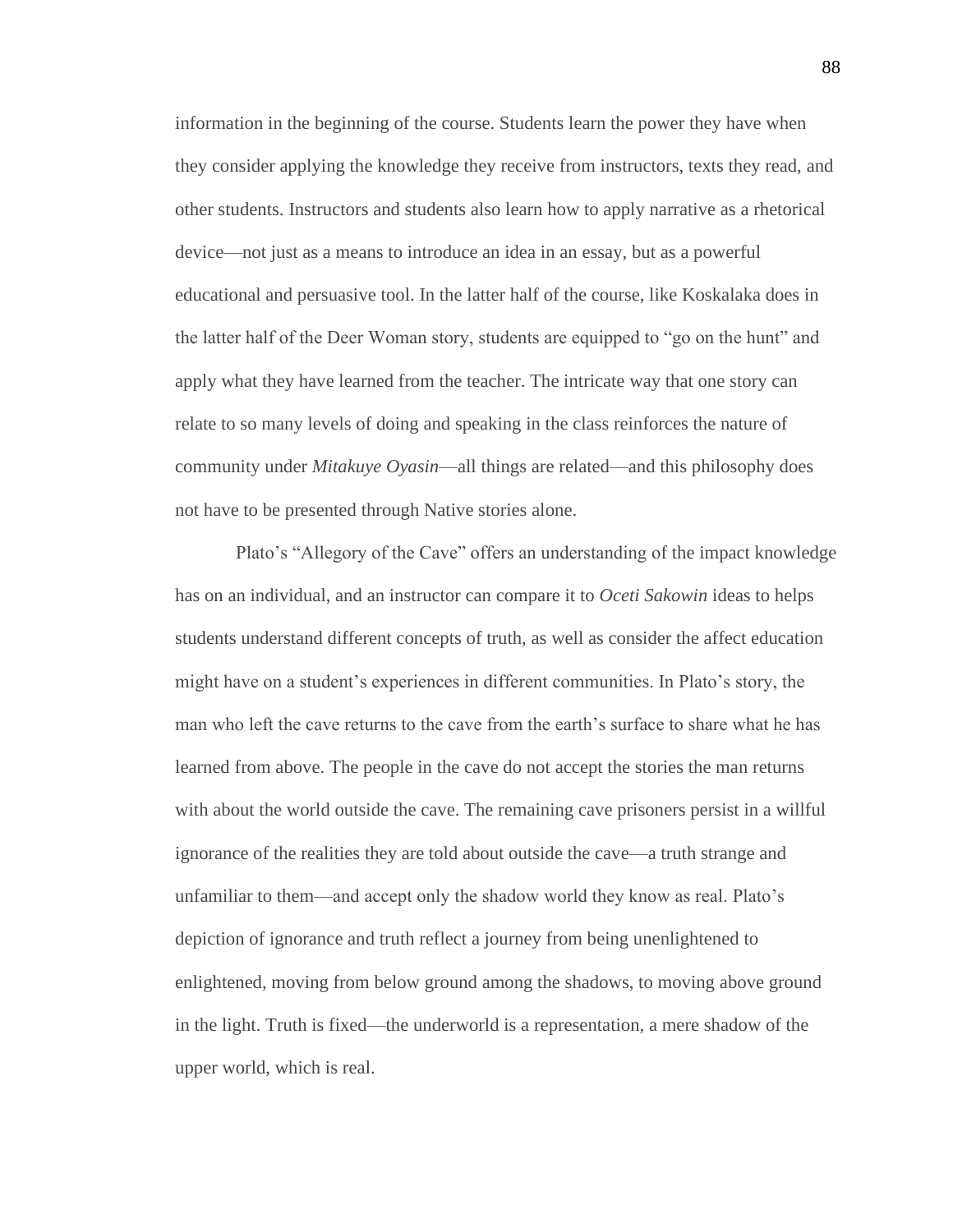information in the beginning of the course. Students learn the power they have when they consider applying the knowledge they receive from instructors, texts they read, and other students. Instructors and students also learn how to apply narrative as a rhetorical device—not just as a means to introduce an idea in an essay, but as a powerful educational and persuasive tool. In the latter half of the course, like Koskalaka does in the latter half of the Deer Woman story, students are equipped to "go on the hunt" and apply what they have learned from the teacher. The intricate way that one story can relate to so many levels of doing and speaking in the class reinforces the nature of community under *Mitakuye Oyasin*—all things are related—and this philosophy does not have to be presented through Native stories alone.

Plato's "Allegory of the Cave" offers an understanding of the impact knowledge has on an individual, and an instructor can compare it to *Oceti Sakowin* ideas to helps students understand different concepts of truth, as well as consider the affect education might have on a student's experiences in different communities. In Plato's story, the man who left the cave returns to the cave from the earth's surface to share what he has learned from above. The people in the cave do not accept the stories the man returns with about the world outside the cave. The remaining cave prisoners persist in a willful ignorance of the realities they are told about outside the cave—a truth strange and unfamiliar to them—and accept only the shadow world they know as real. Plato's depiction of ignorance and truth reflect a journey from being unenlightened to enlightened, moving from below ground among the shadows, to moving above ground in the light. Truth is fixed—the underworld is a representation, a mere shadow of the upper world, which is real.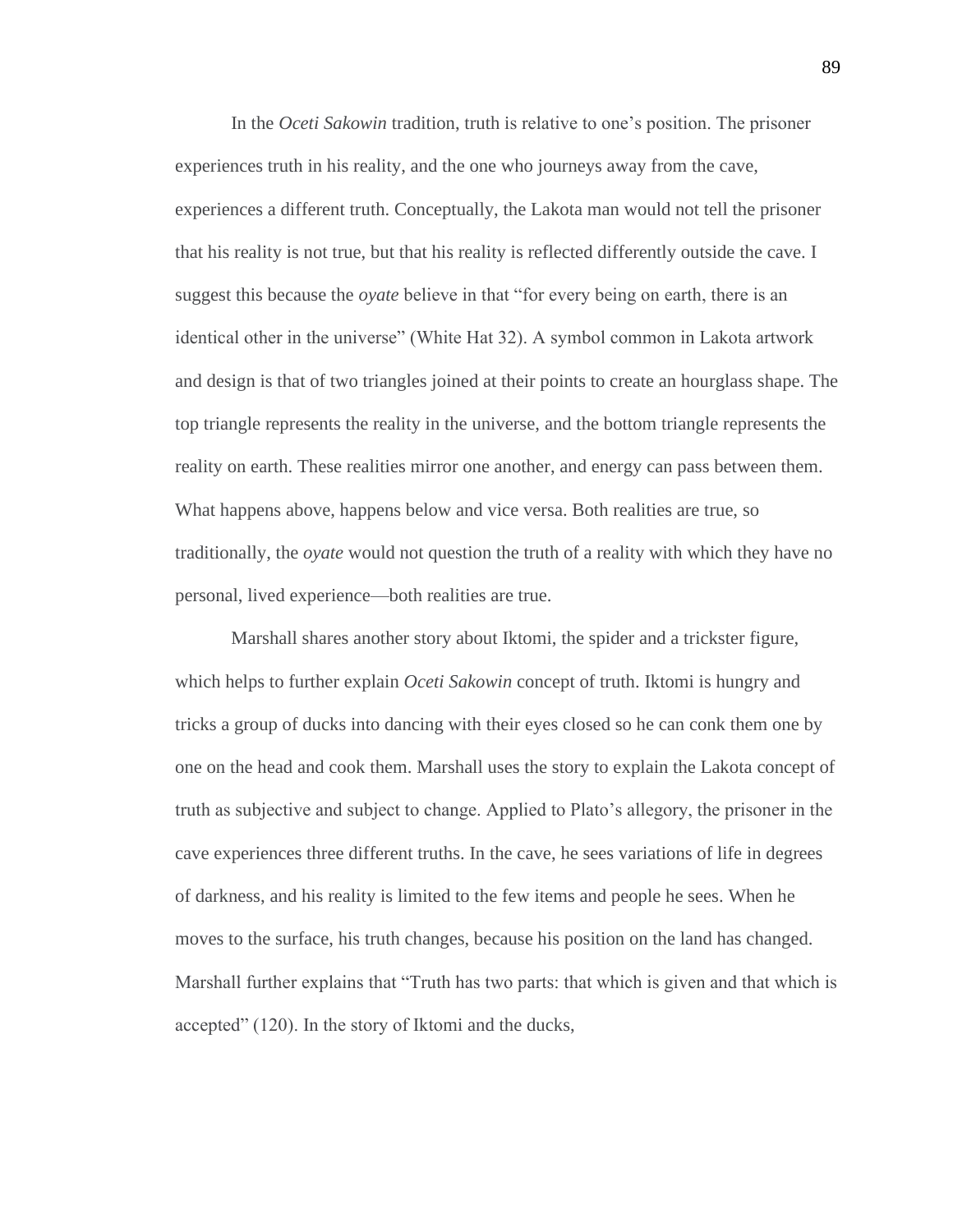In the *Oceti Sakowin* tradition, truth is relative to one's position. The prisoner experiences truth in his reality, and the one who journeys away from the cave, experiences a different truth. Conceptually, the Lakota man would not tell the prisoner that his reality is not true, but that his reality is reflected differently outside the cave. I suggest this because the *oyate* believe in that "for every being on earth, there is an identical other in the universe" (White Hat 32). A symbol common in Lakota artwork and design is that of two triangles joined at their points to create an hourglass shape. The top triangle represents the reality in the universe, and the bottom triangle represents the reality on earth. These realities mirror one another, and energy can pass between them. What happens above, happens below and vice versa. Both realities are true, so traditionally, the *oyate* would not question the truth of a reality with which they have no personal, lived experience—both realities are true.

Marshall shares another story about Iktomi, the spider and a trickster figure, which helps to further explain *Oceti Sakowin* concept of truth. Iktomi is hungry and tricks a group of ducks into dancing with their eyes closed so he can conk them one by one on the head and cook them. Marshall uses the story to explain the Lakota concept of truth as subjective and subject to change. Applied to Plato's allegory, the prisoner in the cave experiences three different truths. In the cave, he sees variations of life in degrees of darkness, and his reality is limited to the few items and people he sees. When he moves to the surface, his truth changes, because his position on the land has changed. Marshall further explains that "Truth has two parts: that which is given and that which is accepted" (120). In the story of Iktomi and the ducks,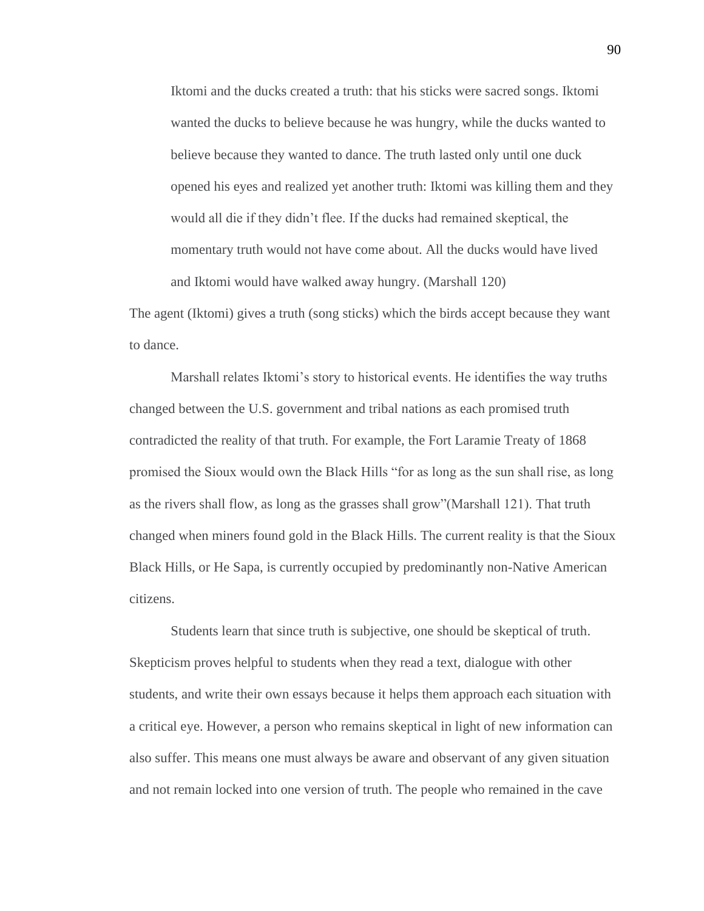> Iktomi and the ducks created a truth: that his sticks were sacred songs. Iktomi wanted the ducks to believe because he was hungry, while the ducks wanted to believe because they wanted to dance. The truth lasted only until one duck opened his eyes and realized yet another truth: Iktomi was killing them and they would all die if they didn't flee. If the ducks had remained skeptical, the momentary truth would not have come about. All the ducks would have lived and Iktomi would have walked away hungry. (Marshall 120)

The agent (Iktomi) gives a truth (song sticks) which the birds accept because they want to dance.

Marshall relates Iktomi's story to historical events. He identifies the way truths changed between the U.S. government and tribal nations as each promised truth contradicted the reality of that truth. For example, the Fort Laramie Treaty of 1868 promised the Sioux would own the Black Hills "for as long as the sun shall rise, as long as the rivers shall flow, as long as the grasses shall grow"(Marshall 121). That truth changed when miners found gold in the Black Hills. The current reality is that the Sioux Black Hills, or He Sapa, is currently occupied by predominantly non-Native American citizens.

Students learn that since truth is subjective, one should be skeptical of truth. Skepticism proves helpful to students when they read a text, dialogue with other students, and write their own essays because it helps them approach each situation with a critical eye. However, a person who remains skeptical in light of new information can also suffer. This means one must always be aware and observant of any given situation and not remain locked into one version of truth. The people who remained in the cave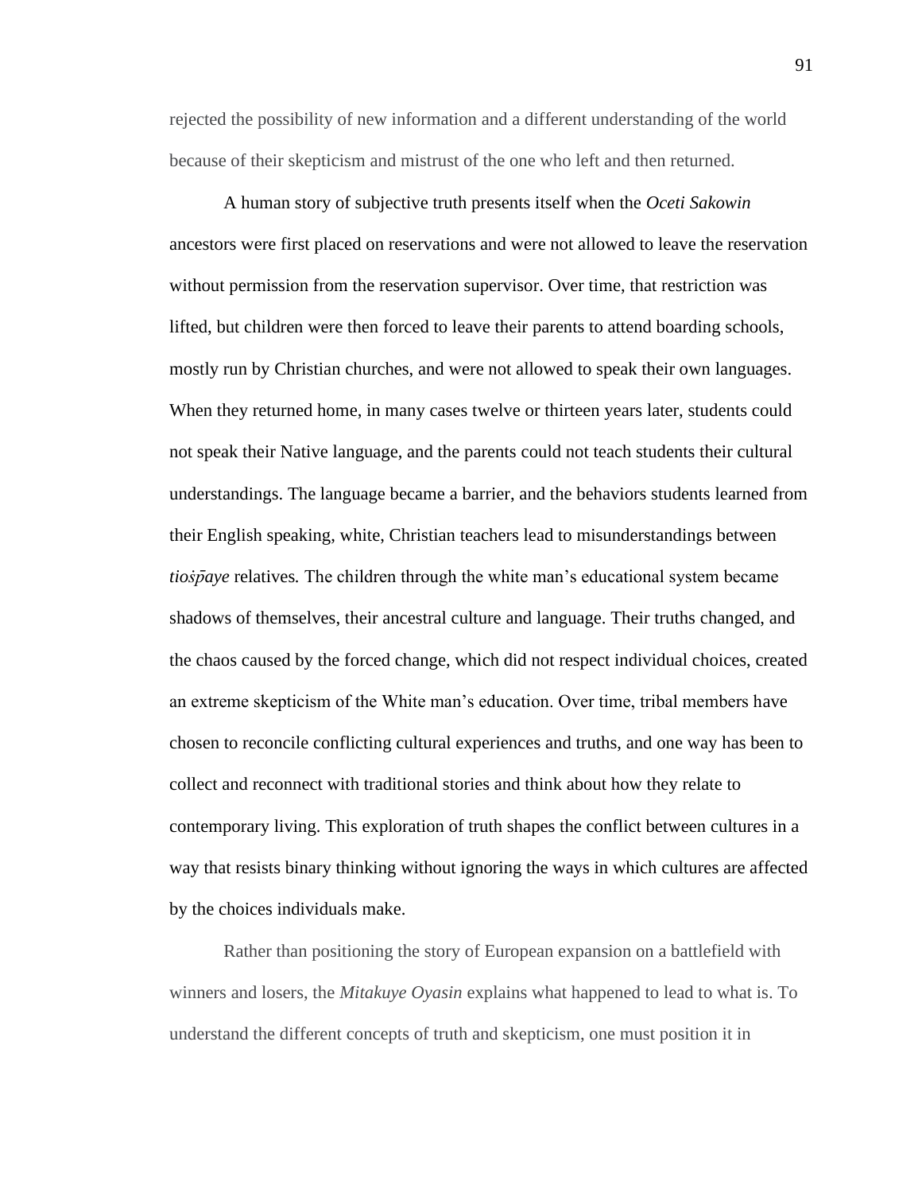rejected the possibility of new information and a different understanding of the world because of their skepticism and mistrust of the one who left and then returned.

A human story of subjective truth presents itself when the *Oceti Sakowin* ancestors were first placed on reservations and were not allowed to leave the reservation without permission from the reservation supervisor. Over time, that restriction was lifted, but children were then forced to leave their parents to attend boarding schools, mostly run by Christian churches, and were not allowed to speak their own languages. When they returned home, in many cases twelve or thirteen years later, students could not speak their Native language, and the parents could not teach students their cultural understandings. The language became a barrier, and the behaviors students learned from their English speaking, white, Christian teachers lead to misunderstandings between *tioṡp̄aye* relatives. The children through the white man's educational system became shadows of themselves, their ancestral culture and language. Their truths changed, and the chaos caused by the forced change, which did not respect individual choices, created an extreme skepticism of the White man's education. Over time, tribal members have chosen to reconcile conflicting cultural experiences and truths, and one way has been to collect and reconnect with traditional stories and think about how they relate to contemporary living. This exploration of truth shapes the conflict between cultures in a way that resists binary thinking without ignoring the ways in which cultures are affected by the choices individuals make.

Rather than positioning the story of European expansion on a battlefield with winners and losers, the *Mitakuye Oyasin* explains what happened to lead to what is. To understand the different concepts of truth and skepticism, one must position it in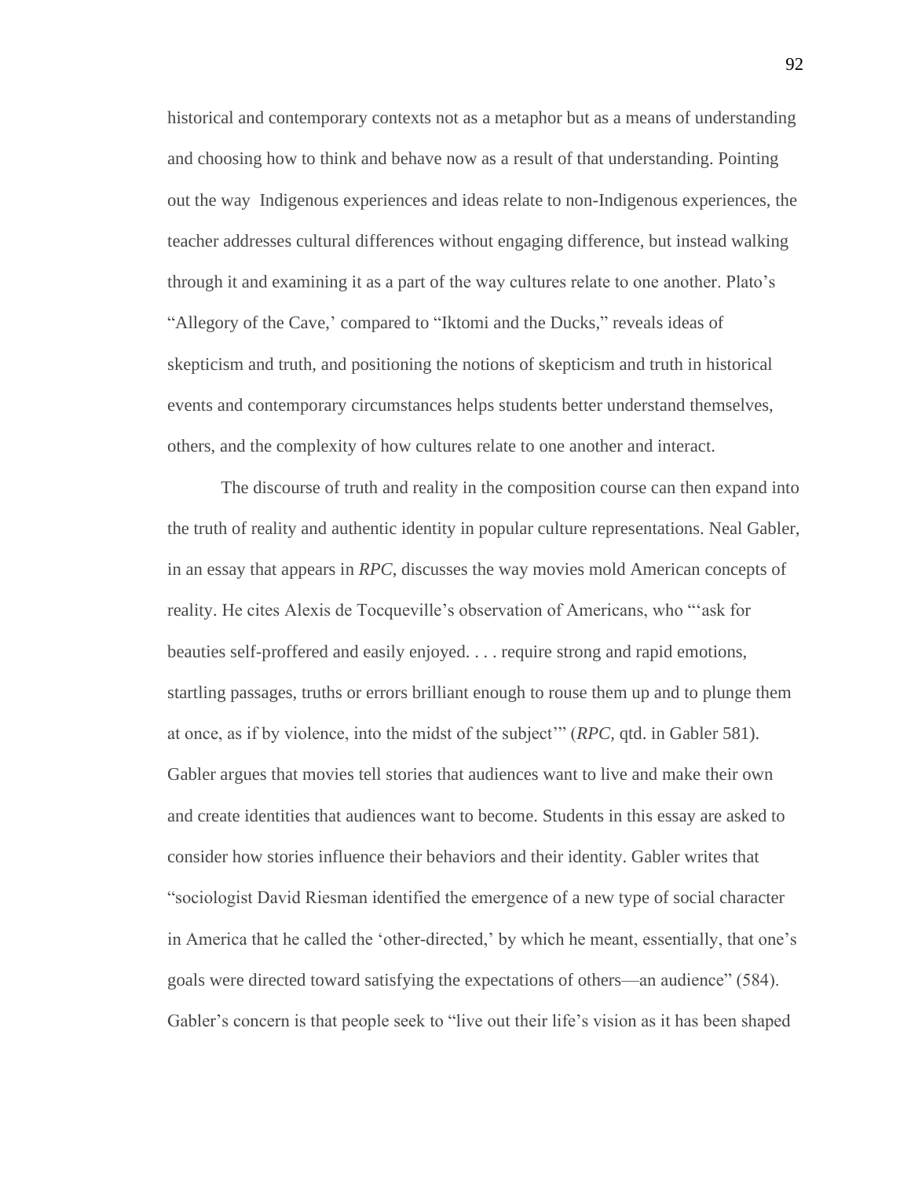historical and contemporary contexts not as a metaphor but as a means of understanding and choosing how to think and behave now as a result of that understanding. Pointing out the way Indigenous experiences and ideas relate to non-Indigenous experiences, the teacher addresses cultural differences without engaging difference, but instead walking through it and examining it as a part of the way cultures relate to one another. Plato's "Allegory of the Cave,' compared to "Iktomi and the Ducks," reveals ideas of skepticism and truth, and positioning the notions of skepticism and truth in historical events and contemporary circumstances helps students better understand themselves, others, and the complexity of how cultures relate to one another and interact.

The discourse of truth and reality in the composition course can then expand into the truth of reality and authentic identity in popular culture representations. Neal Gabler, in an essay that appears in *RPC*, discusses the way movies mold American concepts of reality. He cites Alexis de Tocqueville's observation of Americans, who "'ask for beauties self-proffered and easily enjoyed. . . . require strong and rapid emotions, startling passages, truths or errors brilliant enough to rouse them up and to plunge them at once, as if by violence, into the midst of the subject'" (*RPC*, qtd. in Gabler 581). Gabler argues that movies tell stories that audiences want to live and make their own and create identities that audiences want to become. Students in this essay are asked to consider how stories influence their behaviors and their identity. Gabler writes that "sociologist David Riesman identified the emergence of a new type of social character in America that he called the 'other-directed,' by which he meant, essentially, that one's goals were directed toward satisfying the expectations of others—an audience" (584). Gabler's concern is that people seek to "live out their life's vision as it has been shaped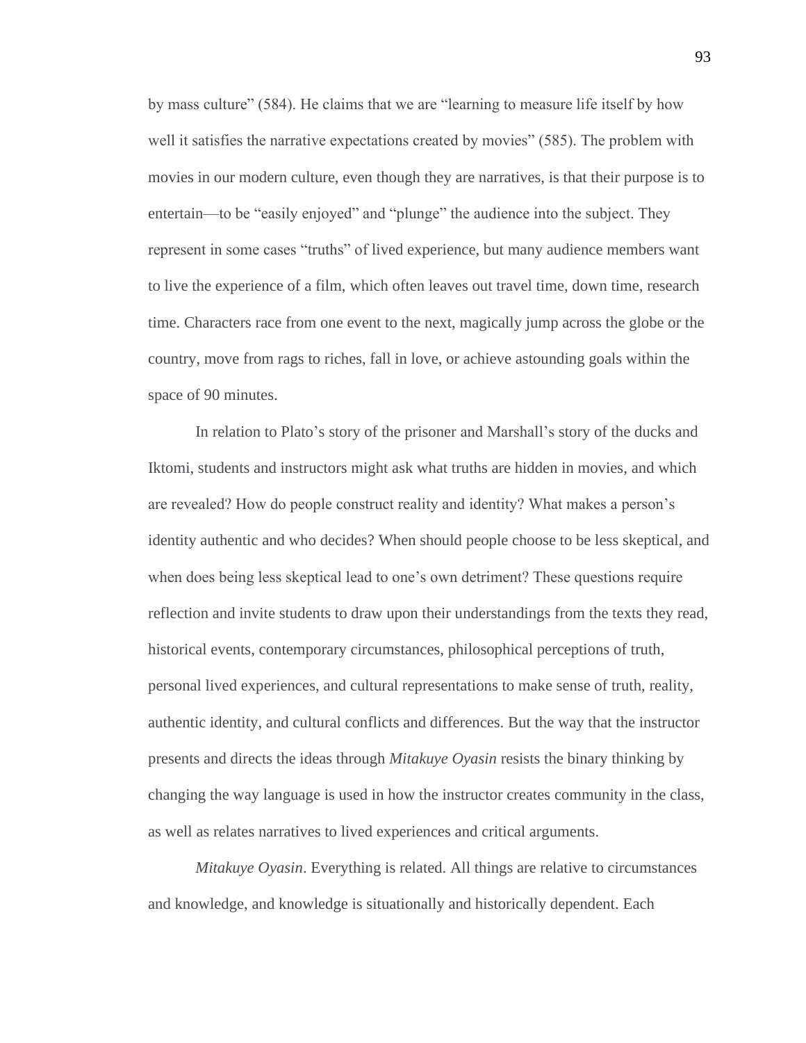by mass culture" (584). He claims that we are "learning to measure life itself by how well it satisfies the narrative expectations created by movies" (585). The problem with movies in our modern culture, even though they are narratives, is that their purpose is to entertain—to be "easily enjoyed" and "plunge" the audience into the subject. They represent in some cases "truths" of lived experience, but many audience members want to live the experience of a film, which often leaves out travel time, down time, research time. Characters race from one event to the next, magically jump across the globe or the country, move from rags to riches, fall in love, or achieve astounding goals within the space of 90 minutes.

In relation to Plato's story of the prisoner and Marshall's story of the ducks and Iktomi, students and instructors might ask what truths are hidden in movies, and which are revealed? How do people construct reality and identity? What makes a person's identity authentic and who decides? When should people choose to be less skeptical, and when does being less skeptical lead to one's own detriment? These questions require reflection and invite students to draw upon their understandings from the texts they read, historical events, contemporary circumstances, philosophical perceptions of truth, personal lived experiences, and cultural representations to make sense of truth, reality, authentic identity, and cultural conflicts and differences. But the way that the instructor presents and directs the ideas through *Mitakuye Oyasin* resists the binary thinking by changing the way language is used in how the instructor creates community in the class, as well as relates narratives to lived experiences and critical arguments.

*Mitakuye Oyasin*. Everything is related. All things are relative to circumstances and knowledge, and knowledge is situationally and historically dependent. Each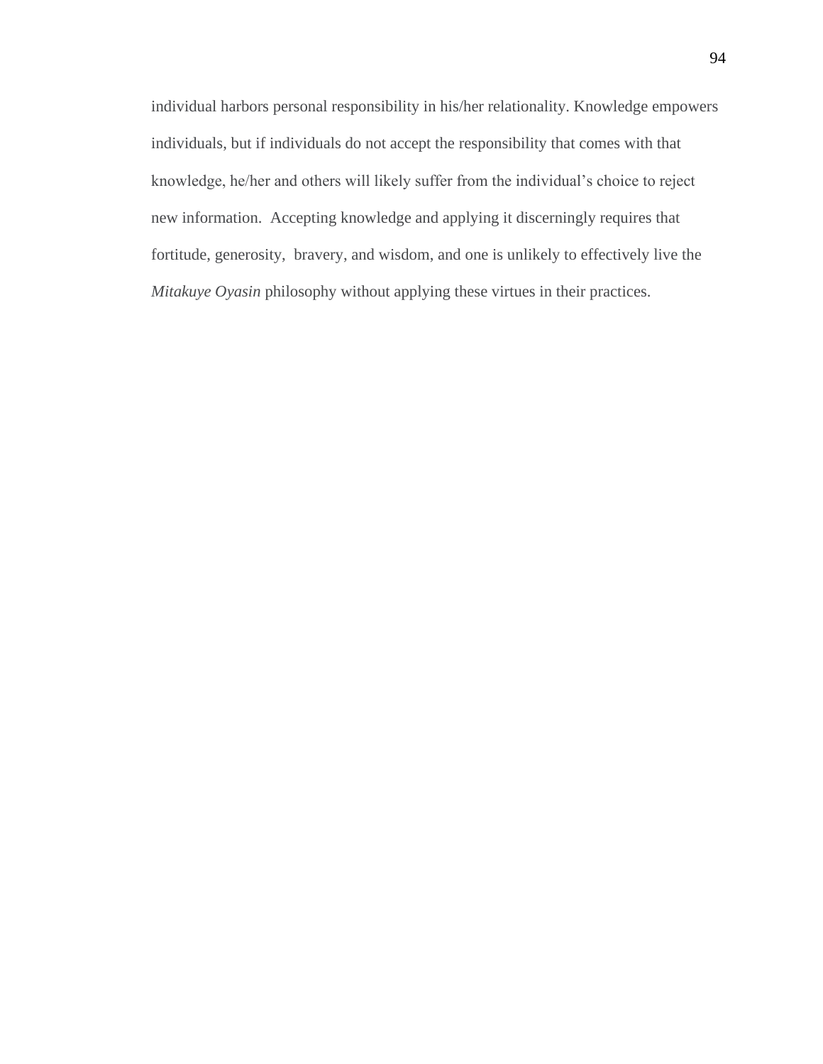individual harbors personal responsibility in his/her relationality. Knowledge empowers individuals, but if individuals do not accept the responsibility that comes with that knowledge, he/her and others will likely suffer from the individual's choice to reject new information.  Accepting knowledge and applying it discerningly requires that fortitude, generosity,  bravery, and wisdom, and one is unlikely to effectively live the *Mitakuye Oyasin* philosophy without applying these virtues in their practices.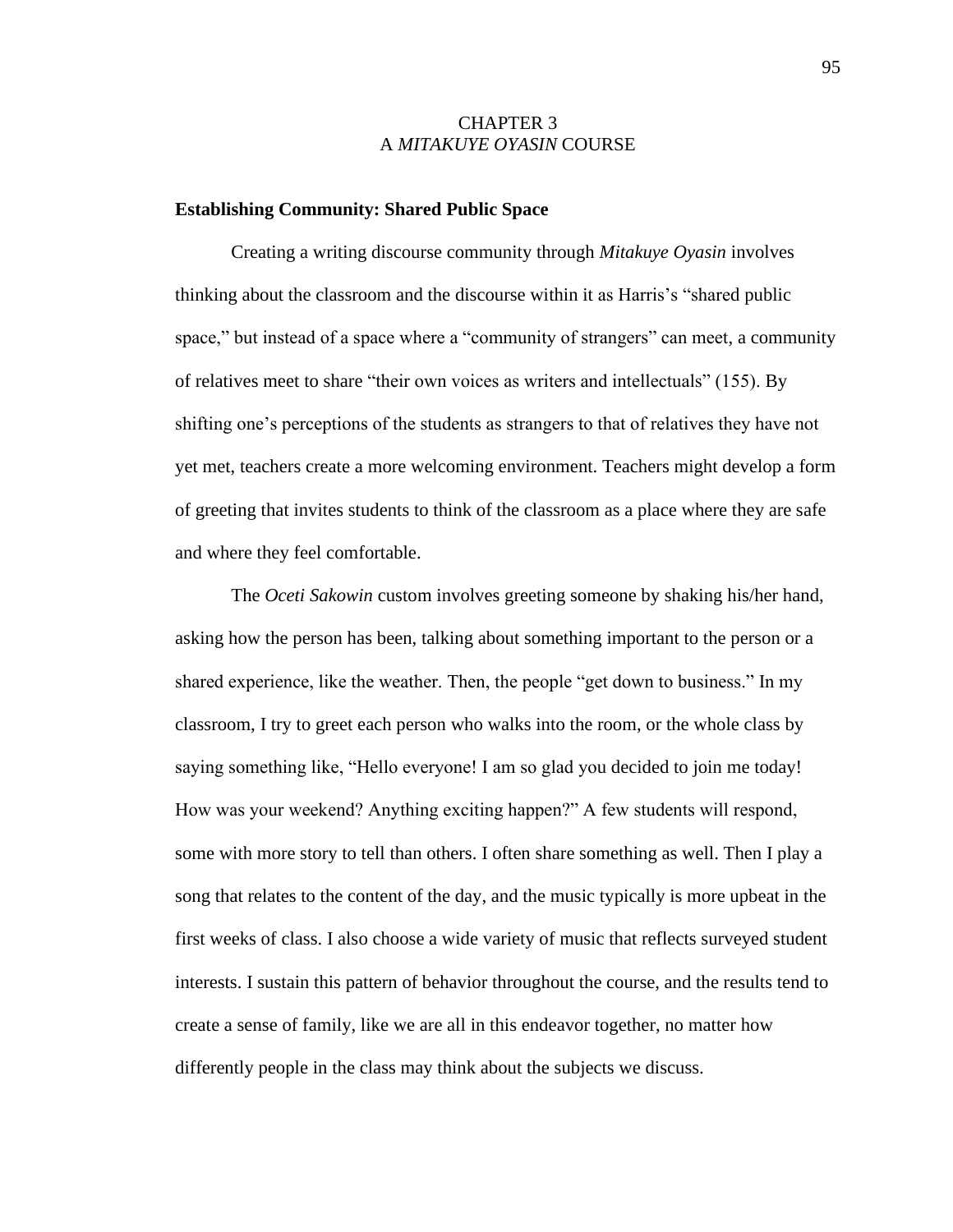# CHAPTER 3
# A *MITAKUYE OYASIN* COURSE

**Establishing Community: Shared Public Space**

Creating a writing discourse community through *Mitakuye Oyasin* involves thinking about the classroom and the discourse within it as Harris's "shared public space," but instead of a space where a "community of strangers" can meet, a community of relatives meet to share "their own voices as writers and intellectuals" (155). By shifting one's perceptions of the students as strangers to that of relatives they have not yet met, teachers create a more welcoming environment. Teachers might develop a form of greeting that invites students to think of the classroom as a place where they are safe and where they feel comfortable.

The *Oceti Sakowin* custom involves greeting someone by shaking his/her hand, asking how the person has been, talking about something important to the person or a shared experience, like the weather. Then, the people "get down to business." In my classroom, I try to greet each person who walks into the room, or the whole class by saying something like, "Hello everyone! I am so glad you decided to join me today! How was your weekend? Anything exciting happen?" A few students will respond, some with more story to tell than others. I often share something as well. Then I play a song that relates to the content of the day, and the music typically is more upbeat in the first weeks of class. I also choose a wide variety of music that reflects surveyed student interests. I sustain this pattern of behavior throughout the course, and the results tend to create a sense of family, like we are all in this endeavor together, no matter how differently people in the class may think about the subjects we discuss.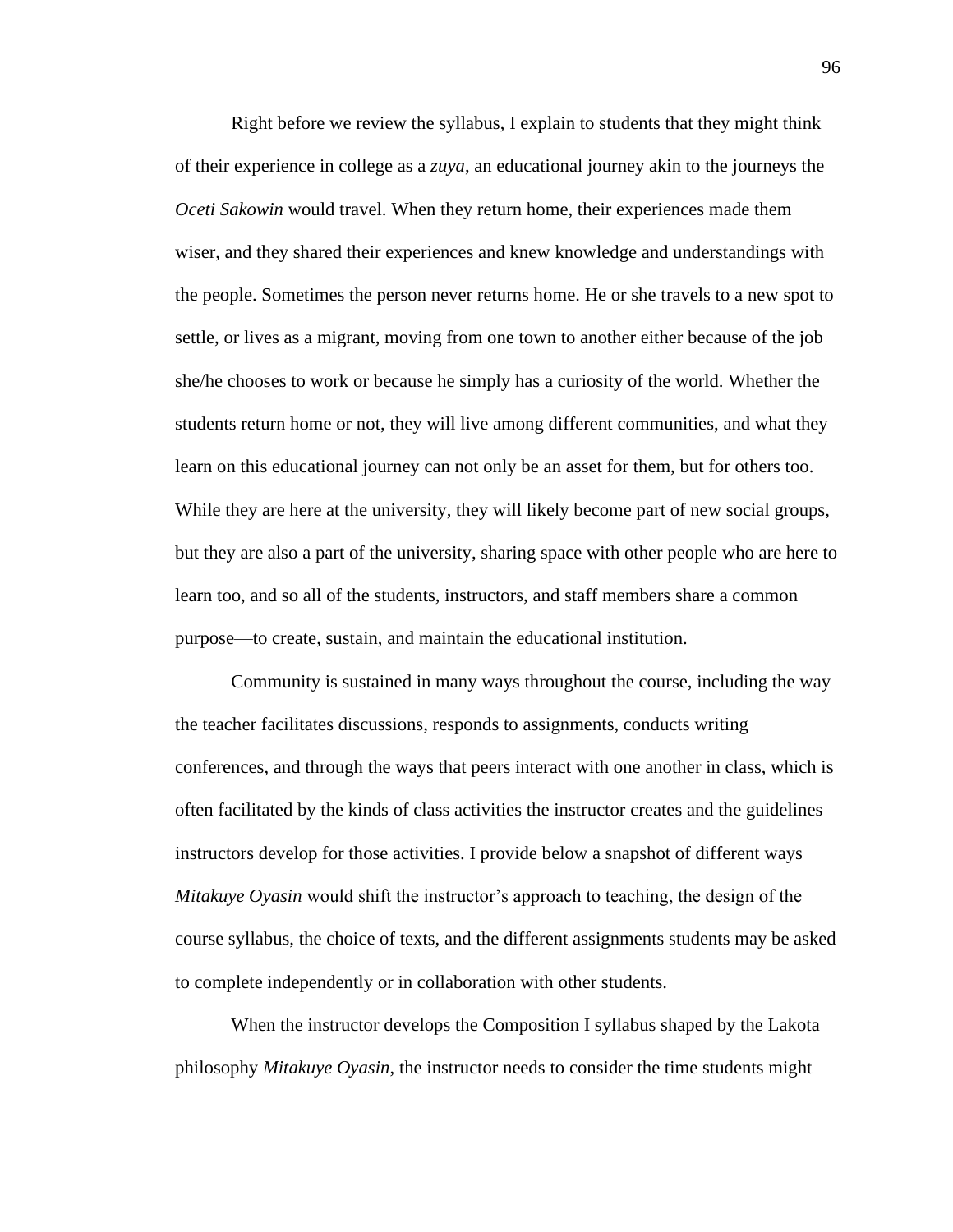Right before we review the syllabus, I explain to students that they might think of their experience in college as a *zuya*, an educational journey akin to the journeys the *Oceti Sakowin* would travel. When they return home, their experiences made them wiser, and they shared their experiences and knew knowledge and understandings with the people. Sometimes the person never returns home. He or she travels to a new spot to settle, or lives as a migrant, moving from one town to another either because of the job she/he chooses to work or because he simply has a curiosity of the world. Whether the students return home or not, they will live among different communities, and what they learn on this educational journey can not only be an asset for them, but for others too. While they are here at the university, they will likely become part of new social groups, but they are also a part of the university, sharing space with other people who are here to learn too, and so all of the students, instructors, and staff members share a common purpose—to create, sustain, and maintain the educational institution.

Community is sustained in many ways throughout the course, including the way the teacher facilitates discussions, responds to assignments, conducts writing conferences, and through the ways that peers interact with one another in class, which is often facilitated by the kinds of class activities the instructor creates and the guidelines instructors develop for those activities. I provide below a snapshot of different ways *Mitakuye Oyasin* would shift the instructor's approach to teaching, the design of the course syllabus, the choice of texts, and the different assignments students may be asked to complete independently or in collaboration with other students.

When the instructor develops the Composition I syllabus shaped by the Lakota philosophy *Mitakuye Oyasin*, the instructor needs to consider the time students might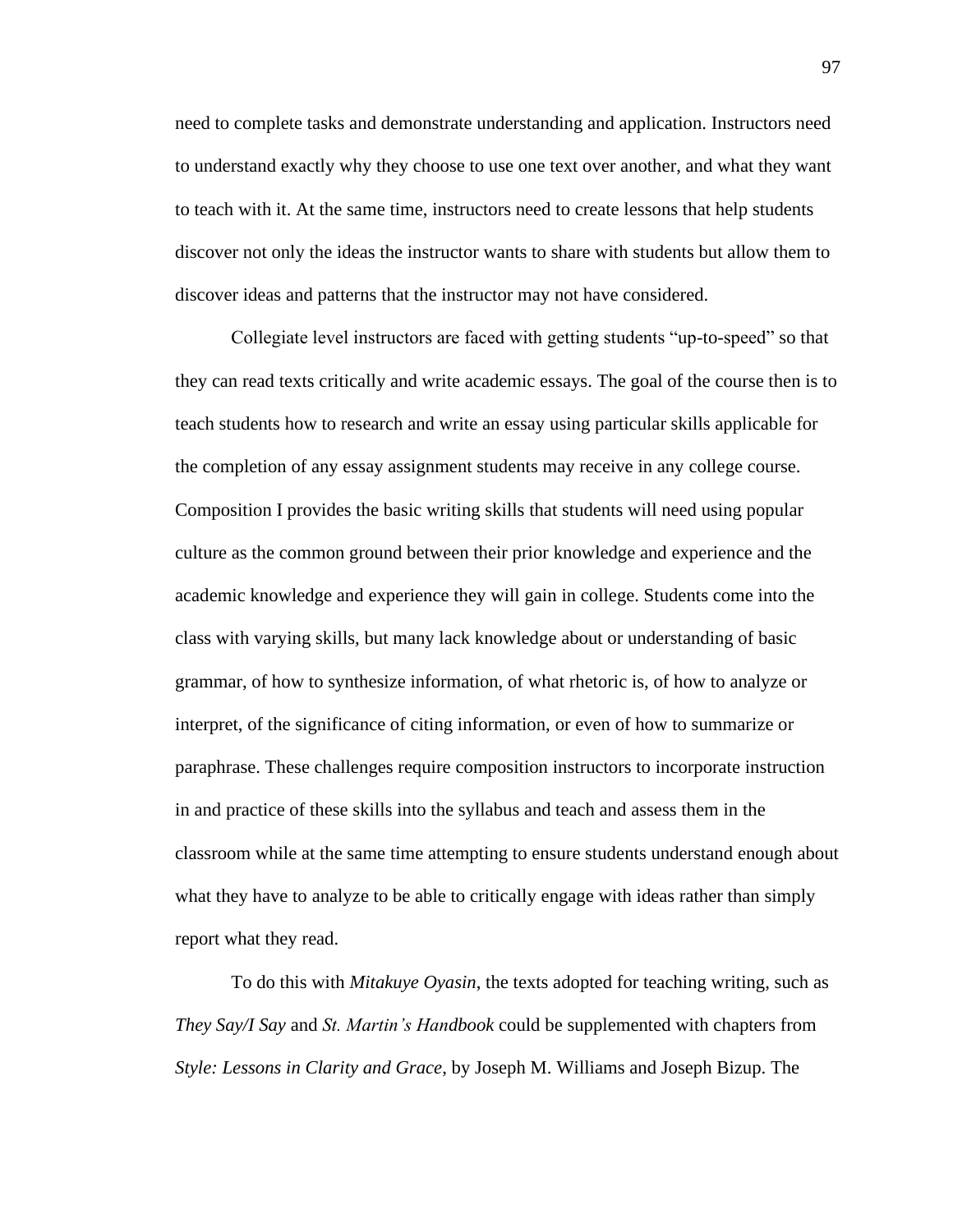need to complete tasks and demonstrate understanding and application. Instructors need to understand exactly why they choose to use one text over another, and what they want to teach with it. At the same time, instructors need to create lessons that help students discover not only the ideas the instructor wants to share with students but allow them to discover ideas and patterns that the instructor may not have considered.

Collegiate level instructors are faced with getting students "up-to-speed" so that they can read texts critically and write academic essays. The goal of the course then is to teach students how to research and write an essay using particular skills applicable for the completion of any essay assignment students may receive in any college course. Composition I provides the basic writing skills that students will need using popular culture as the common ground between their prior knowledge and experience and the academic knowledge and experience they will gain in college. Students come into the class with varying skills, but many lack knowledge about or understanding of basic grammar, of how to synthesize information, of what rhetoric is, of how to analyze or interpret, of the significance of citing information, or even of how to summarize or paraphrase. These challenges require composition instructors to incorporate instruction in and practice of these skills into the syllabus and teach and assess them in the classroom while at the same time attempting to ensure students understand enough about what they have to analyze to be able to critically engage with ideas rather than simply report what they read.

To do this with *Mitakuye Oyasin*, the texts adopted for teaching writing, such as *They Say/I Say* and *St. Martin's Handbook* could be supplemented with chapters from *Style: Lessons in Clarity and Grace*, by Joseph M. Williams and Joseph Bizup. The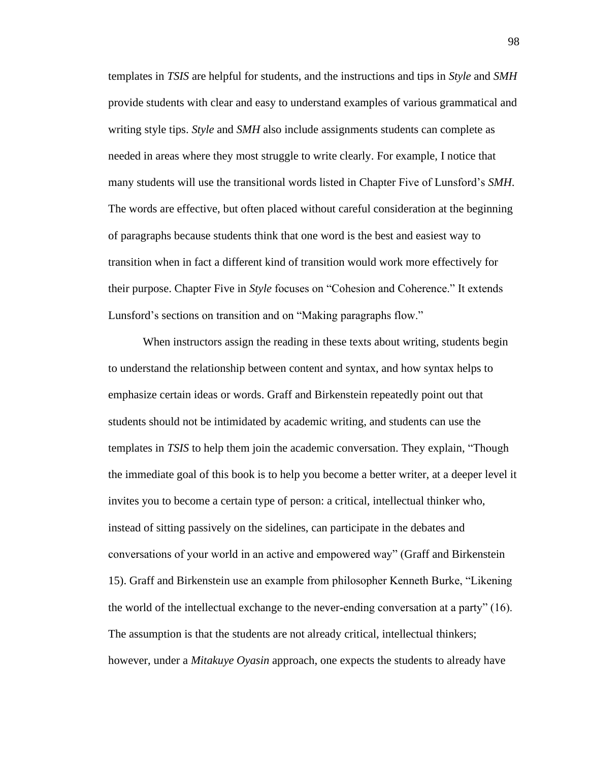templates in *TSIS* are helpful for students, and the instructions and tips in *Style* and *SMH* provide students with clear and easy to understand examples of various grammatical and writing style tips. *Style* and *SMH* also include assignments students can complete as needed in areas where they most struggle to write clearly. For example, I notice that many students will use the transitional words listed in Chapter Five of Lunsford's *SMH*. The words are effective, but often placed without careful consideration at the beginning of paragraphs because students think that one word is the best and easiest way to transition when in fact a different kind of transition would work more effectively for their purpose. Chapter Five in *Style* focuses on "Cohesion and Coherence." It extends Lunsford's sections on transition and on "Making paragraphs flow."

When instructors assign the reading in these texts about writing, students begin to understand the relationship between content and syntax, and how syntax helps to emphasize certain ideas or words. Graff and Birkenstein repeatedly point out that students should not be intimidated by academic writing, and students can use the templates in *TSIS* to help them join the academic conversation. They explain, "Though the immediate goal of this book is to help you become a better writer, at a deeper level it invites you to become a certain type of person: a critical, intellectual thinker who, instead of sitting passively on the sidelines, can participate in the debates and conversations of your world in an active and empowered way" (Graff and Birkenstein 15). Graff and Birkenstein use an example from philosopher Kenneth Burke, "Likening the world of the intellectual exchange to the never-ending conversation at a party" (16). The assumption is that the students are not already critical, intellectual thinkers; however, under a *Mitakuye Oyasin* approach, one expects the students to already have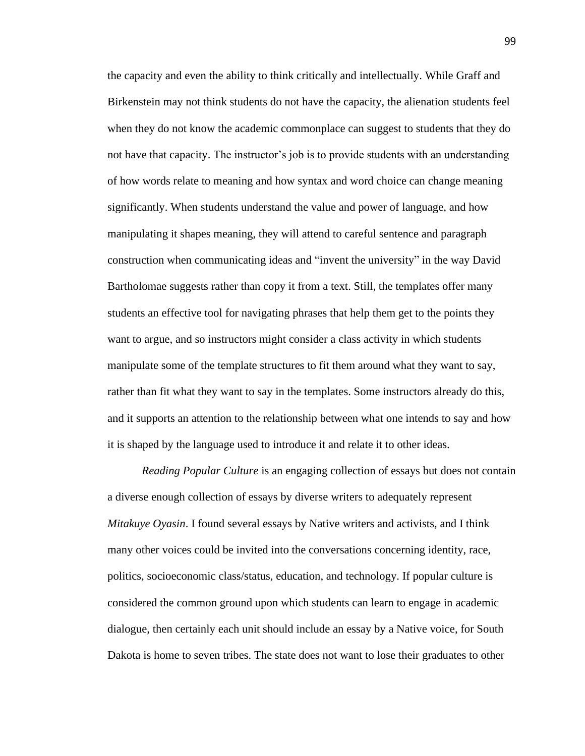the capacity and even the ability to think critically and intellectually. While Graff and Birkenstein may not think students do not have the capacity, the alienation students feel when they do not know the academic commonplace can suggest to students that they do not have that capacity. The instructor's job is to provide students with an understanding of how words relate to meaning and how syntax and word choice can change meaning significantly. When students understand the value and power of language, and how manipulating it shapes meaning, they will attend to careful sentence and paragraph construction when communicating ideas and "invent the university" in the way David Bartholomae suggests rather than copy it from a text. Still, the templates offer many students an effective tool for navigating phrases that help them get to the points they want to argue, and so instructors might consider a class activity in which students manipulate some of the template structures to fit them around what they want to say, rather than fit what they want to say in the templates. Some instructors already do this, and it supports an attention to the relationship between what one intends to say and how it is shaped by the language used to introduce it and relate it to other ideas.

*Reading Popular Culture* is an engaging collection of essays but does not contain a diverse enough collection of essays by diverse writers to adequately represent *Mitakuye Oyasin*. I found several essays by Native writers and activists, and I think many other voices could be invited into the conversations concerning identity, race, politics, socioeconomic class/status, education, and technology. If popular culture is considered the common ground upon which students can learn to engage in academic dialogue, then certainly each unit should include an essay by a Native voice, for South Dakota is home to seven tribes. The state does not want to lose their graduates to other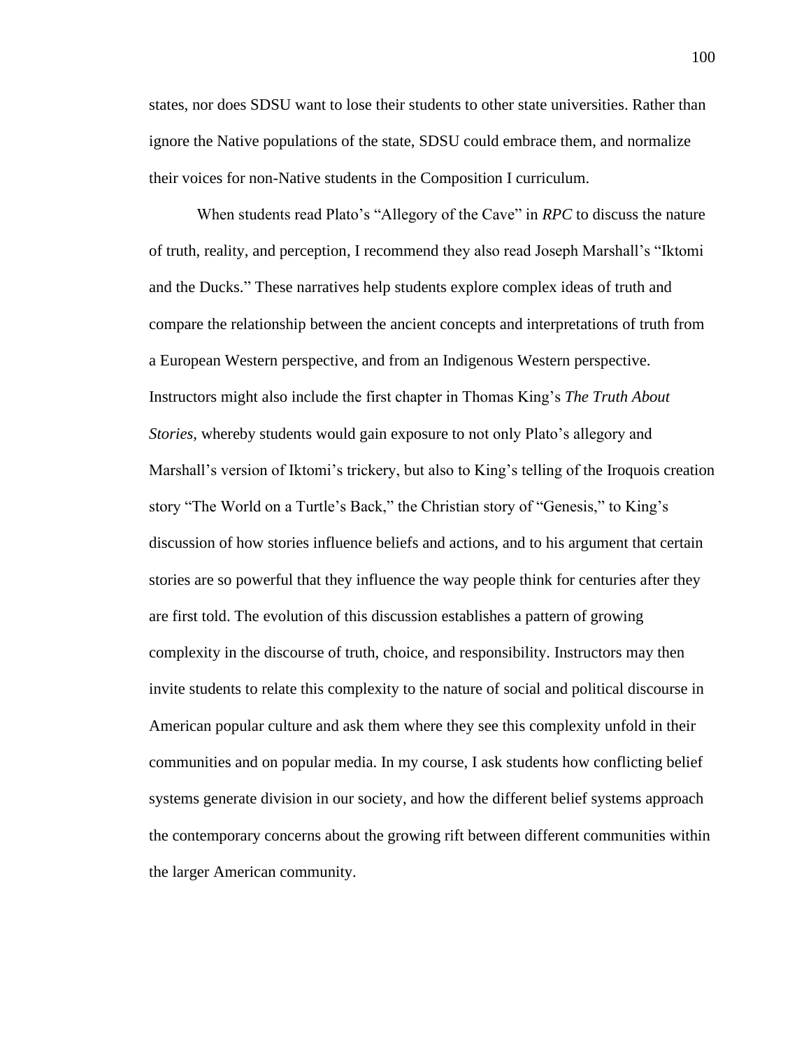states, nor does SDSU want to lose their students to other state universities. Rather than ignore the Native populations of the state, SDSU could embrace them, and normalize their voices for non-Native students in the Composition I curriculum.

When students read Plato's "Allegory of the Cave" in *RPC* to discuss the nature of truth, reality, and perception, I recommend they also read Joseph Marshall's "Iktomi and the Ducks." These narratives help students explore complex ideas of truth and compare the relationship between the ancient concepts and interpretations of truth from a European Western perspective, and from an Indigenous Western perspective. Instructors might also include the first chapter in Thomas King's *The Truth About Stories*, whereby students would gain exposure to not only Plato's allegory and Marshall's version of Iktomi's trickery, but also to King's telling of the Iroquois creation story "The World on a Turtle's Back," the Christian story of "Genesis," to King's discussion of how stories influence beliefs and actions, and to his argument that certain stories are so powerful that they influence the way people think for centuries after they are first told. The evolution of this discussion establishes a pattern of growing complexity in the discourse of truth, choice, and responsibility. Instructors may then invite students to relate this complexity to the nature of social and political discourse in American popular culture and ask them where they see this complexity unfold in their communities and on popular media. In my course, I ask students how conflicting belief systems generate division in our society, and how the different belief systems approach the contemporary concerns about the growing rift between different communities within the larger American community.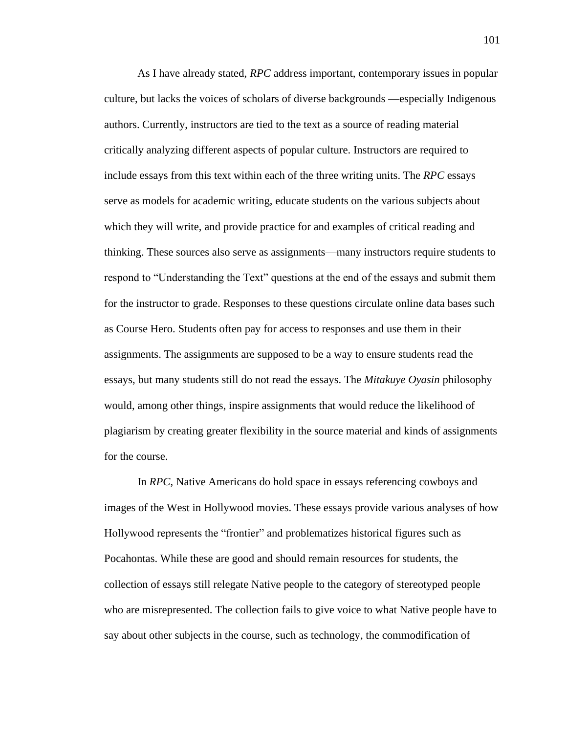As I have already stated, *RPC* address important, contemporary issues in popular culture, but lacks the voices of scholars of diverse backgrounds —especially Indigenous authors. Currently, instructors are tied to the text as a source of reading material critically analyzing different aspects of popular culture. Instructors are required to include essays from this text within each of the three writing units. The *RPC* essays serve as models for academic writing, educate students on the various subjects about which they will write, and provide practice for and examples of critical reading and thinking. These sources also serve as assignments—many instructors require students to respond to "Understanding the Text" questions at the end of the essays and submit them for the instructor to grade. Responses to these questions circulate online data bases such as Course Hero. Students often pay for access to responses and use them in their assignments. The assignments are supposed to be a way to ensure students read the essays, but many students still do not read the essays. The *Mitakuye Oyasin* philosophy would, among other things, inspire assignments that would reduce the likelihood of plagiarism by creating greater flexibility in the source material and kinds of assignments for the course.

In *RPC*, Native Americans do hold space in essays referencing cowboys and images of the West in Hollywood movies. These essays provide various analyses of how Hollywood represents the "frontier" and problematizes historical figures such as Pocahontas. While these are good and should remain resources for students, the collection of essays still relegate Native people to the category of stereotyped people who are misrepresented. The collection fails to give voice to what Native people have to say about other subjects in the course, such as technology, the commodification of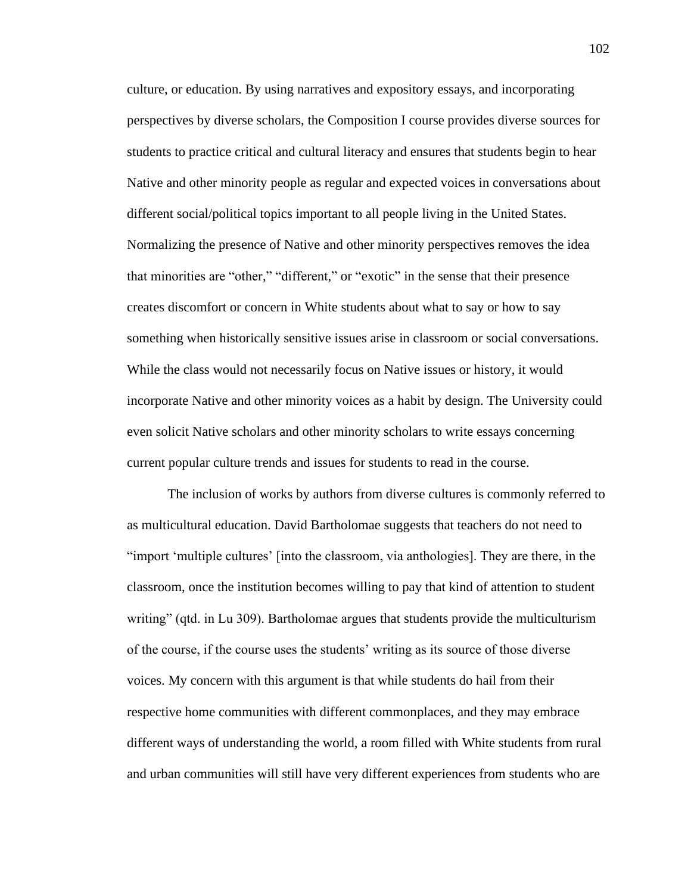culture, or education. By using narratives and expository essays, and incorporating perspectives by diverse scholars, the Composition I course provides diverse sources for students to practice critical and cultural literacy and ensures that students begin to hear Native and other minority people as regular and expected voices in conversations about different social/political topics important to all people living in the United States. Normalizing the presence of Native and other minority perspectives removes the idea that minorities are "other," "different," or "exotic" in the sense that their presence creates discomfort or concern in White students about what to say or how to say something when historically sensitive issues arise in classroom or social conversations. While the class would not necessarily focus on Native issues or history, it would incorporate Native and other minority voices as a habit by design. The University could even solicit Native scholars and other minority scholars to write essays concerning current popular culture trends and issues for students to read in the course.

The inclusion of works by authors from diverse cultures is commonly referred to as multicultural education. David Bartholomae suggests that teachers do not need to "import 'multiple cultures' [into the classroom, via anthologies]. They are there, in the classroom, once the institution becomes willing to pay that kind of attention to student writing" (qtd. in Lu 309). Bartholomae argues that students provide the multiculturism of the course, if the course uses the students' writing as its source of those diverse voices. My concern with this argument is that while students do hail from their respective home communities with different commonplaces, and they may embrace different ways of understanding the world, a room filled with White students from rural and urban communities will still have very different experiences from students who are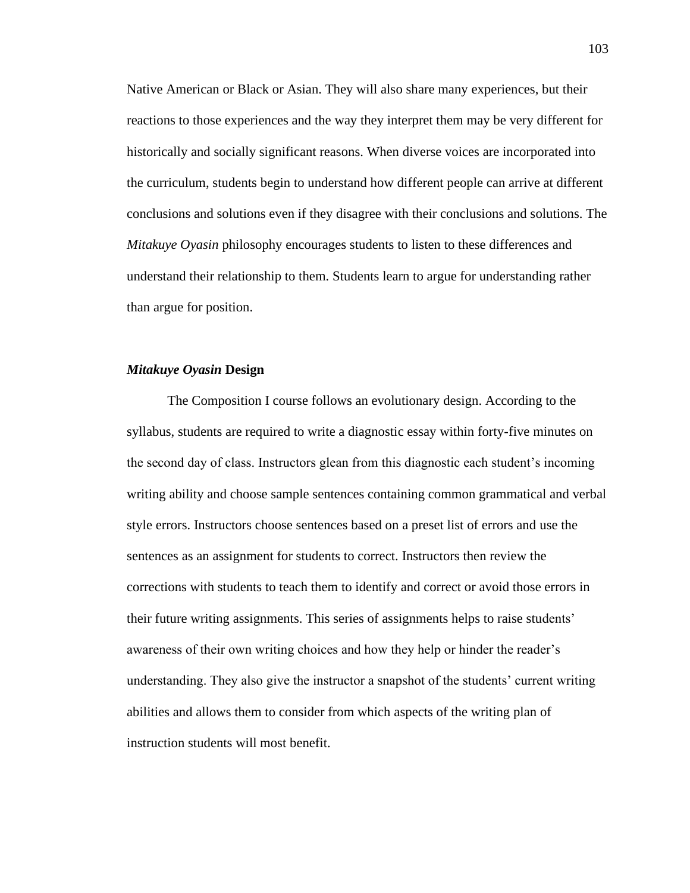Native American or Black or Asian. They will also share many experiences, but their reactions to those experiences and the way they interpret them may be very different for historically and socially significant reasons. When diverse voices are incorporated into the curriculum, students begin to understand how different people can arrive at different conclusions and solutions even if they disagree with their conclusions and solutions. The *Mitakuye Oyasin* philosophy encourages students to listen to these differences and understand their relationship to them. Students learn to argue for understanding rather than argue for position.

### *Mitakuye Oyasin* Design

The Composition I course follows an evolutionary design. According to the syllabus, students are required to write a diagnostic essay within forty-five minutes on the second day of class. Instructors glean from this diagnostic each student's incoming writing ability and choose sample sentences containing common grammatical and verbal style errors. Instructors choose sentences based on a preset list of errors and use the sentences as an assignment for students to correct. Instructors then review the corrections with students to teach them to identify and correct or avoid those errors in their future writing assignments. This series of assignments helps to raise students' awareness of their own writing choices and how they help or hinder the reader's understanding. They also give the instructor a snapshot of the students' current writing abilities and allows them to consider from which aspects of the writing plan of instruction students will most benefit.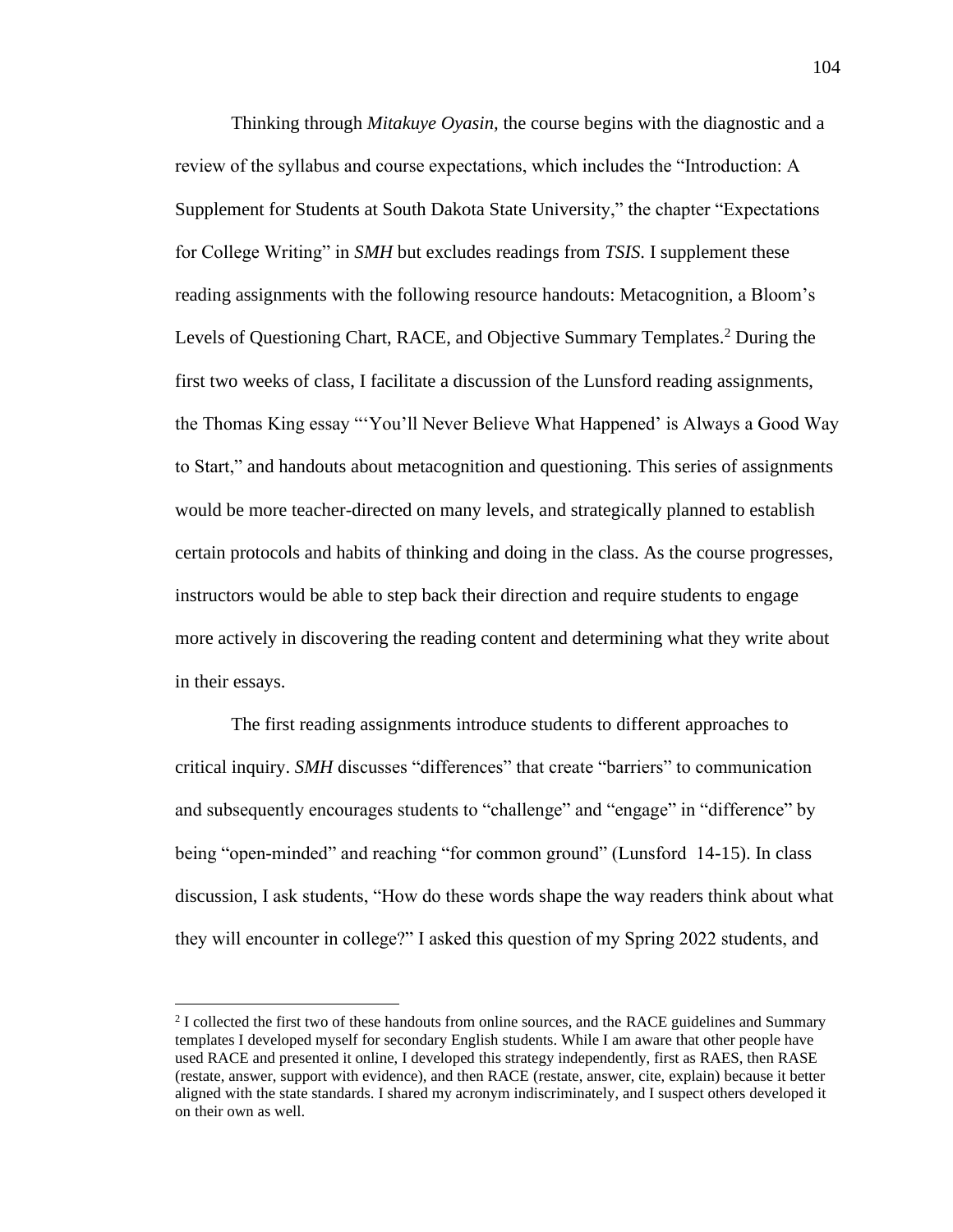Thinking through *Mitakuye Oyasin*, the course begins with the diagnostic and a review of the syllabus and course expectations, which includes the "Introduction: A Supplement for Students at South Dakota State University," the chapter "Expectations for College Writing" in *SMH* but excludes readings from *TSIS*. I supplement these reading assignments with the following resource handouts: Metacognition, a Bloom's Levels of Questioning Chart, RACE, and Objective Summary Templates.[2] During the first two weeks of class, I facilitate a discussion of the Lunsford reading assignments, the Thomas King essay "'You'll Never Believe What Happened' is Always a Good Way to Start," and handouts about metacognition and questioning. This series of assignments would be more teacher-directed on many levels, and strategically planned to establish certain protocols and habits of thinking and doing in the class. As the course progresses, instructors would be able to step back their direction and require students to engage more actively in discovering the reading content and determining what they write about in their essays.

The first reading assignments introduce students to different approaches to critical inquiry. *SMH* discusses "differences" that create "barriers" to communication and subsequently encourages students to "challenge" and "engage" in "difference" by being "open-minded" and reaching "for common ground" (Lunsford 14-15). In class discussion, I ask students, "How do these words shape the way readers think about what they will encounter in college?" I asked this question of my Spring 2022 students, and

[2] I collected the first two of these handouts from online sources, and the RACE guidelines and Summary templates I developed myself for secondary English students. While I am aware that other people have used RACE and presented it online, I developed this strategy independently, first as RAES, then RASE (restate, answer, support with evidence), and then RACE (restate, answer, cite, explain) because it better aligned with the state standards. I shared my acronym indiscriminately, and I suspect others developed it on their own as well.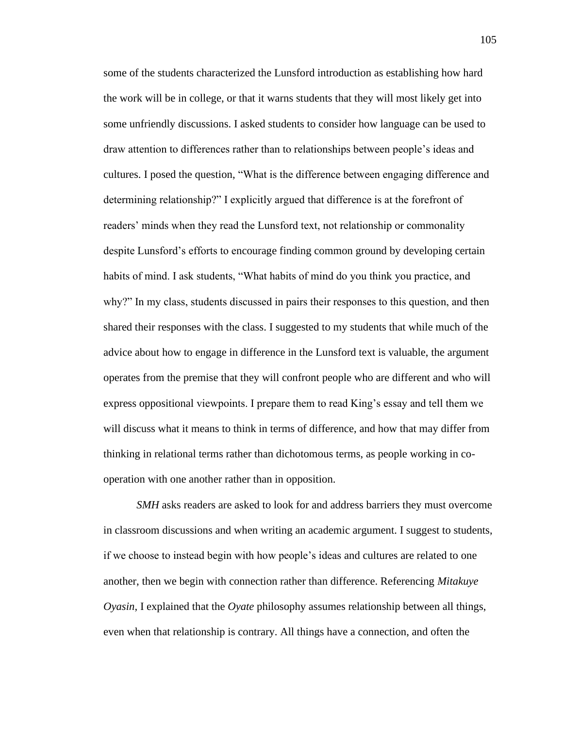some of the students characterized the Lunsford introduction as establishing how hard the work will be in college, or that it warns students that they will most likely get into some unfriendly discussions. I asked students to consider how language can be used to draw attention to differences rather than to relationships between people's ideas and cultures. I posed the question, "What is the difference between engaging difference and determining relationship?" I explicitly argued that difference is at the forefront of readers' minds when they read the Lunsford text, not relationship or commonality despite Lunsford's efforts to encourage finding common ground by developing certain habits of mind. I ask students, "What habits of mind do you think you practice, and why?" In my class, students discussed in pairs their responses to this question, and then shared their responses with the class. I suggested to my students that while much of the advice about how to engage in difference in the Lunsford text is valuable, the argument operates from the premise that they will confront people who are different and who will express oppositional viewpoints. I prepare them to read King's essay and tell them we will discuss what it means to think in terms of difference, and how that may differ from thinking in relational terms rather than dichotomous terms, as people working in co-operation with one another rather than in opposition.

*SMH* asks readers are asked to look for and address barriers they must overcome in classroom discussions and when writing an academic argument. I suggest to students, if we choose to instead begin with how people's ideas and cultures are related to one another, then we begin with connection rather than difference. Referencing *Mitakuye Oyasin*, I explained that the *Oyate* philosophy assumes relationship between all things, even when that relationship is contrary. All things have a connection, and often the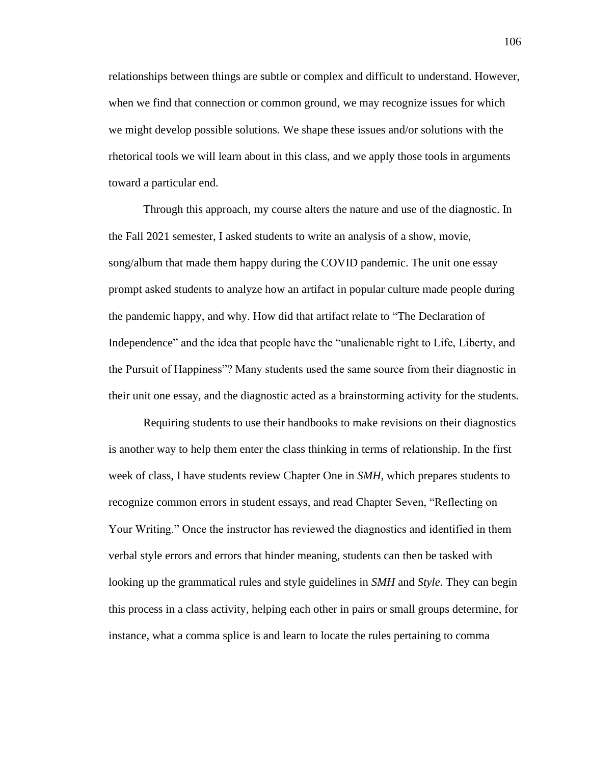relationships between things are subtle or complex and difficult to understand. However, when we find that connection or common ground, we may recognize issues for which we might develop possible solutions. We shape these issues and/or solutions with the rhetorical tools we will learn about in this class, and we apply those tools in arguments toward a particular end.

Through this approach, my course alters the nature and use of the diagnostic. In the Fall 2021 semester, I asked students to write an analysis of a show, movie, song/album that made them happy during the COVID pandemic. The unit one essay prompt asked students to analyze how an artifact in popular culture made people during the pandemic happy, and why. How did that artifact relate to "The Declaration of Independence" and the idea that people have the "unalienable right to Life, Liberty, and the Pursuit of Happiness"? Many students used the same source from their diagnostic in their unit one essay, and the diagnostic acted as a brainstorming activity for the students.

Requiring students to use their handbooks to make revisions on their diagnostics is another way to help them enter the class thinking in terms of relationship. In the first week of class, I have students review Chapter One in *SMH*, which prepares students to recognize common errors in student essays, and read Chapter Seven, "Reflecting on Your Writing." Once the instructor has reviewed the diagnostics and identified in them verbal style errors and errors that hinder meaning, students can then be tasked with looking up the grammatical rules and style guidelines in *SMH* and *Style*. They can begin this process in a class activity, helping each other in pairs or small groups determine, for instance, what a comma splice is and learn to locate the rules pertaining to comma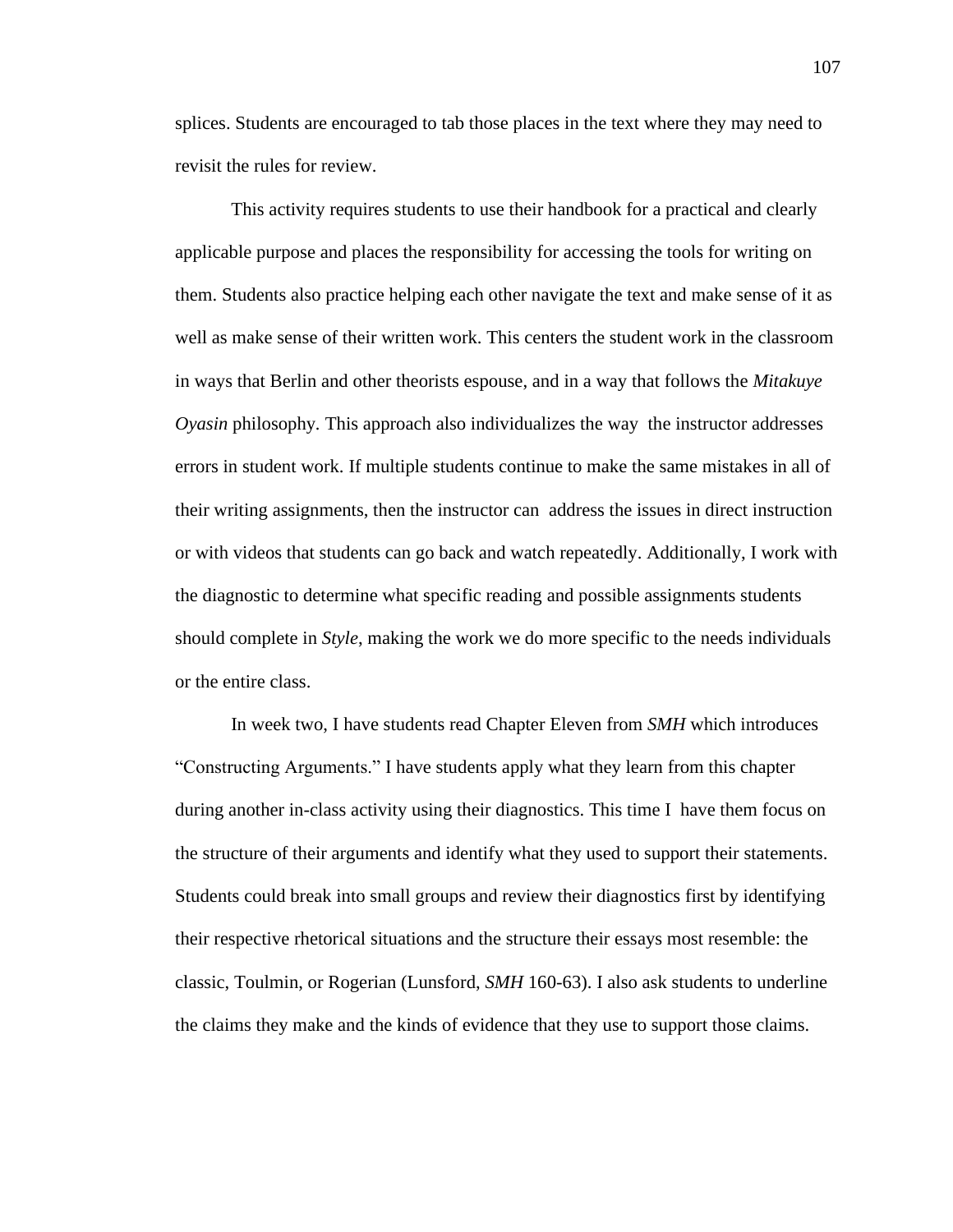splices. Students are encouraged to tab those places in the text where they may need to revisit the rules for review.

This activity requires students to use their handbook for a practical and clearly applicable purpose and places the responsibility for accessing the tools for writing on them. Students also practice helping each other navigate the text and make sense of it as well as make sense of their written work. This centers the student work in the classroom in ways that Berlin and other theorists espouse, and in a way that follows the *Mitakuye Oyasin* philosophy. This approach also individualizes the way the instructor addresses errors in student work. If multiple students continue to make the same mistakes in all of their writing assignments, then the instructor can address the issues in direct instruction or with videos that students can go back and watch repeatedly. Additionally, I work with the diagnostic to determine what specific reading and possible assignments students should complete in *Style*, making the work we do more specific to the needs individuals or the entire class.

In week two, I have students read Chapter Eleven from *SMH* which introduces "Constructing Arguments." I have students apply what they learn from this chapter during another in-class activity using their diagnostics. This time I have them focus on the structure of their arguments and identify what they used to support their statements. Students could break into small groups and review their diagnostics first by identifying their respective rhetorical situations and the structure their essays most resemble: the classic, Toulmin, or Rogerian (Lunsford, *SMH* 160-63). I also ask students to underline the claims they make and the kinds of evidence that they use to support those claims.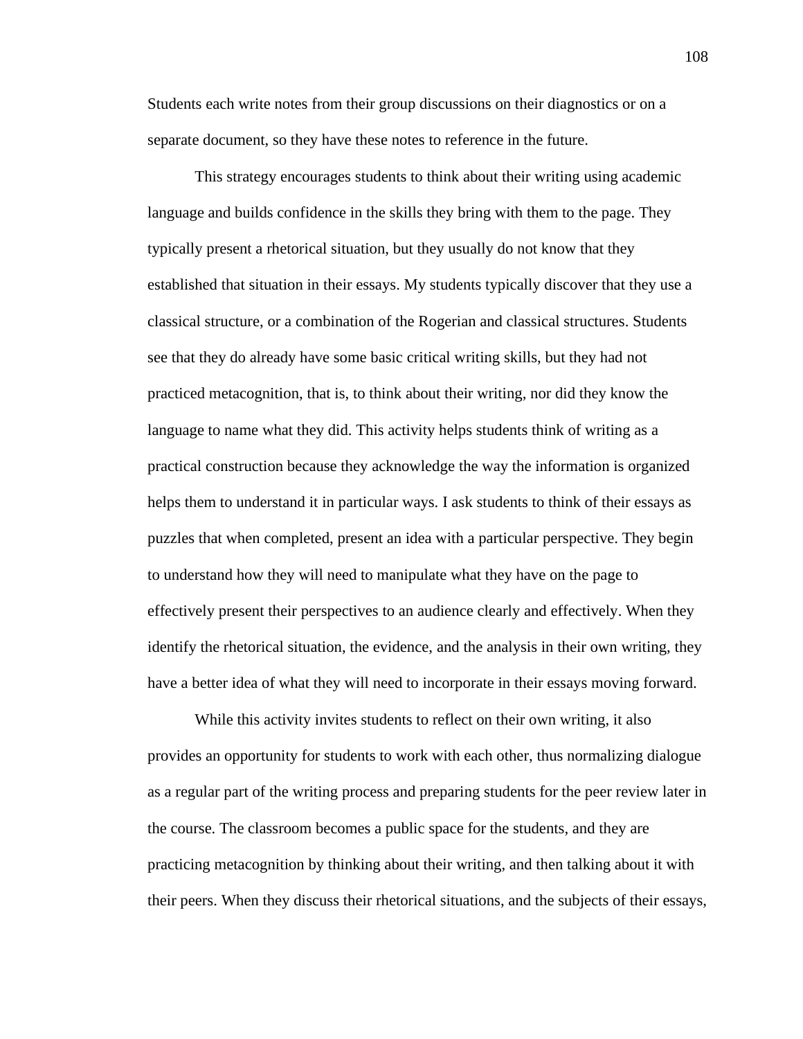Students each write notes from their group discussions on their diagnostics or on a separate document, so they have these notes to reference in the future.

This strategy encourages students to think about their writing using academic language and builds confidence in the skills they bring with them to the page. They typically present a rhetorical situation, but they usually do not know that they established that situation in their essays. My students typically discover that they use a classical structure, or a combination of the Rogerian and classical structures. Students see that they do already have some basic critical writing skills, but they had not practiced metacognition, that is, to think about their writing, nor did they know the language to name what they did. This activity helps students think of writing as a practical construction because they acknowledge the way the information is organized helps them to understand it in particular ways. I ask students to think of their essays as puzzles that when completed, present an idea with a particular perspective. They begin to understand how they will need to manipulate what they have on the page to effectively present their perspectives to an audience clearly and effectively. When they identify the rhetorical situation, the evidence, and the analysis in their own writing, they have a better idea of what they will need to incorporate in their essays moving forward.

While this activity invites students to reflect on their own writing, it also provides an opportunity for students to work with each other, thus normalizing dialogue as a regular part of the writing process and preparing students for the peer review later in the course. The classroom becomes a public space for the students, and they are practicing metacognition by thinking about their writing, and then talking about it with their peers. When they discuss their rhetorical situations, and the subjects of their essays,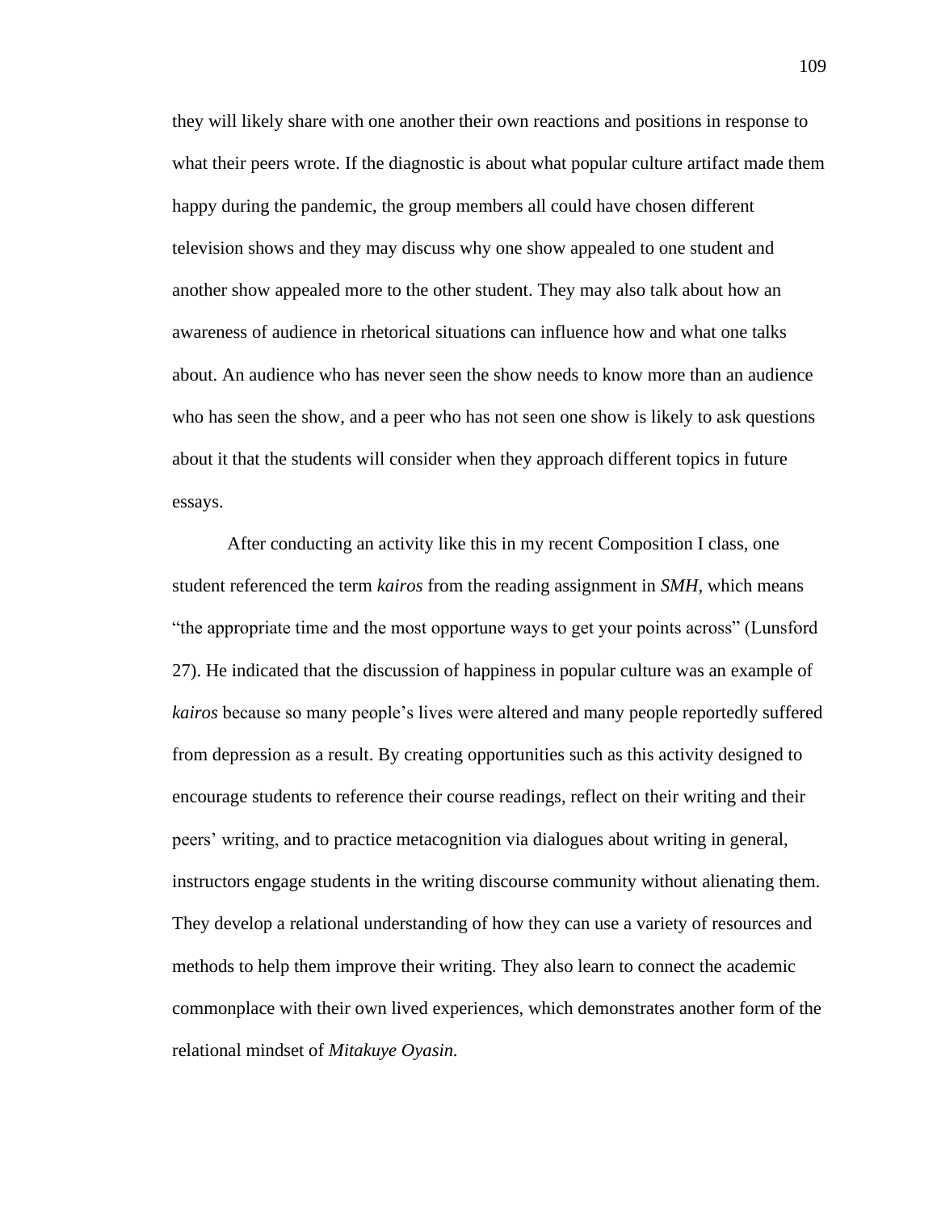they will likely share with one another their own reactions and positions in response to what their peers wrote. If the diagnostic is about what popular culture artifact made them happy during the pandemic, the group members all could have chosen different television shows and they may discuss why one show appealed to one student and another show appealed more to the other student. They may also talk about how an awareness of audience in rhetorical situations can influence how and what one talks about. An audience who has never seen the show needs to know more than an audience who has seen the show, and a peer who has not seen one show is likely to ask questions about it that the students will consider when they approach different topics in future essays.

After conducting an activity like this in my recent Composition I class, one student referenced the term *kairos* from the reading assignment in *SMH*, which means "the appropriate time and the most opportune ways to get your points across" (Lunsford 27). He indicated that the discussion of happiness in popular culture was an example of *kairos* because so many people's lives were altered and many people reportedly suffered from depression as a result. By creating opportunities such as this activity designed to encourage students to reference their course readings, reflect on their writing and their peers' writing, and to practice metacognition via dialogues about writing in general, instructors engage students in the writing discourse community without alienating them. They develop a relational understanding of how they can use a variety of resources and methods to help them improve their writing. They also learn to connect the academic commonplace with their own lived experiences, which demonstrates another form of the relational mindset of *Mitakuye Oyasin.*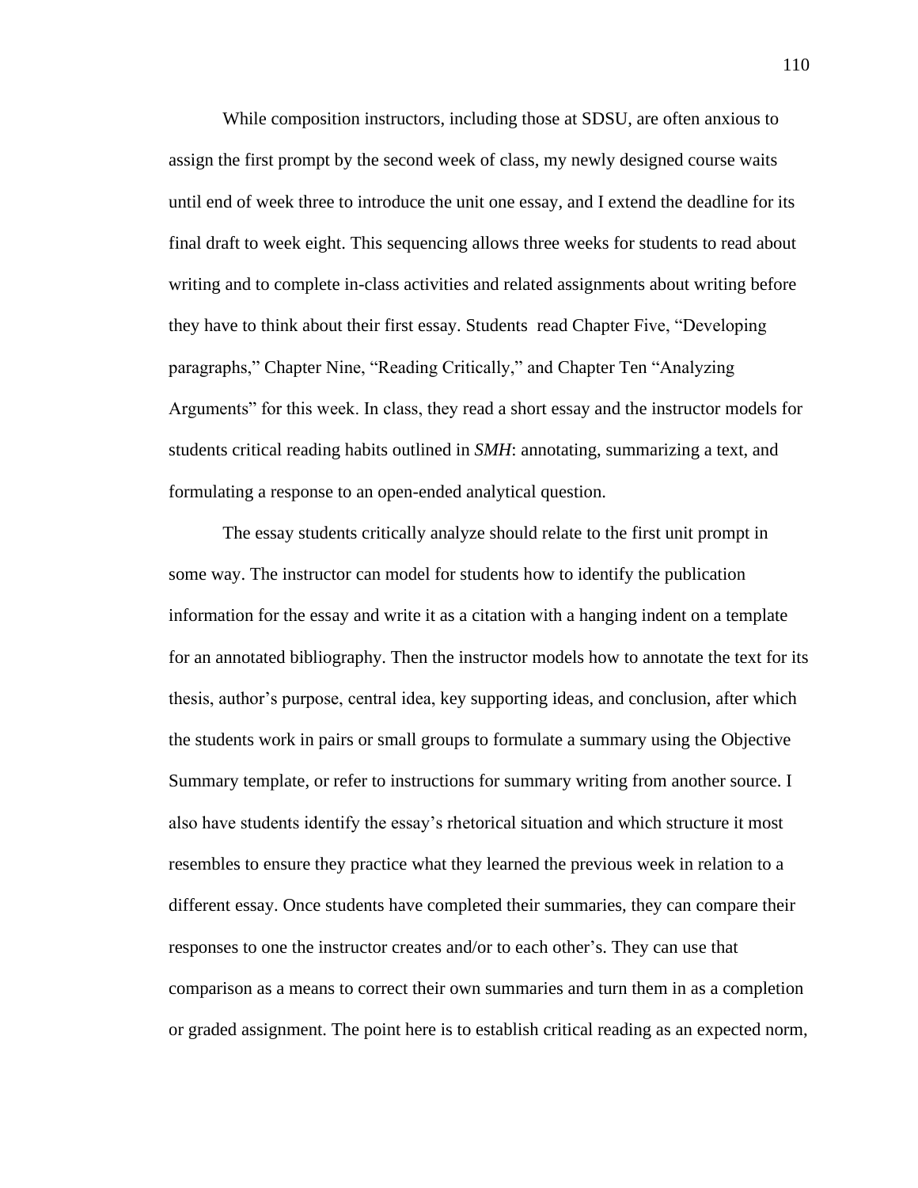While composition instructors, including those at SDSU, are often anxious to assign the first prompt by the second week of class, my newly designed course waits until end of week three to introduce the unit one essay, and I extend the deadline for its final draft to week eight. This sequencing allows three weeks for students to read about writing and to complete in-class activities and related assignments about writing before they have to think about their first essay. Students read Chapter Five, "Developing paragraphs," Chapter Nine, "Reading Critically," and Chapter Ten "Analyzing Arguments" for this week. In class, they read a short essay and the instructor models for students critical reading habits outlined in *SMH*: annotating, summarizing a text, and formulating a response to an open-ended analytical question.

The essay students critically analyze should relate to the first unit prompt in some way. The instructor can model for students how to identify the publication information for the essay and write it as a citation with a hanging indent on a template for an annotated bibliography. Then the instructor models how to annotate the text for its thesis, author's purpose, central idea, key supporting ideas, and conclusion, after which the students work in pairs or small groups to formulate a summary using the Objective Summary template, or refer to instructions for summary writing from another source. I also have students identify the essay's rhetorical situation and which structure it most resembles to ensure they practice what they learned the previous week in relation to a different essay. Once students have completed their summaries, they can compare their responses to one the instructor creates and/or to each other's. They can use that comparison as a means to correct their own summaries and turn them in as a completion or graded assignment. The point here is to establish critical reading as an expected norm,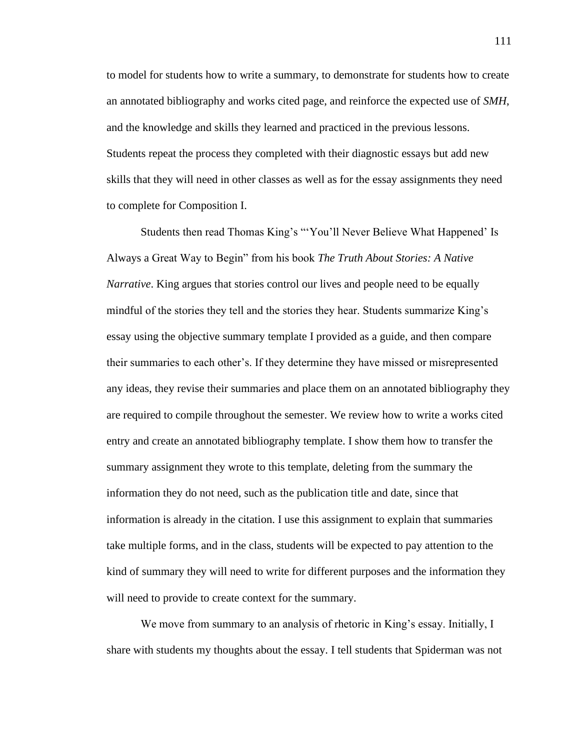to model for students how to write a summary, to demonstrate for students how to create an annotated bibliography and works cited page, and reinforce the expected use of *SMH*, and the knowledge and skills they learned and practiced in the previous lessons. Students repeat the process they completed with their diagnostic essays but add new skills that they will need in other classes as well as for the essay assignments they need to complete for Composition I.

Students then read Thomas King's "'You'll Never Believe What Happened' Is Always a Great Way to Begin" from his book *The Truth About Stories: A Native Narrative*. King argues that stories control our lives and people need to be equally mindful of the stories they tell and the stories they hear. Students summarize King's essay using the objective summary template I provided as a guide, and then compare their summaries to each other's. If they determine they have missed or misrepresented any ideas, they revise their summaries and place them on an annotated bibliography they are required to compile throughout the semester. We review how to write a works cited entry and create an annotated bibliography template. I show them how to transfer the summary assignment they wrote to this template, deleting from the summary the information they do not need, such as the publication title and date, since that information is already in the citation. I use this assignment to explain that summaries take multiple forms, and in the class, students will be expected to pay attention to the kind of summary they will need to write for different purposes and the information they will need to provide to create context for the summary.

We move from summary to an analysis of rhetoric in King's essay. Initially, I share with students my thoughts about the essay. I tell students that Spiderman was not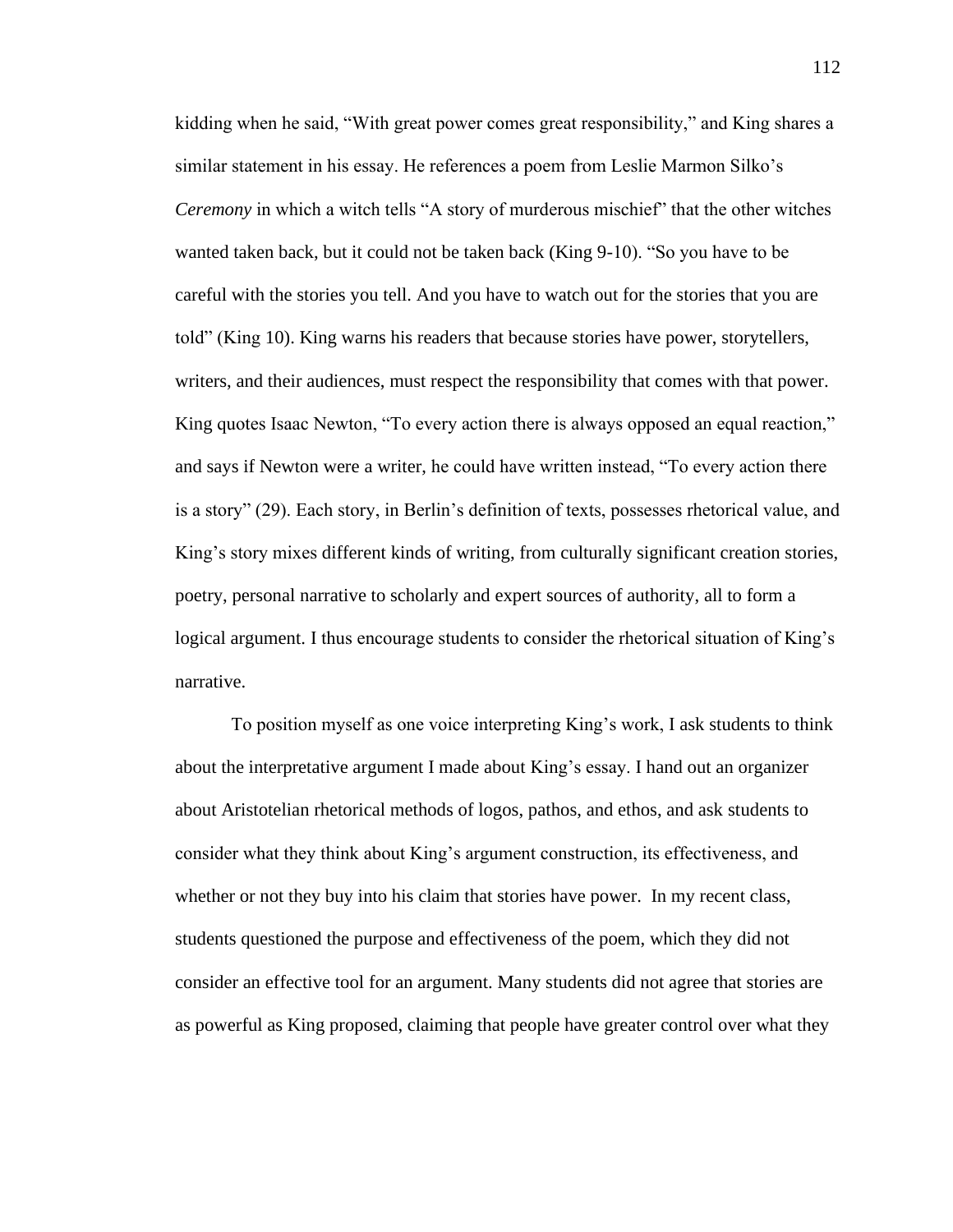kidding when he said, “With great power comes great responsibility,” and King shares a similar statement in his essay. He references a poem from Leslie Marmon Silko’s *Ceremony* in which a witch tells “A story of murderous mischief” that the other witches wanted taken back, but it could not be taken back (King 9-10). “So you have to be careful with the stories you tell. And you have to watch out for the stories that you are told” (King 10). King warns his readers that because stories have power, storytellers, writers, and their audiences, must respect the responsibility that comes with that power. King quotes Isaac Newton, “To every action there is always opposed an equal reaction,” and says if Newton were a writer, he could have written instead, “To every action there is a story” (29). Each story, in Berlin’s definition of texts, possesses rhetorical value, and King’s story mixes different kinds of writing, from culturally significant creation stories, poetry, personal narrative to scholarly and expert sources of authority, all to form a logical argument. I thus encourage students to consider the rhetorical situation of King’s narrative.

To position myself as one voice interpreting King’s work, I ask students to think about the interpretative argument I made about King’s essay. I hand out an organizer about Aristotelian rhetorical methods of logos, pathos, and ethos, and ask students to consider what they think about King’s argument construction, its effectiveness, and whether or not they buy into his claim that stories have power. In my recent class, students questioned the purpose and effectiveness of the poem, which they did not consider an effective tool for an argument. Many students did not agree that stories are as powerful as King proposed, claiming that people have greater control over what they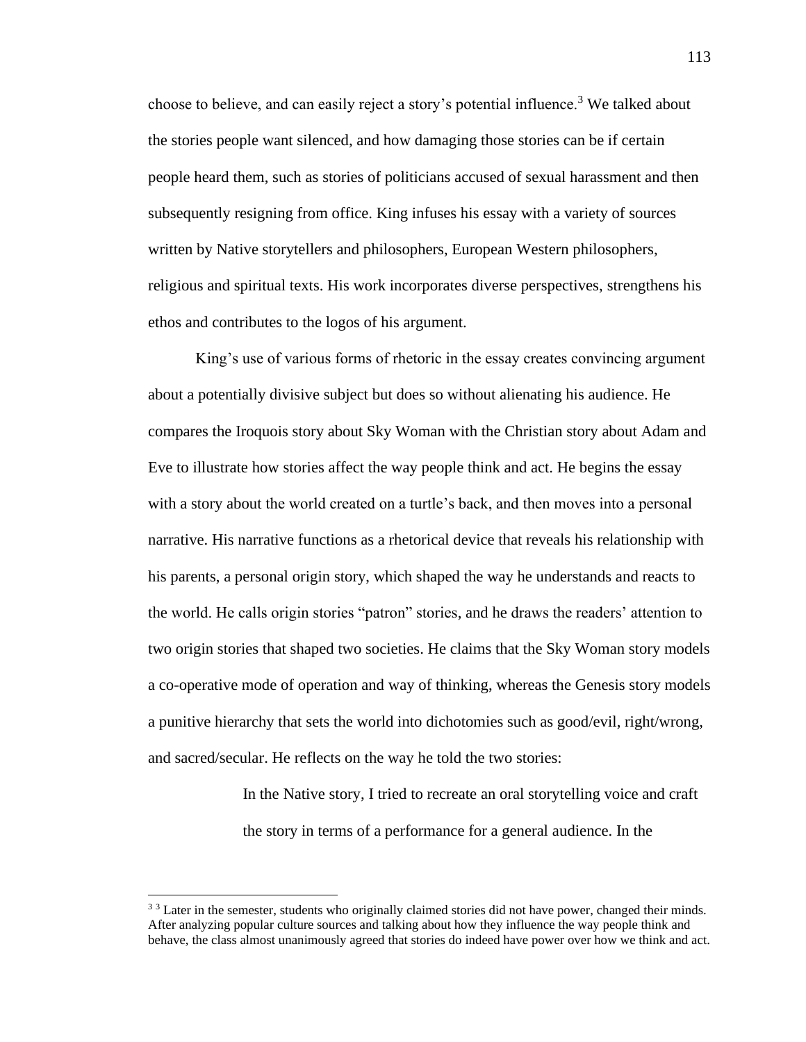choose to believe, and can easily reject a story's potential influence.[3] We talked about the stories people want silenced, and how damaging those stories can be if certain people heard them, such as stories of politicians accused of sexual harassment and then subsequently resigning from office. King infuses his essay with a variety of sources written by Native storytellers and philosophers, European Western philosophers, religious and spiritual texts. His work incorporates diverse perspectives, strengthens his ethos and contributes to the logos of his argument.

King's use of various forms of rhetoric in the essay creates convincing argument about a potentially divisive subject but does so without alienating his audience. He compares the Iroquois story about Sky Woman with the Christian story about Adam and Eve to illustrate how stories affect the way people think and act. He begins the essay with a story about the world created on a turtle's back, and then moves into a personal narrative. His narrative functions as a rhetorical device that reveals his relationship with his parents, a personal origin story, which shaped the way he understands and reacts to the world. He calls origin stories "patron" stories, and he draws the readers' attention to two origin stories that shaped two societies. He claims that the Sky Woman story models a co-operative mode of operation and way of thinking, whereas the Genesis story models a punitive hierarchy that sets the world into dichotomies such as good/evil, right/wrong, and sacred/secular. He reflects on the way he told the two stories:

> In the Native story, I tried to recreate an oral storytelling voice and craft the story in terms of a performance for a general audience. In the

[3] [3] Later in the semester, students who originally claimed stories did not have power, changed their minds. After analyzing popular culture sources and talking about how they influence the way people think and behave, the class almost unanimously agreed that stories do indeed have power over how we think and act.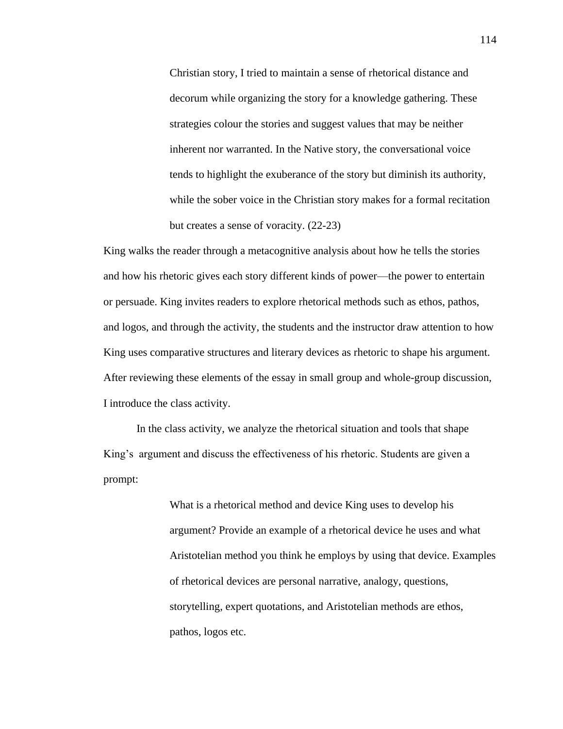> Christian story, I tried to maintain a sense of rhetorical distance and decorum while organizing the story for a knowledge gathering. These strategies colour the stories and suggest values that may be neither inherent nor warranted. In the Native story, the conversational voice tends to highlight the exuberance of the story but diminish its authority, while the sober voice in the Christian story makes for a formal recitation but creates a sense of voracity. (22-23)

King walks the reader through a metacognitive analysis about how he tells the stories and how his rhetoric gives each story different kinds of power—the power to entertain or persuade. King invites readers to explore rhetorical methods such as ethos, pathos, and logos, and through the activity, the students and the instructor draw attention to how King uses comparative structures and literary devices as rhetoric to shape his argument. After reviewing these elements of the essay in small group and whole-group discussion, I introduce the class activity.

In the class activity, we analyze the rhetorical situation and tools that shape King's argument and discuss the effectiveness of his rhetoric. Students are given a prompt:

> What is a rhetorical method and device King uses to develop his argument? Provide an example of a rhetorical device he uses and what Aristotelian method you think he employs by using that device. Examples of rhetorical devices are personal narrative, analogy, questions, storytelling, expert quotations, and Aristotelian methods are ethos, pathos, logos etc.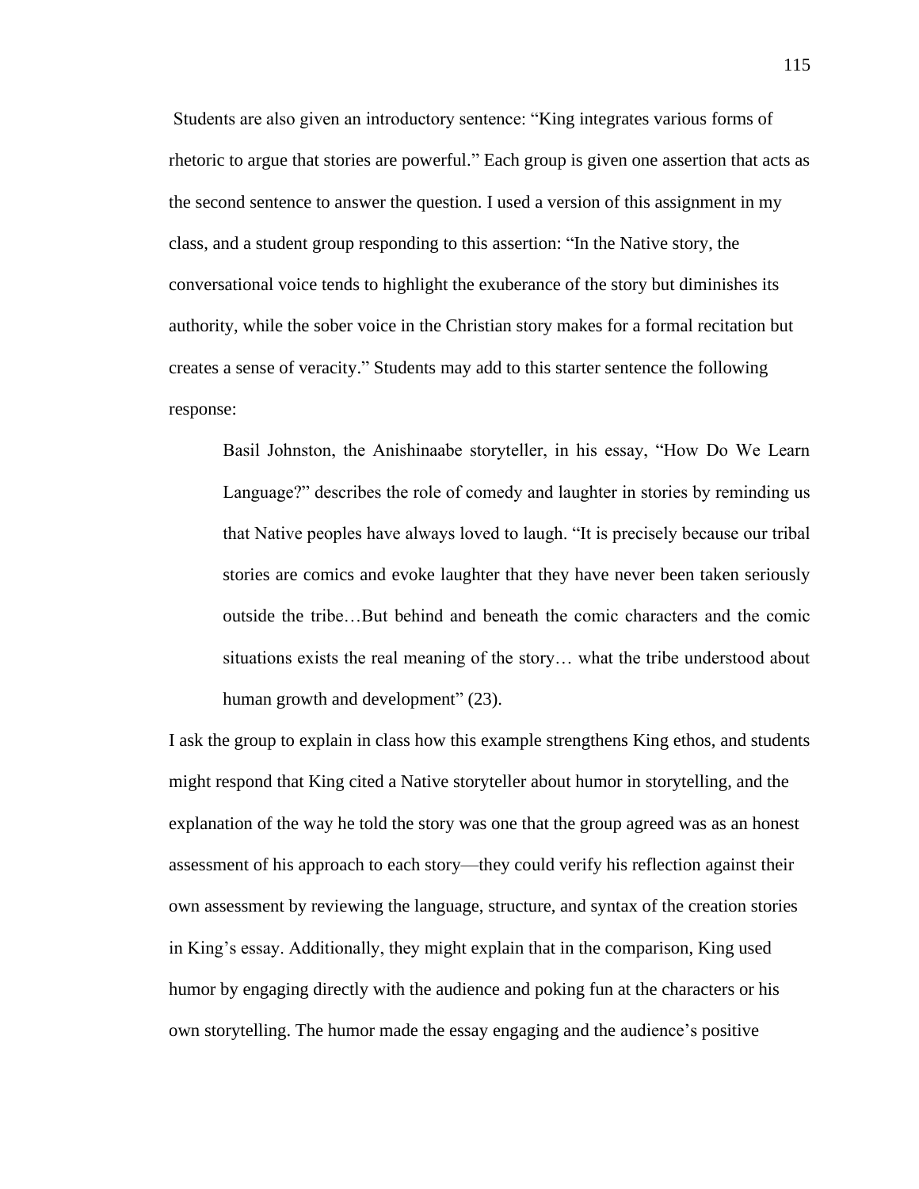Students are also given an introductory sentence: "King integrates various forms of rhetoric to argue that stories are powerful." Each group is given one assertion that acts as the second sentence to answer the question. I used a version of this assignment in my class, and a student group responding to this assertion: "In the Native story, the conversational voice tends to highlight the exuberance of the story but diminishes its authority, while the sober voice in the Christian story makes for a formal recitation but creates a sense of veracity." Students may add to this starter sentence the following response:

> Basil Johnston, the Anishinaabe storyteller, in his essay, "How Do We Learn Language?" describes the role of comedy and laughter in stories by reminding us that Native peoples have always loved to laugh. "It is precisely because our tribal stories are comics and evoke laughter that they have never been taken seriously outside the tribe…But behind and beneath the comic characters and the comic situations exists the real meaning of the story… what the tribe understood about human growth and development" (23).

I ask the group to explain in class how this example strengthens King ethos, and students might respond that King cited a Native storyteller about humor in storytelling, and the explanation of the way he told the story was one that the group agreed was as an honest assessment of his approach to each story—they could verify his reflection against their own assessment by reviewing the language, structure, and syntax of the creation stories in King's essay. Additionally, they might explain that in the comparison, King used humor by engaging directly with the audience and poking fun at the characters or his own storytelling. The humor made the essay engaging and the audience's positive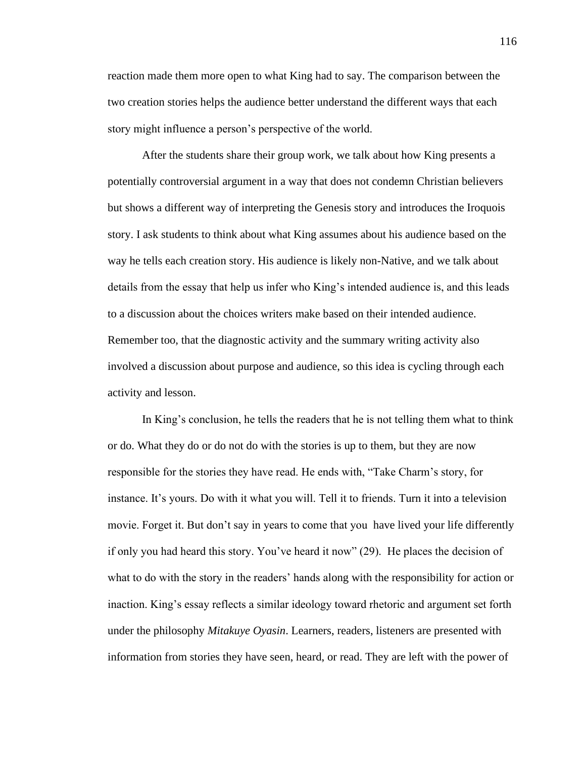reaction made them more open to what King had to say. The comparison between the two creation stories helps the audience better understand the different ways that each story might influence a person's perspective of the world.

After the students share their group work, we talk about how King presents a potentially controversial argument in a way that does not condemn Christian believers but shows a different way of interpreting the Genesis story and introduces the Iroquois story. I ask students to think about what King assumes about his audience based on the way he tells each creation story. His audience is likely non-Native, and we talk about details from the essay that help us infer who King's intended audience is, and this leads to a discussion about the choices writers make based on their intended audience. Remember too, that the diagnostic activity and the summary writing activity also involved a discussion about purpose and audience, so this idea is cycling through each activity and lesson.

In King's conclusion, he tells the readers that he is not telling them what to think or do. What they do or do not do with the stories is up to them, but they are now responsible for the stories they have read. He ends with, "Take Charm's story, for instance. It's yours. Do with it what you will. Tell it to friends. Turn it into a television movie. Forget it. But don't say in years to come that you have lived your life differently if only you had heard this story. You've heard it now" (29). He places the decision of what to do with the story in the readers' hands along with the responsibility for action or inaction. King's essay reflects a similar ideology toward rhetoric and argument set forth under the philosophy *Mitakuye Oyasin*. Learners, readers, listeners are presented with information from stories they have seen, heard, or read. They are left with the power of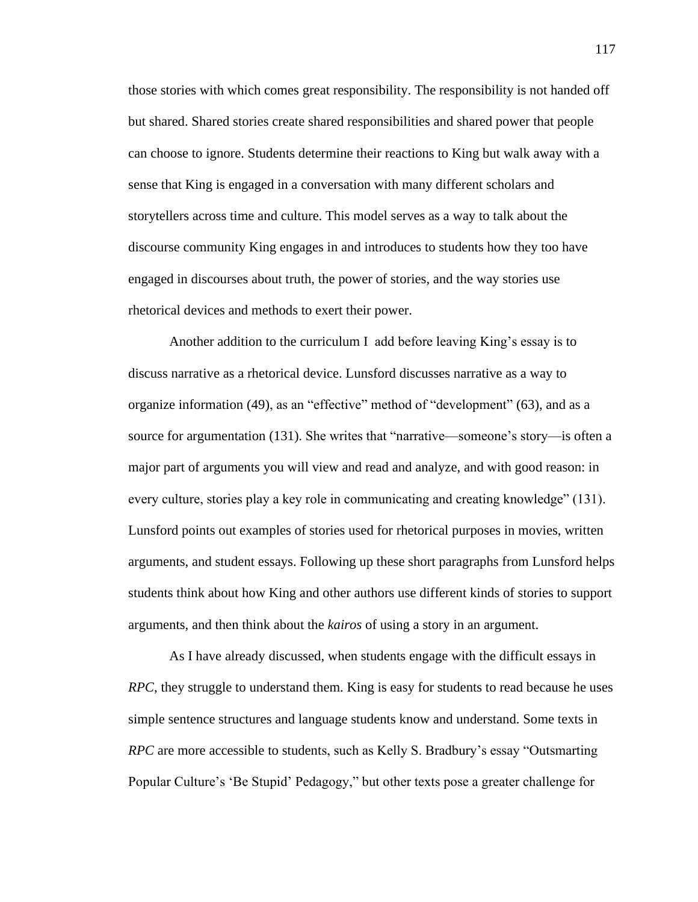those stories with which comes great responsibility. The responsibility is not handed off but shared. Shared stories create shared responsibilities and shared power that people can choose to ignore. Students determine their reactions to King but walk away with a sense that King is engaged in a conversation with many different scholars and storytellers across time and culture. This model serves as a way to talk about the discourse community King engages in and introduces to students how they too have engaged in discourses about truth, the power of stories, and the way stories use rhetorical devices and methods to exert their power.

Another addition to the curriculum I add before leaving King's essay is to discuss narrative as a rhetorical device. Lunsford discusses narrative as a way to organize information (49), as an "effective" method of "development" (63), and as a source for argumentation (131). She writes that "narrative—someone's story—is often a major part of arguments you will view and read and analyze, and with good reason: in every culture, stories play a key role in communicating and creating knowledge" (131). Lunsford points out examples of stories used for rhetorical purposes in movies, written arguments, and student essays. Following up these short paragraphs from Lunsford helps students think about how King and other authors use different kinds of stories to support arguments, and then think about the *kairos* of using a story in an argument.

As I have already discussed, when students engage with the difficult essays in *RPC*, they struggle to understand them. King is easy for students to read because he uses simple sentence structures and language students know and understand. Some texts in *RPC* are more accessible to students, such as Kelly S. Bradbury's essay "Outsmarting Popular Culture's 'Be Stupid' Pedagogy," but other texts pose a greater challenge for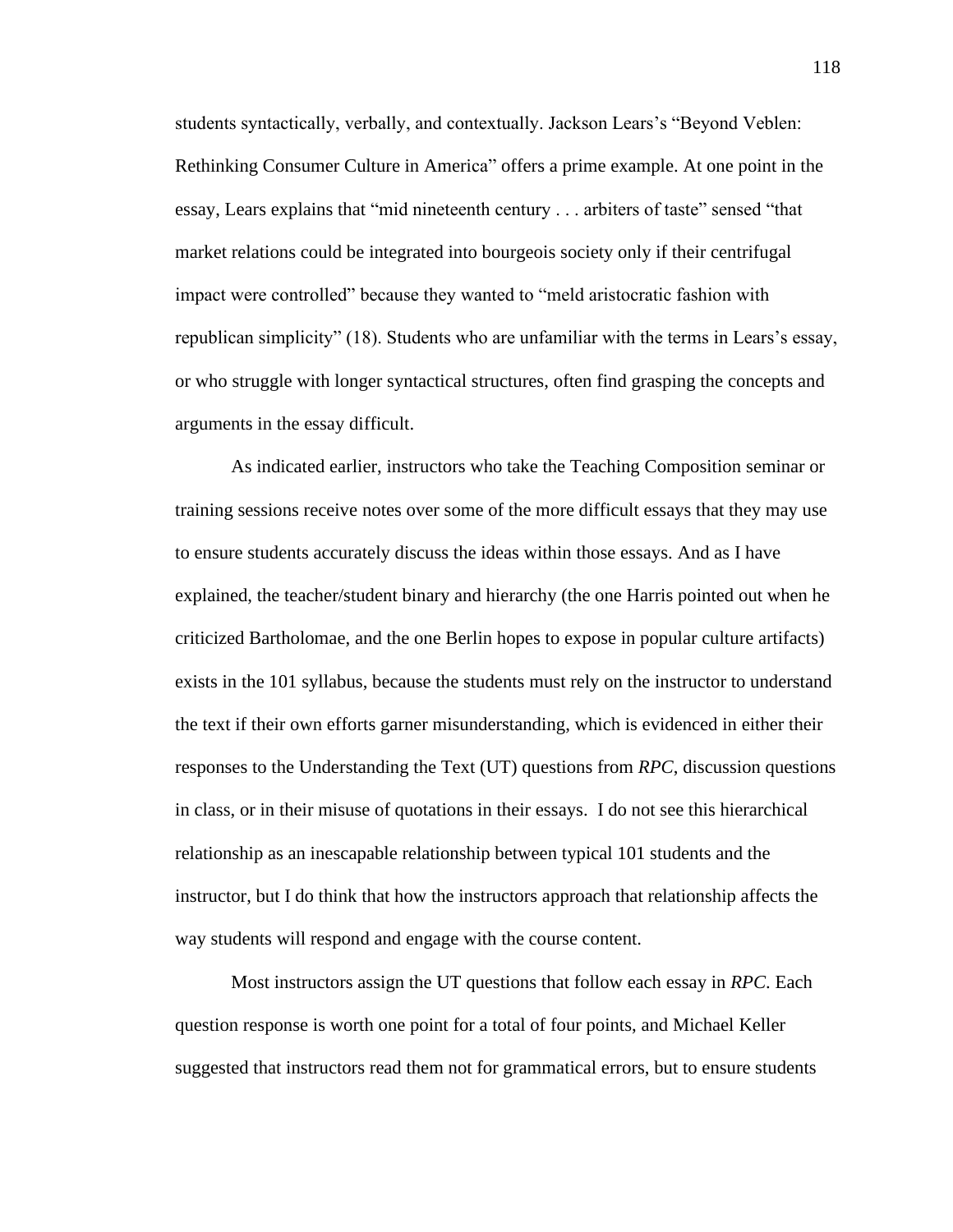students syntactically, verbally, and contextually. Jackson Lears's "Beyond Veblen: Rethinking Consumer Culture in America" offers a prime example. At one point in the essay, Lears explains that "mid nineteenth century . . . arbiters of taste" sensed "that market relations could be integrated into bourgeois society only if their centrifugal impact were controlled" because they wanted to "meld aristocratic fashion with republican simplicity" (18). Students who are unfamiliar with the terms in Lears's essay, or who struggle with longer syntactical structures, often find grasping the concepts and arguments in the essay difficult.

As indicated earlier, instructors who take the Teaching Composition seminar or training sessions receive notes over some of the more difficult essays that they may use to ensure students accurately discuss the ideas within those essays. And as I have explained, the teacher/student binary and hierarchy (the one Harris pointed out when he criticized Bartholomae, and the one Berlin hopes to expose in popular culture artifacts) exists in the 101 syllabus, because the students must rely on the instructor to understand the text if their own efforts garner misunderstanding, which is evidenced in either their responses to the Understanding the Text (UT) questions from *RPC*, discussion questions in class, or in their misuse of quotations in their essays. I do not see this hierarchical relationship as an inescapable relationship between typical 101 students and the instructor, but I do think that how the instructors approach that relationship affects the way students will respond and engage with the course content.

Most instructors assign the UT questions that follow each essay in *RPC*. Each question response is worth one point for a total of four points, and Michael Keller suggested that instructors read them not for grammatical errors, but to ensure students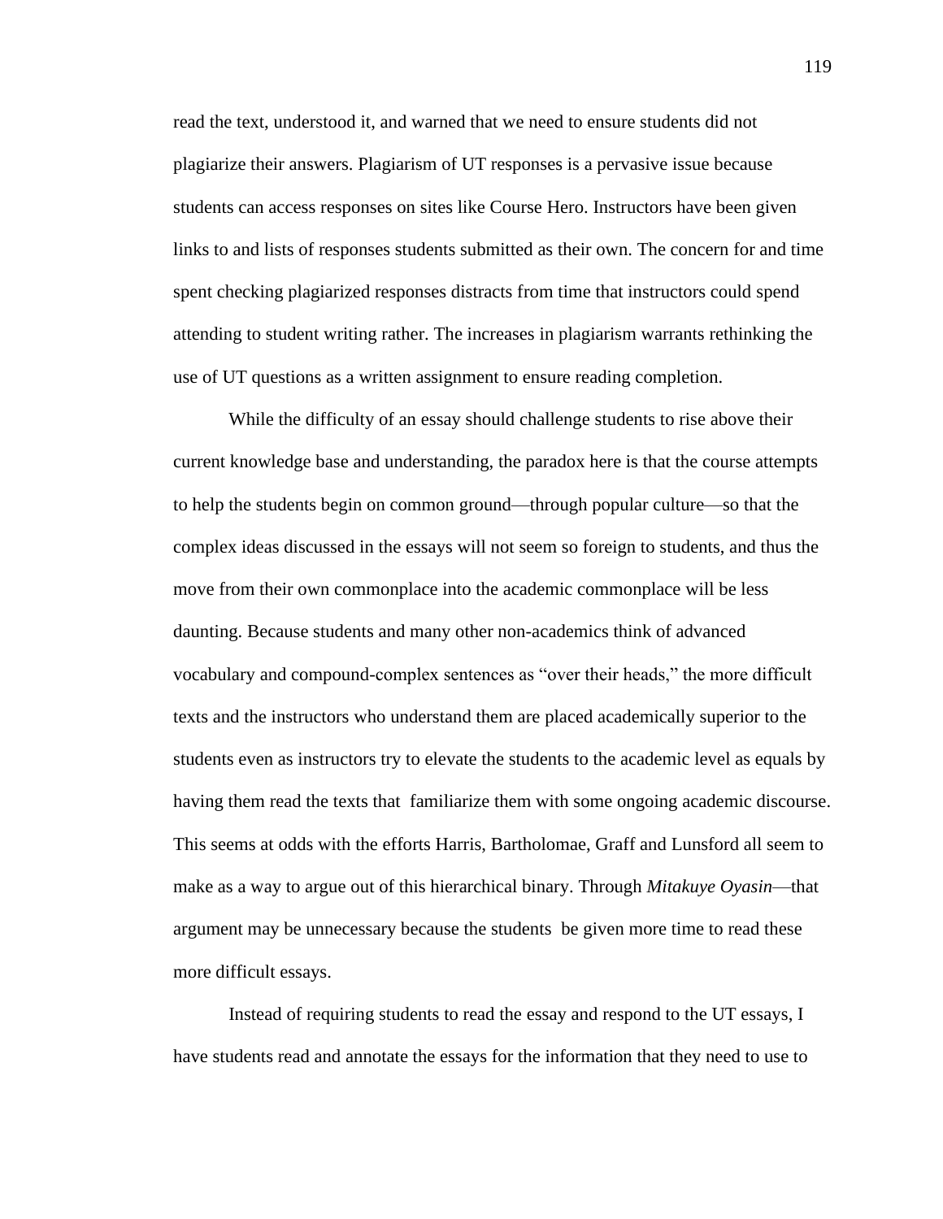read the text, understood it, and warned that we need to ensure students did not plagiarize their answers. Plagiarism of UT responses is a pervasive issue because students can access responses on sites like Course Hero. Instructors have been given links to and lists of responses students submitted as their own. The concern for and time spent checking plagiarized responses distracts from time that instructors could spend attending to student writing rather. The increases in plagiarism warrants rethinking the use of UT questions as a written assignment to ensure reading completion.

While the difficulty of an essay should challenge students to rise above their current knowledge base and understanding, the paradox here is that the course attempts to help the students begin on common ground—through popular culture—so that the complex ideas discussed in the essays will not seem so foreign to students, and thus the move from their own commonplace into the academic commonplace will be less daunting. Because students and many other non-academics think of advanced vocabulary and compound-complex sentences as "over their heads," the more difficult texts and the instructors who understand them are placed academically superior to the students even as instructors try to elevate the students to the academic level as equals by having them read the texts that familiarize them with some ongoing academic discourse. This seems at odds with the efforts Harris, Bartholomae, Graff and Lunsford all seem to make as a way to argue out of this hierarchical binary. Through *Mitakuye Oyasin*—that argument may be unnecessary because the students be given more time to read these more difficult essays.

Instead of requiring students to read the essay and respond to the UT essays, I have students read and annotate the essays for the information that they need to use to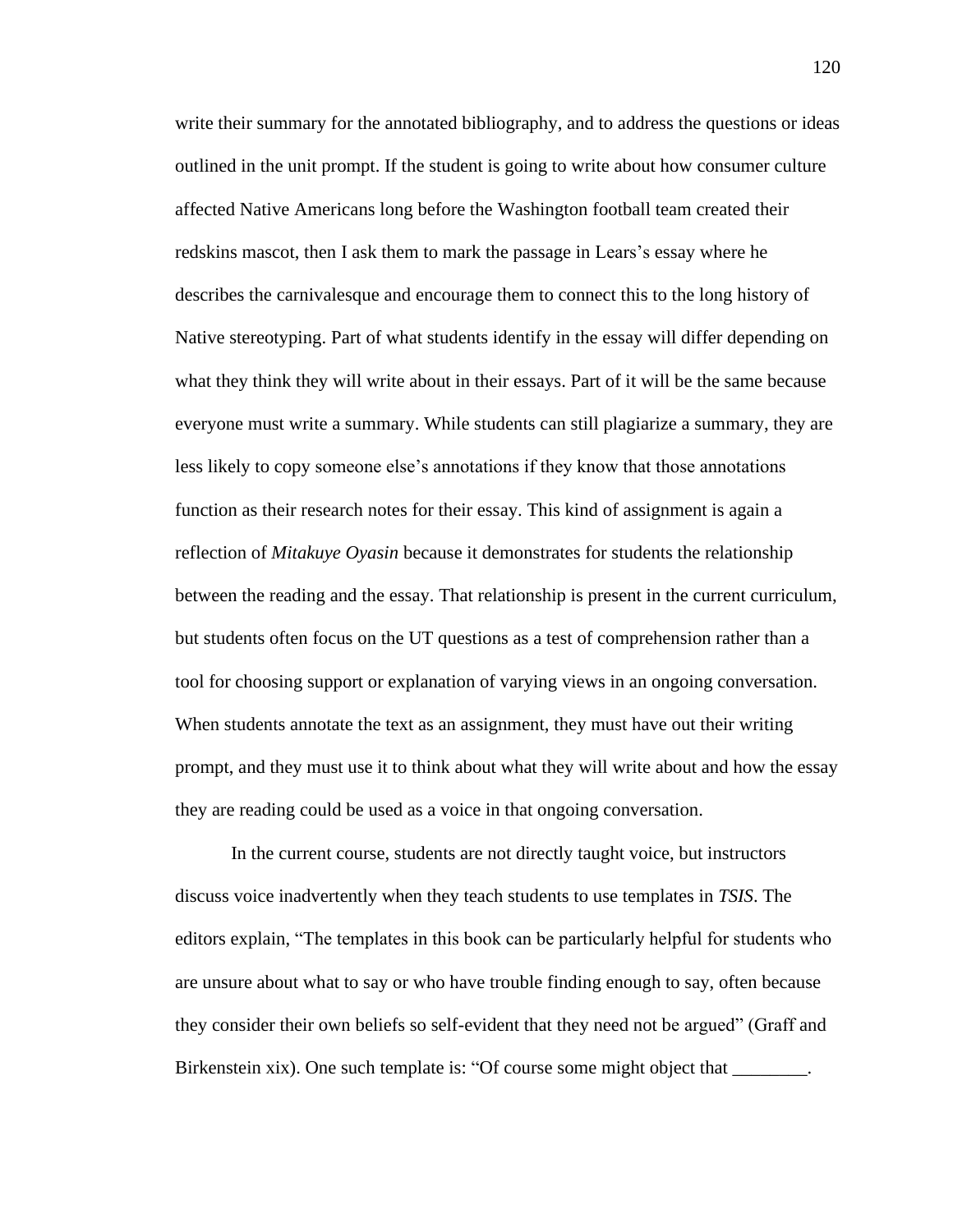write their summary for the annotated bibliography, and to address the questions or ideas outlined in the unit prompt. If the student is going to write about how consumer culture affected Native Americans long before the Washington football team created their redskins mascot, then I ask them to mark the passage in Lears's essay where he describes the carnivalesque and encourage them to connect this to the long history of Native stereotyping. Part of what students identify in the essay will differ depending on what they think they will write about in their essays. Part of it will be the same because everyone must write a summary. While students can still plagiarize a summary, they are less likely to copy someone else's annotations if they know that those annotations function as their research notes for their essay. This kind of assignment is again a reflection of *Mitakuye Oyasin* because it demonstrates for students the relationship between the reading and the essay. That relationship is present in the current curriculum, but students often focus on the UT questions as a test of comprehension rather than a tool for choosing support or explanation of varying views in an ongoing conversation. When students annotate the text as an assignment, they must have out their writing prompt, and they must use it to think about what they will write about and how the essay they are reading could be used as a voice in that ongoing conversation.

In the current course, students are not directly taught voice, but instructors discuss voice inadvertently when they teach students to use templates in *TSIS*. The editors explain, "The templates in this book can be particularly helpful for students who are unsure about what to say or who have trouble finding enough to say, often because they consider their own beliefs so self-evident that they need not be argued" (Graff and Birkenstein xix). One such template is: "Of course some might object that ________.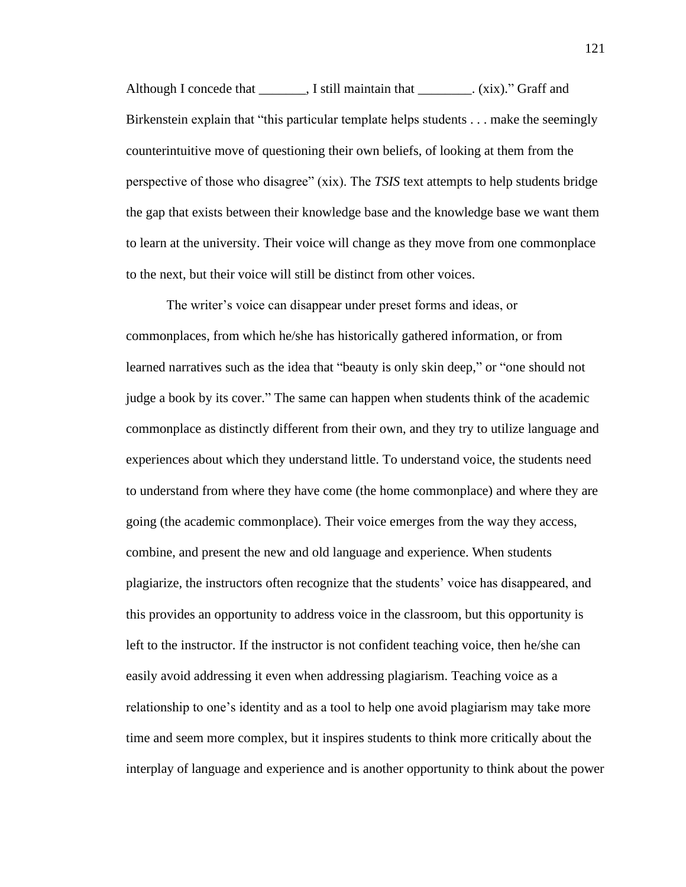Although I concede that _______, I still maintain that ________. (xix)." Graff and Birkenstein explain that "this particular template helps students . . . make the seemingly counterintuitive move of questioning their own beliefs, of looking at them from the perspective of those who disagree" (xix). The *TSIS* text attempts to help students bridge the gap that exists between their knowledge base and the knowledge base we want them to learn at the university. Their voice will change as they move from one commonplace to the next, but their voice will still be distinct from other voices.

The writer's voice can disappear under preset forms and ideas, or commonplaces, from which he/she has historically gathered information, or from learned narratives such as the idea that "beauty is only skin deep," or "one should not judge a book by its cover." The same can happen when students think of the academic commonplace as distinctly different from their own, and they try to utilize language and experiences about which they understand little. To understand voice, the students need to understand from where they have come (the home commonplace) and where they are going (the academic commonplace). Their voice emerges from the way they access, combine, and present the new and old language and experience. When students plagiarize, the instructors often recognize that the students' voice has disappeared, and this provides an opportunity to address voice in the classroom, but this opportunity is left to the instructor. If the instructor is not confident teaching voice, then he/she can easily avoid addressing it even when addressing plagiarism. Teaching voice as a relationship to one's identity and as a tool to help one avoid plagiarism may take more time and seem more complex, but it inspires students to think more critically about the interplay of language and experience and is another opportunity to think about the power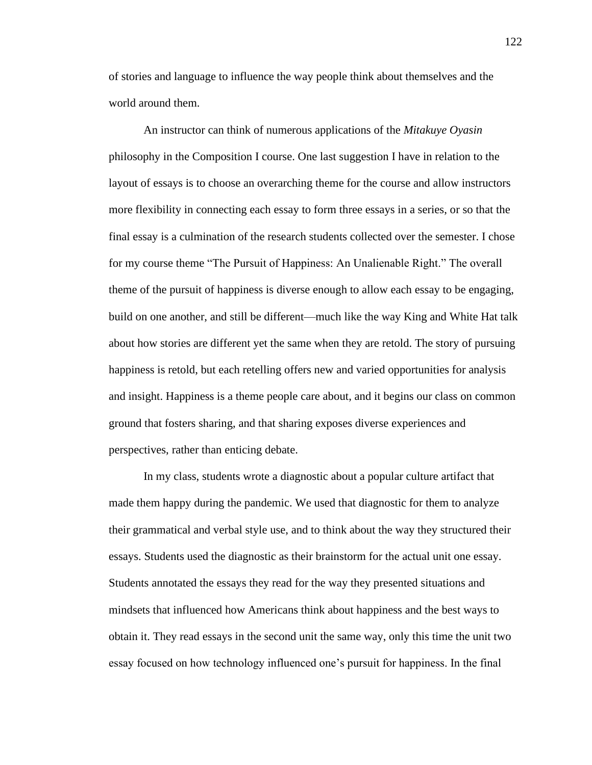of stories and language to influence the way people think about themselves and the world around them.

An instructor can think of numerous applications of the *Mitakuye Oyasin* philosophy in the Composition I course. One last suggestion I have in relation to the layout of essays is to choose an overarching theme for the course and allow instructors more flexibility in connecting each essay to form three essays in a series, or so that the final essay is a culmination of the research students collected over the semester. I chose for my course theme "The Pursuit of Happiness: An Unalienable Right." The overall theme of the pursuit of happiness is diverse enough to allow each essay to be engaging, build on one another, and still be different—much like the way King and White Hat talk about how stories are different yet the same when they are retold. The story of pursuing happiness is retold, but each retelling offers new and varied opportunities for analysis and insight. Happiness is a theme people care about, and it begins our class on common ground that fosters sharing, and that sharing exposes diverse experiences and perspectives, rather than enticing debate.

In my class, students wrote a diagnostic about a popular culture artifact that made them happy during the pandemic. We used that diagnostic for them to analyze their grammatical and verbal style use, and to think about the way they structured their essays. Students used the diagnostic as their brainstorm for the actual unit one essay. Students annotated the essays they read for the way they presented situations and mindsets that influenced how Americans think about happiness and the best ways to obtain it. They read essays in the second unit the same way, only this time the unit two essay focused on how technology influenced one's pursuit for happiness. In the final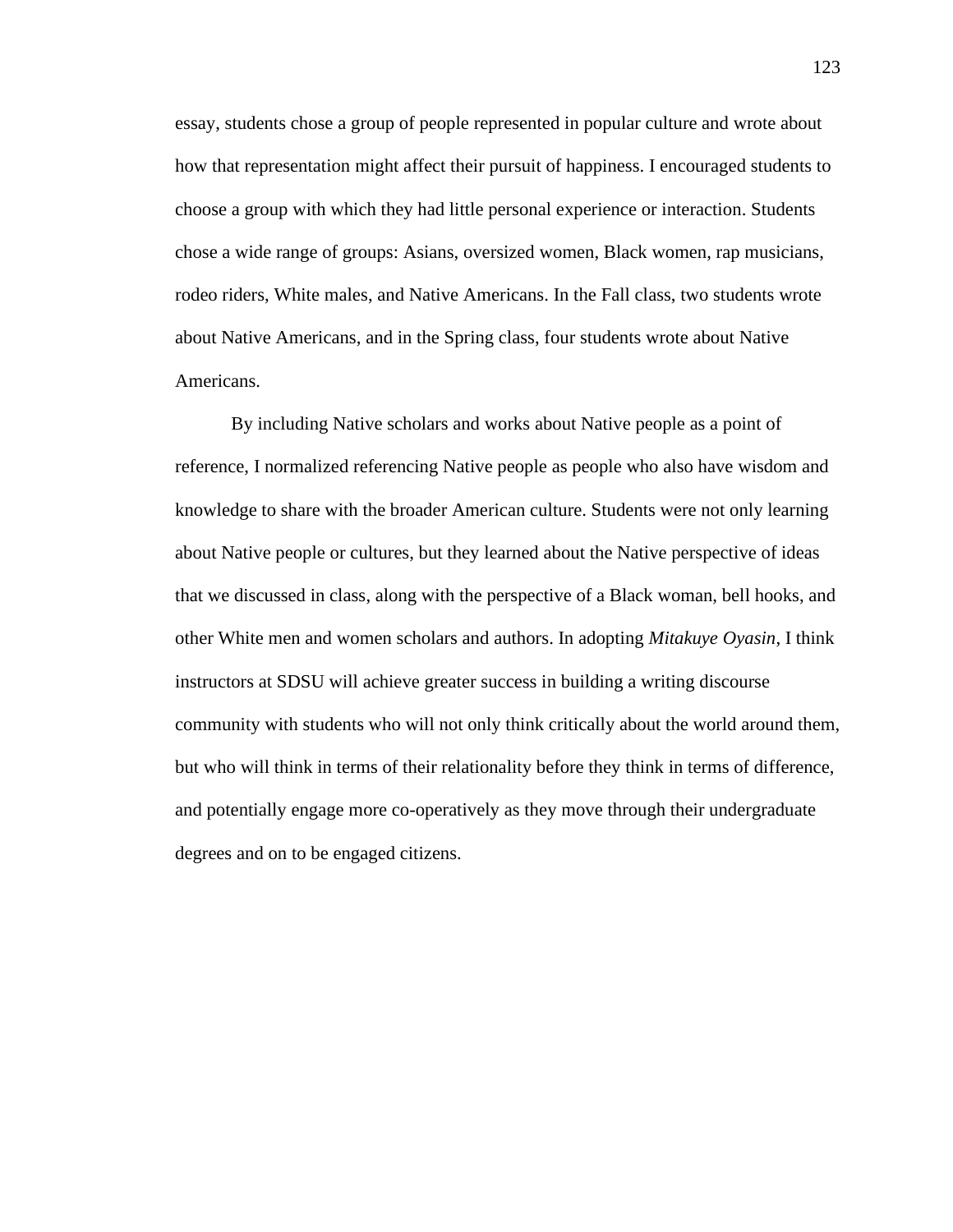essay, students chose a group of people represented in popular culture and wrote about how that representation might affect their pursuit of happiness. I encouraged students to choose a group with which they had little personal experience or interaction. Students chose a wide range of groups: Asians, oversized women, Black women, rap musicians, rodeo riders, White males, and Native Americans. In the Fall class, two students wrote about Native Americans, and in the Spring class, four students wrote about Native Americans.

By including Native scholars and works about Native people as a point of reference, I normalized referencing Native people as people who also have wisdom and knowledge to share with the broader American culture. Students were not only learning about Native people or cultures, but they learned about the Native perspective of ideas that we discussed in class, along with the perspective of a Black woman, bell hooks, and other White men and women scholars and authors. In adopting *Mitakuye Oyasin,* I think instructors at SDSU will achieve greater success in building a writing discourse community with students who will not only think critically about the world around them, but who will think in terms of their relationality before they think in terms of difference, and potentially engage more co-operatively as they move through their undergraduate degrees and on to be engaged citizens.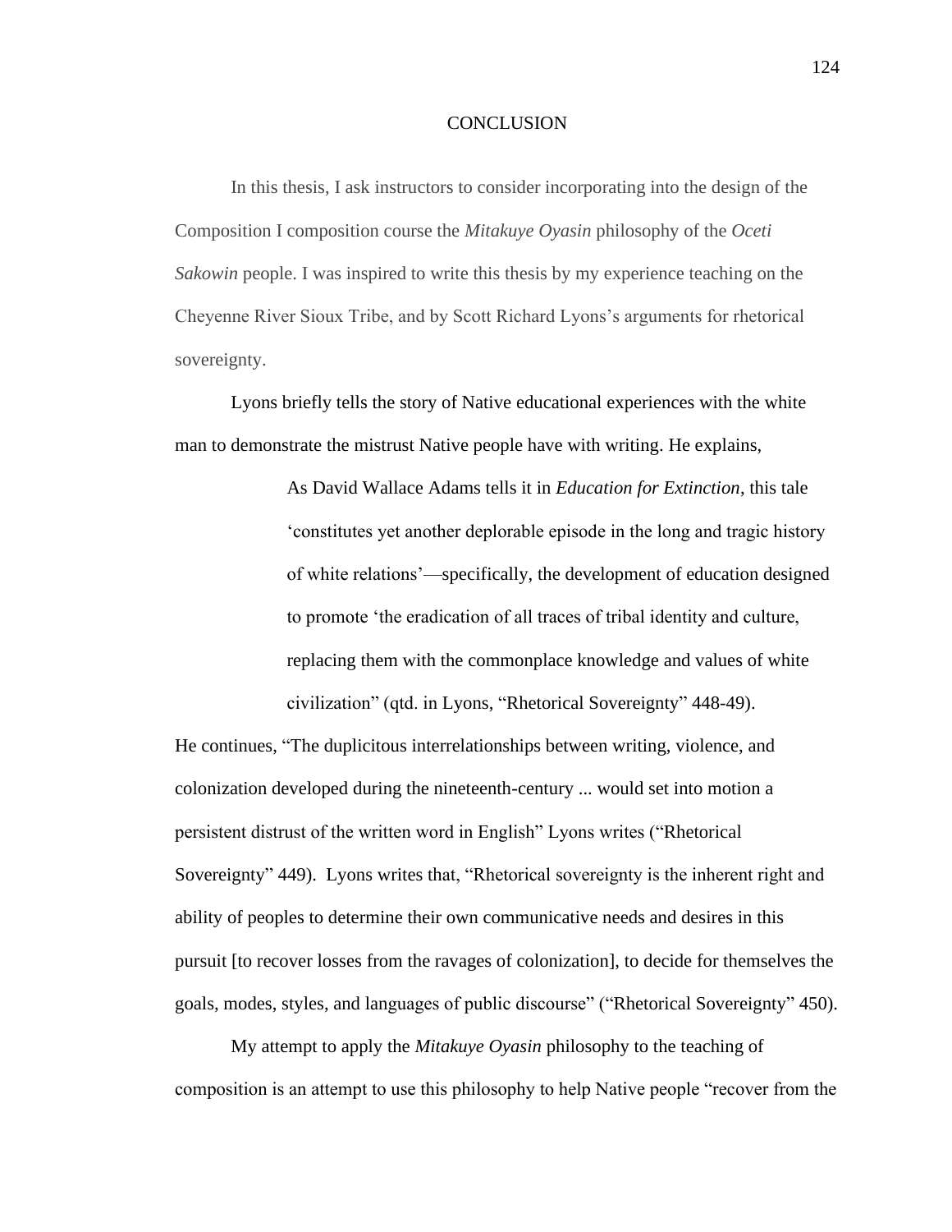# CONCLUSION

In this thesis, I ask instructors to consider incorporating into the design of the Composition I composition course the *Mitakuye Oyasin* philosophy of the *Oceti Sakowin* people. I was inspired to write this thesis by my experience teaching on the Cheyenne River Sioux Tribe, and by Scott Richard Lyons's arguments for rhetorical sovereignty.

Lyons briefly tells the story of Native educational experiences with the white man to demonstrate the mistrust Native people have with writing. He explains,

> As David Wallace Adams tells it in *Education for Extinction*, this tale 'constitutes yet another deplorable episode in the long and tragic history of white relations'—specifically, the development of education designed to promote 'the eradication of all traces of tribal identity and culture, replacing them with the commonplace knowledge and values of white civilization" (qtd. in Lyons, "Rhetorical Sovereignty" 448-49).

He continues, "The duplicitous interrelationships between writing, violence, and colonization developed during the nineteenth-century ... would set into motion a persistent distrust of the written word in English" Lyons writes ("Rhetorical Sovereignty" 449). Lyons writes that, "Rhetorical sovereignty is the inherent right and ability of peoples to determine their own communicative needs and desires in this pursuit [to recover losses from the ravages of colonization], to decide for themselves the goals, modes, styles, and languages of public discourse" ("Rhetorical Sovereignty" 450).

My attempt to apply the *Mitakuye Oyasin* philosophy to the teaching of composition is an attempt to use this philosophy to help Native people "recover from the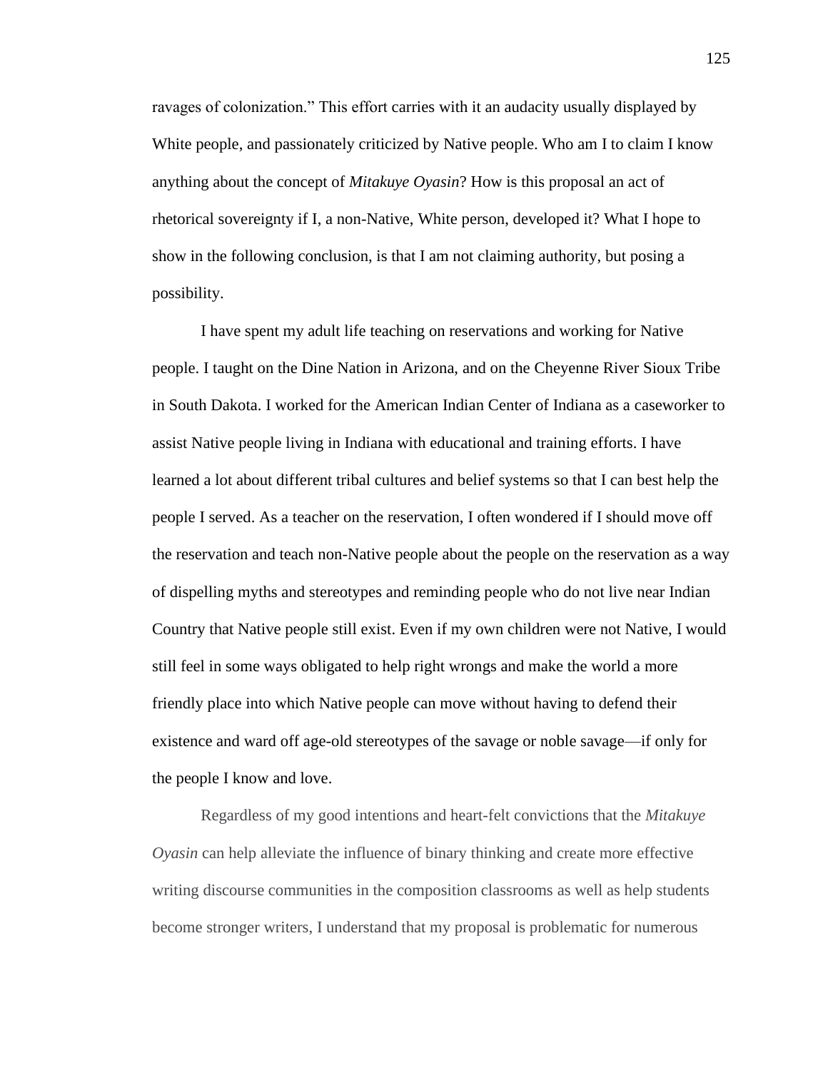ravages of colonization." This effort carries with it an audacity usually displayed by White people, and passionately criticized by Native people. Who am I to claim I know anything about the concept of *Mitakuye Oyasin*? How is this proposal an act of rhetorical sovereignty if I, a non-Native, White person, developed it? What I hope to show in the following conclusion, is that I am not claiming authority, but posing a possibility.

I have spent my adult life teaching on reservations and working for Native people. I taught on the Dine Nation in Arizona, and on the Cheyenne River Sioux Tribe in South Dakota. I worked for the American Indian Center of Indiana as a caseworker to assist Native people living in Indiana with educational and training efforts. I have learned a lot about different tribal cultures and belief systems so that I can best help the people I served. As a teacher on the reservation, I often wondered if I should move off the reservation and teach non-Native people about the people on the reservation as a way of dispelling myths and stereotypes and reminding people who do not live near Indian Country that Native people still exist. Even if my own children were not Native, I would still feel in some ways obligated to help right wrongs and make the world a more friendly place into which Native people can move without having to defend their existence and ward off age-old stereotypes of the savage or noble savage—if only for the people I know and love.

Regardless of my good intentions and heart-felt convictions that the *Mitakuye Oyasin* can help alleviate the influence of binary thinking and create more effective writing discourse communities in the composition classrooms as well as help students become stronger writers, I understand that my proposal is problematic for numerous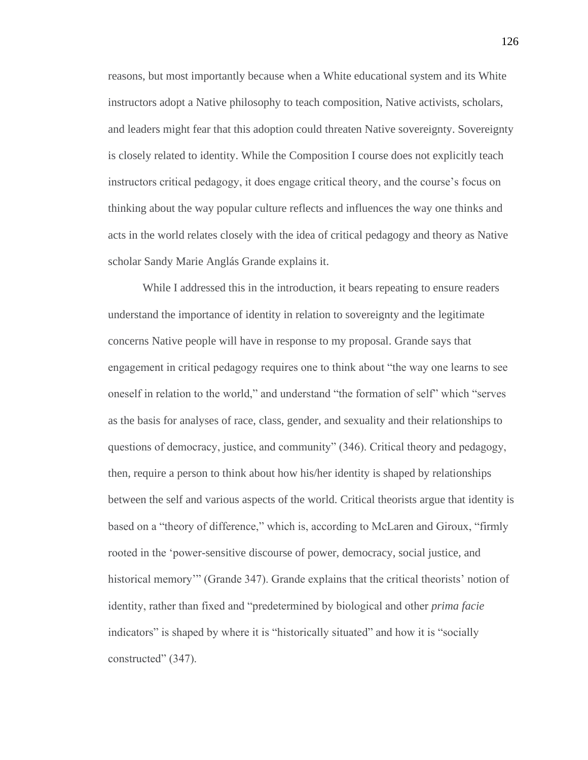reasons, but most importantly because when a White educational system and its White instructors adopt a Native philosophy to teach composition, Native activists, scholars, and leaders might fear that this adoption could threaten Native sovereignty. Sovereignty is closely related to identity. While the Composition I course does not explicitly teach instructors critical pedagogy, it does engage critical theory, and the course's focus on thinking about the way popular culture reflects and influences the way one thinks and acts in the world relates closely with the idea of critical pedagogy and theory as Native scholar Sandy Marie Anglás Grande explains it.

While I addressed this in the introduction, it bears repeating to ensure readers understand the importance of identity in relation to sovereignty and the legitimate concerns Native people will have in response to my proposal. Grande says that engagement in critical pedagogy requires one to think about "the way one learns to see oneself in relation to the world," and understand "the formation of self" which "serves as the basis for analyses of race, class, gender, and sexuality and their relationships to questions of democracy, justice, and community" (346). Critical theory and pedagogy, then, require a person to think about how his/her identity is shaped by relationships between the self and various aspects of the world. Critical theorists argue that identity is based on a "theory of difference," which is, according to McLaren and Giroux, "firmly rooted in the 'power-sensitive discourse of power, democracy, social justice, and historical memory'" (Grande 347). Grande explains that the critical theorists' notion of identity, rather than fixed and "predetermined by biological and other *prima facie* indicators" is shaped by where it is "historically situated" and how it is "socially constructed" (347).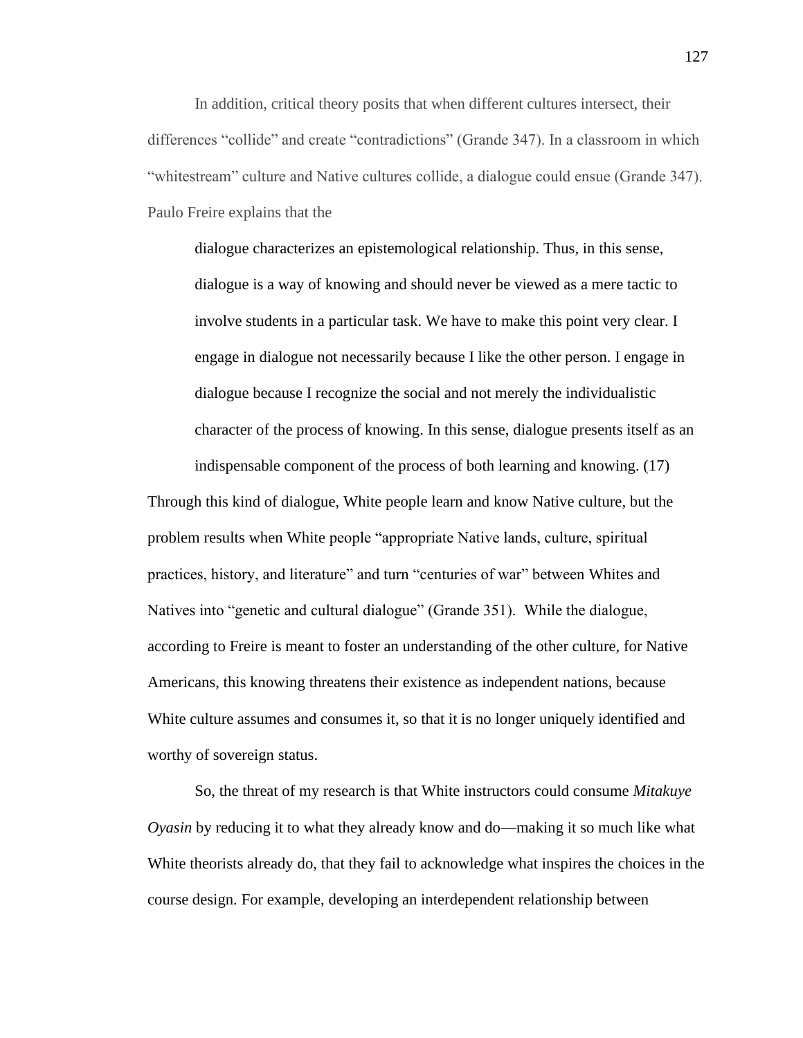In addition, critical theory posits that when different cultures intersect, their differences "collide" and create "contradictions" (Grande 347). In a classroom in which "whitestream" culture and Native cultures collide, a dialogue could ensue (Grande 347). Paulo Freire explains that the

> dialogue characterizes an epistemological relationship. Thus, in this sense, dialogue is a way of knowing and should never be viewed as a mere tactic to involve students in a particular task. We have to make this point very clear. I engage in dialogue not necessarily because I like the other person. I engage in dialogue because I recognize the social and not merely the individualistic character of the process of knowing. In this sense, dialogue presents itself as an indispensable component of the process of both learning and knowing. (17)

Through this kind of dialogue, White people learn and know Native culture, but the problem results when White people "appropriate Native lands, culture, spiritual practices, history, and literature" and turn "centuries of war" between Whites and Natives into "genetic and cultural dialogue" (Grande 351). While the dialogue, according to Freire is meant to foster an understanding of the other culture, for Native Americans, this knowing threatens their existence as independent nations, because White culture assumes and consumes it, so that it is no longer uniquely identified and worthy of sovereign status.

So, the threat of my research is that White instructors could consume *Mitakuye Oyasin* by reducing it to what they already know and do—making it so much like what White theorists already do, that they fail to acknowledge what inspires the choices in the course design. For example, developing an interdependent relationship between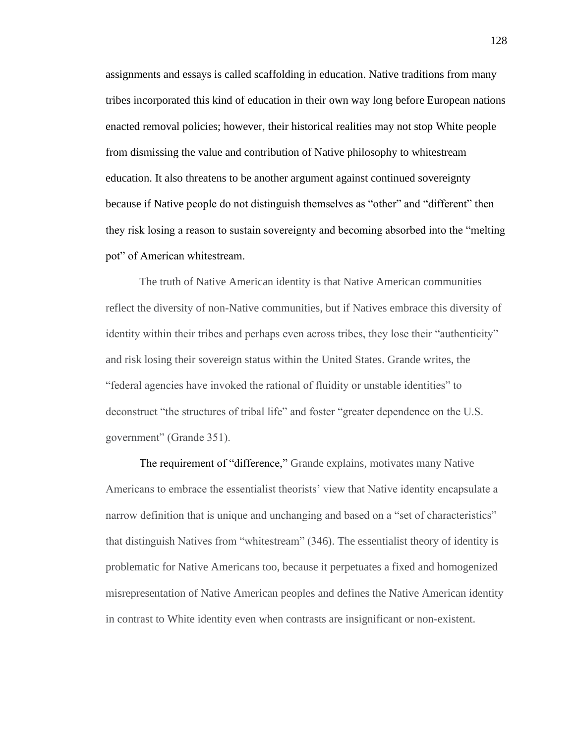assignments and essays is called scaffolding in education. Native traditions from many tribes incorporated this kind of education in their own way long before European nations enacted removal policies; however, their historical realities may not stop White people from dismissing the value and contribution of Native philosophy to whitestream education. It also threatens to be another argument against continued sovereignty because if Native people do not distinguish themselves as "other" and "different" then they risk losing a reason to sustain sovereignty and becoming absorbed into the "melting pot" of American whitestream.

The truth of Native American identity is that Native American communities reflect the diversity of non-Native communities, but if Natives embrace this diversity of identity within their tribes and perhaps even across tribes, they lose their "authenticity" and risk losing their sovereign status within the United States. Grande writes, the "federal agencies have invoked the rational of fluidity or unstable identities" to deconstruct "the structures of tribal life" and foster "greater dependence on the U.S. government" (Grande 351).

The requirement of "difference," Grande explains, motivates many Native Americans to embrace the essentialist theorists' view that Native identity encapsulate a narrow definition that is unique and unchanging and based on a "set of characteristics" that distinguish Natives from "whitestream" (346). The essentialist theory of identity is problematic for Native Americans too, because it perpetuates a fixed and homogenized misrepresentation of Native American peoples and defines the Native American identity in contrast to White identity even when contrasts are insignificant or non-existent.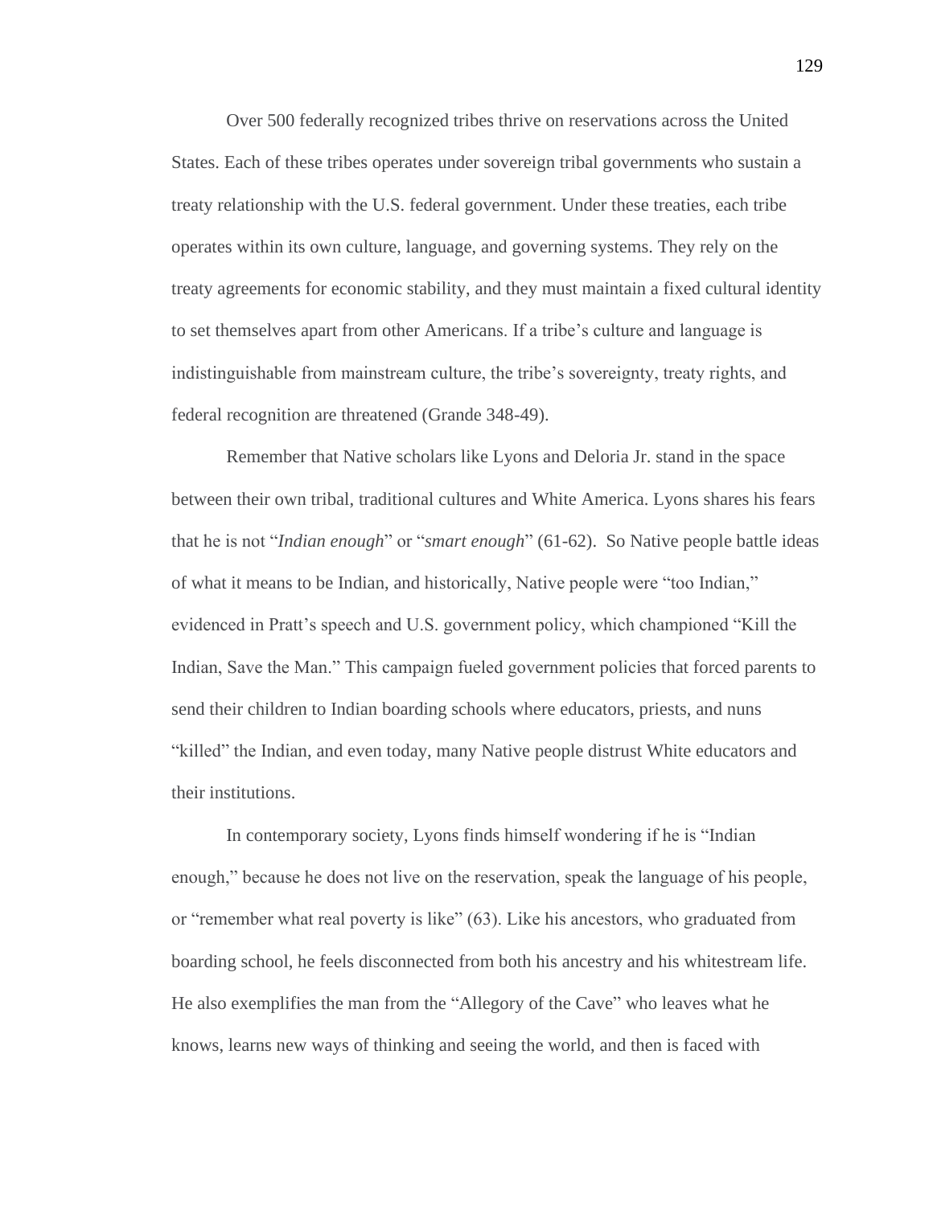Over 500 federally recognized tribes thrive on reservations across the United States. Each of these tribes operates under sovereign tribal governments who sustain a treaty relationship with the U.S. federal government. Under these treaties, each tribe operates within its own culture, language, and governing systems. They rely on the treaty agreements for economic stability, and they must maintain a fixed cultural identity to set themselves apart from other Americans. If a tribe's culture and language is indistinguishable from mainstream culture, the tribe's sovereignty, treaty rights, and federal recognition are threatened (Grande 348-49).

Remember that Native scholars like Lyons and Deloria Jr. stand in the space between their own tribal, traditional cultures and White America. Lyons shares his fears that he is not "*Indian enough*" or "*smart enough*" (61-62). So Native people battle ideas of what it means to be Indian, and historically, Native people were "too Indian," evidenced in Pratt's speech and U.S. government policy, which championed "Kill the Indian, Save the Man." This campaign fueled government policies that forced parents to send their children to Indian boarding schools where educators, priests, and nuns "killed" the Indian, and even today, many Native people distrust White educators and their institutions.

In contemporary society, Lyons finds himself wondering if he is "Indian enough," because he does not live on the reservation, speak the language of his people, or "remember what real poverty is like" (63). Like his ancestors, who graduated from boarding school, he feels disconnected from both his ancestry and his whitestream life. He also exemplifies the man from the "Allegory of the Cave" who leaves what he knows, learns new ways of thinking and seeing the world, and then is faced with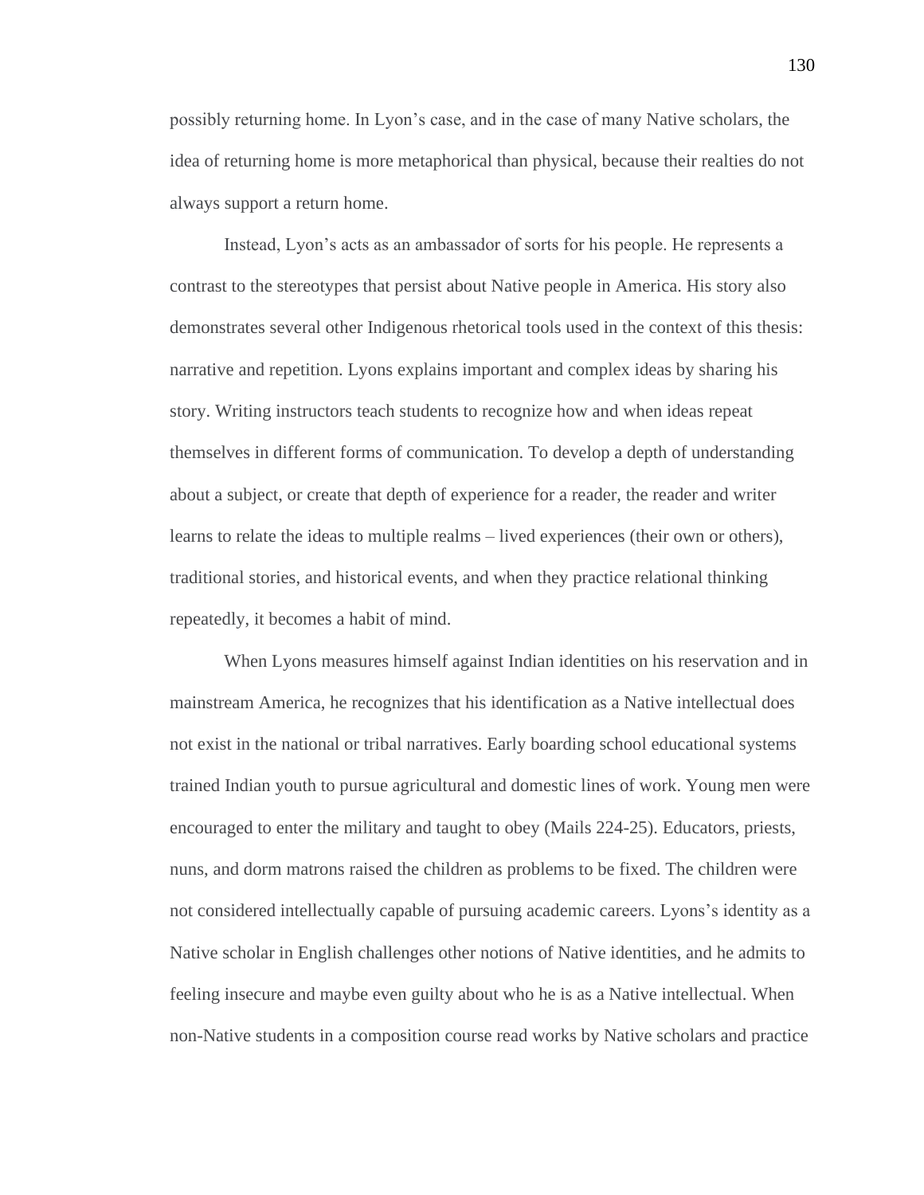possibly returning home. In Lyon's case, and in the case of many Native scholars, the idea of returning home is more metaphorical than physical, because their realties do not always support a return home.

Instead, Lyon's acts as an ambassador of sorts for his people. He represents a contrast to the stereotypes that persist about Native people in America. His story also demonstrates several other Indigenous rhetorical tools used in the context of this thesis: narrative and repetition. Lyons explains important and complex ideas by sharing his story. Writing instructors teach students to recognize how and when ideas repeat themselves in different forms of communication. To develop a depth of understanding about a subject, or create that depth of experience for a reader, the reader and writer learns to relate the ideas to multiple realms – lived experiences (their own or others), traditional stories, and historical events, and when they practice relational thinking repeatedly, it becomes a habit of mind.

When Lyons measures himself against Indian identities on his reservation and in mainstream America, he recognizes that his identification as a Native intellectual does not exist in the national or tribal narratives. Early boarding school educational systems trained Indian youth to pursue agricultural and domestic lines of work. Young men were encouraged to enter the military and taught to obey (Mails 224-25). Educators, priests, nuns, and dorm matrons raised the children as problems to be fixed. The children were not considered intellectually capable of pursuing academic careers. Lyons's identity as a Native scholar in English challenges other notions of Native identities, and he admits to feeling insecure and maybe even guilty about who he is as a Native intellectual. When non-Native students in a composition course read works by Native scholars and practice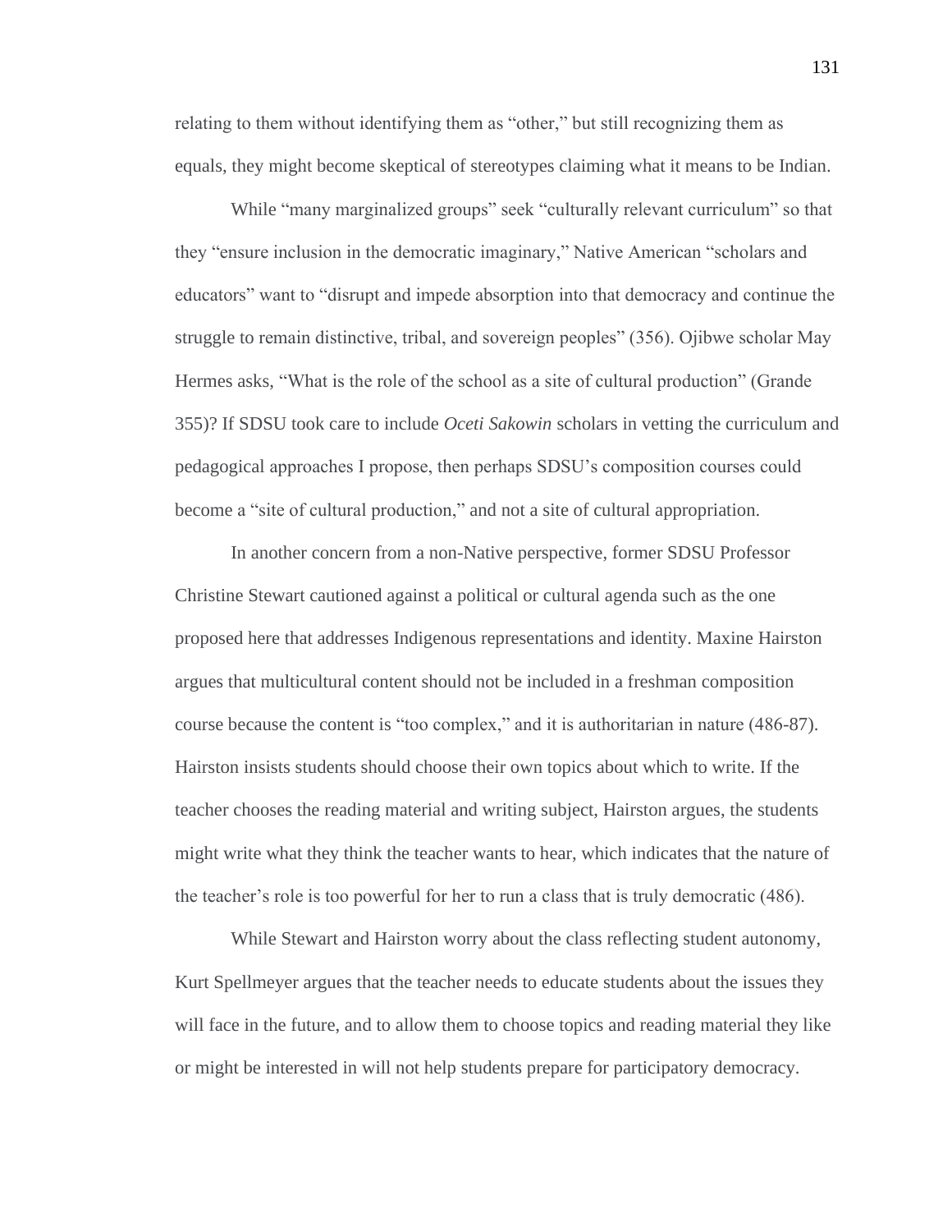relating to them without identifying them as "other," but still recognizing them as equals, they might become skeptical of stereotypes claiming what it means to be Indian.

While "many marginalized groups" seek "culturally relevant curriculum" so that they "ensure inclusion in the democratic imaginary," Native American "scholars and educators" want to "disrupt and impede absorption into that democracy and continue the struggle to remain distinctive, tribal, and sovereign peoples" (356). Ojibwe scholar May Hermes asks, "What is the role of the school as a site of cultural production" (Grande 355)? If SDSU took care to include *Oceti Sakowin* scholars in vetting the curriculum and pedagogical approaches I propose, then perhaps SDSU's composition courses could become a "site of cultural production," and not a site of cultural appropriation.

In another concern from a non-Native perspective, former SDSU Professor Christine Stewart cautioned against a political or cultural agenda such as the one proposed here that addresses Indigenous representations and identity. Maxine Hairston argues that multicultural content should not be included in a freshman composition course because the content is "too complex," and it is authoritarian in nature (486-87). Hairston insists students should choose their own topics about which to write. If the teacher chooses the reading material and writing subject, Hairston argues, the students might write what they think the teacher wants to hear, which indicates that the nature of the teacher's role is too powerful for her to run a class that is truly democratic (486).

While Stewart and Hairston worry about the class reflecting student autonomy, Kurt Spellmeyer argues that the teacher needs to educate students about the issues they will face in the future, and to allow them to choose topics and reading material they like or might be interested in will not help students prepare for participatory democracy.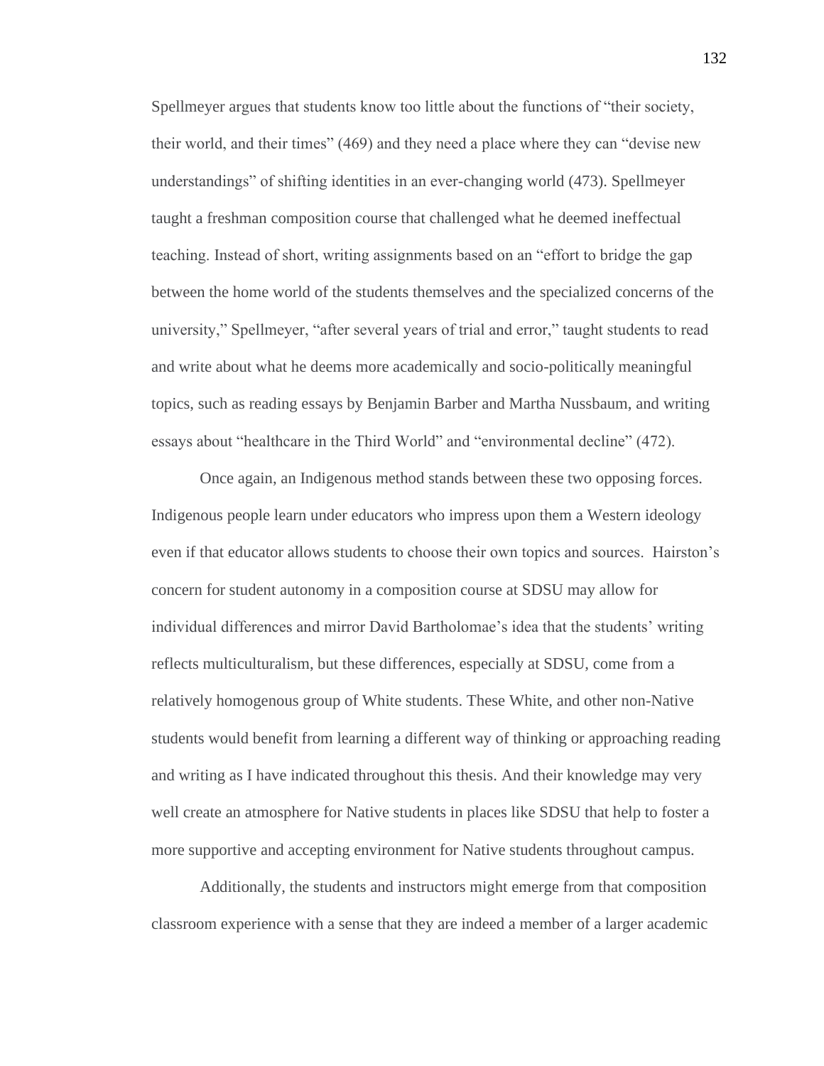Spellmeyer argues that students know too little about the functions of "their society, their world, and their times" (469) and they need a place where they can "devise new understandings" of shifting identities in an ever-changing world (473). Spellmeyer taught a freshman composition course that challenged what he deemed ineffectual teaching. Instead of short, writing assignments based on an "effort to bridge the gap between the home world of the students themselves and the specialized concerns of the university," Spellmeyer, "after several years of trial and error," taught students to read and write about what he deems more academically and socio-politically meaningful topics, such as reading essays by Benjamin Barber and Martha Nussbaum, and writing essays about "healthcare in the Third World" and "environmental decline" (472).

Once again, an Indigenous method stands between these two opposing forces. Indigenous people learn under educators who impress upon them a Western ideology even if that educator allows students to choose their own topics and sources. Hairston's concern for student autonomy in a composition course at SDSU may allow for individual differences and mirror David Bartholomae's idea that the students' writing reflects multiculturalism, but these differences, especially at SDSU, come from a relatively homogenous group of White students. These White, and other non-Native students would benefit from learning a different way of thinking or approaching reading and writing as I have indicated throughout this thesis. And their knowledge may very well create an atmosphere for Native students in places like SDSU that help to foster a more supportive and accepting environment for Native students throughout campus.

Additionally, the students and instructors might emerge from that composition classroom experience with a sense that they are indeed a member of a larger academic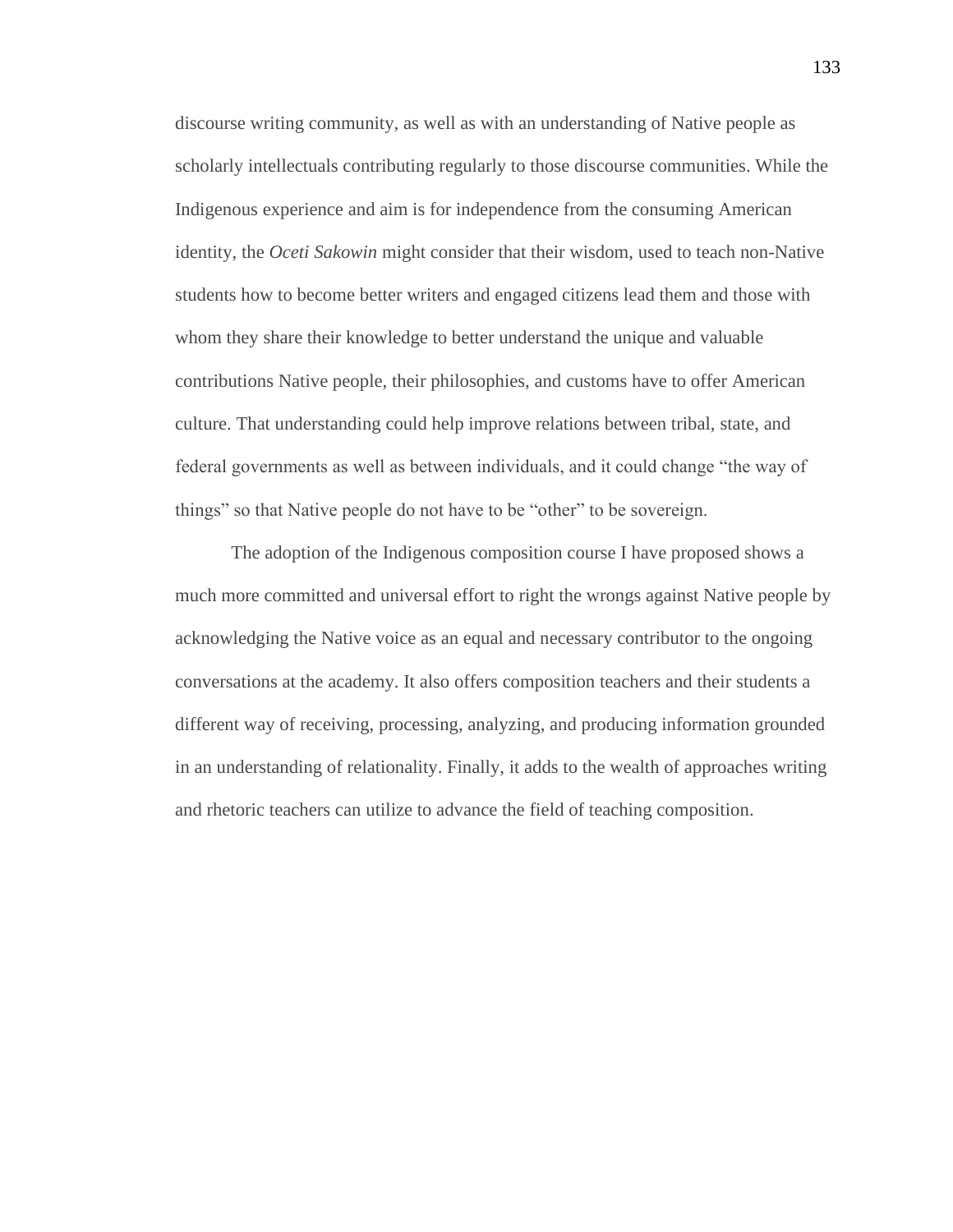discourse writing community, as well as with an understanding of Native people as scholarly intellectuals contributing regularly to those discourse communities. While the Indigenous experience and aim is for independence from the consuming American identity, the *Oceti Sakowin* might consider that their wisdom, used to teach non-Native students how to become better writers and engaged citizens lead them and those with whom they share their knowledge to better understand the unique and valuable contributions Native people, their philosophies, and customs have to offer American culture. That understanding could help improve relations between tribal, state, and federal governments as well as between individuals, and it could change "the way of things" so that Native people do not have to be "other" to be sovereign.

The adoption of the Indigenous composition course I have proposed shows a much more committed and universal effort to right the wrongs against Native people by acknowledging the Native voice as an equal and necessary contributor to the ongoing conversations at the academy. It also offers composition teachers and their students a different way of receiving, processing, analyzing, and producing information grounded in an understanding of relationality. Finally, it adds to the wealth of approaches writing and rhetoric teachers can utilize to advance the field of teaching composition.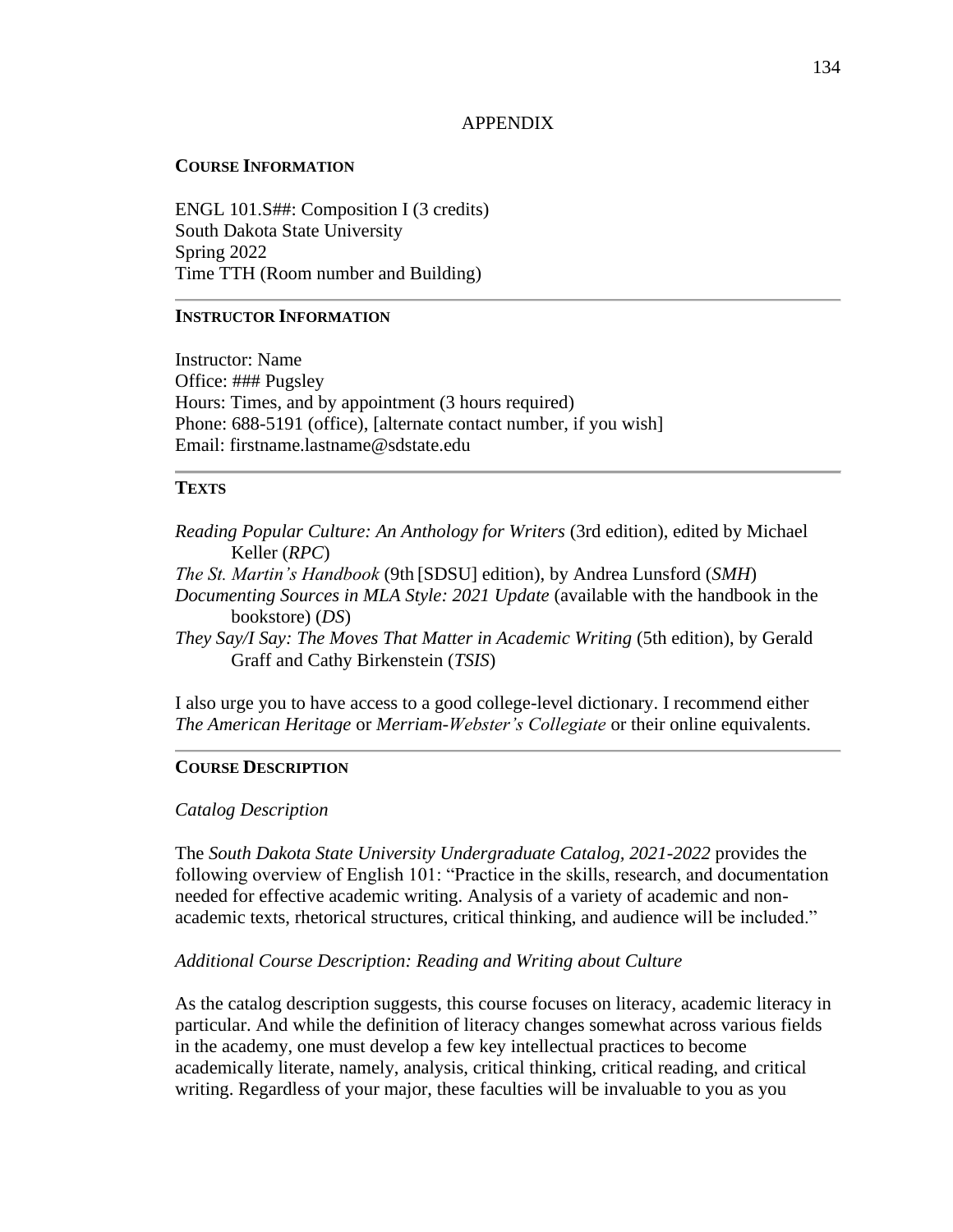# APPENDIX

**COURSE INFORMATION**

ENGL 101.S##: Composition I (3 credits)
South Dakota State University
Spring 2022
Time TTH (Room number and Building)

---

**INSTRUCTOR INFORMATION**

Instructor: Name
Office: ### Pugsley
Hours: Times, and by appointment (3 hours required)
Phone: 688-5191 (office), [alternate contact number, if you wish]
Email: firstname.lastname@sdstate.edu

---

**TEXTS**

*Reading Popular Culture: An Anthology for Writers* (3rd edition), edited by Michael Keller (*RPC*)
*The St. Martin's Handbook* (9th [SDSU] edition), by Andrea Lunsford (*SMH*)
*Documenting Sources in MLA Style: 2021 Update* (available with the handbook in the bookstore) (*DS*)
*They Say/I Say: The Moves That Matter in Academic Writing* (5th edition), by Gerald Graff and Cathy Birkenstein (*TSIS*)

I also urge you to have access to a good college-level dictionary. I recommend either *The American Heritage* or *Merriam-Webster's Collegiate* or their online equivalents.

---

**COURSE DESCRIPTION**

*Catalog Description*

The *South Dakota State University Undergraduate Catalog, 2021-2022* provides the following overview of English 101: "Practice in the skills, research, and documentation needed for effective academic writing. Analysis of a variety of academic and non-academic texts, rhetorical structures, critical thinking, and audience will be included."

*Additional Course Description: Reading and Writing about Culture*

As the catalog description suggests, this course focuses on literacy, academic literacy in particular. And while the definition of literacy changes somewhat across various fields in the academy, one must develop a few key intellectual practices to become academically literate, namely, analysis, critical thinking, critical reading, and critical writing. Regardless of your major, these faculties will be invaluable to you as you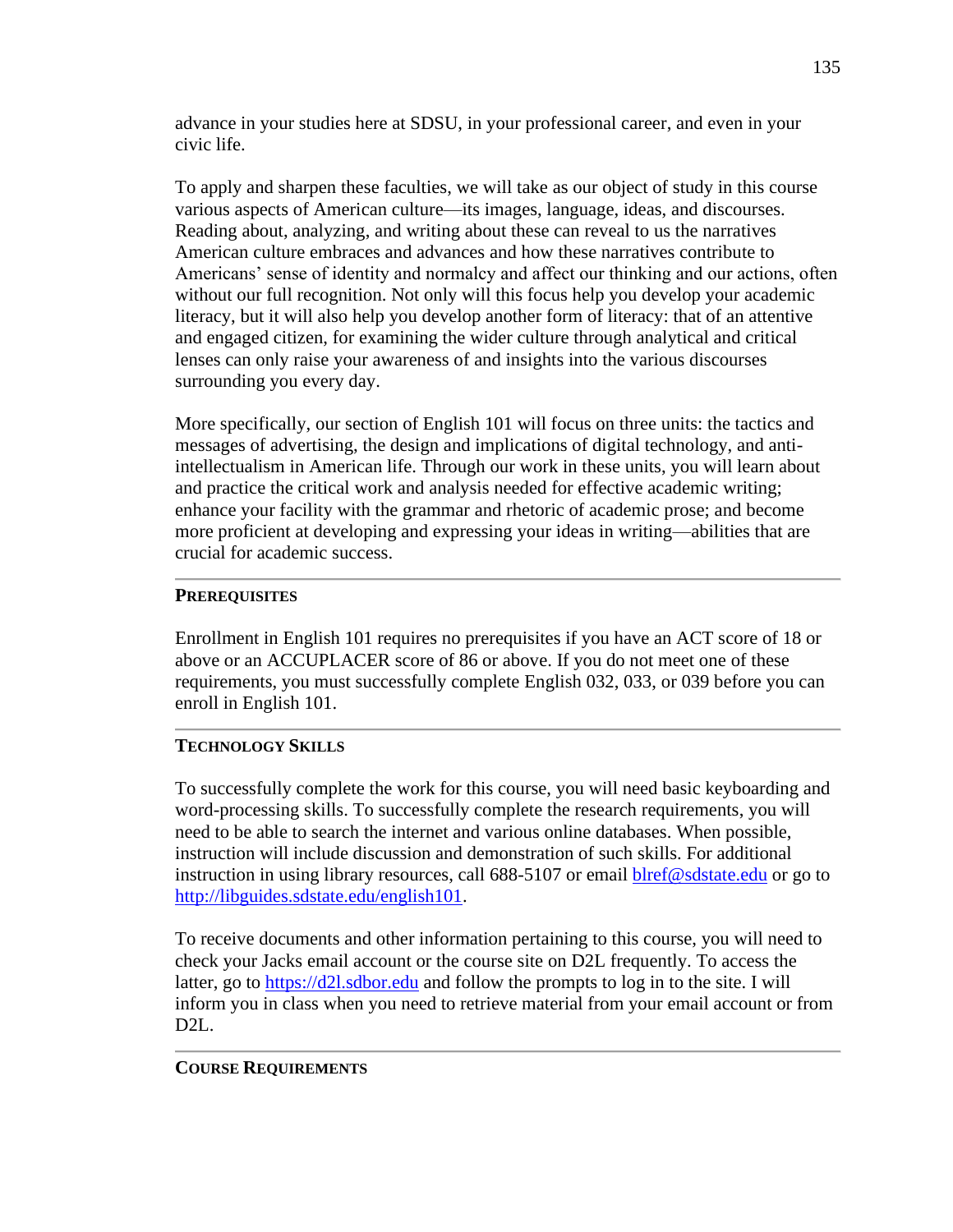advance in your studies here at SDSU, in your professional career, and even in your civic life.

To apply and sharpen these faculties, we will take as our object of study in this course various aspects of American culture—its images, language, ideas, and discourses. Reading about, analyzing, and writing about these can reveal to us the narratives American culture embraces and advances and how these narratives contribute to Americans' sense of identity and normalcy and affect our thinking and our actions, often without our full recognition. Not only will this focus help you develop your academic literacy, but it will also help you develop another form of literacy: that of an attentive and engaged citizen, for examining the wider culture through analytical and critical lenses can only raise your awareness of and insights into the various discourses surrounding you every day.

More specifically, our section of English 101 will focus on three units: the tactics and messages of advertising, the design and implications of digital technology, and anti-intellectualism in American life. Through our work in these units, you will learn about and practice the critical work and analysis needed for effective academic writing; enhance your facility with the grammar and rhetoric of academic prose; and become more proficient at developing and expressing your ideas in writing—abilities that are crucial for academic success.

---

**PREREQUISITES**

Enrollment in English 101 requires no prerequisites if you have an ACT score of 18 or above or an ACCUPLACER score of 86 or above. If you do not meet one of these requirements, you must successfully complete English 032, 033, or 039 before you can enroll in English 101.

---

**TECHNOLOGY SKILLS**

To successfully complete the work for this course, you will need basic keyboarding and word-processing skills. To successfully complete the research requirements, you will need to be able to search the internet and various online databases. When possible, instruction will include discussion and demonstration of such skills. For additional instruction in using library resources, call 688-5107 or email blref@sdstate.edu or go to http://libguides.sdstate.edu/english101.

To receive documents and other information pertaining to this course, you will need to check your Jacks email account or the course site on D2L frequently. To access the latter, go to https://d2l.sdbor.edu and follow the prompts to log in to the site. I will inform you in class when you need to retrieve material from your email account or from D2L.

---

**COURSE REQUIREMENTS**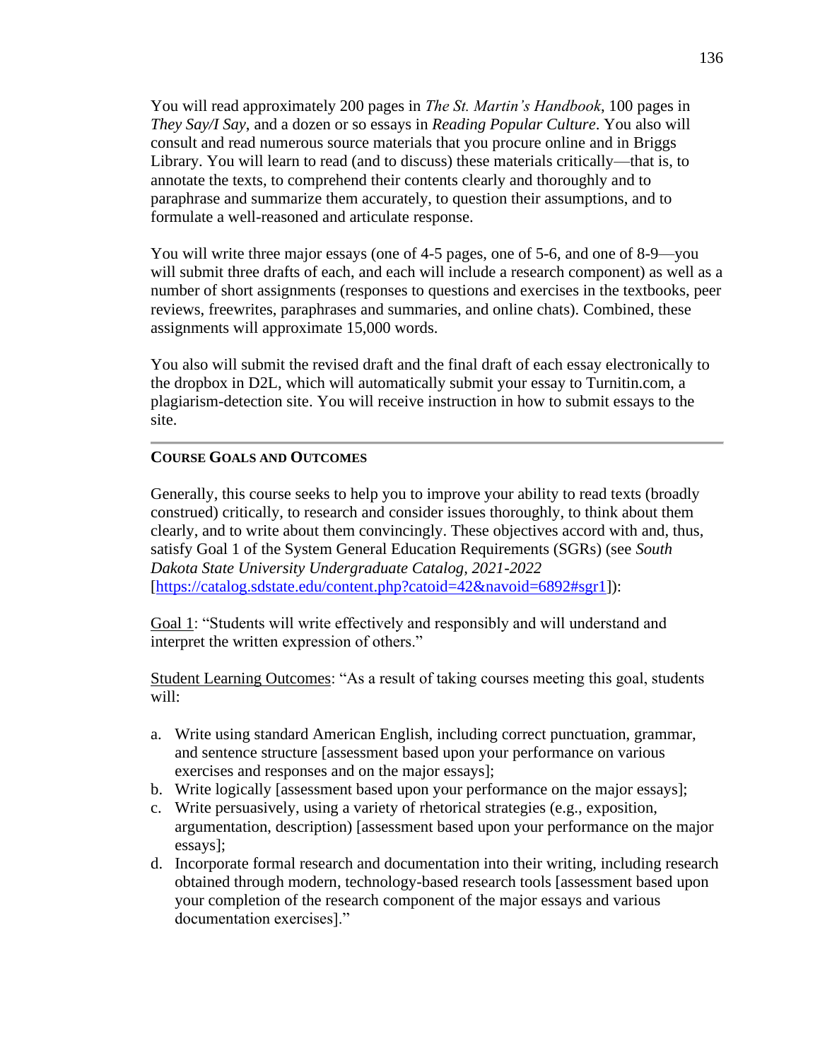You will read approximately 200 pages in *The St. Martin's Handbook*, 100 pages in *They Say/I Say*, and a dozen or so essays in *Reading Popular Culture*. You also will consult and read numerous source materials that you procure online and in Briggs Library. You will learn to read (and to discuss) these materials critically—that is, to annotate the texts, to comprehend their contents clearly and thoroughly and to paraphrase and summarize them accurately, to question their assumptions, and to formulate a well-reasoned and articulate response.

You will write three major essays (one of 4-5 pages, one of 5-6, and one of 8-9—you will submit three drafts of each, and each will include a research component) as well as a number of short assignments (responses to questions and exercises in the textbooks, peer reviews, freewrites, paraphrases and summaries, and online chats). Combined, these assignments will approximate 15,000 words.

You also will submit the revised draft and the final draft of each essay electronically to the dropbox in D2L, which will automatically submit your essay to Turnitin.com, a plagiarism-detection site. You will receive instruction in how to submit essays to the site.

---

**COURSE GOALS AND OUTCOMES**

Generally, this course seeks to help you to improve your ability to read texts (broadly construed) critically, to research and consider issues thoroughly, to think about them clearly, and to write about them convincingly. These objectives accord with and, thus, satisfy Goal 1 of the System General Education Requirements (SGRs) (see *South Dakota State University Undergraduate Catalog, 2021-2022* [https://catalog.sdstate.edu/content.php?catoid=42&navoid=6892#sgr1]):

Goal 1: "Students will write effectively and responsibly and will understand and interpret the written expression of others."

Student Learning Outcomes: "As a result of taking courses meeting this goal, students will:

a. Write using standard American English, including correct punctuation, grammar, and sentence structure [assessment based upon your performance on various exercises and responses and on the major essays];
b. Write logically [assessment based upon your performance on the major essays];
c. Write persuasively, using a variety of rhetorical strategies (e.g., exposition, argumentation, description) [assessment based upon your performance on the major essays];
d. Incorporate formal research and documentation into their writing, including research obtained through modern, technology-based research tools [assessment based upon your completion of the research component of the major essays and various documentation exercises]."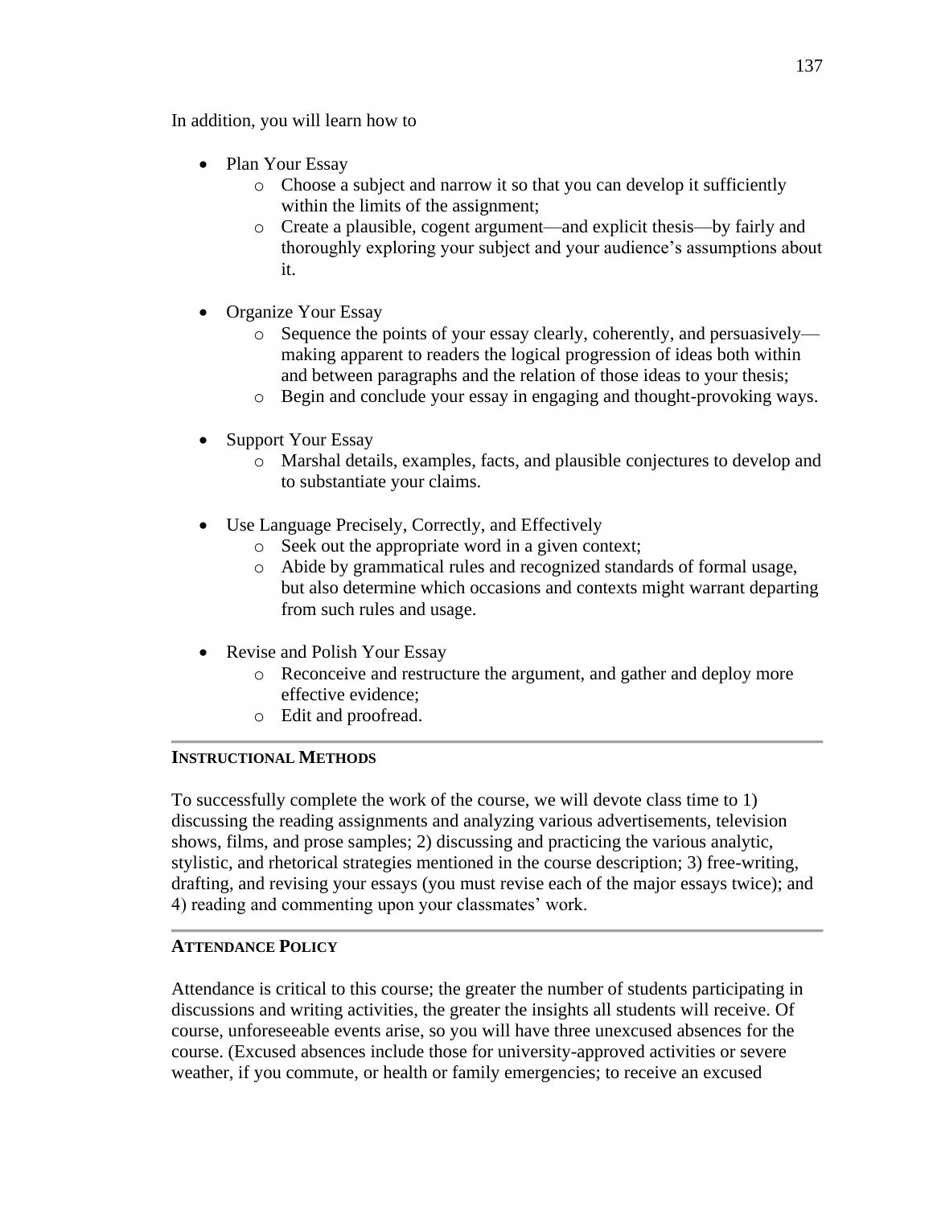In addition, you will learn how to

- Plan Your Essay
    - Choose a subject and narrow it so that you can develop it sufficiently within the limits of the assignment;
    - Create a plausible, cogent argument—and explicit thesis—by fairly and thoroughly exploring your subject and your audience's assumptions about it.

- Organize Your Essay
    - Sequence the points of your essay clearly, coherently, and persuasively—making apparent to readers the logical progression of ideas both within and between paragraphs and the relation of those ideas to your thesis;
    - Begin and conclude your essay in engaging and thought-provoking ways.

- Support Your Essay
    - Marshal details, examples, facts, and plausible conjectures to develop and to substantiate your claims.

- Use Language Precisely, Correctly, and Effectively
    - Seek out the appropriate word in a given context;
    - Abide by grammatical rules and recognized standards of formal usage, but also determine which occasions and contexts might warrant departing from such rules and usage.

- Revise and Polish Your Essay
    - Reconceive and restructure the argument, and gather and deploy more effective evidence;
    - Edit and proofread.

---

**INSTRUCTIONAL METHODS**

To successfully complete the work of the course, we will devote class time to 1) discussing the reading assignments and analyzing various advertisements, television shows, films, and prose samples; 2) discussing and practicing the various analytic, stylistic, and rhetorical strategies mentioned in the course description; 3) free-writing, drafting, and revising your essays (you must revise each of the major essays twice); and 4) reading and commenting upon your classmates' work.

---

**ATTENDANCE POLICY**

Attendance is critical to this course; the greater the number of students participating in discussions and writing activities, the greater the insights all students will receive. Of course, unforeseeable events arise, so you will have three unexcused absences for the course. (Excused absences include those for university-approved activities or severe weather, if you commute, or health or family emergencies; to receive an excused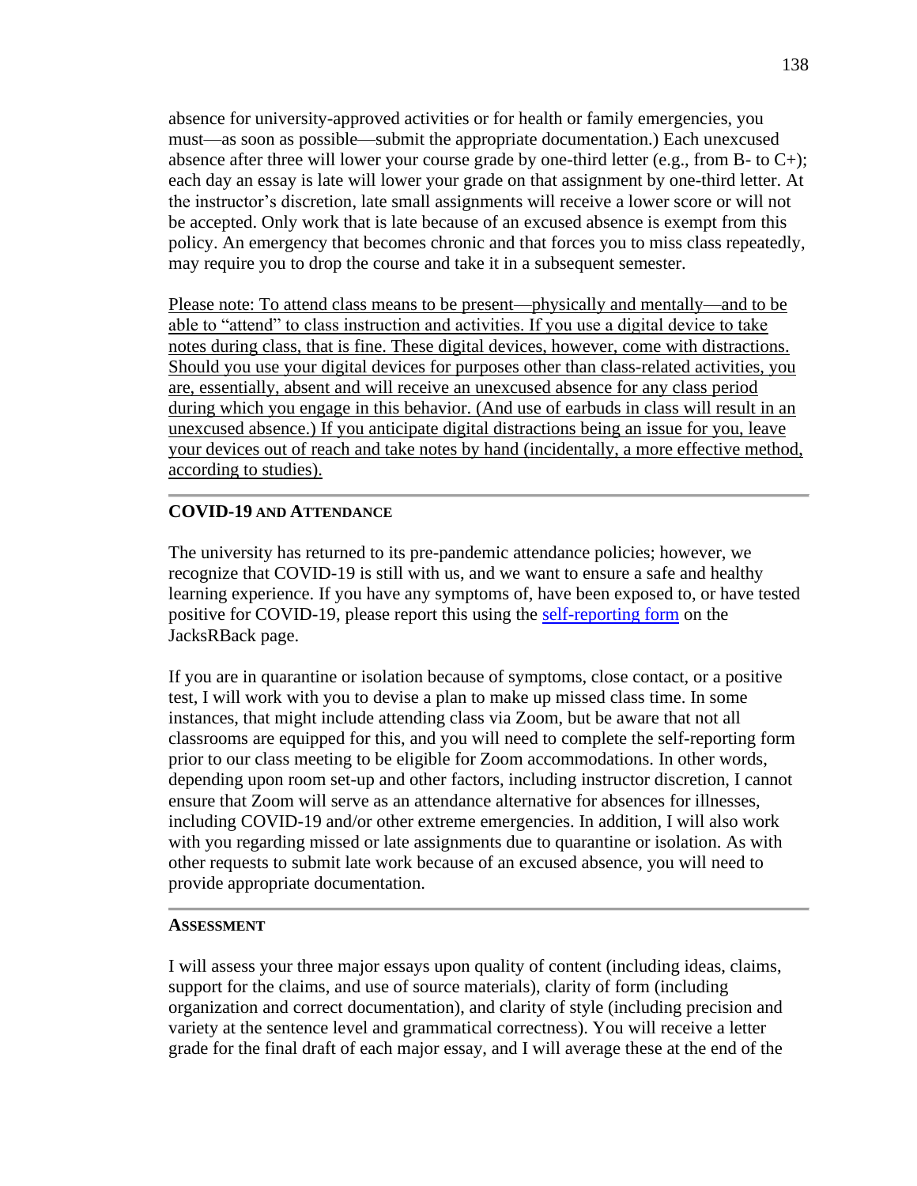absence for university-approved activities or for health or family emergencies, you must—as soon as possible—submit the appropriate documentation.) Each unexcused absence after three will lower your course grade by one-third letter (e.g., from B- to C+); each day an essay is late will lower your grade on that assignment by one-third letter. At the instructor's discretion, late small assignments will receive a lower score or will not be accepted. Only work that is late because of an excused absence is exempt from this policy. An emergency that becomes chronic and that forces you to miss class repeatedly, may require you to drop the course and take it in a subsequent semester.

<u>Please note: To attend class means to be present—physically and mentally—and to be able to "attend" to class instruction and activities. If you use a digital device to take notes during class, that is fine. These digital devices, however, come with distractions. Should you use your digital devices for purposes other than class-related activities, you are, essentially, absent and will receive an unexcused absence for any class period during which you engage in this behavior. (And use of earbuds in class will result in an unexcused absence.) If you anticipate digital distractions being an issue for you, leave your devices out of reach and take notes by hand (incidentally, a more effective method, according to studies).</u>

---

**COVID-19 AND ATTENDANCE**

The university has returned to its pre-pandemic attendance policies; however, we recognize that COVID-19 is still with us, and we want to ensure a safe and healthy learning experience. If you have any symptoms of, have been exposed to, or have tested positive for COVID-19, please report this using the self-reporting form on the JacksRBack page.

If you are in quarantine or isolation because of symptoms, close contact, or a positive test, I will work with you to devise a plan to make up missed class time. In some instances, that might include attending class via Zoom, but be aware that not all classrooms are equipped for this, and you will need to complete the self-reporting form prior to our class meeting to be eligible for Zoom accommodations. In other words, depending upon room set-up and other factors, including instructor discretion, I cannot ensure that Zoom will serve as an attendance alternative for absences for illnesses, including COVID-19 and/or other extreme emergencies. In addition, I will also work with you regarding missed or late assignments due to quarantine or isolation. As with other requests to submit late work because of an excused absence, you will need to provide appropriate documentation.

---

**ASSESSMENT**

I will assess your three major essays upon quality of content (including ideas, claims, support for the claims, and use of source materials), clarity of form (including organization and correct documentation), and clarity of style (including precision and variety at the sentence level and grammatical correctness). You will receive a letter grade for the final draft of each major essay, and I will average these at the end of the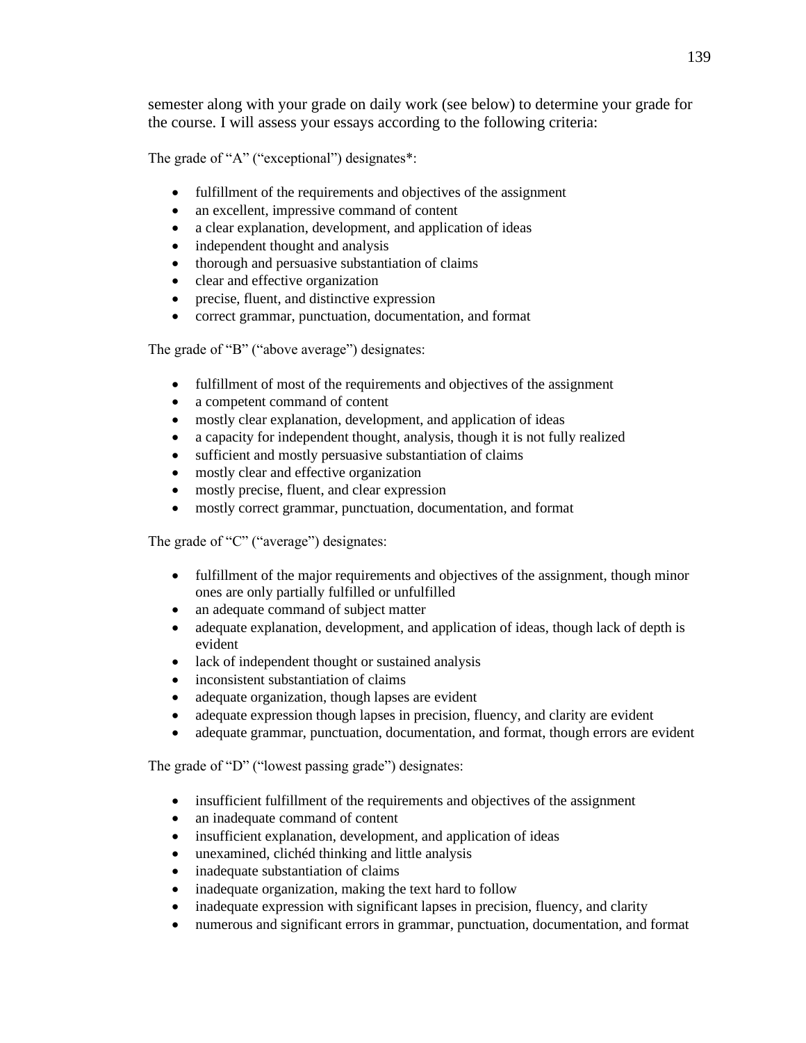semester along with your grade on daily work (see below) to determine your grade for the course. I will assess your essays according to the following criteria:

The grade of "A" ("exceptional") designates*:

- fulfillment of the requirements and objectives of the assignment
- an excellent, impressive command of content
- a clear explanation, development, and application of ideas
- independent thought and analysis
- thorough and persuasive substantiation of claims
- clear and effective organization
- precise, fluent, and distinctive expression
- correct grammar, punctuation, documentation, and format

The grade of "B" ("above average") designates:

- fulfillment of most of the requirements and objectives of the assignment
- a competent command of content
- mostly clear explanation, development, and application of ideas
- a capacity for independent thought, analysis, though it is not fully realized
- sufficient and mostly persuasive substantiation of claims
- mostly clear and effective organization
- mostly precise, fluent, and clear expression
- mostly correct grammar, punctuation, documentation, and format

The grade of "C" ("average") designates:

- fulfillment of the major requirements and objectives of the assignment, though minor ones are only partially fulfilled or unfulfilled
- an adequate command of subject matter
- adequate explanation, development, and application of ideas, though lack of depth is evident
- lack of independent thought or sustained analysis
- inconsistent substantiation of claims
- adequate organization, though lapses are evident
- adequate expression though lapses in precision, fluency, and clarity are evident
- adequate grammar, punctuation, documentation, and format, though errors are evident

The grade of "D" ("lowest passing grade") designates:

- insufficient fulfillment of the requirements and objectives of the assignment
- an inadequate command of content
- insufficient explanation, development, and application of ideas
- unexamined, clichéd thinking and little analysis
- inadequate substantiation of claims
- inadequate organization, making the text hard to follow
- inadequate expression with significant lapses in precision, fluency, and clarity
- numerous and significant errors in grammar, punctuation, documentation, and format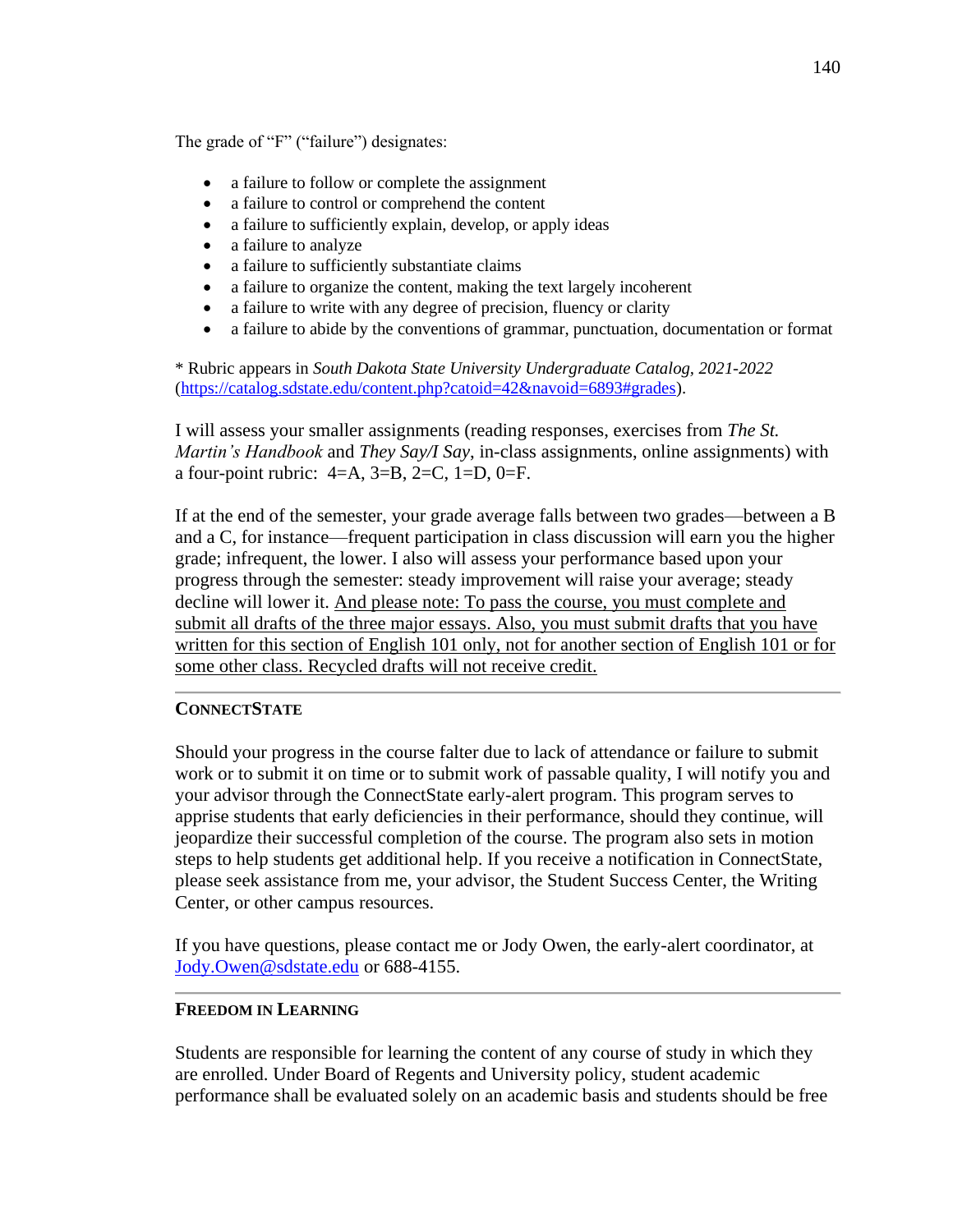The grade of "F" ("failure") designates:

- a failure to follow or complete the assignment
- a failure to control or comprehend the content
- a failure to sufficiently explain, develop, or apply ideas
- a failure to analyze
- a failure to sufficiently substantiate claims
- a failure to organize the content, making the text largely incoherent
- a failure to write with any degree of precision, fluency or clarity
- a failure to abide by the conventions of grammar, punctuation, documentation or format

* Rubric appears in *South Dakota State University Undergraduate Catalog, 2021-2022* (https://catalog.sdstate.edu/content.php?catoid=42&navoid=6893#grades).

I will assess your smaller assignments (reading responses, exercises from *The St. Martin's Handbook* and *They Say/I Say*, in-class assignments, online assignments) with a four-point rubric:  4=A, 3=B, 2=C, 1=D, 0=F.

If at the end of the semester, your grade average falls between two grades—between a B and a C, for instance—frequent participation in class discussion will earn you the higher grade; infrequent, the lower. I also will assess your performance based upon your progress through the semester: steady improvement will raise your average; steady decline will lower it. <u>And please note: To pass the course, you must complete and submit all drafts of the three major essays. Also, you must submit drafts that you have written for this section of English 101 only, not for another section of English 101 or for some other class. Recycled drafts will not receive credit.</u>

---

**CONNECTSTATE**

Should your progress in the course falter due to lack of attendance or failure to submit work or to submit it on time or to submit work of passable quality, I will notify you and your advisor through the ConnectState early-alert program. This program serves to apprise students that early deficiencies in their performance, should they continue, will jeopardize their successful completion of the course. The program also sets in motion steps to help students get additional help. If you receive a notification in ConnectState, please seek assistance from me, your advisor, the Student Success Center, the Writing Center, or other campus resources.

If you have questions, please contact me or Jody Owen, the early-alert coordinator, at Jody.Owen@sdstate.edu or 688-4155.

---

**FREEDOM IN LEARNING**

Students are responsible for learning the content of any course of study in which they are enrolled. Under Board of Regents and University policy, student academic performance shall be evaluated solely on an academic basis and students should be free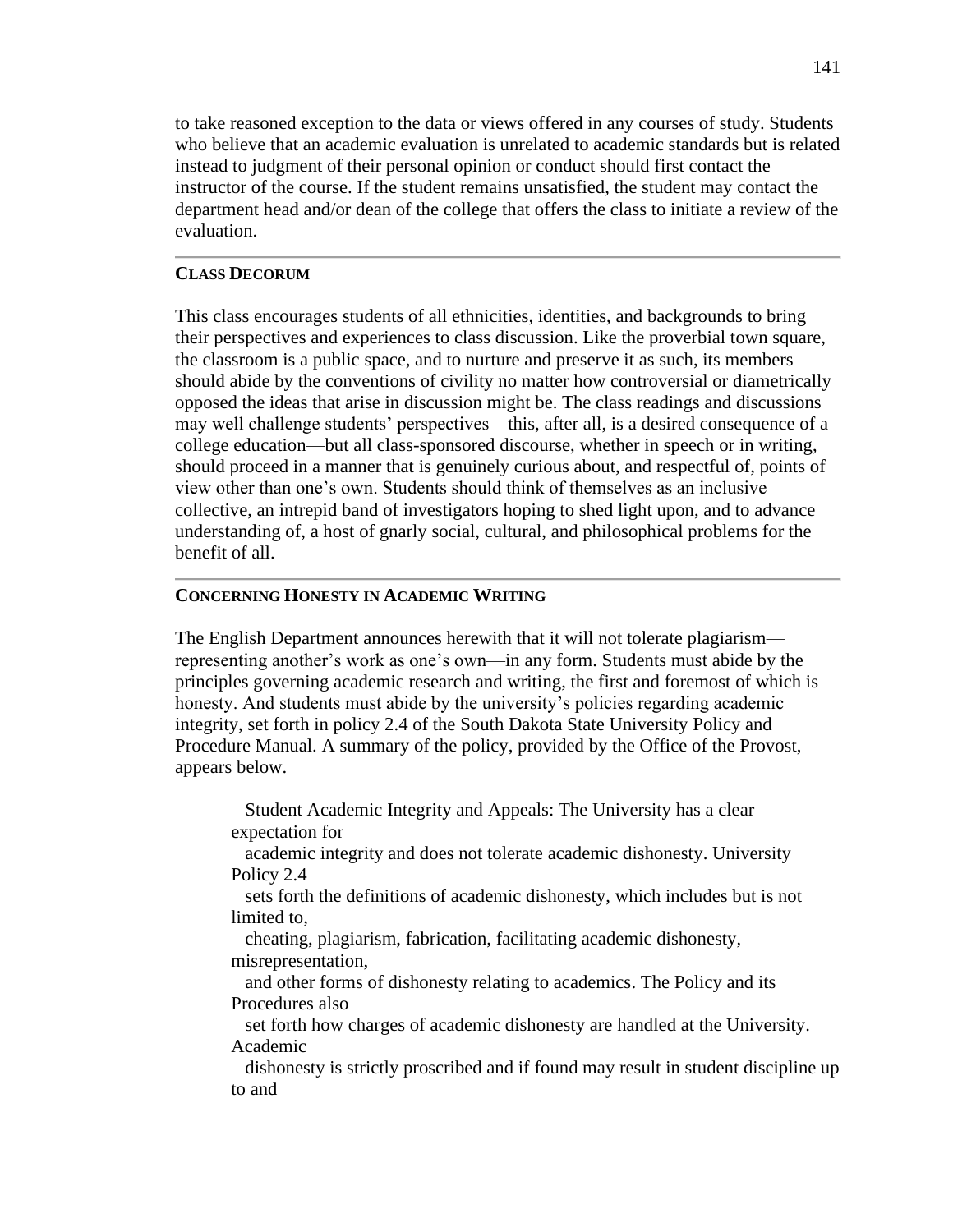to take reasoned exception to the data or views offered in any courses of study. Students who believe that an academic evaluation is unrelated to academic standards but is related instead to judgment of their personal opinion or conduct should first contact the instructor of the course. If the student remains unsatisfied, the student may contact the department head and/or dean of the college that offers the class to initiate a review of the evaluation.

---

**CLASS DECORUM**

This class encourages students of all ethnicities, identities, and backgrounds to bring their perspectives and experiences to class discussion. Like the proverbial town square, the classroom is a public space, and to nurture and preserve it as such, its members should abide by the conventions of civility no matter how controversial or diametrically opposed the ideas that arise in discussion might be. The class readings and discussions may well challenge students' perspectives—this, after all, is a desired consequence of a college education—but all class-sponsored discourse, whether in speech or in writing, should proceed in a manner that is genuinely curious about, and respectful of, points of view other than one's own. Students should think of themselves as an inclusive collective, an intrepid band of investigators hoping to shed light upon, and to advance understanding of, a host of gnarly social, cultural, and philosophical problems for the benefit of all.

---

**CONCERNING HONESTY IN ACADEMIC WRITING**

The English Department announces herewith that it will not tolerate plagiarism—representing another's work as one's own—in any form. Students must abide by the principles governing academic research and writing, the first and foremost of which is honesty. And students must abide by the university's policies regarding academic integrity, set forth in policy 2.4 of the South Dakota State University Policy and Procedure Manual. A summary of the policy, provided by the Office of the Provost, appears below.

> Student Academic Integrity and Appeals: The University has a clear expectation for
> academic integrity and does not tolerate academic dishonesty. University Policy 2.4
> sets forth the definitions of academic dishonesty, which includes but is not limited to,
> cheating, plagiarism, fabrication, facilitating academic dishonesty, misrepresentation,
> and other forms of dishonesty relating to academics. The Policy and its Procedures also
> set forth how charges of academic dishonesty are handled at the University. Academic
> dishonesty is strictly proscribed and if found may result in student discipline up to and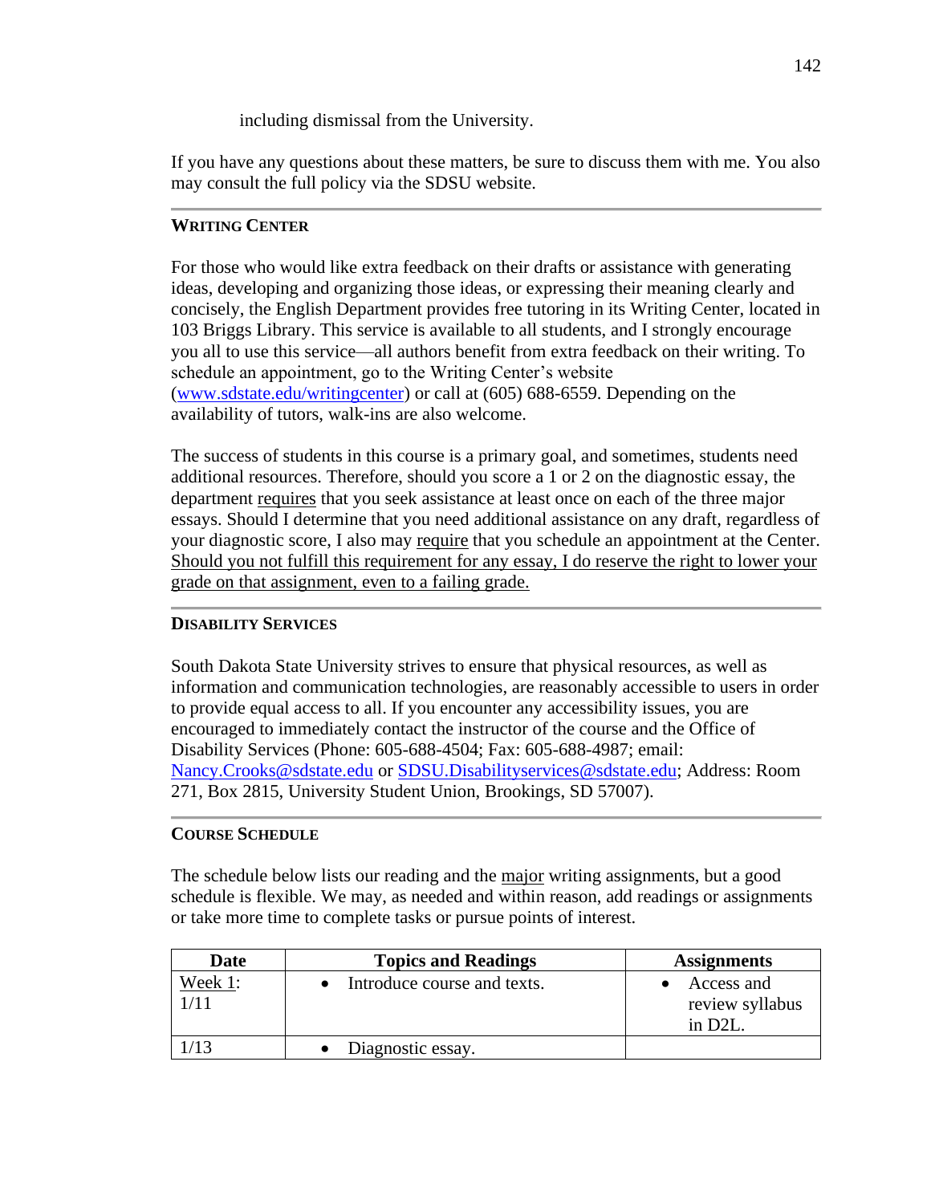including dismissal from the University.

If you have any questions about these matters, be sure to discuss them with me. You also may consult the full policy via the SDSU website.

---

**WRITING CENTER**

For those who would like extra feedback on their drafts or assistance with generating ideas, developing and organizing those ideas, or expressing their meaning clearly and concisely, the English Department provides free tutoring in its Writing Center, located in 103 Briggs Library. This service is available to all students, and I strongly encourage you all to use this service—all authors benefit from extra feedback on their writing. To schedule an appointment, go to the Writing Center's website (www.sdstate.edu/writingcenter) or call at (605) 688-6559. Depending on the availability of tutors, walk-ins are also welcome.

The success of students in this course is a primary goal, and sometimes, students need additional resources. Therefore, should you score a 1 or 2 on the diagnostic essay, the department requires that you seek assistance at least once on each of the three major essays. Should I determine that you need additional assistance on any draft, regardless of your diagnostic score, I also may require that you schedule an appointment at the Center. Should you not fulfill this requirement for any essay, I do reserve the right to lower your grade on that assignment, even to a failing grade.

---

**DISABILITY SERVICES**

South Dakota State University strives to ensure that physical resources, as well as information and communication technologies, are reasonably accessible to users in order to provide equal access to all. If you encounter any accessibility issues, you are encouraged to immediately contact the instructor of the course and the Office of Disability Services (Phone: 605-688-4504; Fax: 605-688-4987; email: Nancy.Crooks@sdstate.edu or SDSU.Disabilityservices@sdstate.edu; Address: Room 271, Box 2815, University Student Union, Brookings, SD 57007).

---

**COURSE SCHEDULE**

The schedule below lists our reading and the major writing assignments, but a good schedule is flexible. We may, as needed and within reason, add readings or assignments or take more time to complete tasks or pursue points of interest.

| Date | Topics and Readings | Assignments |
|---|---|---|
| Week 1: 1/11 | • Introduce course and texts. | • Access and review syllabus in D2L. |
| 1/13 | • Diagnostic essay. | |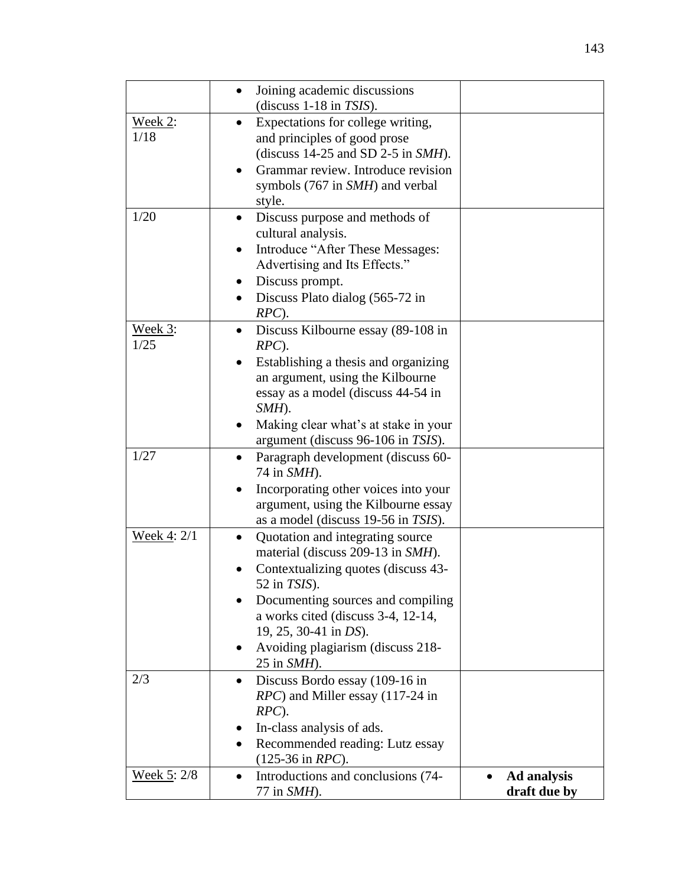| | | |
|---|---|---|
| | • Joining academic discussions (discuss 1-18 in *TSIS*). | |
| Week 2: 1/18 | • Expectations for college writing, and principles of good prose (discuss 14-25 and SD 2-5 in *SMH*).<br>• Grammar review. Introduce revision symbols (767 in *SMH*) and verbal style. | |
| 1/20 | • Discuss purpose and methods of cultural analysis.<br>• Introduce "After These Messages: Advertising and Its Effects."<br>• Discuss prompt.<br>• Discuss Plato dialog (565-72 in *RPC*). | |
| Week 3: 1/25 | • Discuss Kilbourne essay (89-108 in *RPC*).<br>• Establishing a thesis and organizing an argument, using the Kilbourne essay as a model (discuss 44-54 in *SMH*).<br>• Making clear what's at stake in your argument (discuss 96-106 in *TSIS*). | |
| 1/27 | • Paragraph development (discuss 60-74 in *SMH*).<br>• Incorporating other voices into your argument, using the Kilbourne essay as a model (discuss 19-56 in *TSIS*). | |
| Week 4: 2/1 | • Quotation and integrating source material (discuss 209-13 in *SMH*).<br>• Contextualizing quotes (discuss 43-52 in *TSIS*).<br>• Documenting sources and compiling a works cited (discuss 3-4, 12-14, 19, 25, 30-41 in *DS*).<br>• Avoiding plagiarism (discuss 218-25 in *SMH*). | |
| 2/3 | • Discuss Bordo essay (109-16 in *RPC*) and Miller essay (117-24 in *RPC*).<br>• In-class analysis of ads.<br>• Recommended reading: Lutz essay (125-36 in *RPC*). | |
| Week 5: 2/8 | • Introductions and conclusions (74-77 in *SMH*). | • **Ad analysis draft due by** |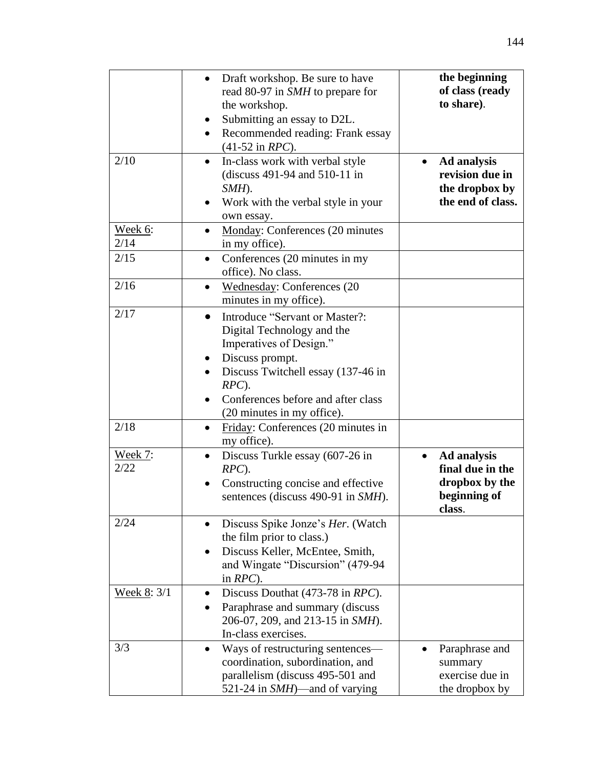| | | |
|---|---|---|
| | • Draft workshop. Be sure to have read 80-97 in *SMH* to prepare for the workshop.<br>• Submitting an essay to D2L.<br>• Recommended reading: Frank essay (41-52 in *RPC*). | **the beginning of class (ready to share)**. |
| 2/10 | • In-class work with verbal style (discuss 491-94 and 510-11 in *SMH*).<br>• Work with the verbal style in your own essay. | • **Ad analysis revision due in the dropbox by the end of class.** |
| Week 6: 2/14 | • Monday: Conferences (20 minutes in my office). | |
| 2/15 | • Conferences (20 minutes in my office). No class. | |
| 2/16 | • Wednesday: Conferences (20 minutes in my office). | |
| 2/17 | • Introduce "Servant or Master?: Digital Technology and the Imperatives of Design."<br>• Discuss prompt.<br>• Discuss Twitchell essay (137-46 in *RPC*).<br>• Conferences before and after class (20 minutes in my office). | |
| 2/18 | • Friday: Conferences (20 minutes in my office). | |
| Week 7: 2/22 | • Discuss Turkle essay (607-26 in *RPC*).<br>• Constructing concise and effective sentences (discuss 490-91 in *SMH*). | • **Ad analysis final due in the dropbox by the beginning of class**. |
| 2/24 | • Discuss Spike Jonze's *Her*. (Watch the film prior to class.)<br>• Discuss Keller, McEntee, Smith, and Wingate "Discursion" (479-94 in *RPC*). | |
| Week 8: 3/1 | • Discuss Douthat (473-78 in *RPC*).<br>• Paraphrase and summary (discuss 206-07, 209, and 213-15 in *SMH*). In-class exercises. | |
| 3/3 | • Ways of restructuring sentences—coordination, subordination, and parallelism (discuss 495-501 and 521-24 in *SMH*)—and of varying | • Paraphrase and summary exercise due in the dropbox by |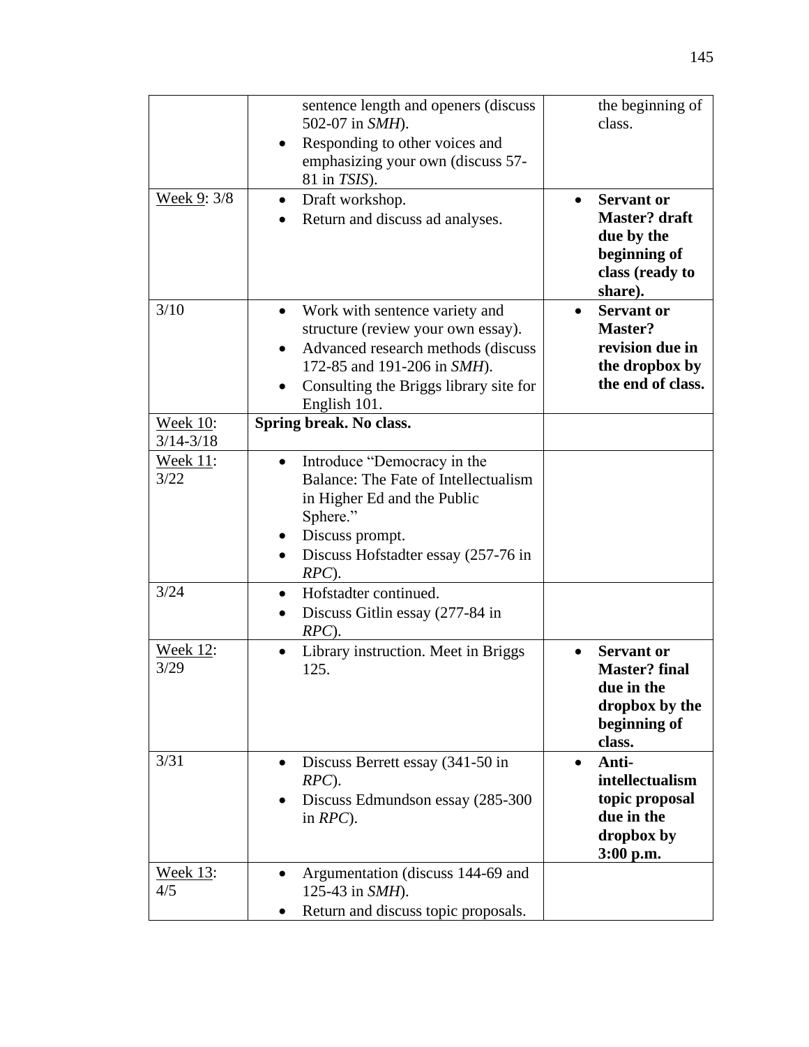| | | |
|---|---|---|
| | sentence length and openers (discuss 502-07 in *SMH*).<br>• Responding to other voices and emphasizing your own (discuss 57-81 in *TSIS*). | the beginning of class. |
| Week 9: 3/8 | • Draft workshop.<br>• Return and discuss ad analyses. | • **Servant or Master? draft due by the beginning of class (ready to share).** |
| 3/10 | • Work with sentence variety and structure (review your own essay).<br>• Advanced research methods (discuss 172-85 and 191-206 in *SMH*).<br>• Consulting the Briggs library site for English 101. | • **Servant or Master? revision due in the dropbox by the end of class.** |
| Week 10: 3/14-3/18 | **Spring break. No class.** | |
| Week 11: 3/22 | • Introduce "Democracy in the Balance: The Fate of Intellectualism in Higher Ed and the Public Sphere."<br>• Discuss prompt.<br>• Discuss Hofstadter essay (257-76 in *RPC*). | |
| 3/24 | • Hofstadter continued.<br>• Discuss Gitlin essay (277-84 in *RPC*). | |
| Week 12: 3/29 | • Library instruction. Meet in Briggs 125. | • **Servant or Master? final due in the dropbox by the beginning of class.** |
| 3/31 | • Discuss Berrett essay (341-50 in *RPC*).<br>• Discuss Edmundson essay (285-300 in *RPC*). | • **Anti-intellectualism topic proposal due in the dropbox by 3:00 p.m.** |
| Week 13: 4/5 | • Argumentation (discuss 144-69 and 125-43 in *SMH*).<br>• Return and discuss topic proposals. | |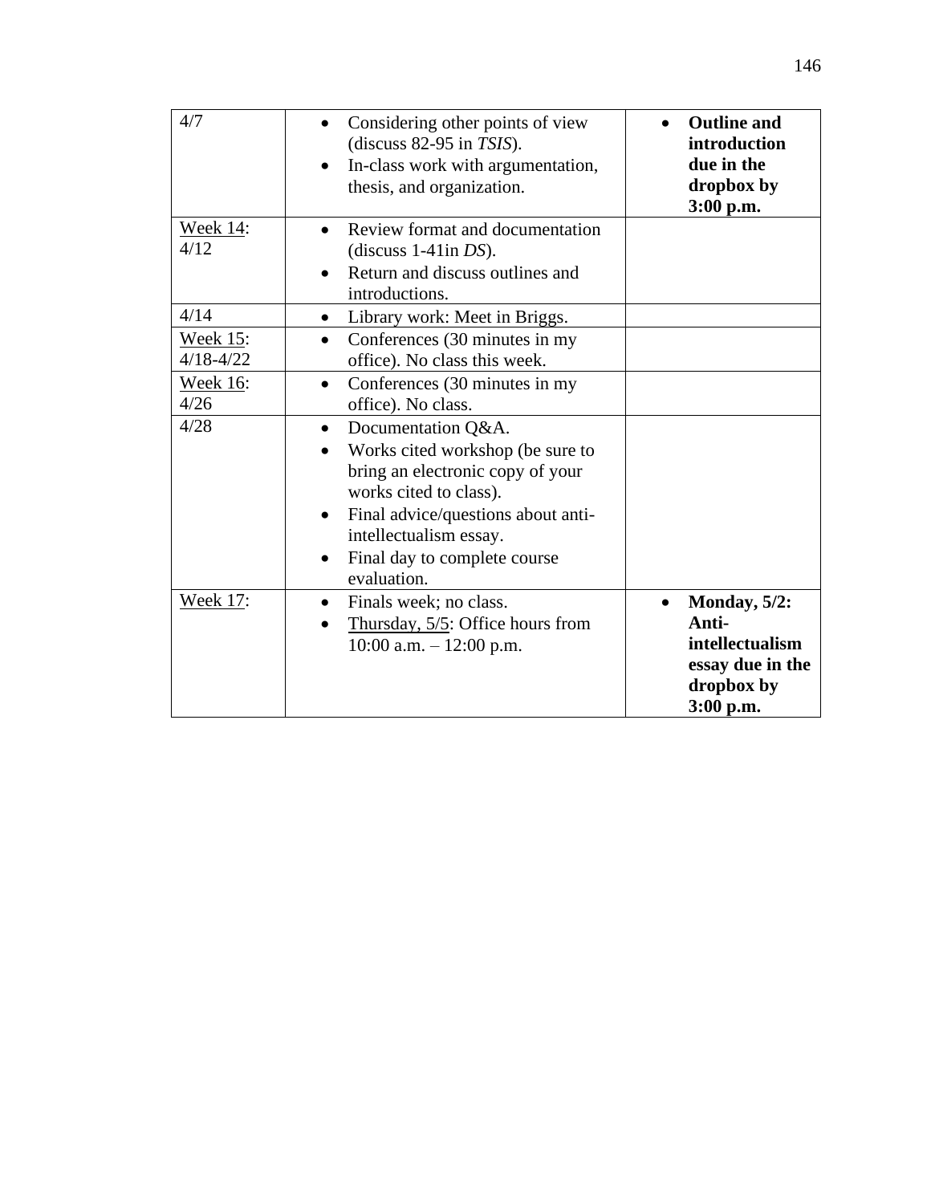| | | |
|---|---|---|
| 4/7 | • Considering other points of view (discuss 82-95 in *TSIS*).<br>• In-class work with argumentation, thesis, and organization. | • **Outline and introduction due in the dropbox by 3:00 p.m.** |
| <u>Week 14</u>: 4/12 | • Review format and documentation (discuss 1-41in *DS*).<br>• Return and discuss outlines and introductions. | |
| 4/14 | • Library work: Meet in Briggs. | |
| <u>Week 15</u>: 4/18-4/22 | • Conferences (30 minutes in my office). No class this week. | |
| <u>Week 16</u>: 4/26 | • Conferences (30 minutes in my office). No class. | |
| 4/28 | • Documentation Q&A.<br>• Works cited workshop (be sure to bring an electronic copy of your works cited to class).<br>• Final advice/questions about anti-intellectualism essay.<br>• Final day to complete course evaluation. | |
| <u>Week 17</u>: | • Finals week; no class.<br>• <u>Thursday, 5/5</u>: Office hours from 10:00 a.m. – 12:00 p.m. | • **Monday, 5/2: Anti-intellectualism essay due in the dropbox by 3:00 p.m.** |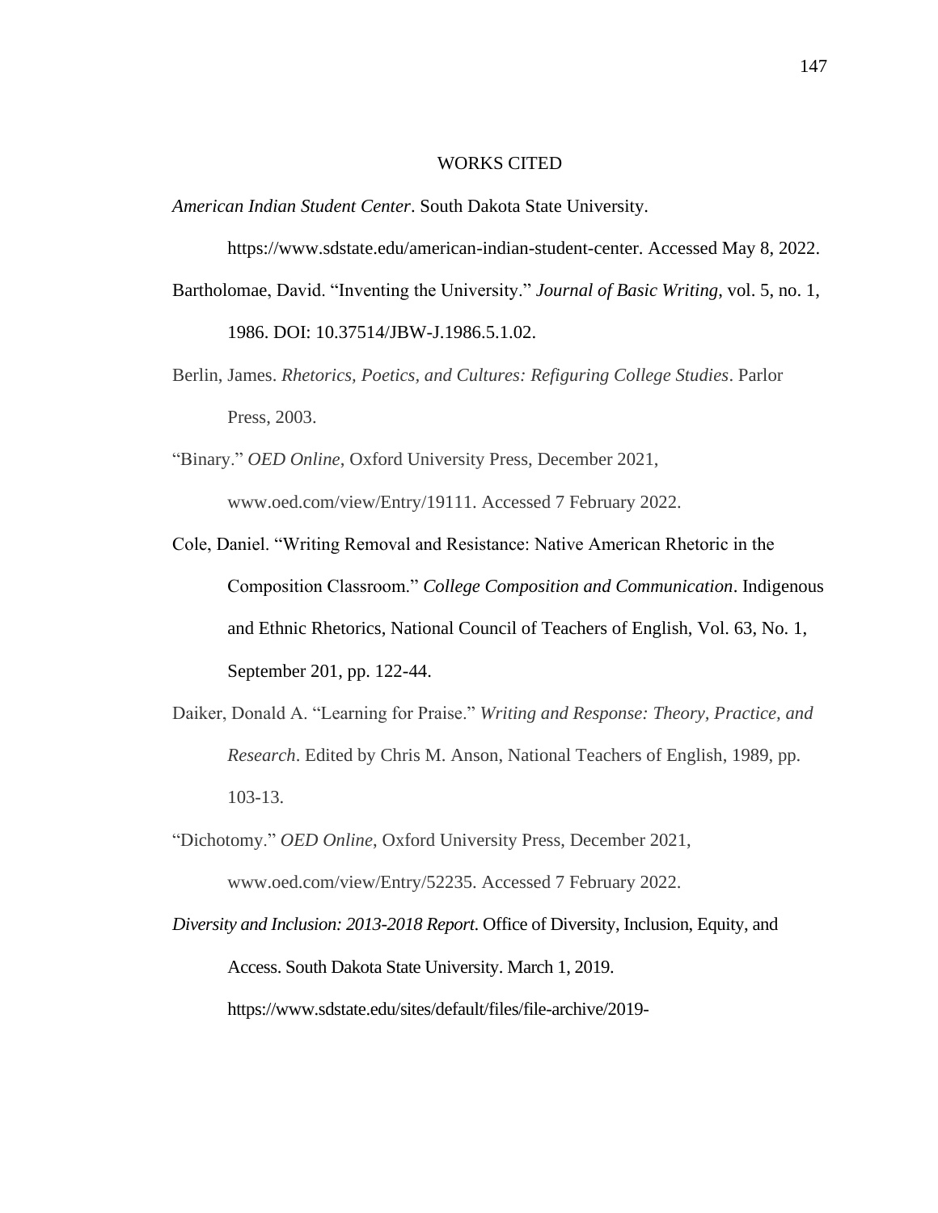# WORKS CITED

*American Indian Student Center*. South Dakota State University. https://www.sdstate.edu/american-indian-student-center. Accessed May 8, 2022.

Bartholomae, David. “Inventing the University.” *Journal of Basic Writing*, vol. 5, no. 1, 1986. DOI: 10.37514/JBW-J.1986.5.1.02.

Berlin, James. *Rhetorics, Poetics, and Cultures: Refiguring College Studies*. Parlor Press, 2003.

“Binary.” *OED Online*, Oxford University Press, December 2021, www.oed.com/view/Entry/19111. Accessed 7 February 2022.

Cole, Daniel. “Writing Removal and Resistance: Native American Rhetoric in the Composition Classroom.” *College Composition and Communication*. Indigenous and Ethnic Rhetorics, National Council of Teachers of English, Vol. 63, No. 1, September 201, pp. 122-44.

Daiker, Donald A. “Learning for Praise.” *Writing and Response: Theory, Practice, and Research*. Edited by Chris M. Anson, National Teachers of English, 1989, pp. 103-13.

“Dichotomy.” *OED Online*, Oxford University Press, December 2021, www.oed.com/view/Entry/52235. Accessed 7 February 2022.

*Diversity and Inclusion: 2013-2018 Report*. Office of Diversity, Inclusion, Equity, and Access. South Dakota State University. March 1, 2019. https://www.sdstate.edu/sites/default/files/file-archive/2019-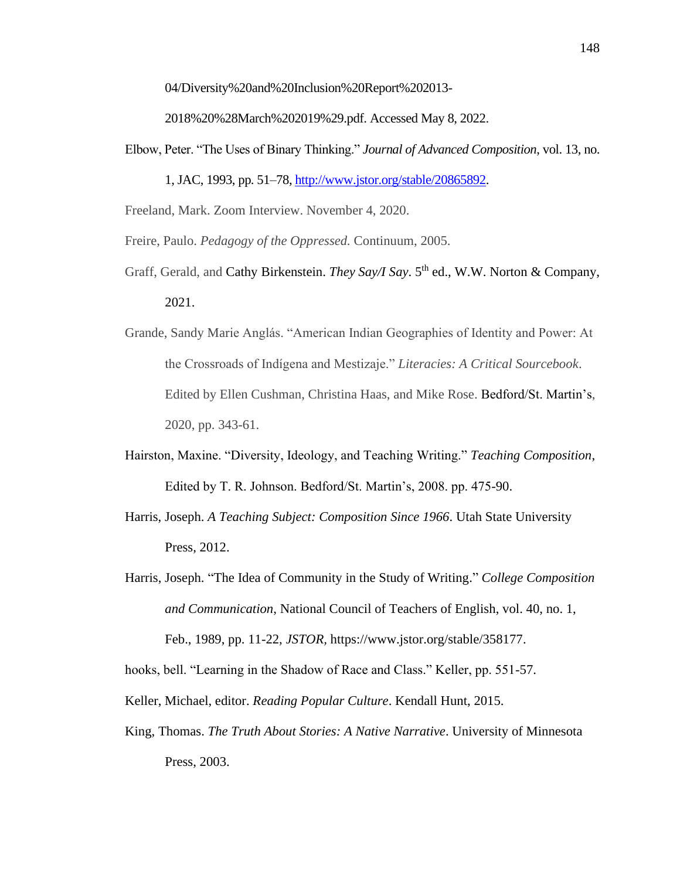04/Diversity%20and%20Inclusion%20Report%202013-2018%20%28March%202019%29.pdf. Accessed May 8, 2022.

Elbow, Peter. "The Uses of Binary Thinking." *Journal of Advanced Composition*, vol. 13, no. 1, JAC, 1993, pp. 51–78, [http://www.jstor.org/stable/20865892](http://www.jstor.org/stable/20865892).

Freeland, Mark. Zoom Interview. November 4, 2020.

Freire, Paulo. *Pedagogy of the Oppressed.* Continuum, 2005.

Graff, Gerald, and Cathy Birkenstein. *They Say/I Say*. 5th ed., W.W. Norton & Company, 2021.

Grande, Sandy Marie Anglás. "American Indian Geographies of Identity and Power: At the Crossroads of Indígena and Mestizaje." *Literacies: A Critical Sourcebook*. Edited by Ellen Cushman, Christina Haas, and Mike Rose. Bedford/St. Martin's, 2020, pp. 343-61.

Hairston, Maxine. "Diversity, Ideology, and Teaching Writing." *Teaching Composition*, Edited by T. R. Johnson. Bedford/St. Martin's, 2008. pp. 475-90.

Harris, Joseph. *A Teaching Subject: Composition Since 1966*. Utah State University Press, 2012.

Harris, Joseph. "The Idea of Community in the Study of Writing." *College Composition and Communication*, National Council of Teachers of English, vol. 40, no. 1, Feb., 1989, pp. 11-22, *JSTOR*, https://www.jstor.org/stable/358177.

hooks, bell. "Learning in the Shadow of Race and Class." Keller, pp. 551-57.

Keller, Michael, editor. *Reading Popular Culture*. Kendall Hunt, 2015.

King, Thomas. *The Truth About Stories: A Native Narrative*. University of Minnesota Press, 2003.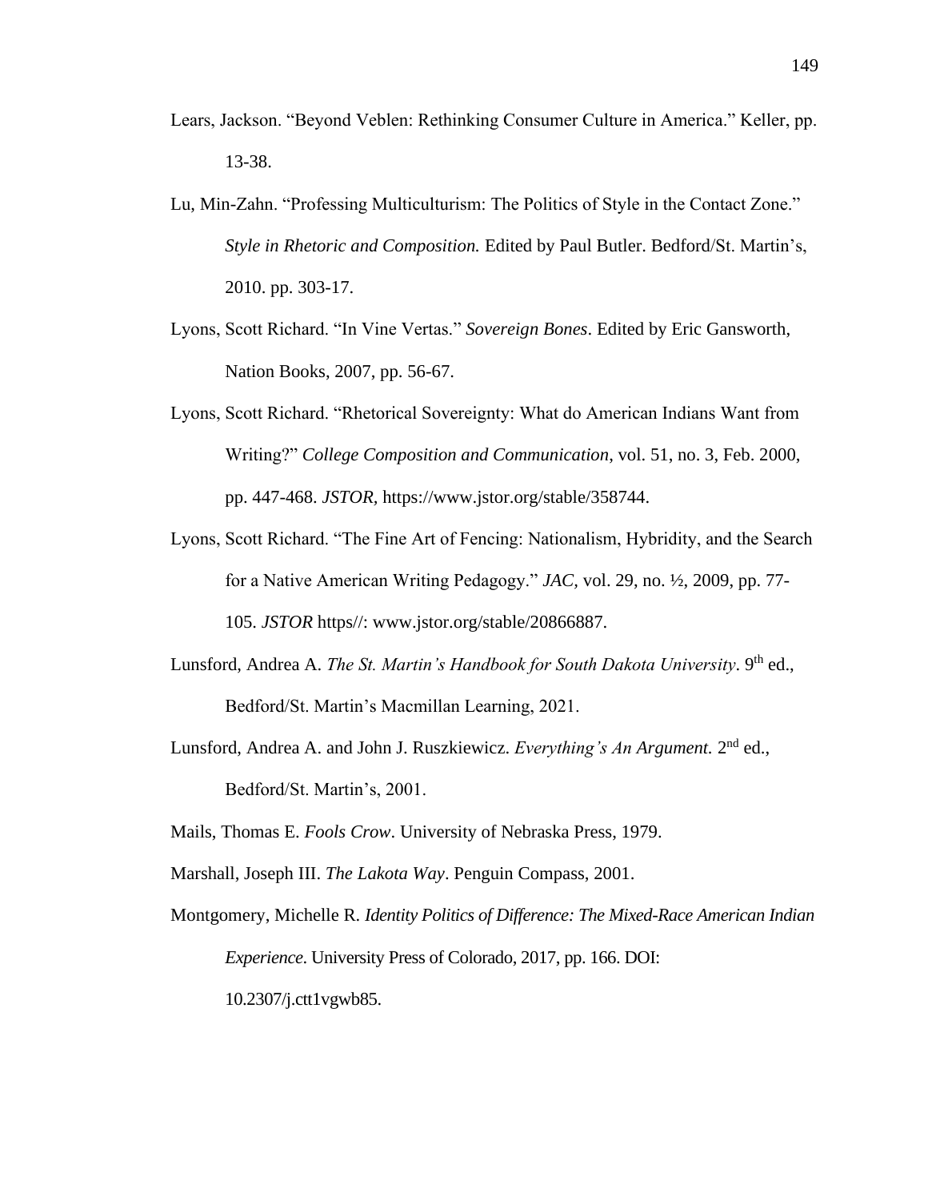Lears, Jackson. "Beyond Veblen: Rethinking Consumer Culture in America." Keller, pp. 13-38.

Lu, Min-Zahn. "Professing Multiculturism: The Politics of Style in the Contact Zone." *Style in Rhetoric and Composition.* Edited by Paul Butler. Bedford/St. Martin's, 2010. pp. 303-17.

Lyons, Scott Richard. "In Vine Vertas." *Sovereign Bones*. Edited by Eric Gansworth, Nation Books, 2007, pp. 56-67.

Lyons, Scott Richard. "Rhetorical Sovereignty: What do American Indians Want from Writing?" *College Composition and Communication*, vol. 51, no. 3, Feb. 2000, pp. 447-468. *JSTOR*, https://www.jstor.org/stable/358744.

Lyons, Scott Richard. "The Fine Art of Fencing: Nationalism, Hybridity, and the Search for a Native American Writing Pedagogy." *JAC*, vol. 29, no. ½, 2009, pp. 77-105. *JSTOR* https//: www.jstor.org/stable/20866887.

Lunsford, Andrea A. *The St. Martin's Handbook for South Dakota University*. 9th ed., Bedford/St. Martin's Macmillan Learning, 2021.

Lunsford, Andrea A. and John J. Ruszkiewicz. *Everything's An Argument.* 2nd ed., Bedford/St. Martin's, 2001.

Mails, Thomas E. *Fools Crow*. University of Nebraska Press, 1979.

Marshall, Joseph III. *The Lakota Way*. Penguin Compass, 2001.

Montgomery, Michelle R. *Identity Politics of Difference: The Mixed-Race American Indian Experience*. University Press of Colorado, 2017, pp. 166. DOI: 10.2307/j.ctt1vgwb85.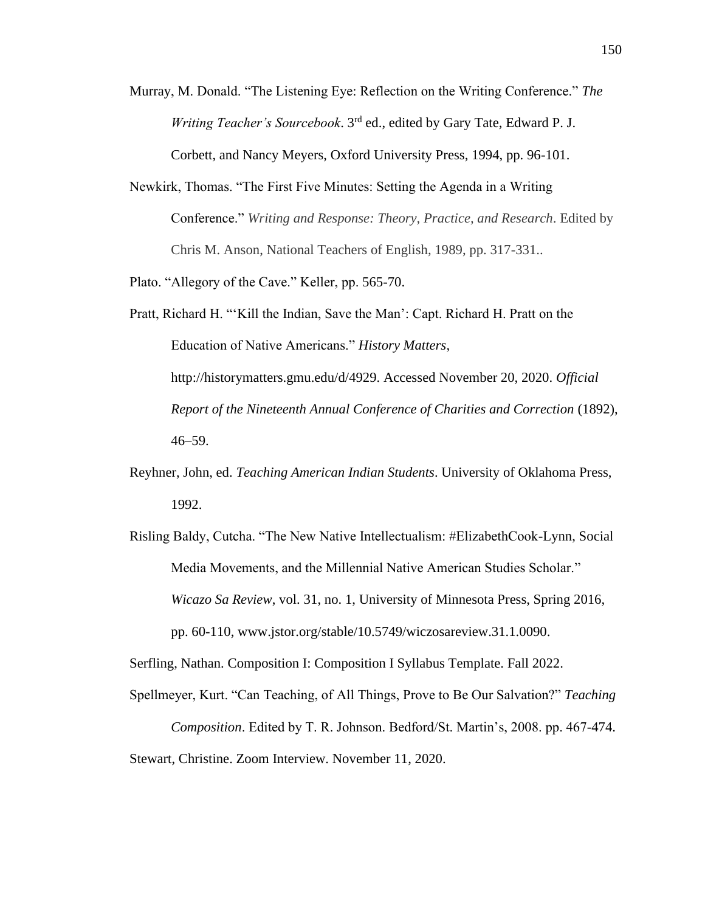Murray, M. Donald. "The Listening Eye: Reflection on the Writing Conference." *The Writing Teacher's Sourcebook*. 3rd ed., edited by Gary Tate, Edward P. J. Corbett, and Nancy Meyers, Oxford University Press, 1994, pp. 96-101.

Newkirk, Thomas. "The First Five Minutes: Setting the Agenda in a Writing Conference." *Writing and Response: Theory, Practice, and Research*. Edited by Chris M. Anson, National Teachers of English, 1989, pp. 317-331..

Plato. "Allegory of the Cave." Keller, pp. 565-70.

Pratt, Richard H. "'Kill the Indian, Save the Man': Capt. Richard H. Pratt on the Education of Native Americans." *History Matters*, http://historymatters.gmu.edu/d/4929. Accessed November 20, 2020. *Official Report of the Nineteenth Annual Conference of Charities and Correction* (1892), 46–59.

Reyhner, John, ed. *Teaching American Indian Students*. University of Oklahoma Press, 1992.

Risling Baldy, Cutcha. "The New Native Intellectualism: #ElizabethCook-Lynn, Social Media Movements, and the Millennial Native American Studies Scholar." *Wicazo Sa Review*, vol. 31, no. 1, University of Minnesota Press, Spring 2016, pp. 60-110, www.jstor.org/stable/10.5749/wiczosareview.31.1.0090.

Serfling, Nathan. Composition I: Composition I Syllabus Template. Fall 2022.

Spellmeyer, Kurt. "Can Teaching, of All Things, Prove to Be Our Salvation?" *Teaching Composition*. Edited by T. R. Johnson. Bedford/St. Martin's, 2008. pp. 467-474.

Stewart, Christine. Zoom Interview. November 11, 2020.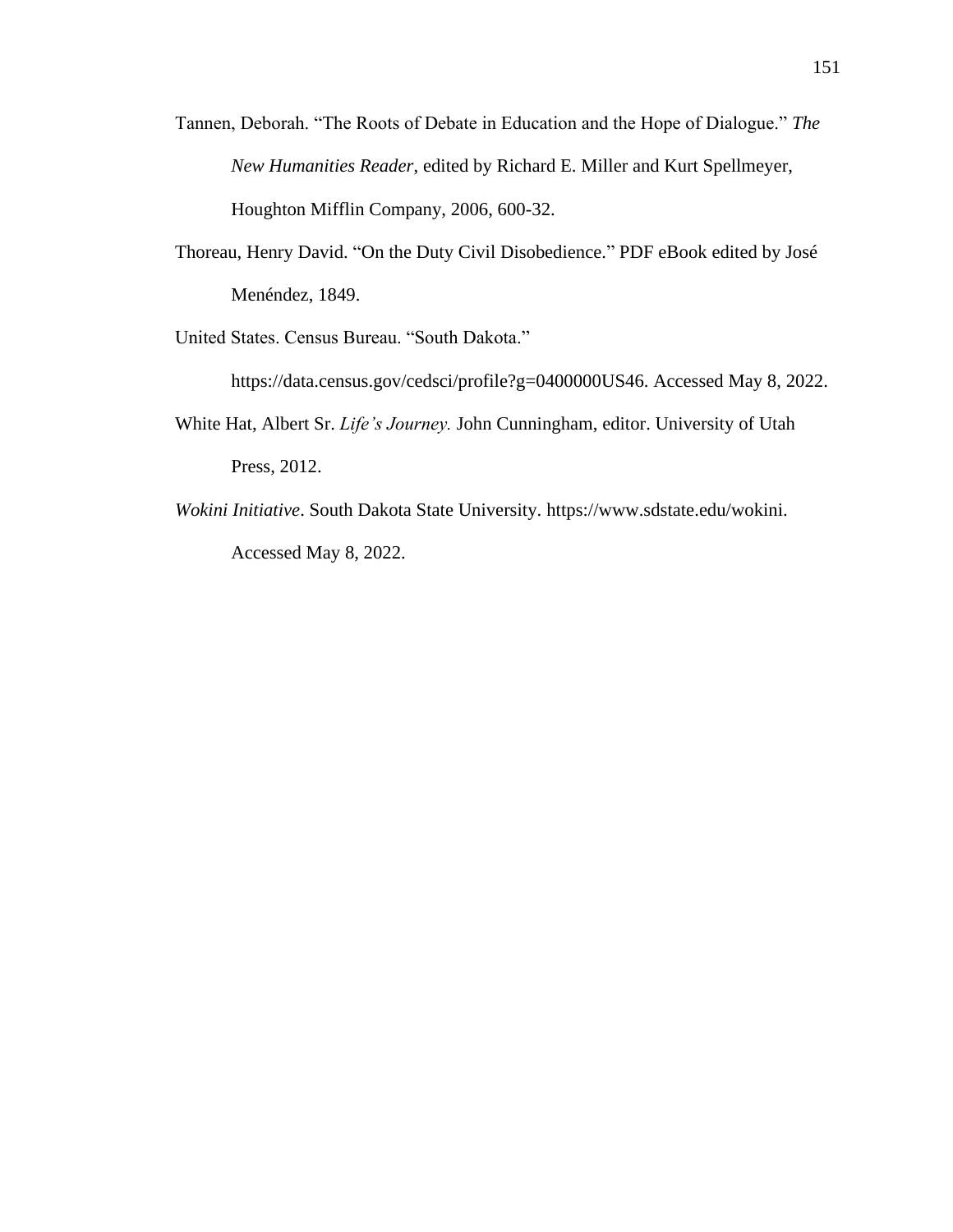Tannen, Deborah. “The Roots of Debate in Education and the Hope of Dialogue.” *The New Humanities Reader*, edited by Richard E. Miller and Kurt Spellmeyer, Houghton Mifflin Company, 2006, 600-32.

Thoreau, Henry David. “On the Duty Civil Disobedience.” PDF eBook edited by José Menéndez, 1849.

United States. Census Bureau. “South Dakota.” https://data.census.gov/cedsci/profile?g=0400000US46. Accessed May 8, 2022.

White Hat, Albert Sr. *Life’s Journey.* John Cunningham, editor. University of Utah Press, 2012.

*Wokini Initiative*. South Dakota State University. https://www.sdstate.edu/wokini. Accessed May 8, 2022.